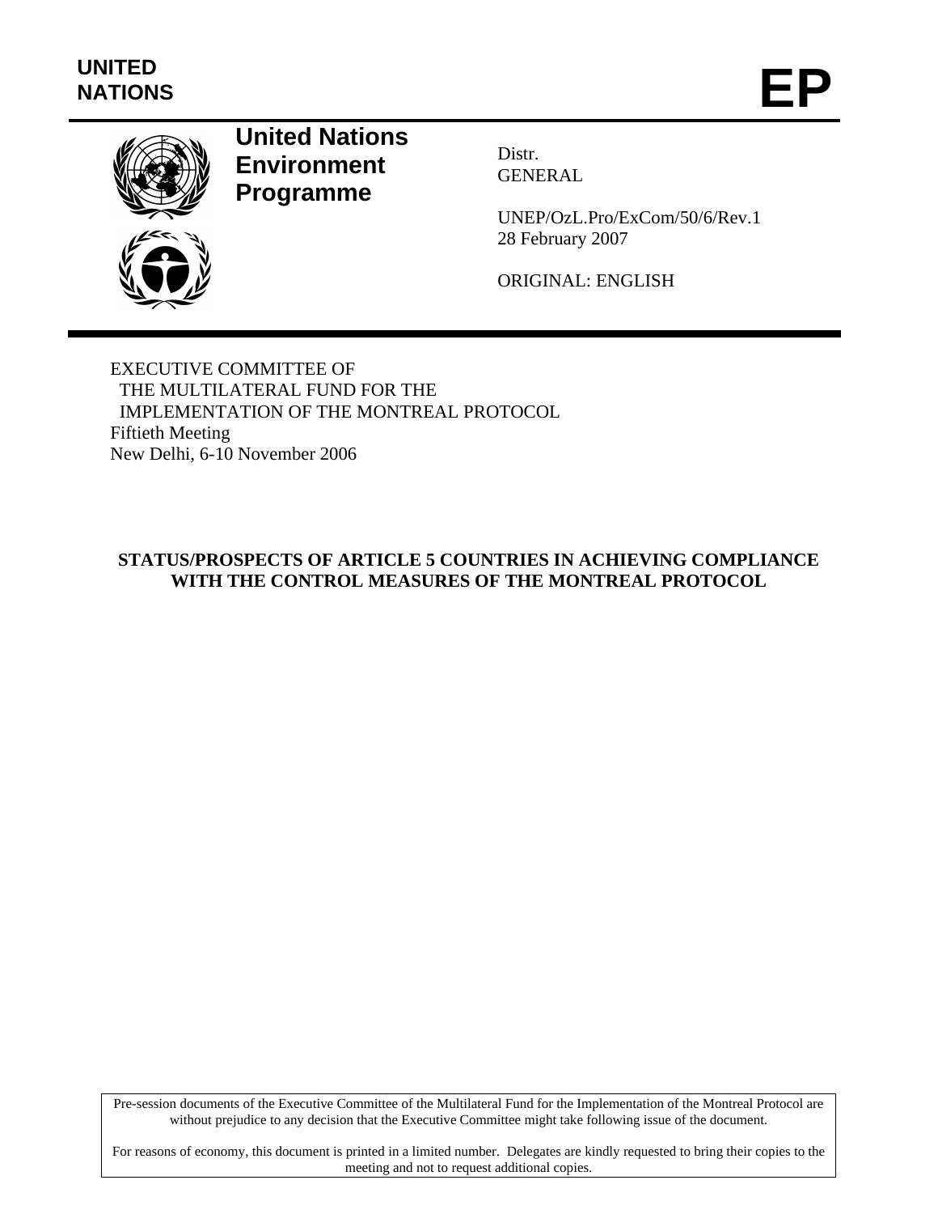UNITED NATIONS

# EP

**United Nations Environment Programme**

Distr.
GENERAL

UNEP/OzL.Pro/ExCom/50/6/Rev.1
28 February 2007

ORIGINAL: ENGLISH

EXECUTIVE COMMITTEE OF
THE MULTILATERAL FUND FOR THE
IMPLEMENTATION OF THE MONTREAL PROTOCOL
Fiftieth Meeting
New Delhi, 6-10 November 2006

## STATUS/PROSPECTS OF ARTICLE 5 COUNTRIES IN ACHIEVING COMPLIANCE WITH THE CONTROL MEASURES OF THE MONTREAL PROTOCOL

Pre-session documents of the Executive Committee of the Multilateral Fund for the Implementation of the Montreal Protocol are without prejudice to any decision that the Executive Committee might take following issue of the document.

For reasons of economy, this document is printed in a limited number. Delegates are kindly requested to bring their copies to the meeting and not to request additional copies.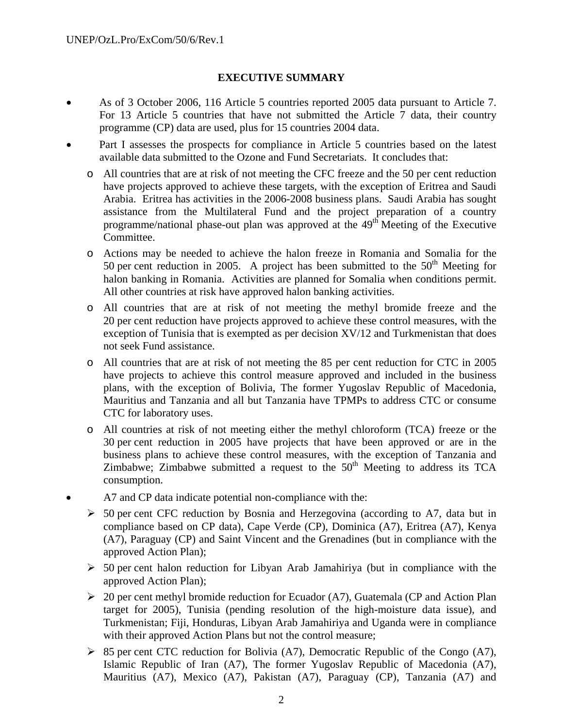## EXECUTIVE SUMMARY

- As of 3 October 2006, 116 Article 5 countries reported 2005 data pursuant to Article 7. For 13 Article 5 countries that have not submitted the Article 7 data, their country programme (CP) data are used, plus for 15 countries 2004 data.
- Part I assesses the prospects for compliance in Article 5 countries based on the latest available data submitted to the Ozone and Fund Secretariats. It concludes that:
  - All countries that are at risk of not meeting the CFC freeze and the 50 per cent reduction have projects approved to achieve these targets, with the exception of Eritrea and Saudi Arabia. Eritrea has activities in the 2006-2008 business plans. Saudi Arabia has sought assistance from the Multilateral Fund and the project preparation of a country programme/national phase-out plan was approved at the 49th Meeting of the Executive Committee.
  - Actions may be needed to achieve the halon freeze in Romania and Somalia for the 50 per cent reduction in 2005. A project has been submitted to the 50th Meeting for halon banking in Romania. Activities are planned for Somalia when conditions permit. All other countries at risk have approved halon banking activities.
  - All countries that are at risk of not meeting the methyl bromide freeze and the 20 per cent reduction have projects approved to achieve these control measures, with the exception of Tunisia that is exempted as per decision XV/12 and Turkmenistan that does not seek Fund assistance.
  - All countries that are at risk of not meeting the 85 per cent reduction for CTC in 2005 have projects to achieve this control measure approved and included in the business plans, with the exception of Bolivia, The former Yugoslav Republic of Macedonia, Mauritius and Tanzania and all but Tanzania have TPMPs to address CTC or consume CTC for laboratory uses.
  - All countries at risk of not meeting either the methyl chloroform (TCA) freeze or the 30 per cent reduction in 2005 have projects that have been approved or are in the business plans to achieve these control measures, with the exception of Tanzania and Zimbabwe; Zimbabwe submitted a request to the 50th Meeting to address its TCA consumption.
- A7 and CP data indicate potential non-compliance with the:
  - 50 per cent CFC reduction by Bosnia and Herzegovina (according to A7, data but in compliance based on CP data), Cape Verde (CP), Dominica (A7), Eritrea (A7), Kenya (A7), Paraguay (CP) and Saint Vincent and the Grenadines (but in compliance with the approved Action Plan);
  - 50 per cent halon reduction for Libyan Arab Jamahiriya (but in compliance with the approved Action Plan);
  - 20 per cent methyl bromide reduction for Ecuador (A7), Guatemala (CP and Action Plan target for 2005), Tunisia (pending resolution of the high-moisture data issue), and Turkmenistan; Fiji, Honduras, Libyan Arab Jamahiriya and Uganda were in compliance with their approved Action Plans but not the control measure;
  - 85 per cent CTC reduction for Bolivia (A7), Democratic Republic of the Congo (A7), Islamic Republic of Iran (A7), The former Yugoslav Republic of Macedonia (A7), Mauritius (A7), Mexico (A7), Pakistan (A7), Paraguay (CP), Tanzania (A7) and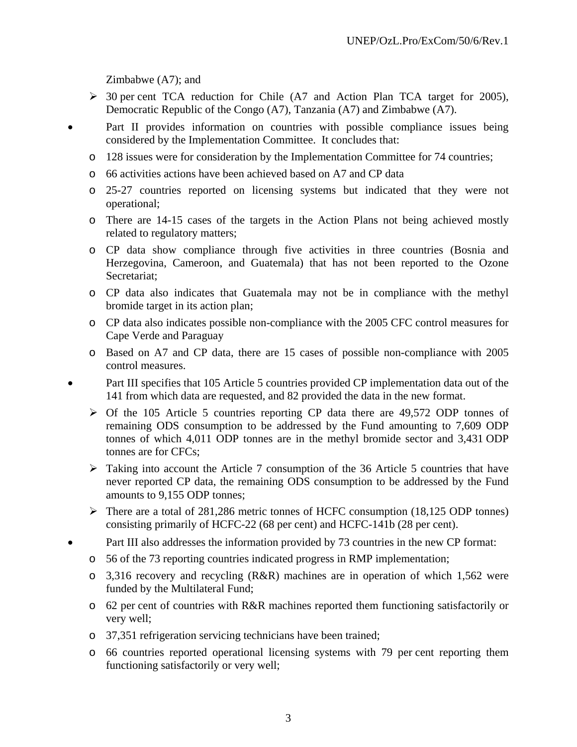Zimbabwe (A7); and

- 30 per cent TCA reduction for Chile (A7 and Action Plan TCA target for 2005), Democratic Republic of the Congo (A7), Tanzania (A7) and Zimbabwe (A7).

- Part II provides information on countries with possible compliance issues being considered by the Implementation Committee. It concludes that:
  - 128 issues were for consideration by the Implementation Committee for 74 countries;
  - 66 activities actions have been achieved based on A7 and CP data
  - 25-27 countries reported on licensing systems but indicated that they were not operational;
  - There are 14-15 cases of the targets in the Action Plans not being achieved mostly related to regulatory matters;
  - CP data show compliance through five activities in three countries (Bosnia and Herzegovina, Cameroon, and Guatemala) that has not been reported to the Ozone Secretariat;
  - CP data also indicates that Guatemala may not be in compliance with the methyl bromide target in its action plan;
  - CP data also indicates possible non-compliance with the 2005 CFC control measures for Cape Verde and Paraguay
  - Based on A7 and CP data, there are 15 cases of possible non-compliance with 2005 control measures.

- Part III specifies that 105 Article 5 countries provided CP implementation data out of the 141 from which data are requested, and 82 provided the data in the new format.
  - Of the 105 Article 5 countries reporting CP data there are 49,572 ODP tonnes of remaining ODS consumption to be addressed by the Fund amounting to 7,609 ODP tonnes of which 4,011 ODP tonnes are in the methyl bromide sector and 3,431 ODP tonnes are for CFCs;
  - Taking into account the Article 7 consumption of the 36 Article 5 countries that have never reported CP data, the remaining ODS consumption to be addressed by the Fund amounts to 9,155 ODP tonnes;
  - There are a total of 281,286 metric tonnes of HCFC consumption (18,125 ODP tonnes) consisting primarily of HCFC-22 (68 per cent) and HCFC-141b (28 per cent).

- Part III also addresses the information provided by 73 countries in the new CP format:
  - 56 of the 73 reporting countries indicated progress in RMP implementation;
  - 3,316 recovery and recycling (R&R) machines are in operation of which 1,562 were funded by the Multilateral Fund;
  - 62 per cent of countries with R&R machines reported them functioning satisfactorily or very well;
  - 37,351 refrigeration servicing technicians have been trained;
  - 66 countries reported operational licensing systems with 79 per cent reporting them functioning satisfactorily or very well;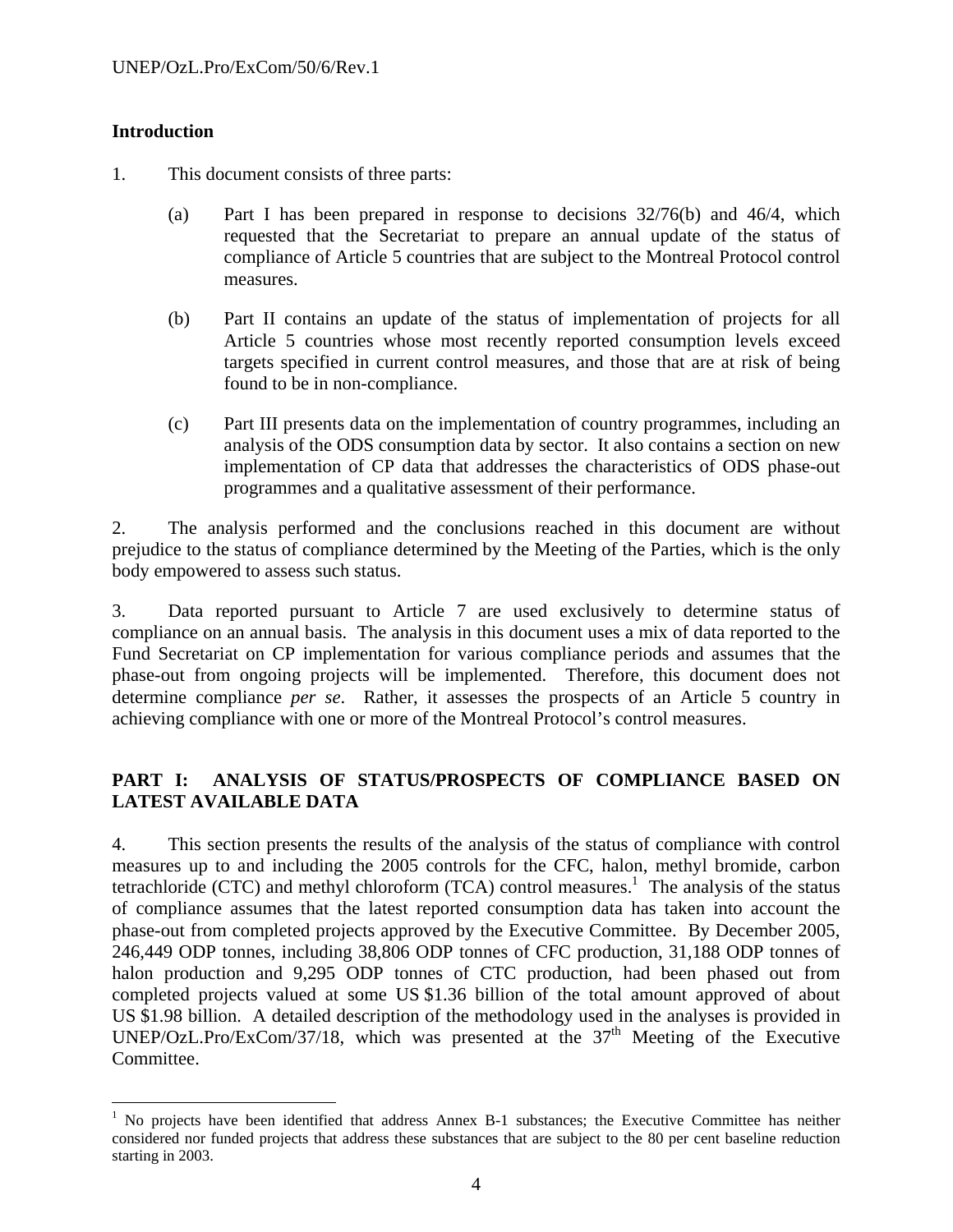## Introduction

1. This document consists of three parts:

   (a) Part I has been prepared in response to decisions 32/76(b) and 46/4, which requested that the Secretariat to prepare an annual update of the status of compliance of Article 5 countries that are subject to the Montreal Protocol control measures.

   (b) Part II contains an update of the status of implementation of projects for all Article 5 countries whose most recently reported consumption levels exceed targets specified in current control measures, and those that are at risk of being found to be in non-compliance.

   (c) Part III presents data on the implementation of country programmes, including an analysis of the ODS consumption data by sector. It also contains a section on new implementation of CP data that addresses the characteristics of ODS phase-out programmes and a qualitative assessment of their performance.

2. The analysis performed and the conclusions reached in this document are without prejudice to the status of compliance determined by the Meeting of the Parties, which is the only body empowered to assess such status.

3. Data reported pursuant to Article 7 are used exclusively to determine status of compliance on an annual basis. The analysis in this document uses a mix of data reported to the Fund Secretariat on CP implementation for various compliance periods and assumes that the phase-out from ongoing projects will be implemented. Therefore, this document does not determine compliance *per se*. Rather, it assesses the prospects of an Article 5 country in achieving compliance with one or more of the Montreal Protocol's control measures.

## PART I: ANALYSIS OF STATUS/PROSPECTS OF COMPLIANCE BASED ON LATEST AVAILABLE DATA

4. This section presents the results of the analysis of the status of compliance with control measures up to and including the 2005 controls for the CFC, halon, methyl bromide, carbon tetrachloride (CTC) and methyl chloroform (TCA) control measures.[1] The analysis of the status of compliance assumes that the latest reported consumption data has taken into account the phase-out from completed projects approved by the Executive Committee. By December 2005, 246,449 ODP tonnes, including 38,806 ODP tonnes of CFC production, 31,188 ODP tonnes of halon production and 9,295 ODP tonnes of CTC production, had been phased out from completed projects valued at some US $1.36 billion of the total amount approved of about US $1.98 billion. A detailed description of the methodology used in the analyses is provided in UNEP/OzL.Pro/ExCom/37/18, which was presented at the 37th Meeting of the Executive Committee.

---

[1] No projects have been identified that address Annex B-1 substances; the Executive Committee has neither considered nor funded projects that address these substances that are subject to the 80 per cent baseline reduction starting in 2003.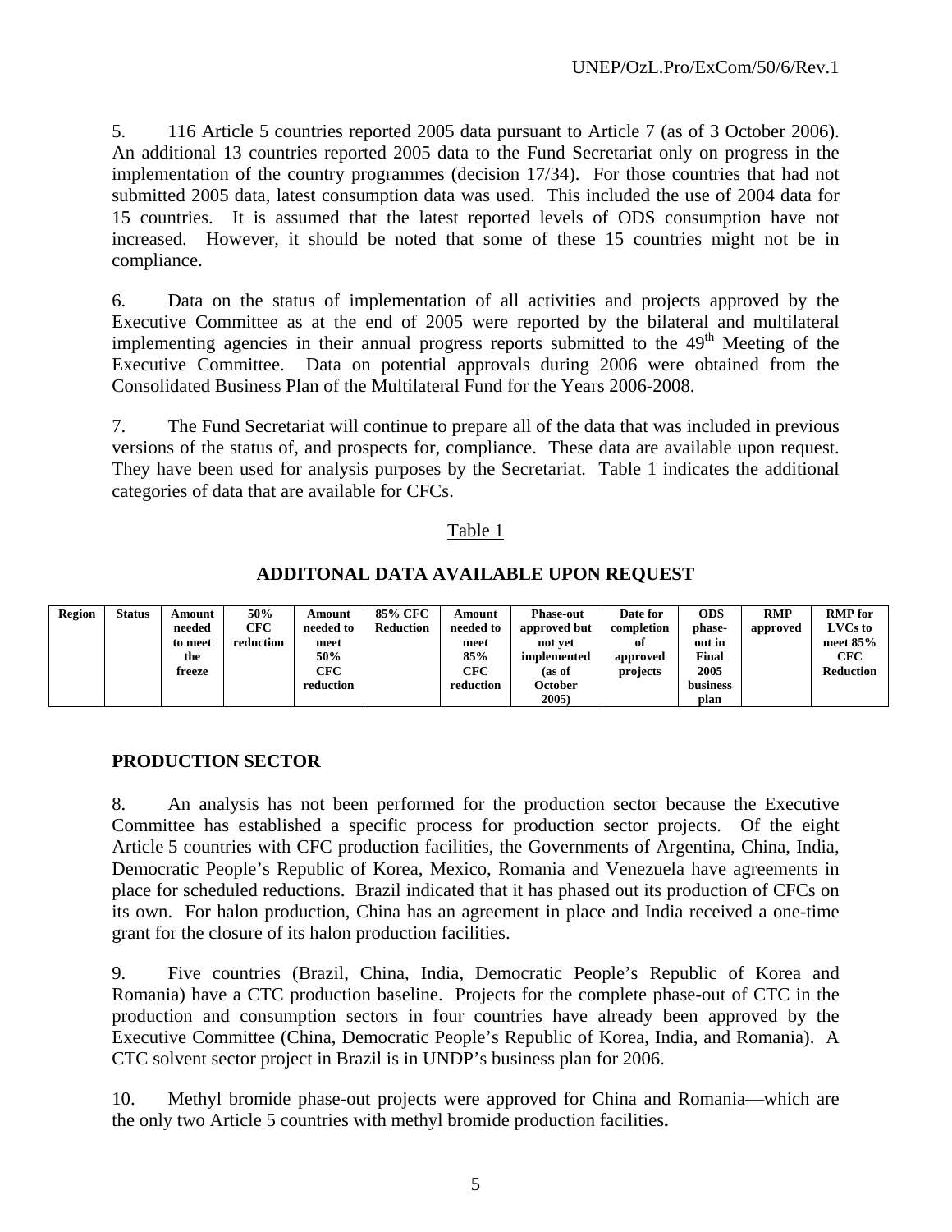5. 116 Article 5 countries reported 2005 data pursuant to Article 7 (as of 3 October 2006). An additional 13 countries reported 2005 data to the Fund Secretariat only on progress in the implementation of the country programmes (decision 17/34). For those countries that had not submitted 2005 data, latest consumption data was used. This included the use of 2004 data for 15 countries. It is assumed that the latest reported levels of ODS consumption have not increased. However, it should be noted that some of these 15 countries might not be in compliance.

6. Data on the status of implementation of all activities and projects approved by the Executive Committee as at the end of 2005 were reported by the bilateral and multilateral implementing agencies in their annual progress reports submitted to the 49th Meeting of the Executive Committee. Data on potential approvals during 2006 were obtained from the Consolidated Business Plan of the Multilateral Fund for the Years 2006-2008.

7. The Fund Secretariat will continue to prepare all of the data that was included in previous versions of the status of, and prospects for, compliance. These data are available upon request. They have been used for analysis purposes by the Secretariat. Table 1 indicates the additional categories of data that are available for CFCs.

Table 1

**ADDITONAL DATA AVAILABLE UPON REQUEST**

| Region | Status | Amount needed to meet the freeze | 50% CFC reduction | Amount needed to meet 50% CFC reduction | 85% CFC Reduction | Amount needed to meet 85% CFC reduction | Phase-out approved but not yet implemented (as of October 2005) | Date for completion of approved projects | ODS phase-out in Final 2005 business plan | RMP approved | RMP for LVCs to meet 85% CFC Reduction |
|---|---|---|---|---|---|---|---|---|---|---|---|

## PRODUCTION SECTOR

8. An analysis has not been performed for the production sector because the Executive Committee has established a specific process for production sector projects. Of the eight Article 5 countries with CFC production facilities, the Governments of Argentina, China, India, Democratic People's Republic of Korea, Mexico, Romania and Venezuela have agreements in place for scheduled reductions. Brazil indicated that it has phased out its production of CFCs on its own. For halon production, China has an agreement in place and India received a one-time grant for the closure of its halon production facilities.

9. Five countries (Brazil, China, India, Democratic People's Republic of Korea and Romania) have a CTC production baseline. Projects for the complete phase-out of CTC in the production and consumption sectors in four countries have already been approved by the Executive Committee (China, Democratic People's Republic of Korea, India, and Romania). A CTC solvent sector project in Brazil is in UNDP's business plan for 2006.

10. Methyl bromide phase-out projects were approved for China and Romania—which are the only two Article 5 countries with methyl bromide production facilities**.**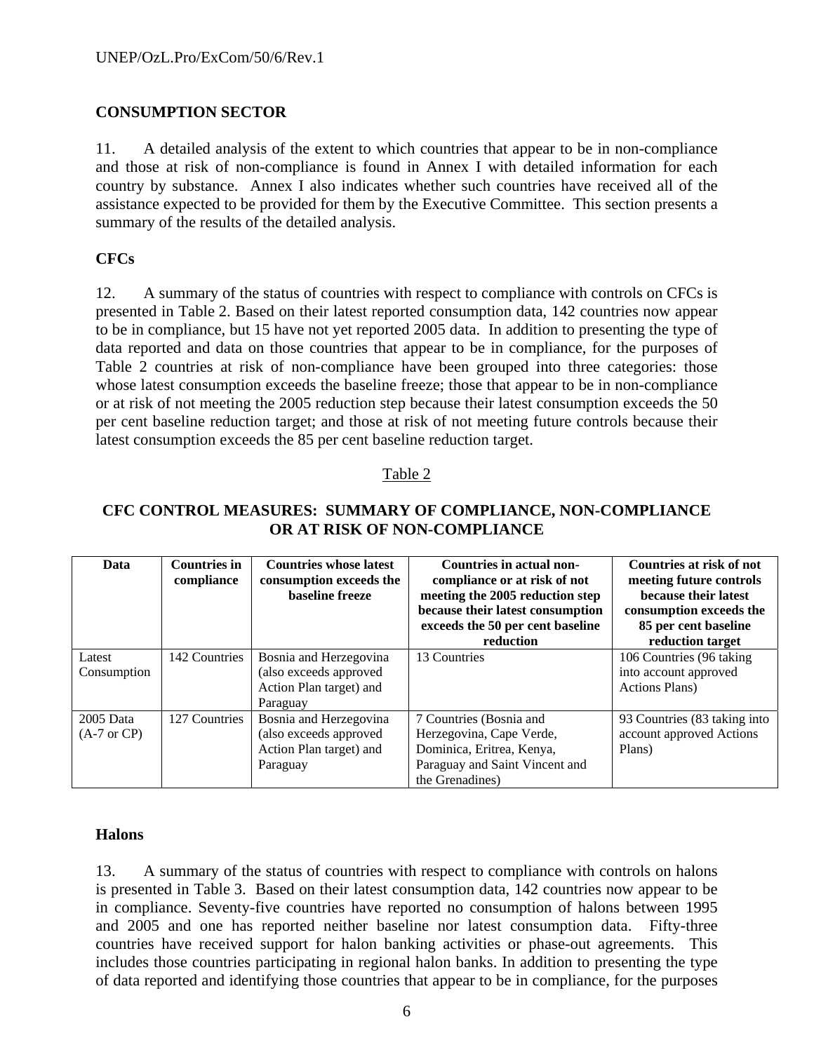## CONSUMPTION SECTOR

11. A detailed analysis of the extent to which countries that appear to be in non-compliance and those at risk of non-compliance is found in Annex I with detailed information for each country by substance. Annex I also indicates whether such countries have received all of the assistance expected to be provided for them by the Executive Committee. This section presents a summary of the results of the detailed analysis.

### CFCs

12. A summary of the status of countries with respect to compliance with controls on CFCs is presented in Table 2. Based on their latest reported consumption data, 142 countries now appear to be in compliance, but 15 have not yet reported 2005 data. In addition to presenting the type of data reported and data on those countries that appear to be in compliance, for the purposes of Table 2 countries at risk of non-compliance have been grouped into three categories: those whose latest consumption exceeds the baseline freeze; those that appear to be in non-compliance or at risk of not meeting the 2005 reduction step because their latest consumption exceeds the 50 per cent baseline reduction target; and those at risk of not meeting future controls because their latest consumption exceeds the 85 per cent baseline reduction target.

Table 2

**CFC CONTROL MEASURES: SUMMARY OF COMPLIANCE, NON-COMPLIANCE OR AT RISK OF NON-COMPLIANCE**

| Data | Countries in compliance | Countries whose latest consumption exceeds the baseline freeze | Countries in actual non-compliance or at risk of not meeting the 2005 reduction step because their latest consumption exceeds the 50 per cent baseline reduction | Countries at risk of not meeting future controls because their latest consumption exceeds the 85 per cent baseline reduction target |
|---|---|---|---|---|
| Latest Consumption | 142 Countries | Bosnia and Herzegovina (also exceeds approved Action Plan target) and Paraguay | 13 Countries | 106 Countries (96 taking into account approved Actions Plans) |
| 2005 Data (A-7 or CP) | 127 Countries | Bosnia and Herzegovina (also exceeds approved Action Plan target) and Paraguay | 7 Countries (Bosnia and Herzegovina, Cape Verde, Dominica, Eritrea, Kenya, Paraguay and Saint Vincent and the Grenadines) | 93 Countries (83 taking into account approved Actions Plans) |

### Halons

13. A summary of the status of countries with respect to compliance with controls on halons is presented in Table 3. Based on their latest consumption data, 142 countries now appear to be in compliance. Seventy-five countries have reported no consumption of halons between 1995 and 2005 and one has reported neither baseline nor latest consumption data. Fifty-three countries have received support for halon banking activities or phase-out agreements. This includes those countries participating in regional halon banks. In addition to presenting the type of data reported and identifying those countries that appear to be in compliance, for the purposes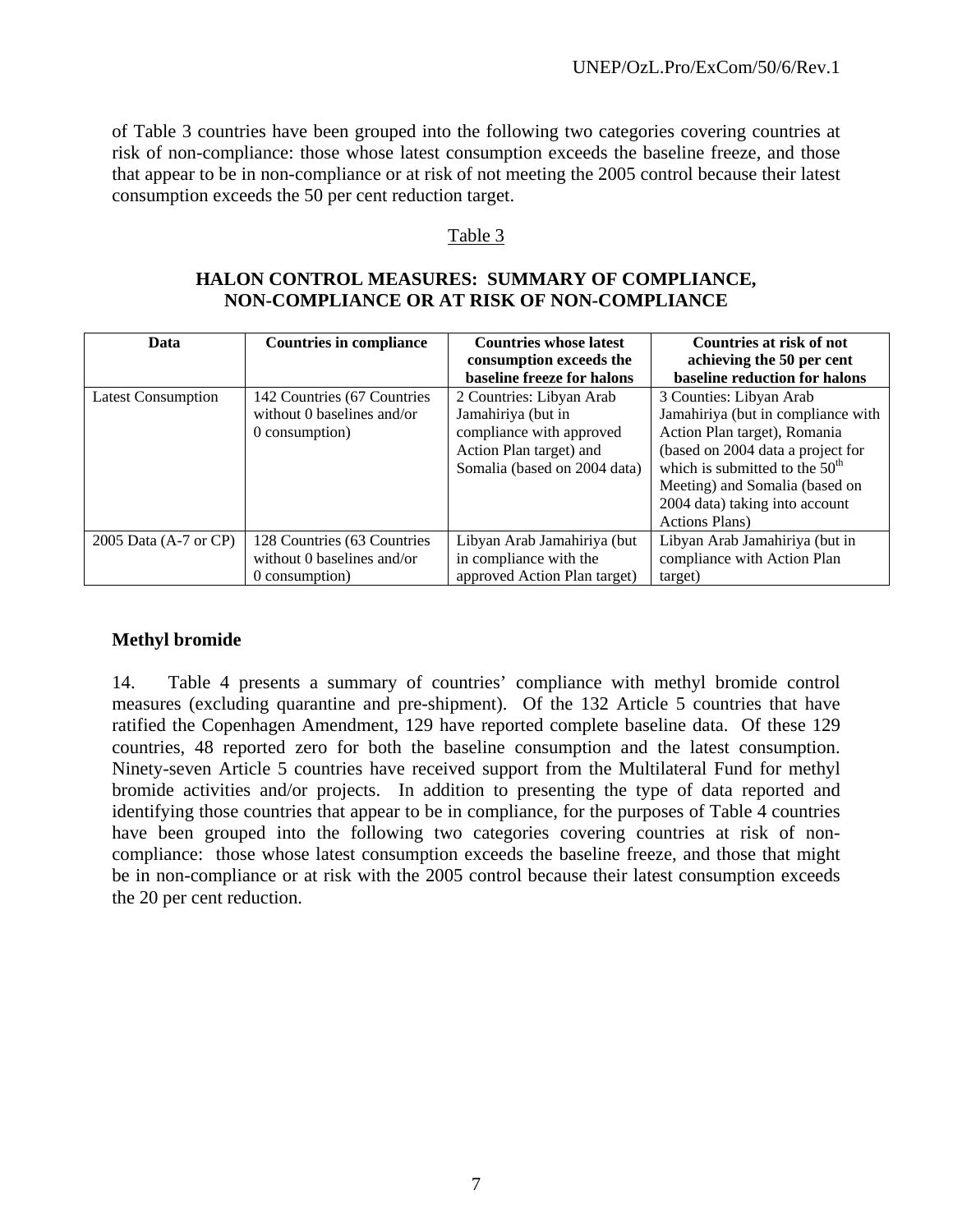of Table 3 countries have been grouped into the following two categories covering countries at risk of non-compliance: those whose latest consumption exceeds the baseline freeze, and those that appear to be in non-compliance or at risk of not meeting the 2005 control because their latest consumption exceeds the 50 per cent reduction target.

Table 3

**HALON CONTROL MEASURES: SUMMARY OF COMPLIANCE, NON-COMPLIANCE OR AT RISK OF NON-COMPLIANCE**

| Data | Countries in compliance | Countries whose latest consumption exceeds the baseline freeze for halons | Countries at risk of not achieving the 50 per cent baseline reduction for halons |
|---|---|---|---|
| Latest Consumption | 142 Countries (67 Countries without 0 baselines and/or 0 consumption) | 2 Countries: Libyan Arab Jamahiriya (but in compliance with approved Action Plan target) and Somalia (based on 2004 data) | 3 Counties: Libyan Arab Jamahiriya (but in compliance with Action Plan target), Romania (based on 2004 data a project for which is submitted to the 50th Meeting) and Somalia (based on 2004 data) taking into account Actions Plans) |
| 2005 Data (A-7 or CP) | 128 Countries (63 Countries without 0 baselines and/or 0 consumption) | Libyan Arab Jamahiriya (but in compliance with the approved Action Plan target) | Libyan Arab Jamahiriya (but in compliance with Action Plan target) |

**Methyl bromide**

14. Table 4 presents a summary of countries' compliance with methyl bromide control measures (excluding quarantine and pre-shipment). Of the 132 Article 5 countries that have ratified the Copenhagen Amendment, 129 have reported complete baseline data. Of these 129 countries, 48 reported zero for both the baseline consumption and the latest consumption. Ninety-seven Article 5 countries have received support from the Multilateral Fund for methyl bromide activities and/or projects. In addition to presenting the type of data reported and identifying those countries that appear to be in compliance, for the purposes of Table 4 countries have been grouped into the following two categories covering countries at risk of non-compliance: those whose latest consumption exceeds the baseline freeze, and those that might be in non-compliance or at risk with the 2005 control because their latest consumption exceeds the 20 per cent reduction.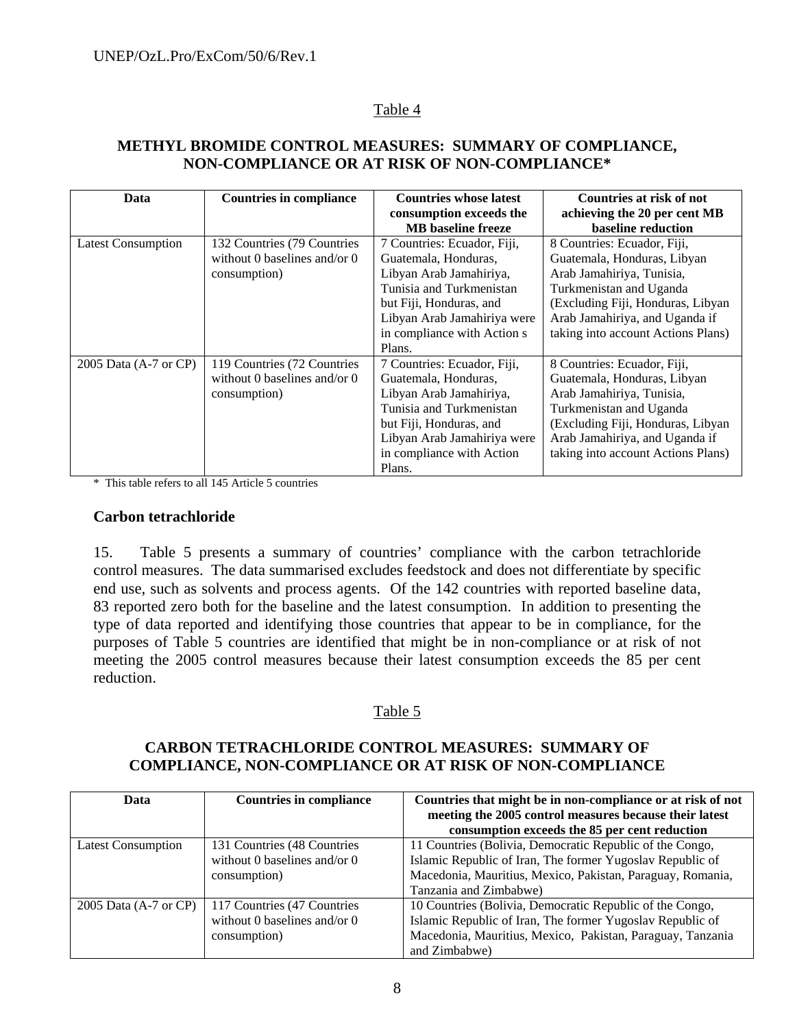Table 4

**METHYL BROMIDE CONTROL MEASURES: SUMMARY OF COMPLIANCE, NON-COMPLIANCE OR AT RISK OF NON-COMPLIANCE***

| Data | Countries in compliance | Countries whose latest consumption exceeds the MB baseline freeze | Countries at risk of not achieving the 20 per cent MB baseline reduction |
|---|---|---|---|
| Latest Consumption | 132 Countries (79 Countries without 0 baselines and/or 0 consumption) | 7 Countries: Ecuador, Fiji, Guatemala, Honduras, Libyan Arab Jamahiriya, Tunisia and Turkmenistan but Fiji, Honduras, and Libyan Arab Jamahiriya were in compliance with Action s Plans. | 8 Countries: Ecuador, Fiji, Guatemala, Honduras, Libyan Arab Jamahiriya, Tunisia, Turkmenistan and Uganda (Excluding Fiji, Honduras, Libyan Arab Jamahiriya, and Uganda if taking into account Actions Plans) |
| 2005 Data (A-7 or CP) | 119 Countries (72 Countries without 0 baselines and/or 0 consumption) | 7 Countries: Ecuador, Fiji, Guatemala, Honduras, Libyan Arab Jamahiriya, Tunisia and Turkmenistan but Fiji, Honduras, and Libyan Arab Jamahiriya were in compliance with Action Plans. | 8 Countries: Ecuador, Fiji, Guatemala, Honduras, Libyan Arab Jamahiriya, Tunisia, Turkmenistan and Uganda (Excluding Fiji, Honduras, Libyan Arab Jamahiriya, and Uganda if taking into account Actions Plans) |

\* This table refers to all 145 Article 5 countries

### Carbon tetrachloride

15. Table 5 presents a summary of countries' compliance with the carbon tetrachloride control measures. The data summarised excludes feedstock and does not differentiate by specific end use, such as solvents and process agents. Of the 142 countries with reported baseline data, 83 reported zero both for the baseline and the latest consumption. In addition to presenting the type of data reported and identifying those countries that appear to be in compliance, for the purposes of Table 5 countries are identified that might be in non-compliance or at risk of not meeting the 2005 control measures because their latest consumption exceeds the 85 per cent reduction.

Table 5

**CARBON TETRACHLORIDE CONTROL MEASURES: SUMMARY OF COMPLIANCE, NON-COMPLIANCE OR AT RISK OF NON-COMPLIANCE**

| Data | Countries in compliance | Countries that might be in non-compliance or at risk of not meeting the 2005 control measures because their latest consumption exceeds the 85 per cent reduction |
|---|---|---|
| Latest Consumption | 131 Countries (48 Countries without 0 baselines and/or 0 consumption) | 11 Countries (Bolivia, Democratic Republic of the Congo, Islamic Republic of Iran, The former Yugoslav Republic of Macedonia, Mauritius, Mexico, Pakistan, Paraguay, Romania, Tanzania and Zimbabwe) |
| 2005 Data (A-7 or CP) | 117 Countries (47 Countries without 0 baselines and/or 0 consumption) | 10 Countries (Bolivia, Democratic Republic of the Congo, Islamic Republic of Iran, The former Yugoslav Republic of Macedonia, Mauritius, Mexico, Pakistan, Paraguay, Tanzania and Zimbabwe) |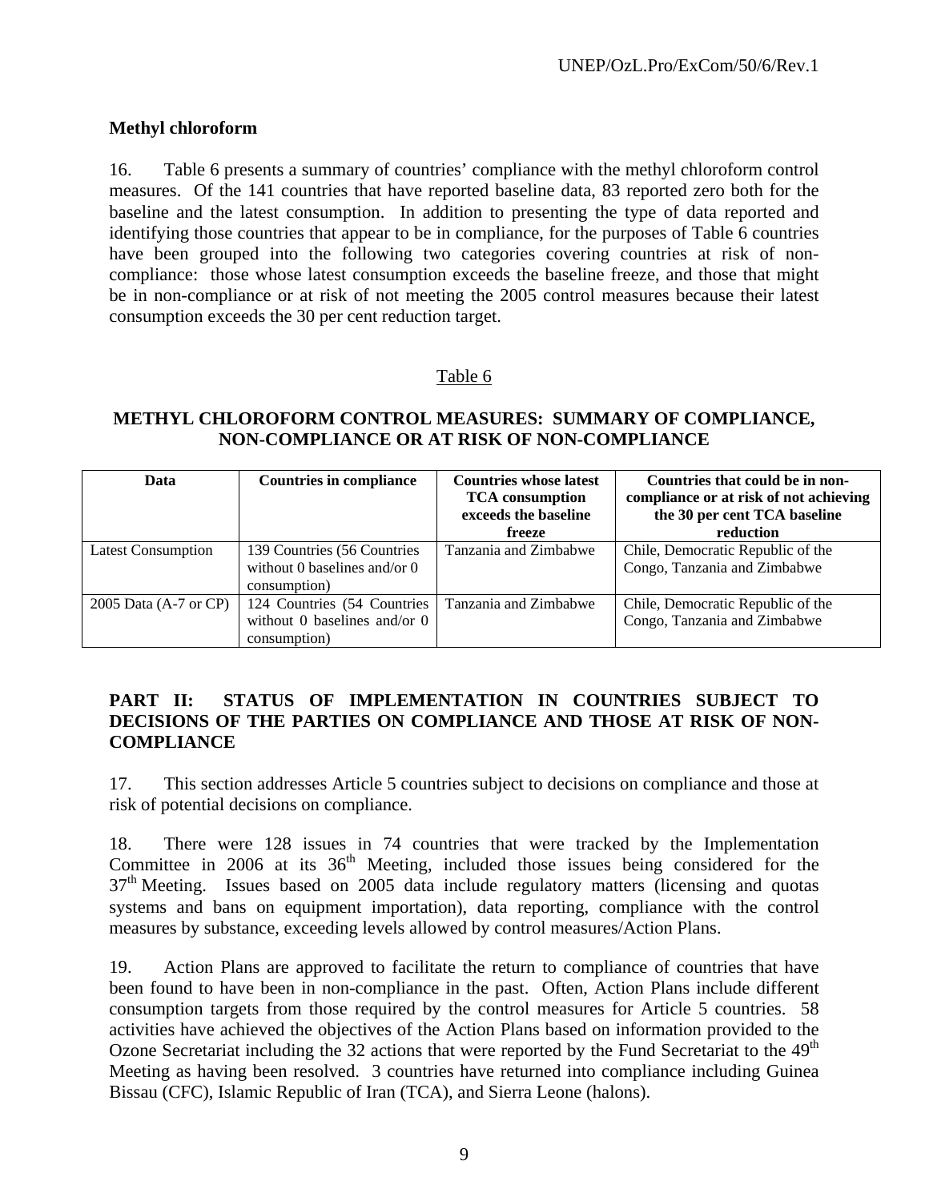### Methyl chloroform

16. Table 6 presents a summary of countries' compliance with the methyl chloroform control measures. Of the 141 countries that have reported baseline data, 83 reported zero both for the baseline and the latest consumption. In addition to presenting the type of data reported and identifying those countries that appear to be in compliance, for the purposes of Table 6 countries have been grouped into the following two categories covering countries at risk of non-compliance: those whose latest consumption exceeds the baseline freeze, and those that might be in non-compliance or at risk of not meeting the 2005 control measures because their latest consumption exceeds the 30 per cent reduction target.

Table 6

**METHYL CHLOROFORM CONTROL MEASURES: SUMMARY OF COMPLIANCE, NON-COMPLIANCE OR AT RISK OF NON-COMPLIANCE**

| Data | Countries in compliance | Countries whose latest TCA consumption exceeds the baseline freeze | Countries that could be in non-compliance or at risk of not achieving the 30 per cent TCA baseline reduction |
|---|---|---|---|
| Latest Consumption | 139 Countries (56 Countries without 0 baselines and/or 0 consumption) | Tanzania and Zimbabwe | Chile, Democratic Republic of the Congo, Tanzania and Zimbabwe |
| 2005 Data (A-7 or CP) | 124 Countries (54 Countries without 0 baselines and/or 0 consumption) | Tanzania and Zimbabwe | Chile, Democratic Republic of the Congo, Tanzania and Zimbabwe |

## PART II: STATUS OF IMPLEMENTATION IN COUNTRIES SUBJECT TO DECISIONS OF THE PARTIES ON COMPLIANCE AND THOSE AT RISK OF NON-COMPLIANCE

17. This section addresses Article 5 countries subject to decisions on compliance and those at risk of potential decisions on compliance.

18. There were 128 issues in 74 countries that were tracked by the Implementation Committee in 2006 at its 36th Meeting, included those issues being considered for the 37th Meeting. Issues based on 2005 data include regulatory matters (licensing and quotas systems and bans on equipment importation), data reporting, compliance with the control measures by substance, exceeding levels allowed by control measures/Action Plans.

19. Action Plans are approved to facilitate the return to compliance of countries that have been found to have been in non-compliance in the past. Often, Action Plans include different consumption targets from those required by the control measures for Article 5 countries. 58 activities have achieved the objectives of the Action Plans based on information provided to the Ozone Secretariat including the 32 actions that were reported by the Fund Secretariat to the 49th Meeting as having been resolved. 3 countries have returned into compliance including Guinea Bissau (CFC), Islamic Republic of Iran (TCA), and Sierra Leone (halons).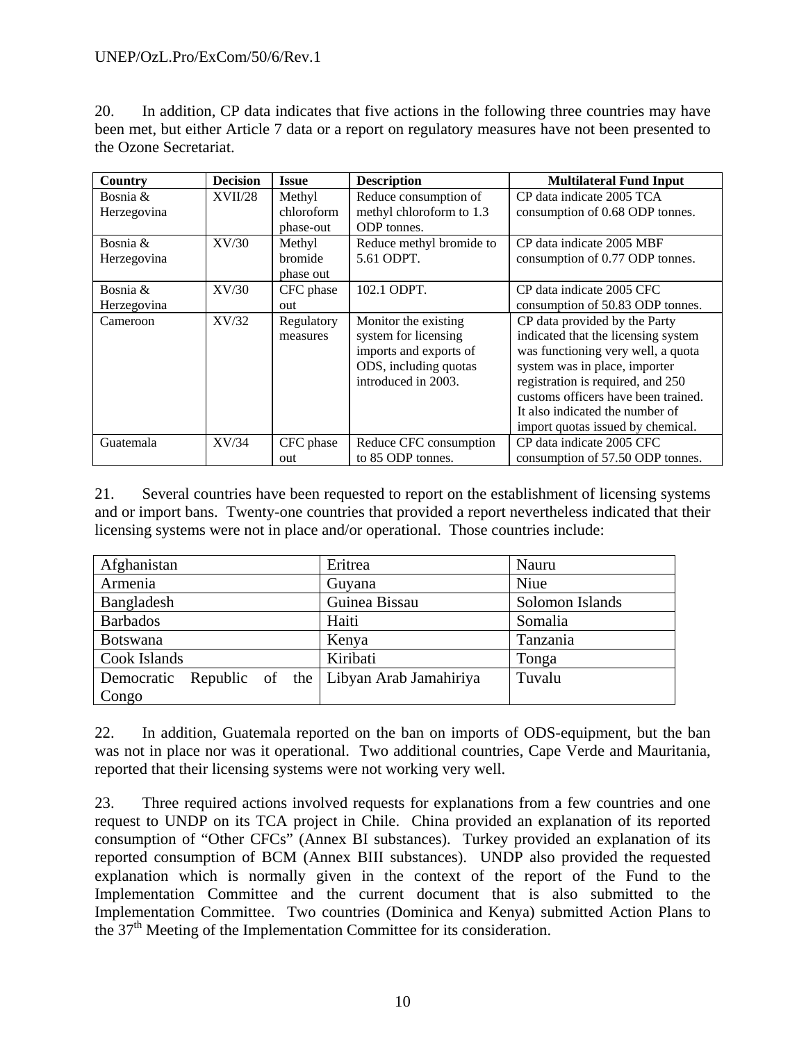20. In addition, CP data indicates that five actions in the following three countries may have been met, but either Article 7 data or a report on regulatory measures have not been presented to the Ozone Secretariat.

| Country | Decision | Issue | Description | Multilateral Fund Input |
|---|---|---|---|---|
| Bosnia & Herzegovina | XVII/28 | Methyl chloroform phase-out | Reduce consumption of methyl chloroform to 1.3 ODP tonnes. | CP data indicate 2005 TCA consumption of 0.68 ODP tonnes. |
| Bosnia & Herzegovina | XV/30 | Methyl bromide phase out | Reduce methyl bromide to 5.61 ODPT. | CP data indicate 2005 MBF consumption of 0.77 ODP tonnes. |
| Bosnia & Herzegovina | XV/30 | CFC phase out | 102.1 ODPT. | CP data indicate 2005 CFC consumption of 50.83 ODP tonnes. |
| Cameroon | XV/32 | Regulatory measures | Monitor the existing system for licensing imports and exports of ODS, including quotas introduced in 2003. | CP data provided by the Party indicated that the licensing system was functioning very well, a quota system was in place, importer registration is required, and 250 customs officers have been trained. It also indicated the number of import quotas issued by chemical. |
| Guatemala | XV/34 | CFC phase out | Reduce CFC consumption to 85 ODP tonnes. | CP data indicate 2005 CFC consumption of 57.50 ODP tonnes. |

21. Several countries have been requested to report on the establishment of licensing systems and or import bans. Twenty-one countries that provided a report nevertheless indicated that their licensing systems were not in place and/or operational. Those countries include:

| | | |
|---|---|---|
| Afghanistan | Eritrea | Nauru |
| Armenia | Guyana | Niue |
| Bangladesh | Guinea Bissau | Solomon Islands |
| Barbados | Haiti | Somalia |
| Botswana | Kenya | Tanzania |
| Cook Islands | Kiribati | Tonga |
| Democratic Republic of the Congo | Libyan Arab Jamahiriya | Tuvalu |

22. In addition, Guatemala reported on the ban on imports of ODS-equipment, but the ban was not in place nor was it operational. Two additional countries, Cape Verde and Mauritania, reported that their licensing systems were not working very well.

23. Three required actions involved requests for explanations from a few countries and one request to UNDP on its TCA project in Chile. China provided an explanation of its reported consumption of "Other CFCs" (Annex BI substances). Turkey provided an explanation of its reported consumption of BCM (Annex BIII substances). UNDP also provided the requested explanation which is normally given in the context of the report of the Fund to the Implementation Committee and the current document that is also submitted to the Implementation Committee. Two countries (Dominica and Kenya) submitted Action Plans to the 37th Meeting of the Implementation Committee for its consideration.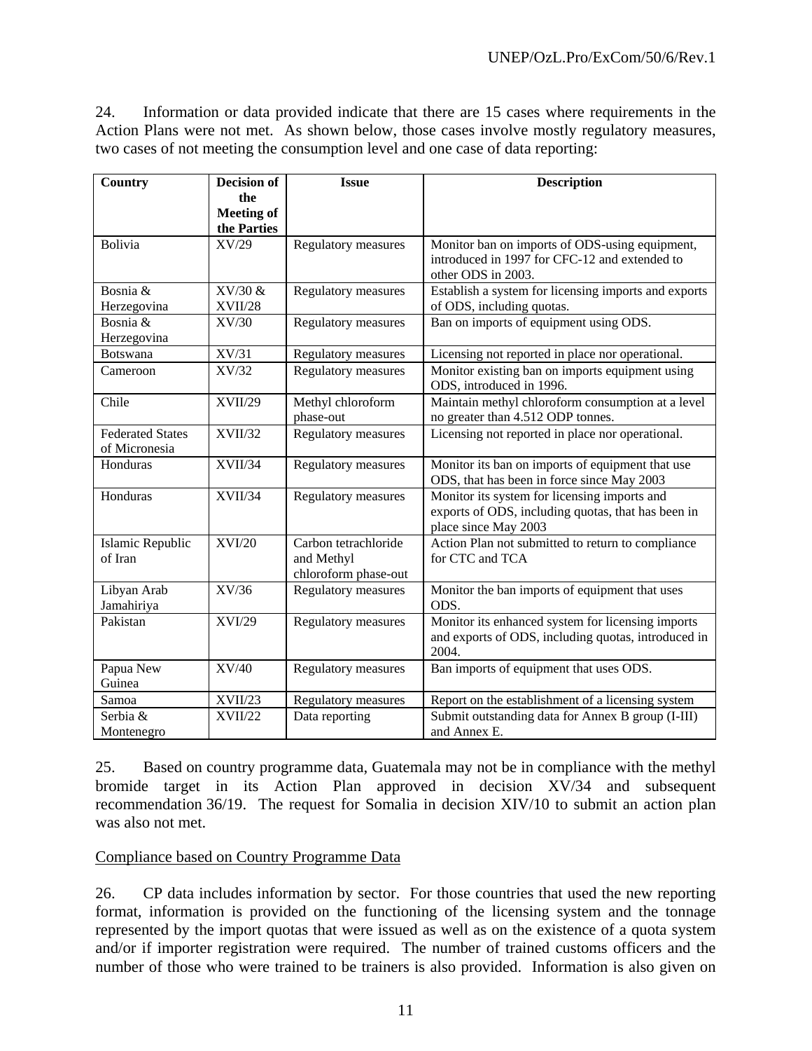24. Information or data provided indicate that there are 15 cases where requirements in the Action Plans were not met. As shown below, those cases involve mostly regulatory measures, two cases of not meeting the consumption level and one case of data reporting:

| Country | Decision of the Meeting of the Parties | Issue | Description |
|---|---|---|---|
| Bolivia | XV/29 | Regulatory measures | Monitor ban on imports of ODS-using equipment, introduced in 1997 for CFC-12 and extended to other ODS in 2003. |
| Bosnia & Herzegovina | XV/30 & XVII/28 | Regulatory measures | Establish a system for licensing imports and exports of ODS, including quotas. |
| Bosnia & Herzegovina | XV/30 | Regulatory measures | Ban on imports of equipment using ODS. |
| Botswana | XV/31 | Regulatory measures | Licensing not reported in place nor operational. |
| Cameroon | XV/32 | Regulatory measures | Monitor existing ban on imports equipment using ODS, introduced in 1996. |
| Chile | XVII/29 | Methyl chloroform phase-out | Maintain methyl chloroform consumption at a level no greater than 4.512 ODP tonnes. |
| Federated States of Micronesia | XVII/32 | Regulatory measures | Licensing not reported in place nor operational. |
| Honduras | XVII/34 | Regulatory measures | Monitor its ban on imports of equipment that use ODS, that has been in force since May 2003 |
| Honduras | XVII/34 | Regulatory measures | Monitor its system for licensing imports and exports of ODS, including quotas, that has been in place since May 2003 |
| Islamic Republic of Iran | XVI/20 | Carbon tetrachloride and Methyl chloroform phase-out | Action Plan not submitted to return to compliance for CTC and TCA |
| Libyan Arab Jamahiriya | XV/36 | Regulatory measures | Monitor the ban imports of equipment that uses ODS. |
| Pakistan | XVI/29 | Regulatory measures | Monitor its enhanced system for licensing imports and exports of ODS, including quotas, introduced in 2004. |
| Papua New Guinea | XV/40 | Regulatory measures | Ban imports of equipment that uses ODS. |
| Samoa | XVII/23 | Regulatory measures | Report on the establishment of a licensing system |
| Serbia & Montenegro | XVII/22 | Data reporting | Submit outstanding data for Annex B group (I-III) and Annex E. |

25. Based on country programme data, Guatemala may not be in compliance with the methyl bromide target in its Action Plan approved in decision XV/34 and subsequent recommendation 36/19. The request for Somalia in decision XIV/10 to submit an action plan was also not met.

<u>Compliance based on Country Programme Data</u>

26. CP data includes information by sector. For those countries that used the new reporting format, information is provided on the functioning of the licensing system and the tonnage represented by the import quotas that were issued as well as on the existence of a quota system and/or if importer registration were required. The number of trained customs officers and the number of those who were trained to be trainers is also provided. Information is also given on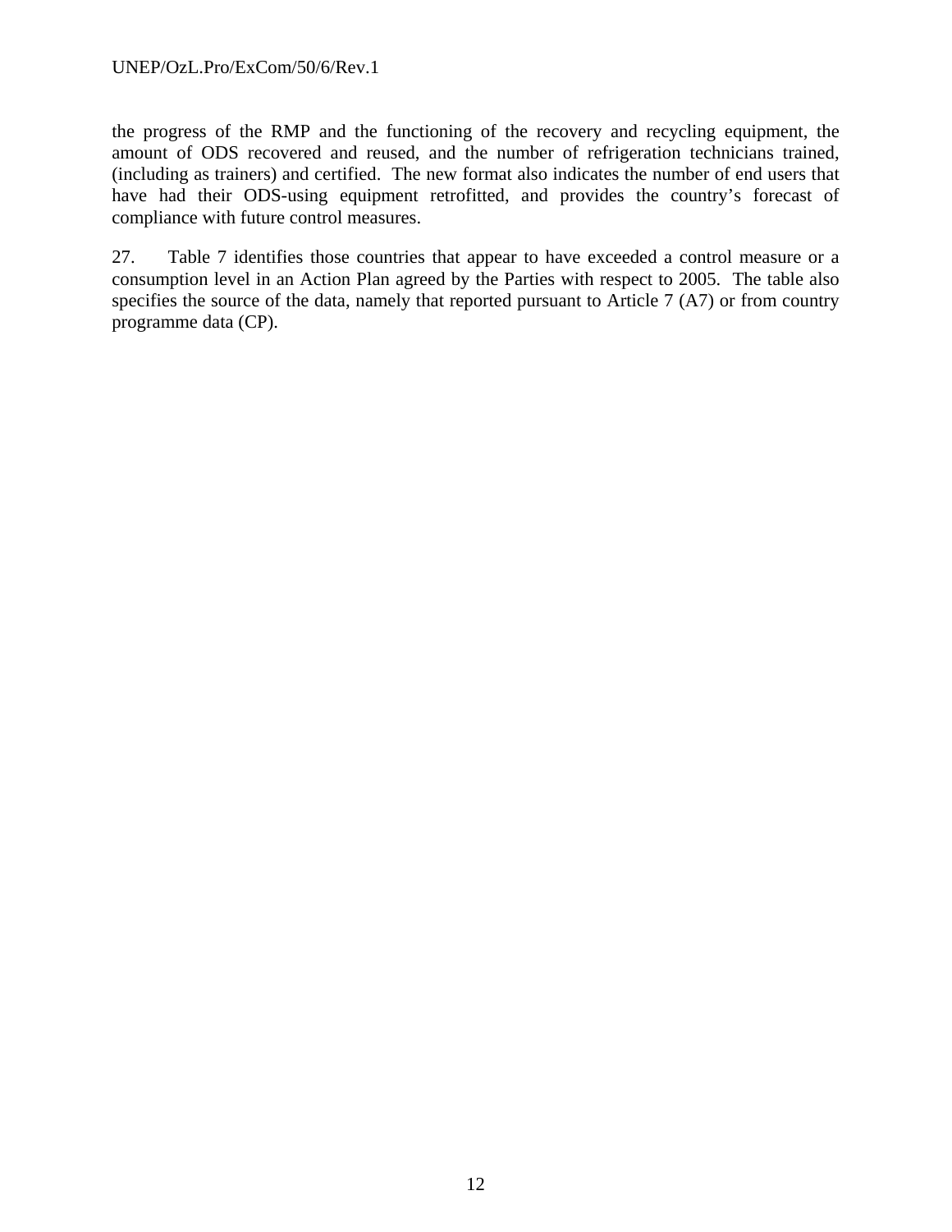the progress of the RMP and the functioning of the recovery and recycling equipment, the amount of ODS recovered and reused, and the number of refrigeration technicians trained, (including as trainers) and certified. The new format also indicates the number of end users that have had their ODS-using equipment retrofitted, and provides the country's forecast of compliance with future control measures.

27. Table 7 identifies those countries that appear to have exceeded a control measure or a consumption level in an Action Plan agreed by the Parties with respect to 2005. The table also specifies the source of the data, namely that reported pursuant to Article 7 (A7) or from country programme data (CP).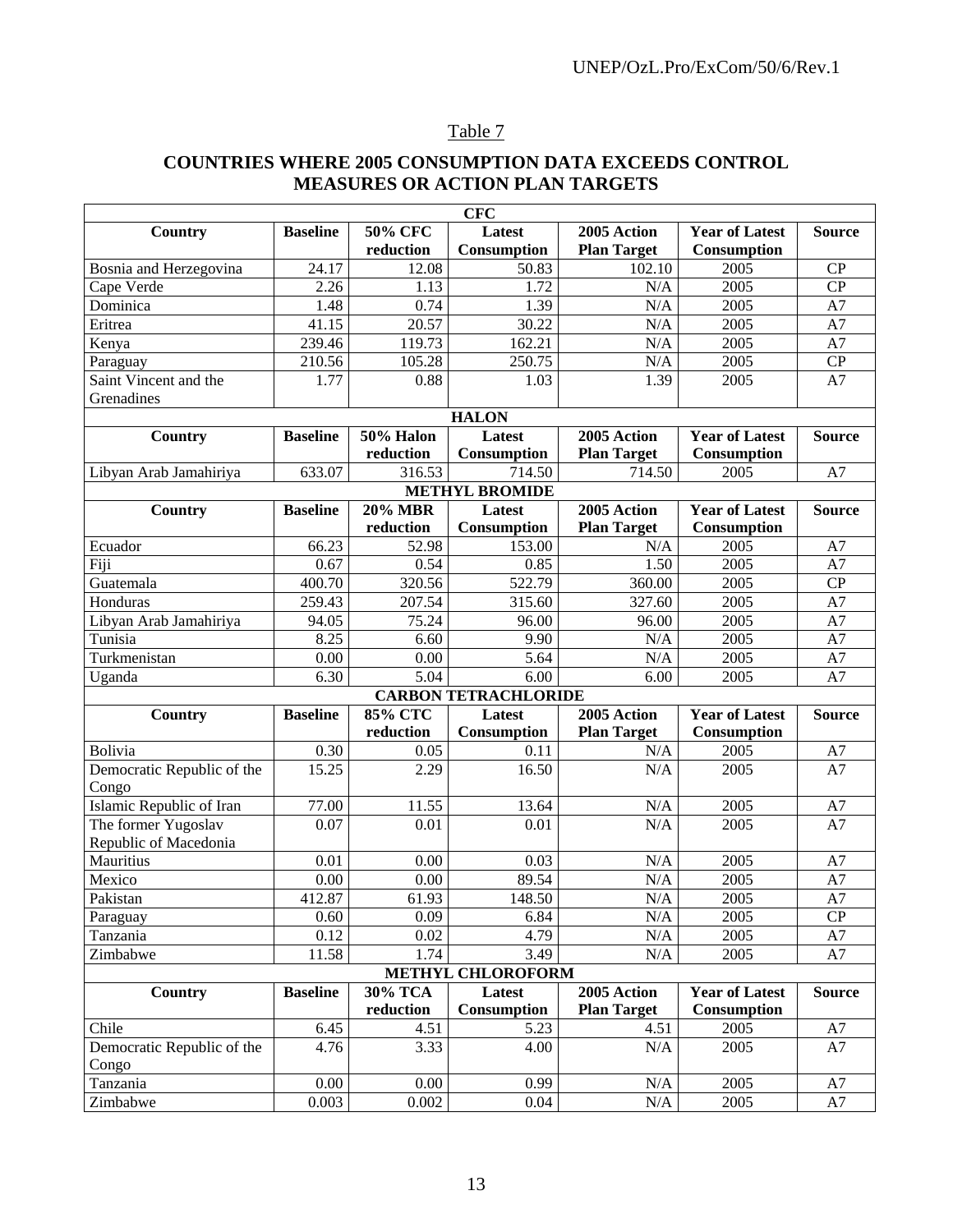Table 7

## COUNTRIES WHERE 2005 CONSUMPTION DATA EXCEEDS CONTROL MEASURES OR ACTION PLAN TARGETS

| **CFC** | | | | | | |
|---|---|---|---|---|---|---|
| **Country** | **Baseline** | **50% CFC reduction** | **Latest Consumption** | **2005 Action Plan Target** | **Year of Latest Consumption** | **Source** |
| Bosnia and Herzegovina | 24.17 | 12.08 | 50.83 | 102.10 | 2005 | CP |
| Cape Verde | 2.26 | 1.13 | 1.72 | N/A | 2005 | CP |
| Dominica | 1.48 | 0.74 | 1.39 | N/A | 2005 | A7 |
| Eritrea | 41.15 | 20.57 | 30.22 | N/A | 2005 | A7 |
| Kenya | 239.46 | 119.73 | 162.21 | N/A | 2005 | A7 |
| Paraguay | 210.56 | 105.28 | 250.75 | N/A | 2005 | CP |
| Saint Vincent and the Grenadines | 1.77 | 0.88 | 1.03 | 1.39 | 2005 | A7 |
| **HALON** | | | | | | |
| **Country** | **Baseline** | **50% Halon reduction** | **Latest Consumption** | **2005 Action Plan Target** | **Year of Latest Consumption** | **Source** |
| Libyan Arab Jamahiriya | 633.07 | 316.53 | 714.50 | 714.50 | 2005 | A7 |
| **METHYL BROMIDE** | | | | | | |
| **Country** | **Baseline** | **20% MBR reduction** | **Latest Consumption** | **2005 Action Plan Target** | **Year of Latest Consumption** | **Source** |
| Ecuador | 66.23 | 52.98 | 153.00 | N/A | 2005 | A7 |
| Fiji | 0.67 | 0.54 | 0.85 | 1.50 | 2005 | A7 |
| Guatemala | 400.70 | 320.56 | 522.79 | 360.00 | 2005 | CP |
| Honduras | 259.43 | 207.54 | 315.60 | 327.60 | 2005 | A7 |
| Libyan Arab Jamahiriya | 94.05 | 75.24 | 96.00 | 96.00 | 2005 | A7 |
| Tunisia | 8.25 | 6.60 | 9.90 | N/A | 2005 | A7 |
| Turkmenistan | 0.00 | 0.00 | 5.64 | N/A | 2005 | A7 |
| Uganda | 6.30 | 5.04 | 6.00 | 6.00 | 2005 | A7 |
| **CARBON TETRACHLORIDE** | | | | | | |
| **Country** | **Baseline** | **85% CTC reduction** | **Latest Consumption** | **2005 Action Plan Target** | **Year of Latest Consumption** | **Source** |
| Bolivia | 0.30 | 0.05 | 0.11 | N/A | 2005 | A7 |
| Democratic Republic of the Congo | 15.25 | 2.29 | 16.50 | N/A | 2005 | A7 |
| Islamic Republic of Iran | 77.00 | 11.55 | 13.64 | N/A | 2005 | A7 |
| The former Yugoslav Republic of Macedonia | 0.07 | 0.01 | 0.01 | N/A | 2005 | A7 |
| Mauritius | 0.01 | 0.00 | 0.03 | N/A | 2005 | A7 |
| Mexico | 0.00 | 0.00 | 89.54 | N/A | 2005 | A7 |
| Pakistan | 412.87 | 61.93 | 148.50 | N/A | 2005 | A7 |
| Paraguay | 0.60 | 0.09 | 6.84 | N/A | 2005 | CP |
| Tanzania | 0.12 | 0.02 | 4.79 | N/A | 2005 | A7 |
| Zimbabwe | 11.58 | 1.74 | 3.49 | N/A | 2005 | A7 |
| **METHYL CHLOROFORM** | | | | | | |
| **Country** | **Baseline** | **30% TCA reduction** | **Latest Consumption** | **2005 Action Plan Target** | **Year of Latest Consumption** | **Source** |
| Chile | 6.45 | 4.51 | 5.23 | 4.51 | 2005 | A7 |
| Democratic Republic of the Congo | 4.76 | 3.33 | 4.00 | N/A | 2005 | A7 |
| Tanzania | 0.00 | 0.00 | 0.99 | N/A | 2005 | A7 |
| Zimbabwe | 0.003 | 0.002 | 0.04 | N/A | 2005 | A7 |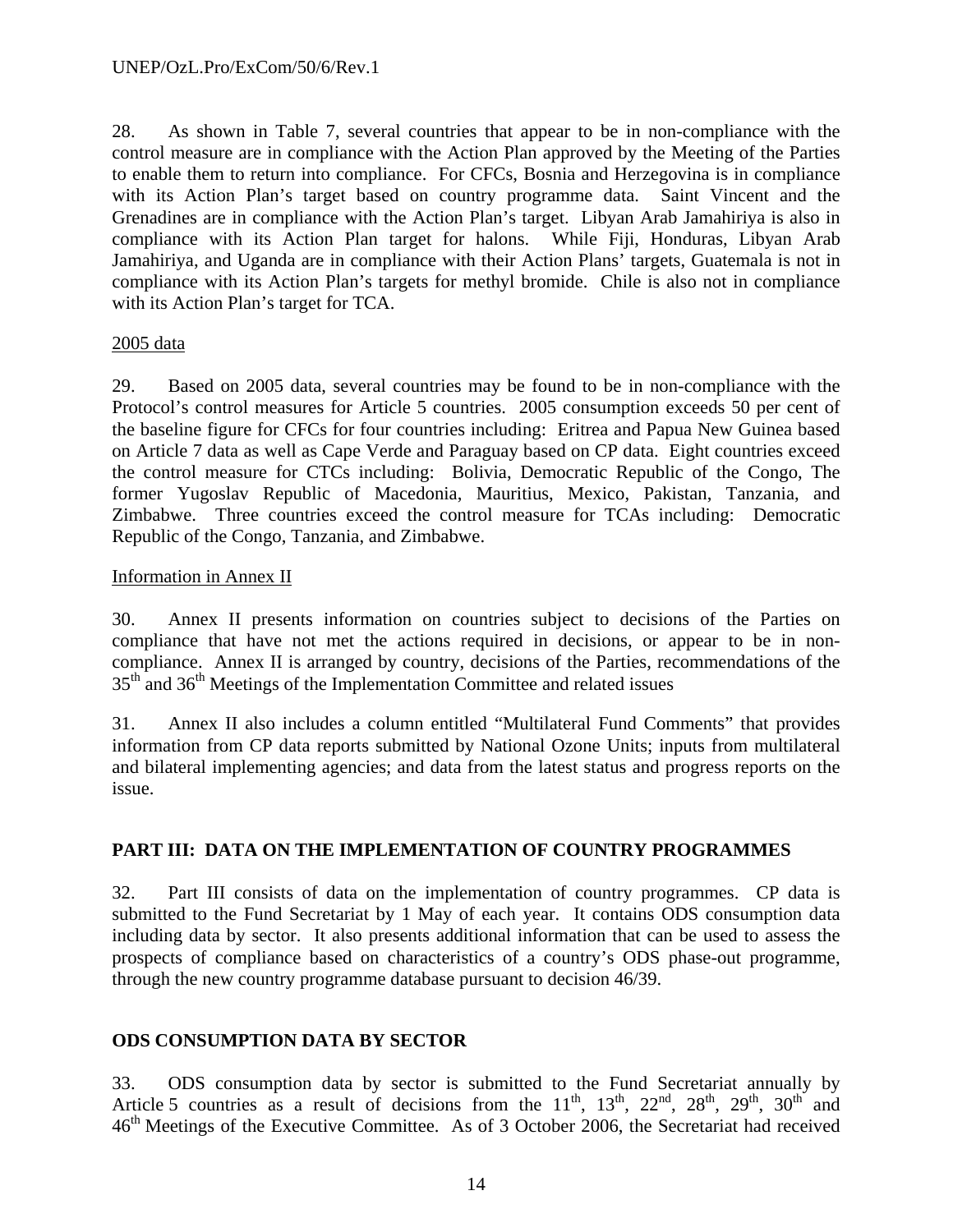28. As shown in Table 7, several countries that appear to be in non-compliance with the control measure are in compliance with the Action Plan approved by the Meeting of the Parties to enable them to return into compliance. For CFCs, Bosnia and Herzegovina is in compliance with its Action Plan's target based on country programme data. Saint Vincent and the Grenadines are in compliance with the Action Plan's target. Libyan Arab Jamahiriya is also in compliance with its Action Plan target for halons. While Fiji, Honduras, Libyan Arab Jamahiriya, and Uganda are in compliance with their Action Plans' targets, Guatemala is not in compliance with its Action Plan's targets for methyl bromide. Chile is also not in compliance with its Action Plan's target for TCA.

2005 data

29. Based on 2005 data, several countries may be found to be in non-compliance with the Protocol's control measures for Article 5 countries. 2005 consumption exceeds 50 per cent of the baseline figure for CFCs for four countries including: Eritrea and Papua New Guinea based on Article 7 data as well as Cape Verde and Paraguay based on CP data. Eight countries exceed the control measure for CTCs including: Bolivia, Democratic Republic of the Congo, The former Yugoslav Republic of Macedonia, Mauritius, Mexico, Pakistan, Tanzania, and Zimbabwe. Three countries exceed the control measure for TCAs including: Democratic Republic of the Congo, Tanzania, and Zimbabwe.

Information in Annex II

30. Annex II presents information on countries subject to decisions of the Parties on compliance that have not met the actions required in decisions, or appear to be in non-compliance. Annex II is arranged by country, decisions of the Parties, recommendations of the 35th and 36th Meetings of the Implementation Committee and related issues

31. Annex II also includes a column entitled "Multilateral Fund Comments" that provides information from CP data reports submitted by National Ozone Units; inputs from multilateral and bilateral implementing agencies; and data from the latest status and progress reports on the issue.

## PART III: DATA ON THE IMPLEMENTATION OF COUNTRY PROGRAMMES

32. Part III consists of data on the implementation of country programmes. CP data is submitted to the Fund Secretariat by 1 May of each year. It contains ODS consumption data including data by sector. It also presents additional information that can be used to assess the prospects of compliance based on characteristics of a country's ODS phase-out programme, through the new country programme database pursuant to decision 46/39.

## ODS CONSUMPTION DATA BY SECTOR

33. ODS consumption data by sector is submitted to the Fund Secretariat annually by Article 5 countries as a result of decisions from the 11th, 13th, 22nd, 28th, 29th, 30th and 46th Meetings of the Executive Committee. As of 3 October 2006, the Secretariat had received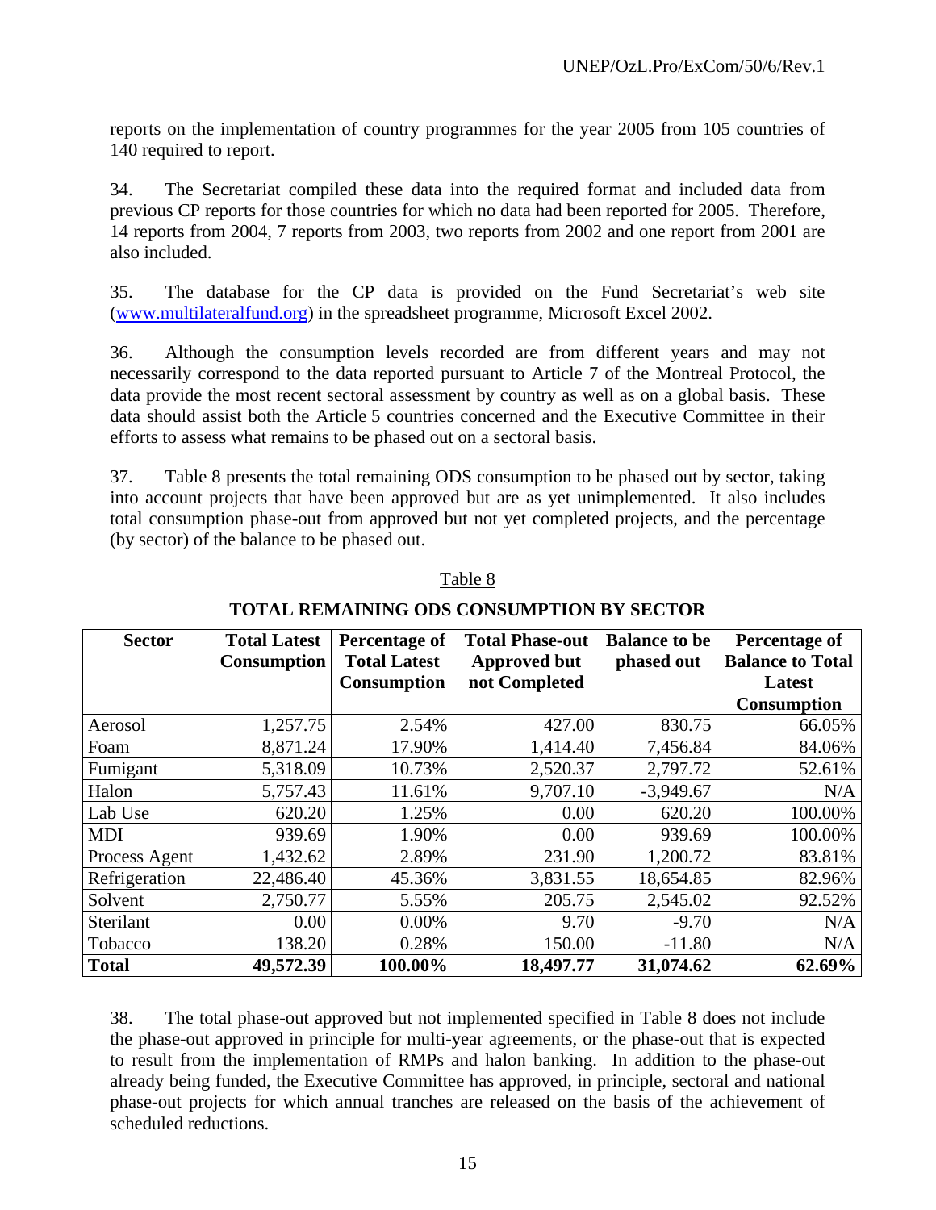reports on the implementation of country programmes for the year 2005 from 105 countries of 140 required to report.

34. The Secretariat compiled these data into the required format and included data from previous CP reports for those countries for which no data had been reported for 2005. Therefore, 14 reports from 2004, 7 reports from 2003, two reports from 2002 and one report from 2001 are also included.

35. The database for the CP data is provided on the Fund Secretariat's web site (www.multilateralfund.org) in the spreadsheet programme, Microsoft Excel 2002.

36. Although the consumption levels recorded are from different years and may not necessarily correspond to the data reported pursuant to Article 7 of the Montreal Protocol, the data provide the most recent sectoral assessment by country as well as on a global basis. These data should assist both the Article 5 countries concerned and the Executive Committee in their efforts to assess what remains to be phased out on a sectoral basis.

37. Table 8 presents the total remaining ODS consumption to be phased out by sector, taking into account projects that have been approved but are as yet unimplemented. It also includes total consumption phase-out from approved but not yet completed projects, and the percentage (by sector) of the balance to be phased out.

Table 8

**TOTAL REMAINING ODS CONSUMPTION BY SECTOR**

| Sector | Total Latest Consumption | Percentage of Total Latest Consumption | Total Phase-out Approved but not Completed | Balance to be phased out | Percentage of Balance to Total Latest Consumption |
|---|---|---|---|---|---|
| Aerosol | 1,257.75 | 2.54% | 427.00 | 830.75 | 66.05% |
| Foam | 8,871.24 | 17.90% | 1,414.40 | 7,456.84 | 84.06% |
| Fumigant | 5,318.09 | 10.73% | 2,520.37 | 2,797.72 | 52.61% |
| Halon | 5,757.43 | 11.61% | 9,707.10 | -3,949.67 | N/A |
| Lab Use | 620.20 | 1.25% | 0.00 | 620.20 | 100.00% |
| MDI | 939.69 | 1.90% | 0.00 | 939.69 | 100.00% |
| Process Agent | 1,432.62 | 2.89% | 231.90 | 1,200.72 | 83.81% |
| Refrigeration | 22,486.40 | 45.36% | 3,831.55 | 18,654.85 | 82.96% |
| Solvent | 2,750.77 | 5.55% | 205.75 | 2,545.02 | 92.52% |
| Sterilant | 0.00 | 0.00% | 9.70 | -9.70 | N/A |
| Tobacco | 138.20 | 0.28% | 150.00 | -11.80 | N/A |
| **Total** | **49,572.39** | **100.00%** | **18,497.77** | **31,074.62** | **62.69%** |

38. The total phase-out approved but not implemented specified in Table 8 does not include the phase-out approved in principle for multi-year agreements, or the phase-out that is expected to result from the implementation of RMPs and halon banking. In addition to the phase-out already being funded, the Executive Committee has approved, in principle, sectoral and national phase-out projects for which annual tranches are released on the basis of the achievement of scheduled reductions.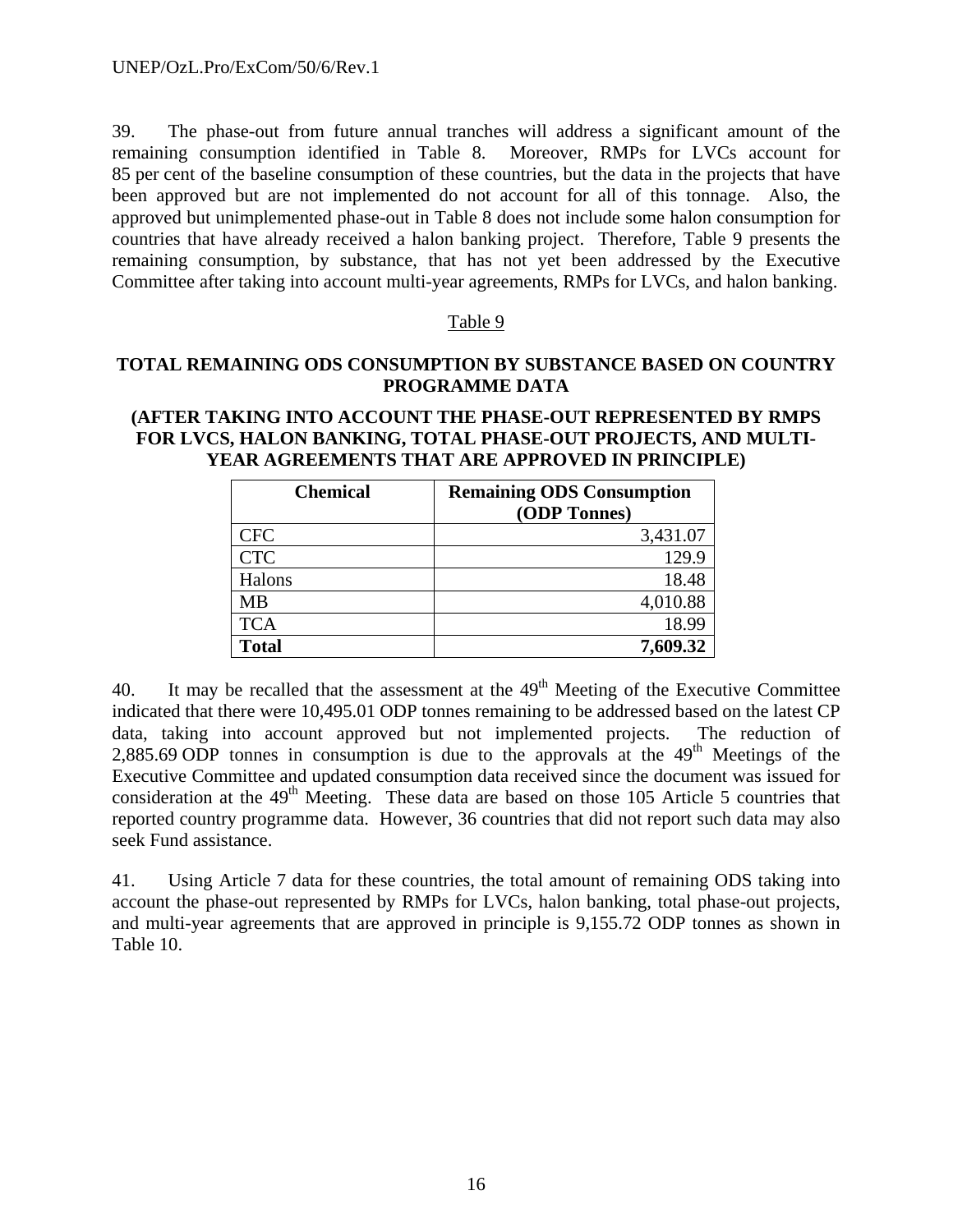39. The phase-out from future annual tranches will address a significant amount of the remaining consumption identified in Table 8. Moreover, RMPs for LVCs account for 85 per cent of the baseline consumption of these countries, but the data in the projects that have been approved but are not implemented do not account for all of this tonnage. Also, the approved but unimplemented phase-out in Table 8 does not include some halon consumption for countries that have already received a halon banking project. Therefore, Table 9 presents the remaining consumption, by substance, that has not yet been addressed by the Executive Committee after taking into account multi-year agreements, RMPs for LVCs, and halon banking.

Table 9

**TOTAL REMAINING ODS CONSUMPTION BY SUBSTANCE BASED ON COUNTRY PROGRAMME DATA**

**(AFTER TAKING INTO ACCOUNT THE PHASE-OUT REPRESENTED BY RMPS FOR LVCS, HALON BANKING, TOTAL PHASE-OUT PROJECTS, AND MULTI-YEAR AGREEMENTS THAT ARE APPROVED IN PRINCIPLE)**

| Chemical | Remaining ODS Consumption (ODP Tonnes) |
|---|---:|
| CFC | 3,431.07 |
| CTC | 129.9 |
| Halons | 18.48 |
| MB | 4,010.88 |
| TCA | 18.99 |
| **Total** | **7,609.32** |

40. It may be recalled that the assessment at the 49th Meeting of the Executive Committee indicated that there were 10,495.01 ODP tonnes remaining to be addressed based on the latest CP data, taking into account approved but not implemented projects. The reduction of 2,885.69 ODP tonnes in consumption is due to the approvals at the 49th Meetings of the Executive Committee and updated consumption data received since the document was issued for consideration at the 49th Meeting. These data are based on those 105 Article 5 countries that reported country programme data. However, 36 countries that did not report such data may also seek Fund assistance.

41. Using Article 7 data for these countries, the total amount of remaining ODS taking into account the phase-out represented by RMPs for LVCs, halon banking, total phase-out projects, and multi-year agreements that are approved in principle is 9,155.72 ODP tonnes as shown in Table 10.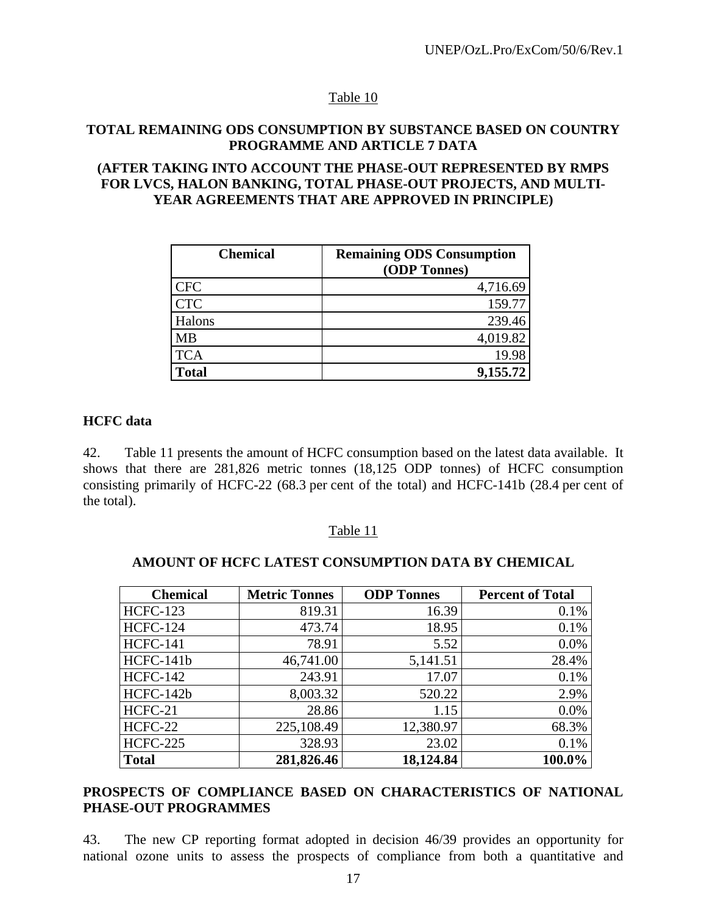Table 10

**TOTAL REMAINING ODS CONSUMPTION BY SUBSTANCE BASED ON COUNTRY PROGRAMME AND ARTICLE 7 DATA**

**(AFTER TAKING INTO ACCOUNT THE PHASE-OUT REPRESENTED BY RMPS FOR LVCS, HALON BANKING, TOTAL PHASE-OUT PROJECTS, AND MULTI-YEAR AGREEMENTS THAT ARE APPROVED IN PRINCIPLE)**

| Chemical | Remaining ODS Consumption (ODP Tonnes) |
|---|---|
| CFC | 4,716.69 |
| CTC | 159.77 |
| Halons | 239.46 |
| MB | 4,019.82 |
| TCA | 19.98 |
| **Total** | **9,155.72** |

**HCFC data**

42. Table 11 presents the amount of HCFC consumption based on the latest data available. It shows that there are 281,826 metric tonnes (18,125 ODP tonnes) of HCFC consumption consisting primarily of HCFC-22 (68.3 per cent of the total) and HCFC-141b (28.4 per cent of the total).

Table 11

**AMOUNT OF HCFC LATEST CONSUMPTION DATA BY CHEMICAL**

| Chemical | Metric Tonnes | ODP Tonnes | Percent of Total |
|---|---|---|---|
| HCFC-123 | 819.31 | 16.39 | 0.1% |
| HCFC-124 | 473.74 | 18.95 | 0.1% |
| HCFC-141 | 78.91 | 5.52 | 0.0% |
| HCFC-141b | 46,741.00 | 5,141.51 | 28.4% |
| HCFC-142 | 243.91 | 17.07 | 0.1% |
| HCFC-142b | 8,003.32 | 520.22 | 2.9% |
| HCFC-21 | 28.86 | 1.15 | 0.0% |
| HCFC-22 | 225,108.49 | 12,380.97 | 68.3% |
| HCFC-225 | 328.93 | 23.02 | 0.1% |
| **Total** | **281,826.46** | **18,124.84** | **100.0%** |

**PROSPECTS OF COMPLIANCE BASED ON CHARACTERISTICS OF NATIONAL PHASE-OUT PROGRAMMES**

43. The new CP reporting format adopted in decision 46/39 provides an opportunity for national ozone units to assess the prospects of compliance from both a quantitative and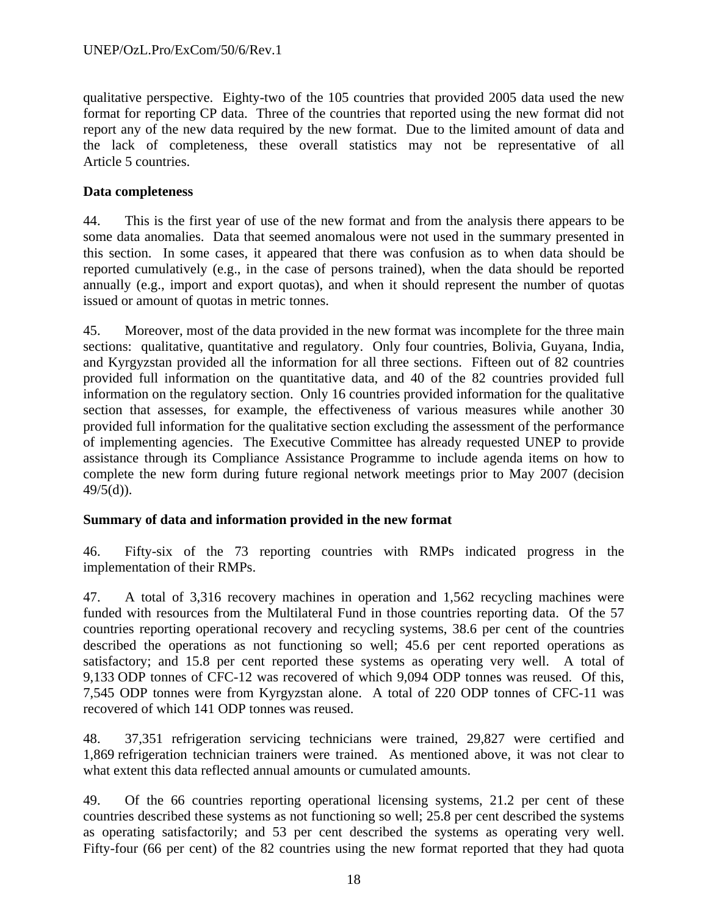qualitative perspective. Eighty-two of the 105 countries that provided 2005 data used the new format for reporting CP data. Three of the countries that reported using the new format did not report any of the new data required by the new format. Due to the limited amount of data and the lack of completeness, these overall statistics may not be representative of all Article 5 countries.

**Data completeness**

44. This is the first year of use of the new format and from the analysis there appears to be some data anomalies. Data that seemed anomalous were not used in the summary presented in this section. In some cases, it appeared that there was confusion as to when data should be reported cumulatively (e.g., in the case of persons trained), when the data should be reported annually (e.g., import and export quotas), and when it should represent the number of quotas issued or amount of quotas in metric tonnes.

45. Moreover, most of the data provided in the new format was incomplete for the three main sections: qualitative, quantitative and regulatory. Only four countries, Bolivia, Guyana, India, and Kyrgyzstan provided all the information for all three sections. Fifteen out of 82 countries provided full information on the quantitative data, and 40 of the 82 countries provided full information on the regulatory section. Only 16 countries provided information for the qualitative section that assesses, for example, the effectiveness of various measures while another 30 provided full information for the qualitative section excluding the assessment of the performance of implementing agencies. The Executive Committee has already requested UNEP to provide assistance through its Compliance Assistance Programme to include agenda items on how to complete the new form during future regional network meetings prior to May 2007 (decision 49/5(d)).

**Summary of data and information provided in the new format**

46. Fifty-six of the 73 reporting countries with RMPs indicated progress in the implementation of their RMPs.

47. A total of 3,316 recovery machines in operation and 1,562 recycling machines were funded with resources from the Multilateral Fund in those countries reporting data. Of the 57 countries reporting operational recovery and recycling systems, 38.6 per cent of the countries described the operations as not functioning so well; 45.6 per cent reported operations as satisfactory; and 15.8 per cent reported these systems as operating very well. A total of 9,133 ODP tonnes of CFC-12 was recovered of which 9,094 ODP tonnes was reused. Of this, 7,545 ODP tonnes were from Kyrgyzstan alone. A total of 220 ODP tonnes of CFC-11 was recovered of which 141 ODP tonnes was reused.

48. 37,351 refrigeration servicing technicians were trained, 29,827 were certified and 1,869 refrigeration technician trainers were trained. As mentioned above, it was not clear to what extent this data reflected annual amounts or cumulated amounts.

49. Of the 66 countries reporting operational licensing systems, 21.2 per cent of these countries described these systems as not functioning so well; 25.8 per cent described the systems as operating satisfactorily; and 53 per cent described the systems as operating very well. Fifty-four (66 per cent) of the 82 countries using the new format reported that they had quota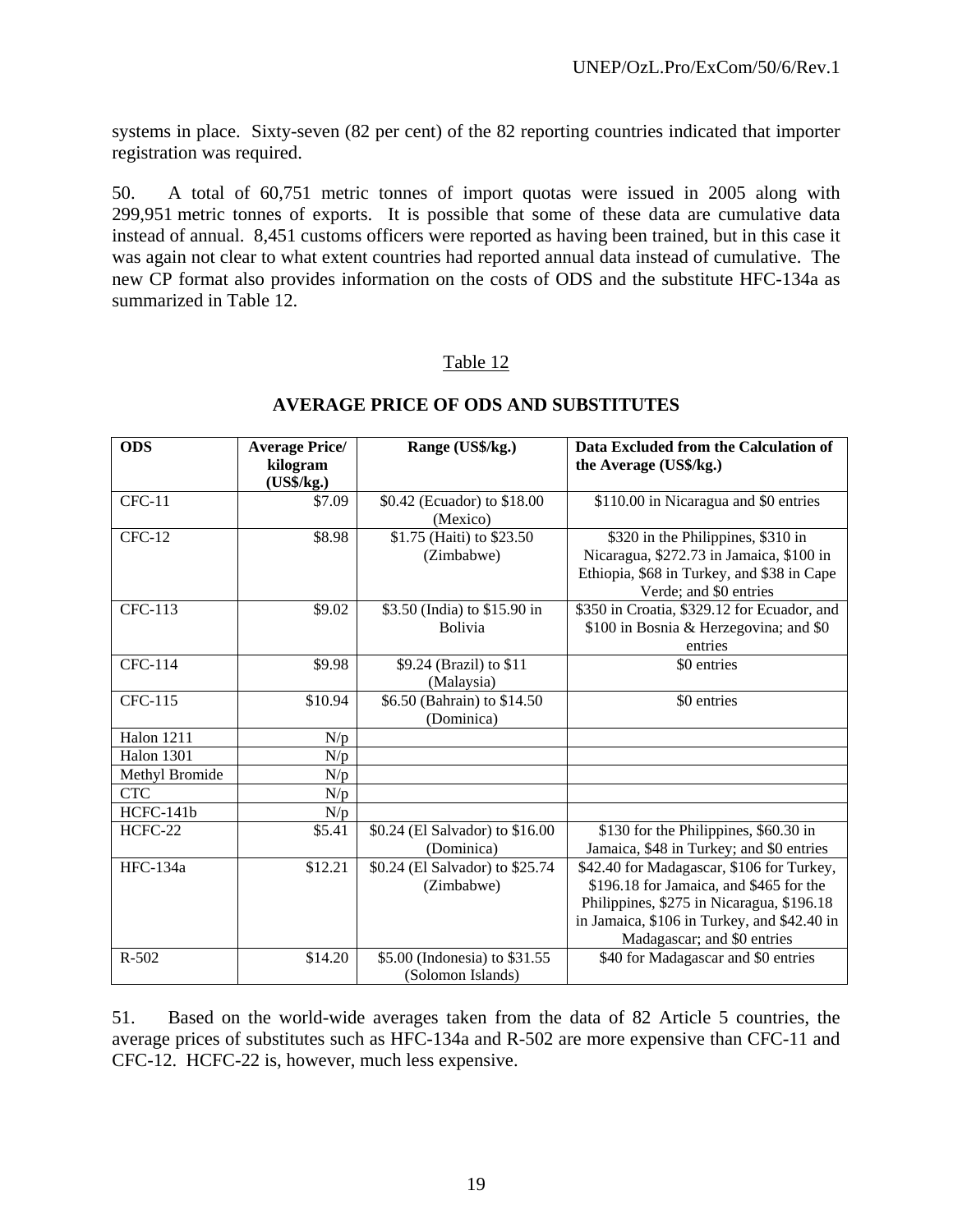systems in place. Sixty-seven (82 per cent) of the 82 reporting countries indicated that importer registration was required.

50. A total of 60,751 metric tonnes of import quotas were issued in 2005 along with 299,951 metric tonnes of exports. It is possible that some of these data are cumulative data instead of annual. 8,451 customs officers were reported as having been trained, but in this case it was again not clear to what extent countries had reported annual data instead of cumulative. The new CP format also provides information on the costs of ODS and the substitute HFC-134a as summarized in Table 12.

Table 12

**AVERAGE PRICE OF ODS AND SUBSTITUTES**

| ODS | Average Price/ kilogram (US$/kg.) | Range (US$/kg.) | Data Excluded from the Calculation of the Average (US$/kg.) |
|---|---|---|---|
| CFC-11 | $7.09 | $0.42 (Ecuador) to $18.00 (Mexico) | $110.00 in Nicaragua and $0 entries |
| CFC-12 | $8.98 | $1.75 (Haiti) to $23.50 (Zimbabwe) | $320 in the Philippines, $310 in Nicaragua, $272.73 in Jamaica, $100 in Ethiopia, $68 in Turkey, and $38 in Cape Verde; and $0 entries |
| CFC-113 | $9.02 | $3.50 (India) to $15.90 in Bolivia | $350 in Croatia, $329.12 for Ecuador, and $100 in Bosnia & Herzegovina; and $0 entries |
| CFC-114 | $9.98 | $9.24 (Brazil) to $11 (Malaysia) | $0 entries |
| CFC-115 | $10.94 | $6.50 (Bahrain) to $14.50 (Dominica) | $0 entries |
| Halon 1211 | N/p | | |
| Halon 1301 | N/p | | |
| Methyl Bromide | N/p | | |
| CTC | N/p | | |
| HCFC-141b | N/p | | |
| HCFC-22 | $5.41 | $0.24 (El Salvador) to $16.00 (Dominica) | $130 for the Philippines, $60.30 in Jamaica, $48 in Turkey; and $0 entries |
| HFC-134a | $12.21 | $0.24 (El Salvador) to $25.74 (Zimbabwe) | $42.40 for Madagascar, $106 for Turkey, $196.18 for Jamaica, and $465 for the Philippines, $275 in Nicaragua, $196.18 in Jamaica, $106 in Turkey, and $42.40 in Madagascar; and $0 entries |
| R-502 | $14.20 | $5.00 (Indonesia) to $31.55 (Solomon Islands) | $40 for Madagascar and $0 entries |

51. Based on the world-wide averages taken from the data of 82 Article 5 countries, the average prices of substitutes such as HFC-134a and R-502 are more expensive than CFC-11 and CFC-12. HCFC-22 is, however, much less expensive.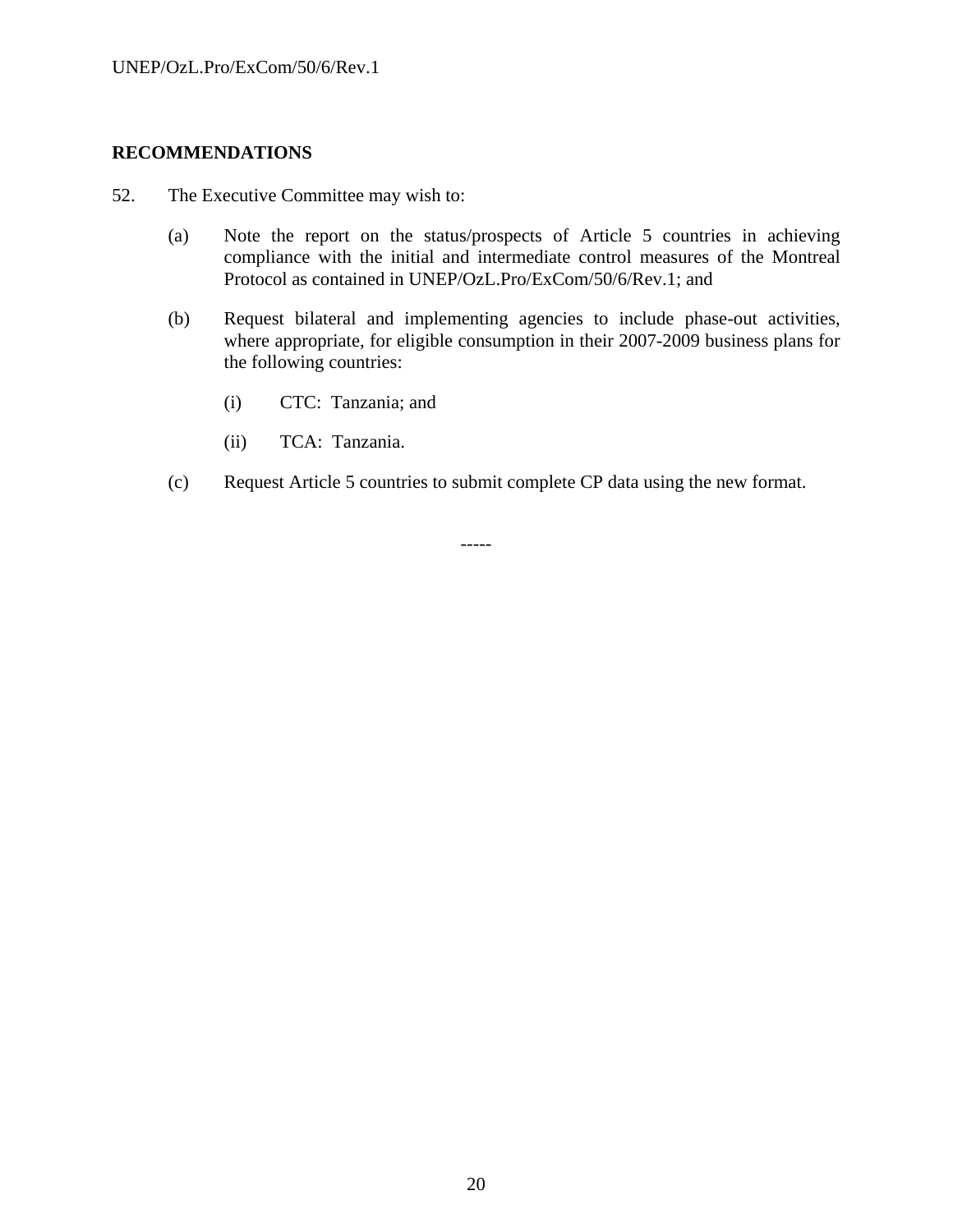## RECOMMENDATIONS

52. The Executive Committee may wish to:

    (a) Note the report on the status/prospects of Article 5 countries in achieving compliance with the initial and intermediate control measures of the Montreal Protocol as contained in UNEP/OzL.Pro/ExCom/50/6/Rev.1; and

    (b) Request bilateral and implementing agencies to include phase-out activities, where appropriate, for eligible consumption in their 2007-2009 business plans for the following countries:

        (i) CTC: Tanzania; and

        (ii) TCA: Tanzania.

    (c) Request Article 5 countries to submit complete CP data using the new format.

-----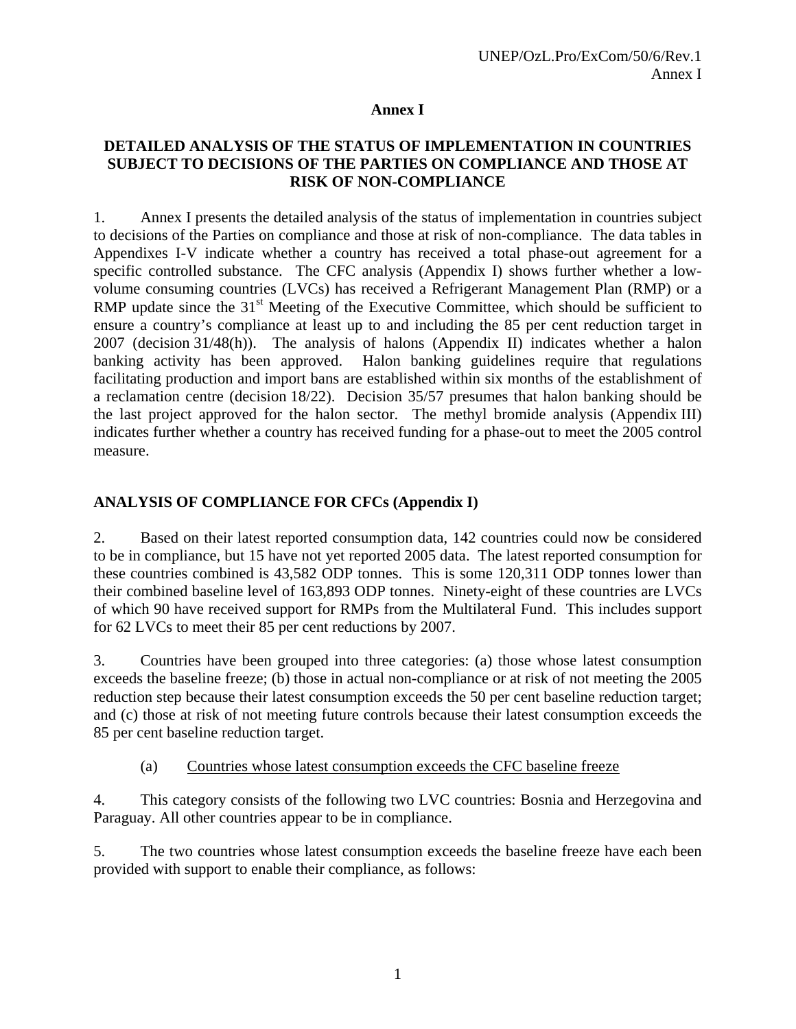# Annex I

## DETAILED ANALYSIS OF THE STATUS OF IMPLEMENTATION IN COUNTRIES SUBJECT TO DECISIONS OF THE PARTIES ON COMPLIANCE AND THOSE AT RISK OF NON-COMPLIANCE

1. Annex I presents the detailed analysis of the status of implementation in countries subject to decisions of the Parties on compliance and those at risk of non-compliance. The data tables in Appendixes I-V indicate whether a country has received a total phase-out agreement for a specific controlled substance. The CFC analysis (Appendix I) shows further whether a low-volume consuming countries (LVCs) has received a Refrigerant Management Plan (RMP) or a RMP update since the 31st Meeting of the Executive Committee, which should be sufficient to ensure a country's compliance at least up to and including the 85 per cent reduction target in 2007 (decision 31/48(h)). The analysis of halons (Appendix II) indicates whether a halon banking activity has been approved. Halon banking guidelines require that regulations facilitating production and import bans are established within six months of the establishment of a reclamation centre (decision 18/22). Decision 35/57 presumes that halon banking should be the last project approved for the halon sector. The methyl bromide analysis (Appendix III) indicates further whether a country has received funding for a phase-out to meet the 2005 control measure.

### ANALYSIS OF COMPLIANCE FOR CFCs (Appendix I)

2. Based on their latest reported consumption data, 142 countries could now be considered to be in compliance, but 15 have not yet reported 2005 data. The latest reported consumption for these countries combined is 43,582 ODP tonnes. This is some 120,311 ODP tonnes lower than their combined baseline level of 163,893 ODP tonnes. Ninety-eight of these countries are LVCs of which 90 have received support for RMPs from the Multilateral Fund. This includes support for 62 LVCs to meet their 85 per cent reductions by 2007.

3. Countries have been grouped into three categories: (a) those whose latest consumption exceeds the baseline freeze; (b) those in actual non-compliance or at risk of not meeting the 2005 reduction step because their latest consumption exceeds the 50 per cent baseline reduction target; and (c) those at risk of not meeting future controls because their latest consumption exceeds the 85 per cent baseline reduction target.

(a) Countries whose latest consumption exceeds the CFC baseline freeze

4. This category consists of the following two LVC countries: Bosnia and Herzegovina and Paraguay. All other countries appear to be in compliance.

5. The two countries whose latest consumption exceeds the baseline freeze have each been provided with support to enable their compliance, as follows: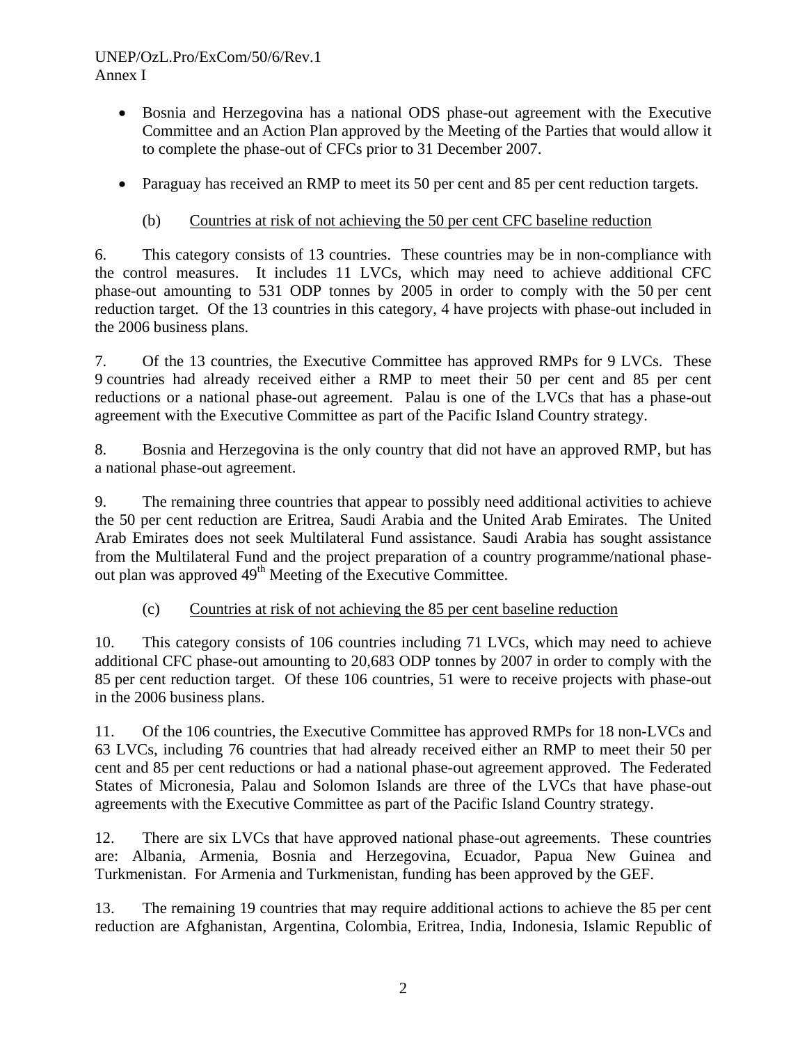- Bosnia and Herzegovina has a national ODS phase-out agreement with the Executive Committee and an Action Plan approved by the Meeting of the Parties that would allow it to complete the phase-out of CFCs prior to 31 December 2007.

- Paraguay has received an RMP to meet its 50 per cent and 85 per cent reduction targets.

(b) Countries at risk of not achieving the 50 per cent CFC baseline reduction

6. This category consists of 13 countries. These countries may be in non-compliance with the control measures. It includes 11 LVCs, which may need to achieve additional CFC phase-out amounting to 531 ODP tonnes by 2005 in order to comply with the 50 per cent reduction target. Of the 13 countries in this category, 4 have projects with phase-out included in the 2006 business plans.

7. Of the 13 countries, the Executive Committee has approved RMPs for 9 LVCs. These 9 countries had already received either a RMP to meet their 50 per cent and 85 per cent reductions or a national phase-out agreement. Palau is one of the LVCs that has a phase-out agreement with the Executive Committee as part of the Pacific Island Country strategy.

8. Bosnia and Herzegovina is the only country that did not have an approved RMP, but has a national phase-out agreement.

9. The remaining three countries that appear to possibly need additional activities to achieve the 50 per cent reduction are Eritrea, Saudi Arabia and the United Arab Emirates. The United Arab Emirates does not seek Multilateral Fund assistance. Saudi Arabia has sought assistance from the Multilateral Fund and the project preparation of a country programme/national phase-out plan was approved 49th Meeting of the Executive Committee.

(c) Countries at risk of not achieving the 85 per cent baseline reduction

10. This category consists of 106 countries including 71 LVCs, which may need to achieve additional CFC phase-out amounting to 20,683 ODP tonnes by 2007 in order to comply with the 85 per cent reduction target. Of these 106 countries, 51 were to receive projects with phase-out in the 2006 business plans.

11. Of the 106 countries, the Executive Committee has approved RMPs for 18 non-LVCs and 63 LVCs, including 76 countries that had already received either an RMP to meet their 50 per cent and 85 per cent reductions or had a national phase-out agreement approved. The Federated States of Micronesia, Palau and Solomon Islands are three of the LVCs that have phase-out agreements with the Executive Committee as part of the Pacific Island Country strategy.

12. There are six LVCs that have approved national phase-out agreements. These countries are: Albania, Armenia, Bosnia and Herzegovina, Ecuador, Papua New Guinea and Turkmenistan. For Armenia and Turkmenistan, funding has been approved by the GEF.

13. The remaining 19 countries that may require additional actions to achieve the 85 per cent reduction are Afghanistan, Argentina, Colombia, Eritrea, India, Indonesia, Islamic Republic of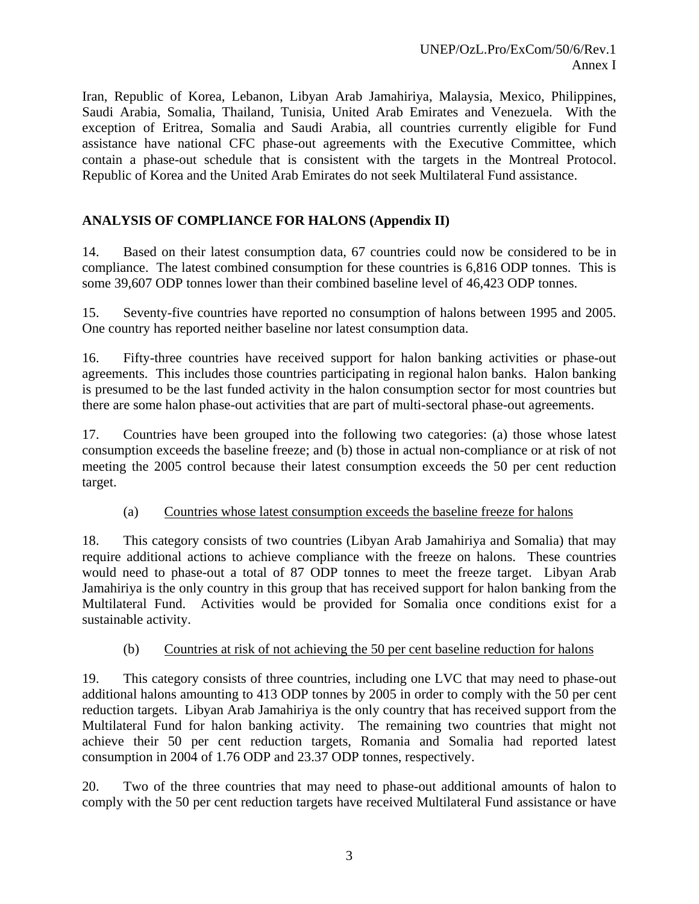Iran, Republic of Korea, Lebanon, Libyan Arab Jamahiriya, Malaysia, Mexico, Philippines, Saudi Arabia, Somalia, Thailand, Tunisia, United Arab Emirates and Venezuela. With the exception of Eritrea, Somalia and Saudi Arabia, all countries currently eligible for Fund assistance have national CFC phase-out agreements with the Executive Committee, which contain a phase-out schedule that is consistent with the targets in the Montreal Protocol. Republic of Korea and the United Arab Emirates do not seek Multilateral Fund assistance.

## ANALYSIS OF COMPLIANCE FOR HALONS (Appendix II)

14. Based on their latest consumption data, 67 countries could now be considered to be in compliance. The latest combined consumption for these countries is 6,816 ODP tonnes. This is some 39,607 ODP tonnes lower than their combined baseline level of 46,423 ODP tonnes.

15. Seventy-five countries have reported no consumption of halons between 1995 and 2005. One country has reported neither baseline nor latest consumption data.

16. Fifty-three countries have received support for halon banking activities or phase-out agreements. This includes those countries participating in regional halon banks. Halon banking is presumed to be the last funded activity in the halon consumption sector for most countries but there are some halon phase-out activities that are part of multi-sectoral phase-out agreements.

17. Countries have been grouped into the following two categories: (a) those whose latest consumption exceeds the baseline freeze; and (b) those in actual non-compliance or at risk of not meeting the 2005 control because their latest consumption exceeds the 50 per cent reduction target.

(a) Countries whose latest consumption exceeds the baseline freeze for halons

18. This category consists of two countries (Libyan Arab Jamahiriya and Somalia) that may require additional actions to achieve compliance with the freeze on halons. These countries would need to phase-out a total of 87 ODP tonnes to meet the freeze target. Libyan Arab Jamahiriya is the only country in this group that has received support for halon banking from the Multilateral Fund. Activities would be provided for Somalia once conditions exist for a sustainable activity.

(b) Countries at risk of not achieving the 50 per cent baseline reduction for halons

19. This category consists of three countries, including one LVC that may need to phase-out additional halons amounting to 413 ODP tonnes by 2005 in order to comply with the 50 per cent reduction targets. Libyan Arab Jamahiriya is the only country that has received support from the Multilateral Fund for halon banking activity. The remaining two countries that might not achieve their 50 per cent reduction targets, Romania and Somalia had reported latest consumption in 2004 of 1.76 ODP and 23.37 ODP tonnes, respectively.

20. Two of the three countries that may need to phase-out additional amounts of halon to comply with the 50 per cent reduction targets have received Multilateral Fund assistance or have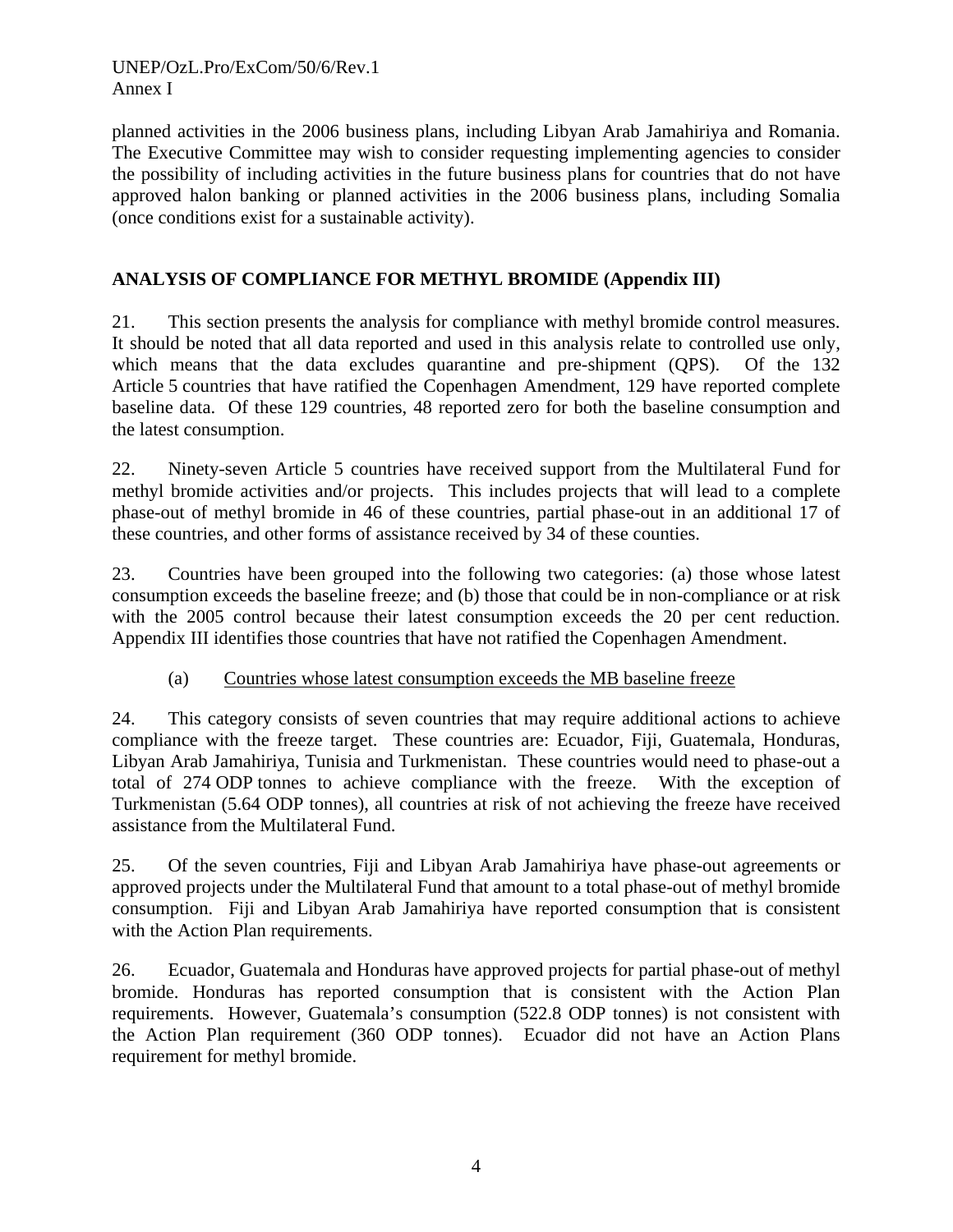planned activities in the 2006 business plans, including Libyan Arab Jamahiriya and Romania. The Executive Committee may wish to consider requesting implementing agencies to consider the possibility of including activities in the future business plans for countries that do not have approved halon banking or planned activities in the 2006 business plans, including Somalia (once conditions exist for a sustainable activity).

## ANALYSIS OF COMPLIANCE FOR METHYL BROMIDE (Appendix III)

21. This section presents the analysis for compliance with methyl bromide control measures. It should be noted that all data reported and used in this analysis relate to controlled use only, which means that the data excludes quarantine and pre-shipment (QPS). Of the 132 Article 5 countries that have ratified the Copenhagen Amendment, 129 have reported complete baseline data. Of these 129 countries, 48 reported zero for both the baseline consumption and the latest consumption.

22. Ninety-seven Article 5 countries have received support from the Multilateral Fund for methyl bromide activities and/or projects. This includes projects that will lead to a complete phase-out of methyl bromide in 46 of these countries, partial phase-out in an additional 17 of these countries, and other forms of assistance received by 34 of these counties.

23. Countries have been grouped into the following two categories: (a) those whose latest consumption exceeds the baseline freeze; and (b) those that could be in non-compliance or at risk with the 2005 control because their latest consumption exceeds the 20 per cent reduction. Appendix III identifies those countries that have not ratified the Copenhagen Amendment.

(a) Countries whose latest consumption exceeds the MB baseline freeze

24. This category consists of seven countries that may require additional actions to achieve compliance with the freeze target. These countries are: Ecuador, Fiji, Guatemala, Honduras, Libyan Arab Jamahiriya, Tunisia and Turkmenistan. These countries would need to phase-out a total of 274 ODP tonnes to achieve compliance with the freeze. With the exception of Turkmenistan (5.64 ODP tonnes), all countries at risk of not achieving the freeze have received assistance from the Multilateral Fund.

25. Of the seven countries, Fiji and Libyan Arab Jamahiriya have phase-out agreements or approved projects under the Multilateral Fund that amount to a total phase-out of methyl bromide consumption. Fiji and Libyan Arab Jamahiriya have reported consumption that is consistent with the Action Plan requirements.

26. Ecuador, Guatemala and Honduras have approved projects for partial phase-out of methyl bromide. Honduras has reported consumption that is consistent with the Action Plan requirements. However, Guatemala's consumption (522.8 ODP tonnes) is not consistent with the Action Plan requirement (360 ODP tonnes). Ecuador did not have an Action Plans requirement for methyl bromide.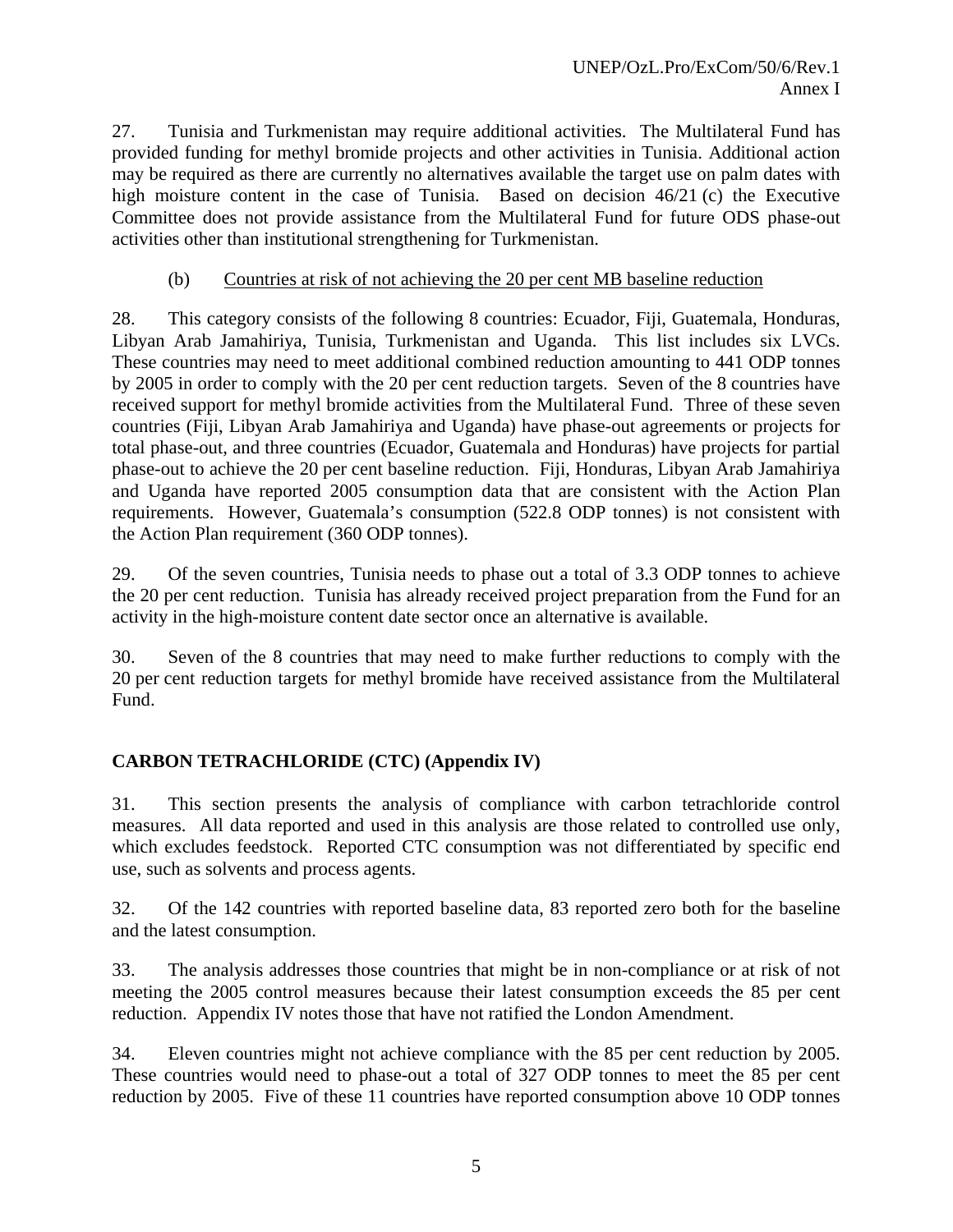27. Tunisia and Turkmenistan may require additional activities. The Multilateral Fund has provided funding for methyl bromide projects and other activities in Tunisia. Additional action may be required as there are currently no alternatives available the target use on palm dates with high moisture content in the case of Tunisia. Based on decision 46/21 (c) the Executive Committee does not provide assistance from the Multilateral Fund for future ODS phase-out activities other than institutional strengthening for Turkmenistan.

(b) Countries at risk of not achieving the 20 per cent MB baseline reduction

28. This category consists of the following 8 countries: Ecuador, Fiji, Guatemala, Honduras, Libyan Arab Jamahiriya, Tunisia, Turkmenistan and Uganda. This list includes six LVCs. These countries may need to meet additional combined reduction amounting to 441 ODP tonnes by 2005 in order to comply with the 20 per cent reduction targets. Seven of the 8 countries have received support for methyl bromide activities from the Multilateral Fund. Three of these seven countries (Fiji, Libyan Arab Jamahiriya and Uganda) have phase-out agreements or projects for total phase-out, and three countries (Ecuador, Guatemala and Honduras) have projects for partial phase-out to achieve the 20 per cent baseline reduction. Fiji, Honduras, Libyan Arab Jamahiriya and Uganda have reported 2005 consumption data that are consistent with the Action Plan requirements. However, Guatemala's consumption (522.8 ODP tonnes) is not consistent with the Action Plan requirement (360 ODP tonnes).

29. Of the seven countries, Tunisia needs to phase out a total of 3.3 ODP tonnes to achieve the 20 per cent reduction. Tunisia has already received project preparation from the Fund for an activity in the high-moisture content date sector once an alternative is available.

30. Seven of the 8 countries that may need to make further reductions to comply with the 20 per cent reduction targets for methyl bromide have received assistance from the Multilateral Fund.

## CARBON TETRACHLORIDE (CTC) (Appendix IV)

31. This section presents the analysis of compliance with carbon tetrachloride control measures. All data reported and used in this analysis are those related to controlled use only, which excludes feedstock. Reported CTC consumption was not differentiated by specific end use, such as solvents and process agents.

32. Of the 142 countries with reported baseline data, 83 reported zero both for the baseline and the latest consumption.

33. The analysis addresses those countries that might be in non-compliance or at risk of not meeting the 2005 control measures because their latest consumption exceeds the 85 per cent reduction. Appendix IV notes those that have not ratified the London Amendment.

34. Eleven countries might not achieve compliance with the 85 per cent reduction by 2005. These countries would need to phase-out a total of 327 ODP tonnes to meet the 85 per cent reduction by 2005. Five of these 11 countries have reported consumption above 10 ODP tonnes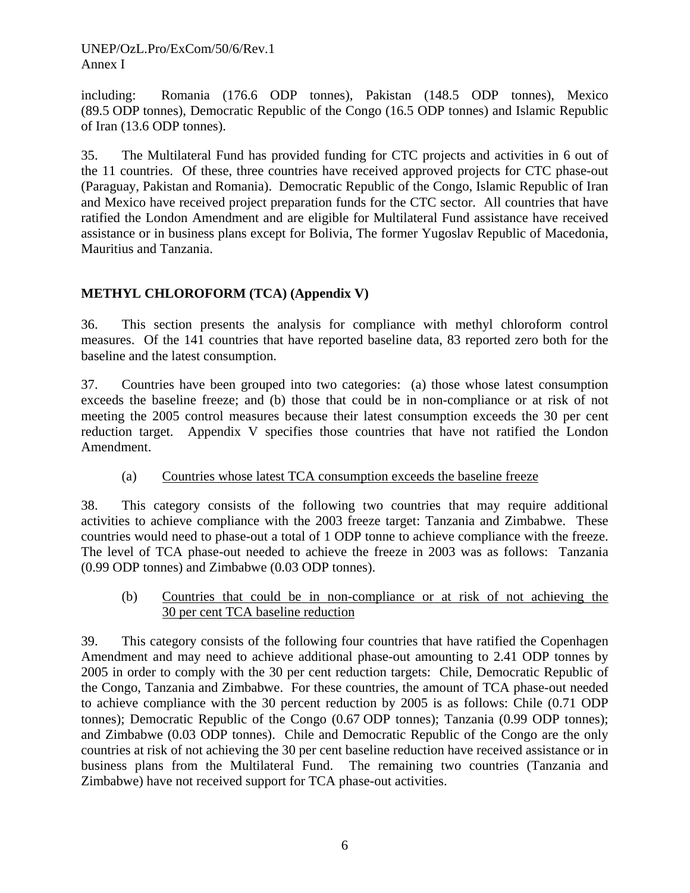including: Romania (176.6 ODP tonnes), Pakistan (148.5 ODP tonnes), Mexico (89.5 ODP tonnes), Democratic Republic of the Congo (16.5 ODP tonnes) and Islamic Republic of Iran (13.6 ODP tonnes).

35. The Multilateral Fund has provided funding for CTC projects and activities in 6 out of the 11 countries. Of these, three countries have received approved projects for CTC phase-out (Paraguay, Pakistan and Romania). Democratic Republic of the Congo, Islamic Republic of Iran and Mexico have received project preparation funds for the CTC sector. All countries that have ratified the London Amendment and are eligible for Multilateral Fund assistance have received assistance or in business plans except for Bolivia, The former Yugoslav Republic of Macedonia, Mauritius and Tanzania.

## METHYL CHLOROFORM (TCA) (Appendix V)

36. This section presents the analysis for compliance with methyl chloroform control measures. Of the 141 countries that have reported baseline data, 83 reported zero both for the baseline and the latest consumption.

37. Countries have been grouped into two categories: (a) those whose latest consumption exceeds the baseline freeze; and (b) those that could be in non-compliance or at risk of not meeting the 2005 control measures because their latest consumption exceeds the 30 per cent reduction target. Appendix V specifies those countries that have not ratified the London Amendment.

(a) Countries whose latest TCA consumption exceeds the baseline freeze

38. This category consists of the following two countries that may require additional activities to achieve compliance with the 2003 freeze target: Tanzania and Zimbabwe. These countries would need to phase-out a total of 1 ODP tonne to achieve compliance with the freeze. The level of TCA phase-out needed to achieve the freeze in 2003 was as follows: Tanzania (0.99 ODP tonnes) and Zimbabwe (0.03 ODP tonnes).

(b) Countries that could be in non-compliance or at risk of not achieving the 30 per cent TCA baseline reduction

39. This category consists of the following four countries that have ratified the Copenhagen Amendment and may need to achieve additional phase-out amounting to 2.41 ODP tonnes by 2005 in order to comply with the 30 per cent reduction targets: Chile, Democratic Republic of the Congo, Tanzania and Zimbabwe. For these countries, the amount of TCA phase-out needed to achieve compliance with the 30 percent reduction by 2005 is as follows: Chile (0.71 ODP tonnes); Democratic Republic of the Congo (0.67 ODP tonnes); Tanzania (0.99 ODP tonnes); and Zimbabwe (0.03 ODP tonnes). Chile and Democratic Republic of the Congo are the only countries at risk of not achieving the 30 per cent baseline reduction have received assistance or in business plans from the Multilateral Fund. The remaining two countries (Tanzania and Zimbabwe) have not received support for TCA phase-out activities.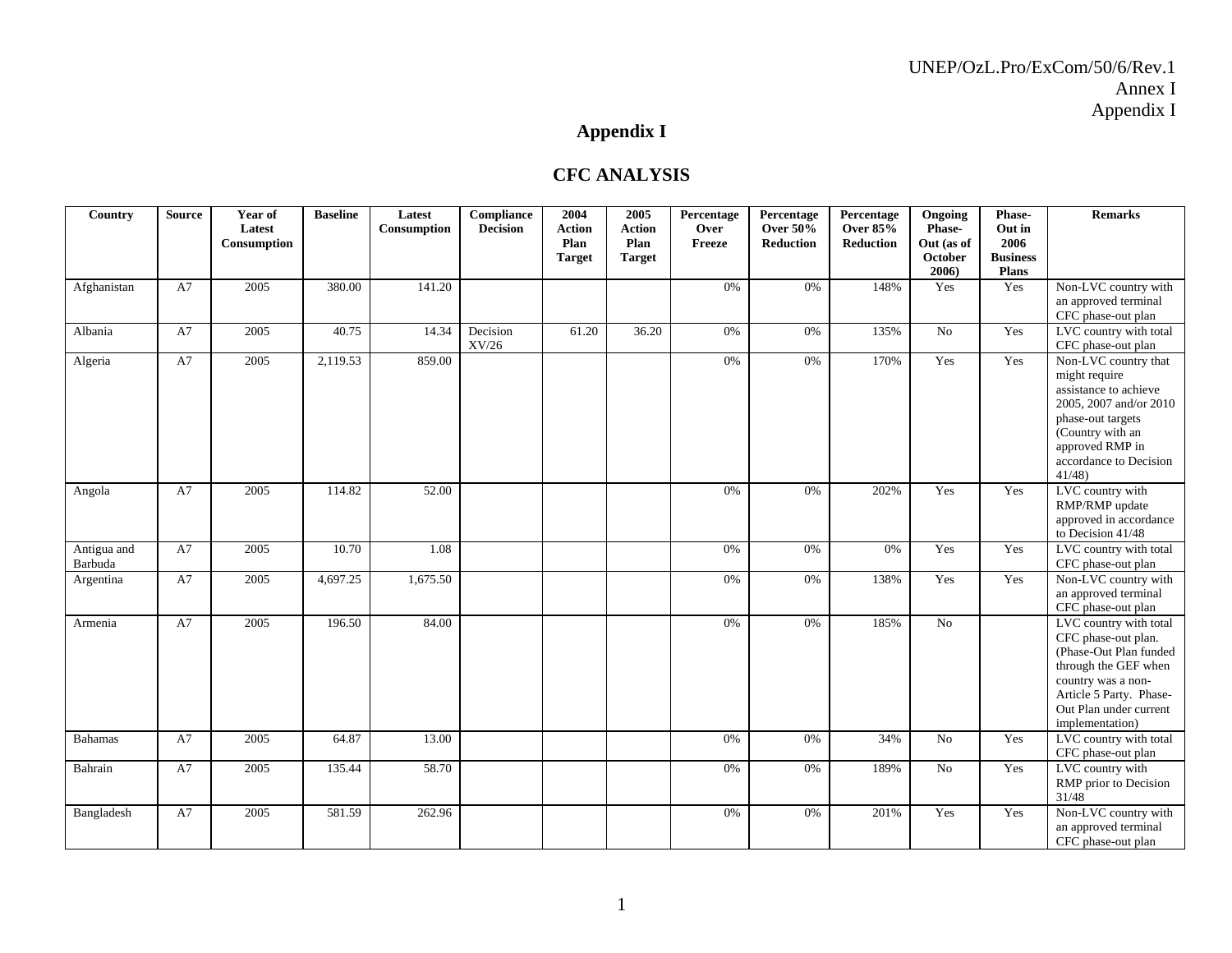# Appendix I

## CFC ANALYSIS

| Country | Source | Year of Latest Consumption | Baseline | Latest Consumption | Compliance Decision | 2004 Action Plan Target | 2005 Action Plan Target | Percentage Over Freeze | Percentage Over 50% Reduction | Percentage Over 85% Reduction | Ongoing Phase-Out (as of October 2006) | Phase-Out in 2006 Business Plans | Remarks |
|---|---|---|---|---|---|---|---|---|---|---|---|---|---|
| Afghanistan | A7 | 2005 | 380.00 | 141.20 | | | | 0% | 0% | 148% | Yes | Yes | Non-LVC country with an approved terminal CFC phase-out plan |
| Albania | A7 | 2005 | 40.75 | 14.34 | Decision XV/26 | 61.20 | 36.20 | 0% | 0% | 135% | No | Yes | LVC country with total CFC phase-out plan |
| Algeria | A7 | 2005 | 2,119.53 | 859.00 | | | | 0% | 0% | 170% | Yes | Yes | Non-LVC country that might require assistance to achieve 2005, 2007 and/or 2010 phase-out targets (Country with an approved RMP in accordance to Decision 41/48) |
| Angola | A7 | 2005 | 114.82 | 52.00 | | | | 0% | 0% | 202% | Yes | Yes | LVC country with RMP/RMP update approved in accordance to Decision 41/48 |
| Antigua and Barbuda | A7 | 2005 | 10.70 | 1.08 | | | | 0% | 0% | 0% | Yes | Yes | LVC country with total CFC phase-out plan |
| Argentina | A7 | 2005 | 4,697.25 | 1,675.50 | | | | 0% | 0% | 138% | Yes | Yes | Non-LVC country with an approved terminal CFC phase-out plan |
| Armenia | A7 | 2005 | 196.50 | 84.00 | | | | 0% | 0% | 185% | No | | LVC country with total CFC phase-out plan. (Phase-Out Plan funded through the GEF when country was a non-Article 5 Party. Phase-Out Plan under current implementation) |
| Bahamas | A7 | 2005 | 64.87 | 13.00 | | | | 0% | 0% | 34% | No | Yes | LVC country with total CFC phase-out plan |
| Bahrain | A7 | 2005 | 135.44 | 58.70 | | | | 0% | 0% | 189% | No | Yes | LVC country with RMP prior to Decision 31/48 |
| Bangladesh | A7 | 2005 | 581.59 | 262.96 | | | | 0% | 0% | 201% | Yes | Yes | Non-LVC country with an approved terminal CFC phase-out plan |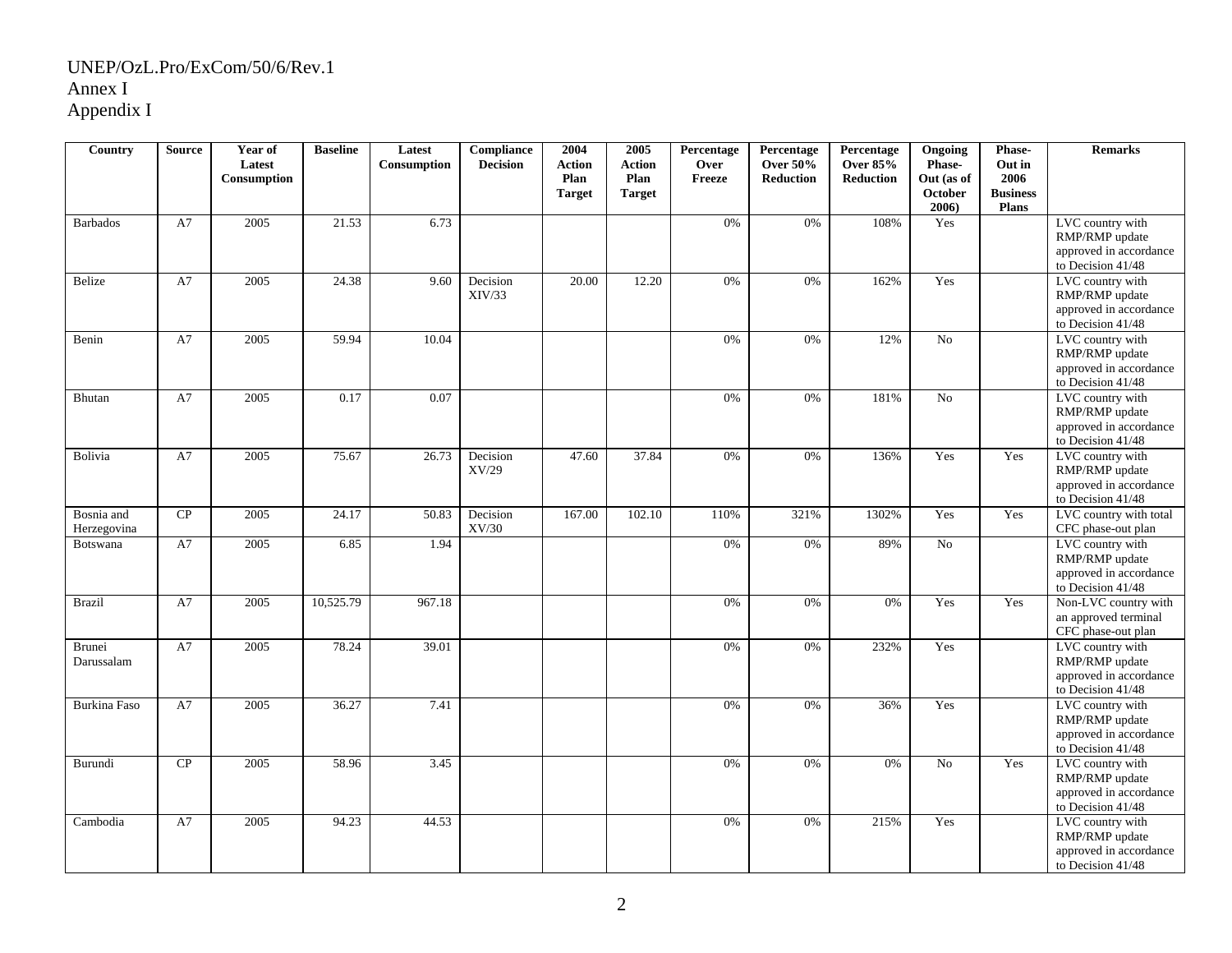UNEP/OzL.Pro/ExCom/50/6/Rev.1
Annex I
Appendix I

| Country | Source | Year of Latest Consumption | Baseline | Latest Consumption | Compliance Decision | 2004 Action Plan Target | 2005 Action Plan Target | Percentage Over Freeze | Percentage Over 50% Reduction | Percentage Over 85% Reduction | Ongoing Phase-Out (as of October 2006) | Phase-Out in 2006 Business Plans | Remarks |
|---|---|---|---|---|---|---|---|---|---|---|---|---|---|
| Barbados | A7 | 2005 | 21.53 | 6.73 | | | | 0% | 0% | 108% | Yes | | LVC country with RMP/RMP update approved in accordance to Decision 41/48 |
| Belize | A7 | 2005 | 24.38 | 9.60 | Decision XIV/33 | 20.00 | 12.20 | 0% | 0% | 162% | Yes | | LVC country with RMP/RMP update approved in accordance to Decision 41/48 |
| Benin | A7 | 2005 | 59.94 | 10.04 | | | | 0% | 0% | 12% | No | | LVC country with RMP/RMP update approved in accordance to Decision 41/48 |
| Bhutan | A7 | 2005 | 0.17 | 0.07 | | | | 0% | 0% | 181% | No | | LVC country with RMP/RMP update approved in accordance to Decision 41/48 |
| Bolivia | A7 | 2005 | 75.67 | 26.73 | Decision XV/29 | 47.60 | 37.84 | 0% | 0% | 136% | Yes | Yes | LVC country with RMP/RMP update approved in accordance to Decision 41/48 |
| Bosnia and Herzegovina | CP | 2005 | 24.17 | 50.83 | Decision XV/30 | 167.00 | 102.10 | 110% | 321% | 1302% | Yes | Yes | LVC country with total CFC phase-out plan |
| Botswana | A7 | 2005 | 6.85 | 1.94 | | | | 0% | 0% | 89% | No | | LVC country with RMP/RMP update approved in accordance to Decision 41/48 |
| Brazil | A7 | 2005 | 10,525.79 | 967.18 | | | | 0% | 0% | 0% | Yes | Yes | Non-LVC country with an approved terminal CFC phase-out plan |
| Brunei Darussalam | A7 | 2005 | 78.24 | 39.01 | | | | 0% | 0% | 232% | Yes | | LVC country with RMP/RMP update approved in accordance to Decision 41/48 |
| Burkina Faso | A7 | 2005 | 36.27 | 7.41 | | | | 0% | 0% | 36% | Yes | | LVC country with RMP/RMP update approved in accordance to Decision 41/48 |
| Burundi | CP | 2005 | 58.96 | 3.45 | | | | 0% | 0% | 0% | No | Yes | LVC country with RMP/RMP update approved in accordance to Decision 41/48 |
| Cambodia | A7 | 2005 | 94.23 | 44.53 | | | | 0% | 0% | 215% | Yes | | LVC country with RMP/RMP update approved in accordance to Decision 41/48 |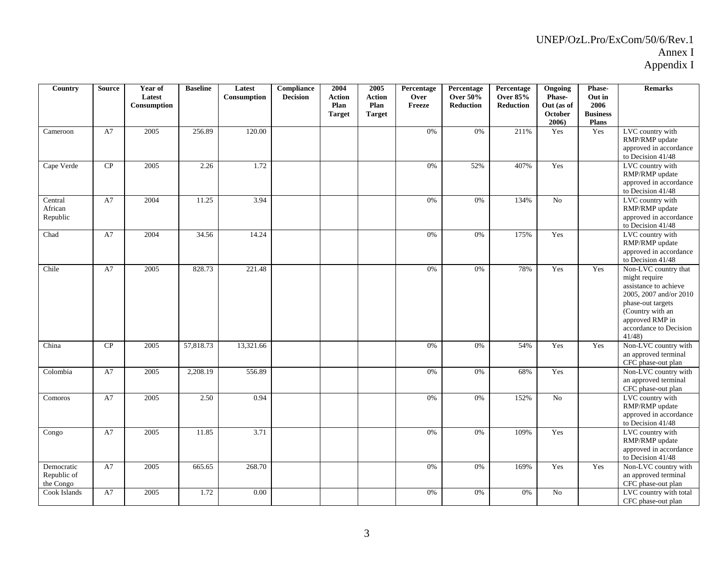| Country | Source | Year of Latest Consumption | Baseline | Latest Consumption | Compliance Decision | 2004 Action Plan Target | 2005 Action Plan Target | Percentage Over Freeze | Percentage Over 50% Reduction | Percentage Over 85% Reduction | Ongoing Phase-Out (as of October 2006) | Phase-Out in 2006 Business Plans | Remarks |
|---|---|---|---|---|---|---|---|---|---|---|---|---|---|
| Cameroon | A7 | 2005 | 256.89 | 120.00 | | | | 0% | 0% | 211% | Yes | Yes | LVC country with RMP/RMP update approved in accordance to Decision 41/48 |
| Cape Verde | CP | 2005 | 2.26 | 1.72 | | | | 0% | 52% | 407% | Yes | | LVC country with RMP/RMP update approved in accordance to Decision 41/48 |
| Central African Republic | A7 | 2004 | 11.25 | 3.94 | | | | 0% | 0% | 134% | No | | LVC country with RMP/RMP update approved in accordance to Decision 41/48 |
| Chad | A7 | 2004 | 34.56 | 14.24 | | | | 0% | 0% | 175% | Yes | | LVC country with RMP/RMP update approved in accordance to Decision 41/48 |
| Chile | A7 | 2005 | 828.73 | 221.48 | | | | 0% | 0% | 78% | Yes | Yes | Non-LVC country that might require assistance to achieve 2005, 2007 and/or 2010 phase-out targets (Country with an approved RMP in accordance to Decision 41/48) |
| China | CP | 2005 | 57,818.73 | 13,321.66 | | | | 0% | 0% | 54% | Yes | Yes | Non-LVC country with an approved terminal CFC phase-out plan |
| Colombia | A7 | 2005 | 2,208.19 | 556.89 | | | | 0% | 0% | 68% | Yes | | Non-LVC country with an approved terminal CFC phase-out plan |
| Comoros | A7 | 2005 | 2.50 | 0.94 | | | | 0% | 0% | 152% | No | | LVC country with RMP/RMP update approved in accordance to Decision 41/48 |
| Congo | A7 | 2005 | 11.85 | 3.71 | | | | 0% | 0% | 109% | Yes | | LVC country with RMP/RMP update approved in accordance to Decision 41/48 |
| Democratic Republic of the Congo | A7 | 2005 | 665.65 | 268.70 | | | | 0% | 0% | 169% | Yes | Yes | Non-LVC country with an approved terminal CFC phase-out plan |
| Cook Islands | A7 | 2005 | 1.72 | 0.00 | | | | 0% | 0% | 0% | No | | LVC country with total CFC phase-out plan |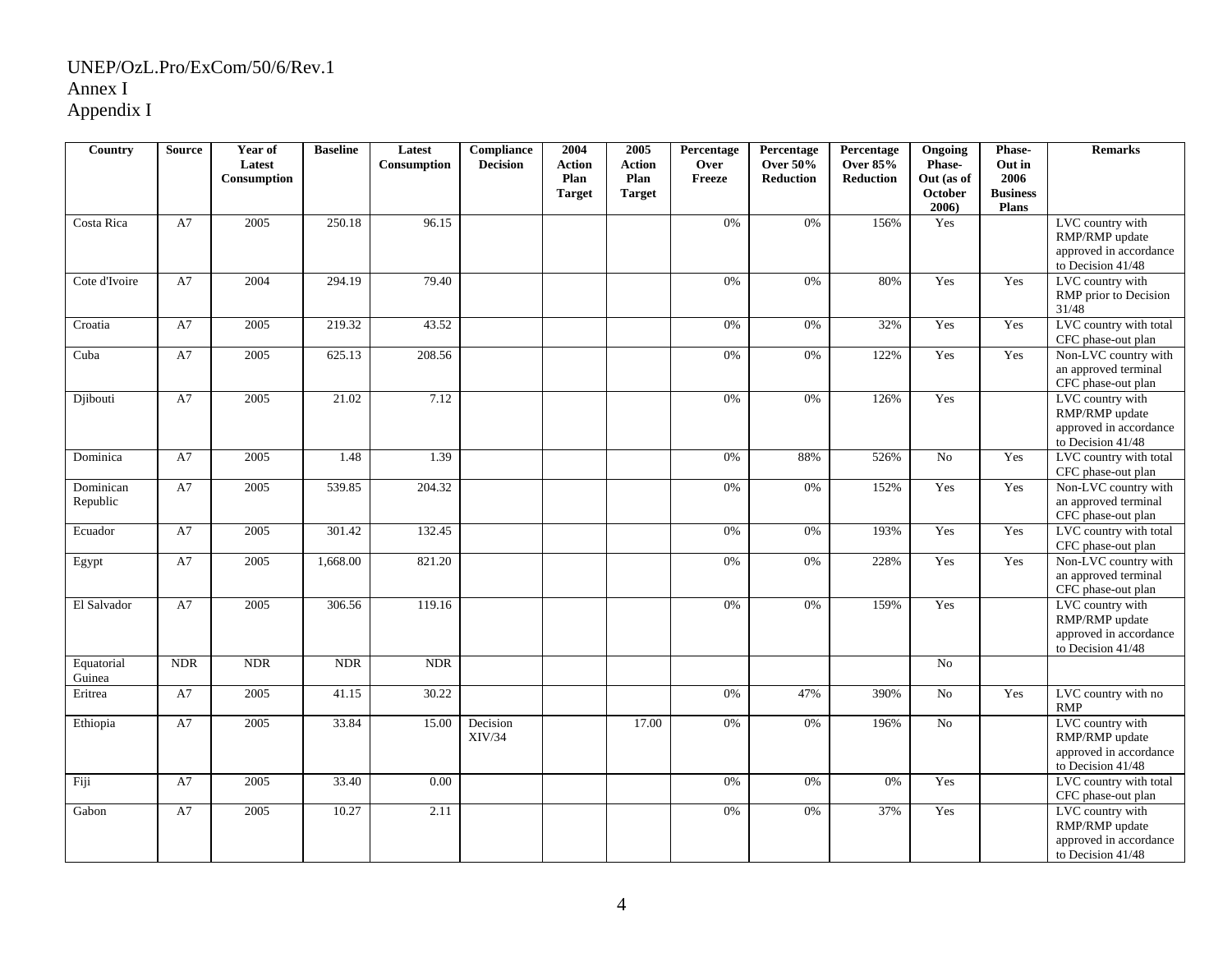UNEP/OzL.Pro/ExCom/50/6/Rev.1
Annex I
Appendix I

| Country | Source | Year of Latest Consumption | Baseline | Latest Consumption | Compliance Decision | 2004 Action Plan Target | 2005 Action Plan Target | Percentage Over Freeze | Percentage Over 50% Reduction | Percentage Over 85% Reduction | Ongoing Phase-Out (as of October 2006) | Phase-Out in 2006 Business Plans | Remarks |
|---|---|---|---|---|---|---|---|---|---|---|---|---|---|
| Costa Rica | A7 | 2005 | 250.18 | 96.15 | | | | 0% | 0% | 156% | Yes | | LVC country with RMP/RMP update approved in accordance to Decision 41/48 |
| Cote d'Ivoire | A7 | 2004 | 294.19 | 79.40 | | | | 0% | 0% | 80% | Yes | Yes | LVC country with RMP prior to Decision 31/48 |
| Croatia | A7 | 2005 | 219.32 | 43.52 | | | | 0% | 0% | 32% | Yes | Yes | LVC country with total CFC phase-out plan |
| Cuba | A7 | 2005 | 625.13 | 208.56 | | | | 0% | 0% | 122% | Yes | Yes | Non-LVC country with an approved terminal CFC phase-out plan |
| Djibouti | A7 | 2005 | 21.02 | 7.12 | | | | 0% | 0% | 126% | Yes | | LVC country with RMP/RMP update approved in accordance to Decision 41/48 |
| Dominica | A7 | 2005 | 1.48 | 1.39 | | | | 0% | 88% | 526% | No | Yes | LVC country with total CFC phase-out plan |
| Dominican Republic | A7 | 2005 | 539.85 | 204.32 | | | | 0% | 0% | 152% | Yes | Yes | Non-LVC country with an approved terminal CFC phase-out plan |
| Ecuador | A7 | 2005 | 301.42 | 132.45 | | | | 0% | 0% | 193% | Yes | Yes | LVC country with total CFC phase-out plan |
| Egypt | A7 | 2005 | 1,668.00 | 821.20 | | | | 0% | 0% | 228% | Yes | Yes | Non-LVC country with an approved terminal CFC phase-out plan |
| El Salvador | A7 | 2005 | 306.56 | 119.16 | | | | 0% | 0% | 159% | Yes | | LVC country with RMP/RMP update approved in accordance to Decision 41/48 |
| Equatorial Guinea | NDR | NDR | NDR | NDR | | | | | | | No | | |
| Eritrea | A7 | 2005 | 41.15 | 30.22 | | | | 0% | 47% | 390% | No | Yes | LVC country with no RMP |
| Ethiopia | A7 | 2005 | 33.84 | 15.00 | Decision XIV/34 | | 17.00 | 0% | 0% | 196% | No | | LVC country with RMP/RMP update approved in accordance to Decision 41/48 |
| Fiji | A7 | 2005 | 33.40 | 0.00 | | | | 0% | 0% | 0% | Yes | | LVC country with total CFC phase-out plan |
| Gabon | A7 | 2005 | 10.27 | 2.11 | | | | 0% | 0% | 37% | Yes | | LVC country with RMP/RMP update approved in accordance to Decision 41/48 |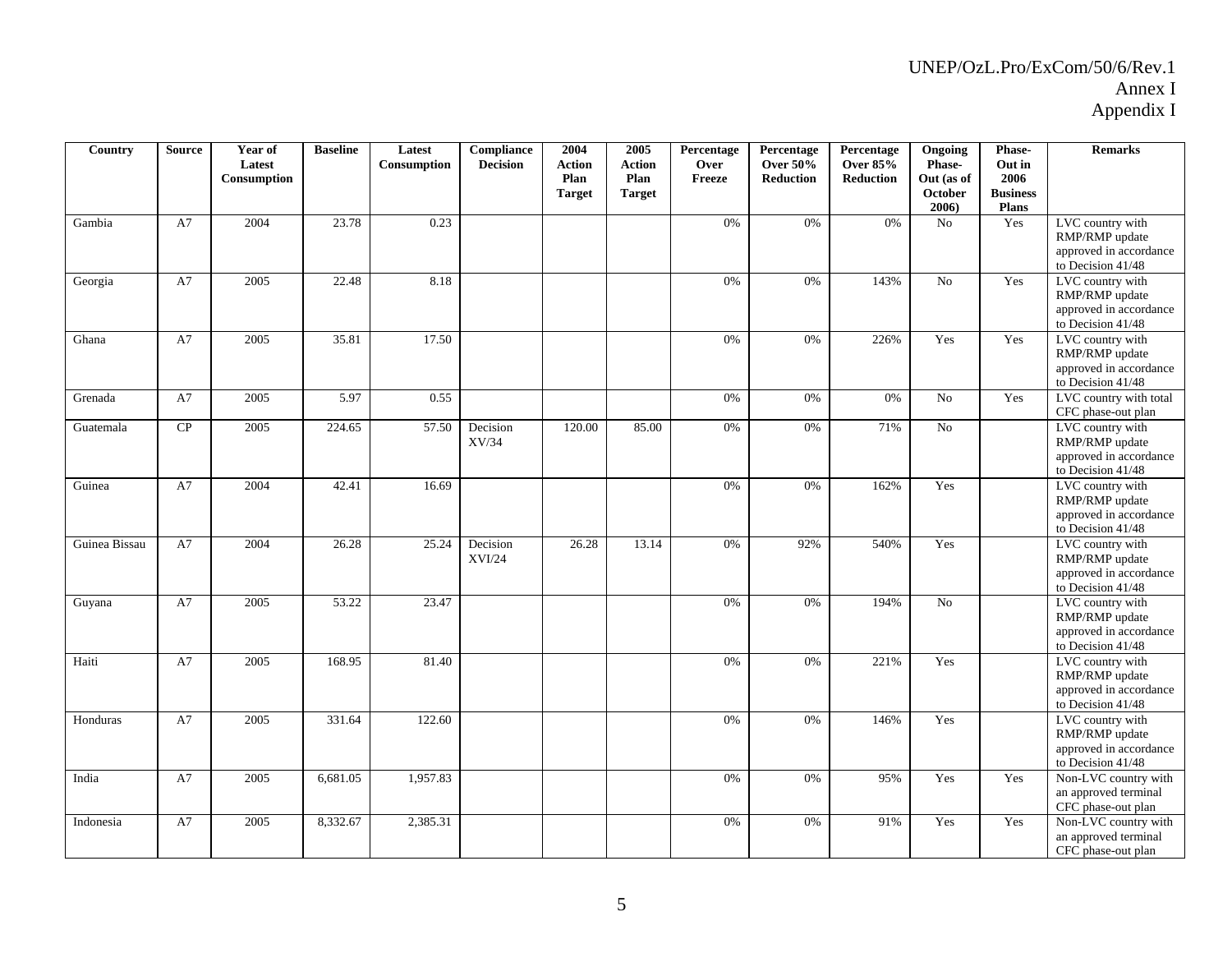| Country | Source | Year of Latest Consumption | Baseline | Latest Consumption | Compliance Decision | 2004 Action Plan Target | 2005 Action Plan Target | Percentage Over Freeze | Percentage Over 50% Reduction | Percentage Over 85% Reduction | Ongoing Phase-Out (as of October 2006) | Phase-Out in 2006 Business Plans | Remarks |
|---|---|---|---|---|---|---|---|---|---|---|---|---|---|
| Gambia | A7 | 2004 | 23.78 | 0.23 | | | | 0% | 0% | 0% | No | Yes | LVC country with RMP/RMP update approved in accordance to Decision 41/48 |
| Georgia | A7 | 2005 | 22.48 | 8.18 | | | | 0% | 0% | 143% | No | Yes | LVC country with RMP/RMP update approved in accordance to Decision 41/48 |
| Ghana | A7 | 2005 | 35.81 | 17.50 | | | | 0% | 0% | 226% | Yes | Yes | LVC country with RMP/RMP update approved in accordance to Decision 41/48 |
| Grenada | A7 | 2005 | 5.97 | 0.55 | | | | 0% | 0% | 0% | No | Yes | LVC country with total CFC phase-out plan |
| Guatemala | CP | 2005 | 224.65 | 57.50 | Decision XV/34 | 120.00 | 85.00 | 0% | 0% | 71% | No | | LVC country with RMP/RMP update approved in accordance to Decision 41/48 |
| Guinea | A7 | 2004 | 42.41 | 16.69 | | | | 0% | 0% | 162% | Yes | | LVC country with RMP/RMP update approved in accordance to Decision 41/48 |
| Guinea Bissau | A7 | 2004 | 26.28 | 25.24 | Decision XVI/24 | 26.28 | 13.14 | 0% | 92% | 540% | Yes | | LVC country with RMP/RMP update approved in accordance to Decision 41/48 |
| Guyana | A7 | 2005 | 53.22 | 23.47 | | | | 0% | 0% | 194% | No | | LVC country with RMP/RMP update approved in accordance to Decision 41/48 |
| Haiti | A7 | 2005 | 168.95 | 81.40 | | | | 0% | 0% | 221% | Yes | | LVC country with RMP/RMP update approved in accordance to Decision 41/48 |
| Honduras | A7 | 2005 | 331.64 | 122.60 | | | | 0% | 0% | 146% | Yes | | LVC country with RMP/RMP update approved in accordance to Decision 41/48 |
| India | A7 | 2005 | 6,681.05 | 1,957.83 | | | | 0% | 0% | 95% | Yes | Yes | Non-LVC country with an approved terminal CFC phase-out plan |
| Indonesia | A7 | 2005 | 8,332.67 | 2,385.31 | | | | 0% | 0% | 91% | Yes | Yes | Non-LVC country with an approved terminal CFC phase-out plan |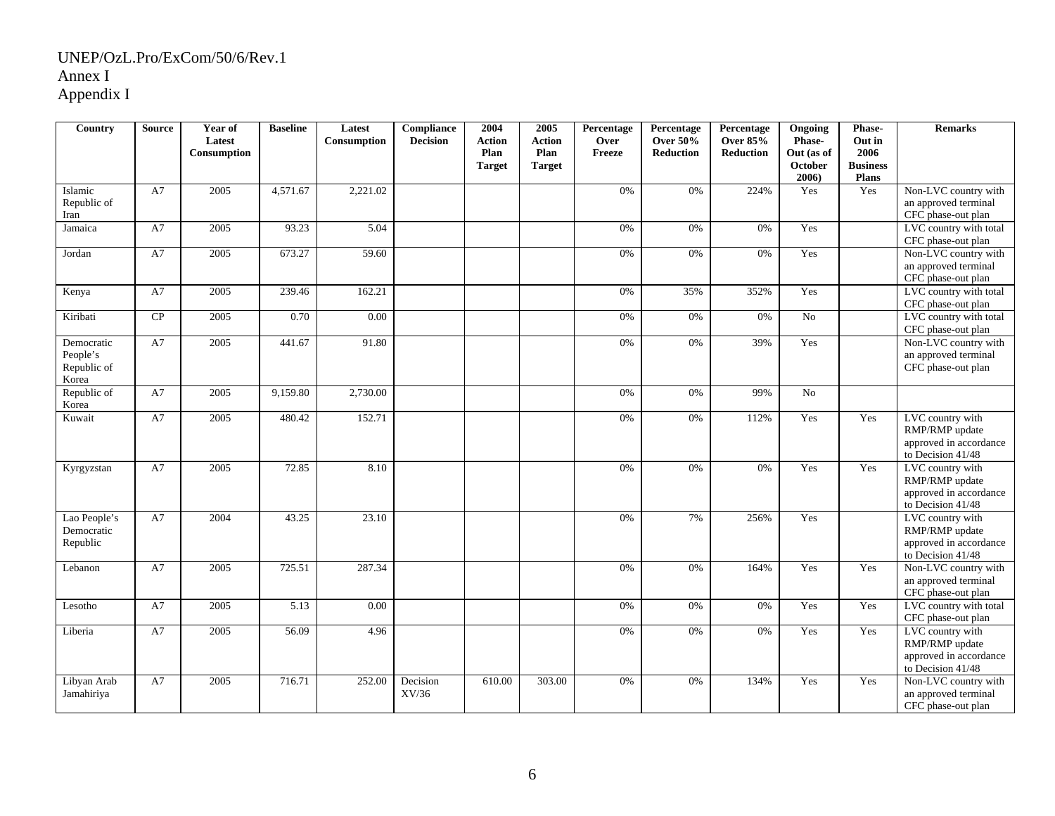UNEP/OzL.Pro/ExCom/50/6/Rev.1
Annex I
Appendix I

| Country | Source | Year of Latest Consumption | Baseline | Latest Consumption | Compliance Decision | 2004 Action Plan Target | 2005 Action Plan Target | Percentage Over Freeze | Percentage Over 50% Reduction | Percentage Over 85% Reduction | Ongoing Phase-Out (as of October 2006) | Phase-Out in 2006 Business Plans | Remarks |
|---|---|---|---|---|---|---|---|---|---|---|---|---|---|
| Islamic Republic of Iran | A7 | 2005 | 4,571.67 | 2,221.02 | | | | 0% | 0% | 224% | Yes | Yes | Non-LVC country with an approved terminal CFC phase-out plan |
| Jamaica | A7 | 2005 | 93.23 | 5.04 | | | | 0% | 0% | 0% | Yes | | LVC country with total CFC phase-out plan |
| Jordan | A7 | 2005 | 673.27 | 59.60 | | | | 0% | 0% | 0% | Yes | | Non-LVC country with an approved terminal CFC phase-out plan |
| Kenya | A7 | 2005 | 239.46 | 162.21 | | | | 0% | 35% | 352% | Yes | | LVC country with total CFC phase-out plan |
| Kiribati | CP | 2005 | 0.70 | 0.00 | | | | 0% | 0% | 0% | No | | LVC country with total CFC phase-out plan |
| Democratic People's Republic of Korea | A7 | 2005 | 441.67 | 91.80 | | | | 0% | 0% | 39% | Yes | | Non-LVC country with an approved terminal CFC phase-out plan |
| Republic of Korea | A7 | 2005 | 9,159.80 | 2,730.00 | | | | 0% | 0% | 99% | No | | |
| Kuwait | A7 | 2005 | 480.42 | 152.71 | | | | 0% | 0% | 112% | Yes | Yes | LVC country with RMP/RMP update approved in accordance to Decision 41/48 |
| Kyrgyzstan | A7 | 2005 | 72.85 | 8.10 | | | | 0% | 0% | 0% | Yes | Yes | LVC country with RMP/RMP update approved in accordance to Decision 41/48 |
| Lao People's Democratic Republic | A7 | 2004 | 43.25 | 23.10 | | | | 0% | 7% | 256% | Yes | | LVC country with RMP/RMP update approved in accordance to Decision 41/48 |
| Lebanon | A7 | 2005 | 725.51 | 287.34 | | | | 0% | 0% | 164% | Yes | Yes | Non-LVC country with an approved terminal CFC phase-out plan |
| Lesotho | A7 | 2005 | 5.13 | 0.00 | | | | 0% | 0% | 0% | Yes | Yes | LVC country with total CFC phase-out plan |
| Liberia | A7 | 2005 | 56.09 | 4.96 | | | | 0% | 0% | 0% | Yes | Yes | LVC country with RMP/RMP update approved in accordance to Decision 41/48 |
| Libyan Arab Jamahiriya | A7 | 2005 | 716.71 | 252.00 | Decision XV/36 | 610.00 | 303.00 | 0% | 0% | 134% | Yes | Yes | Non-LVC country with an approved terminal CFC phase-out plan |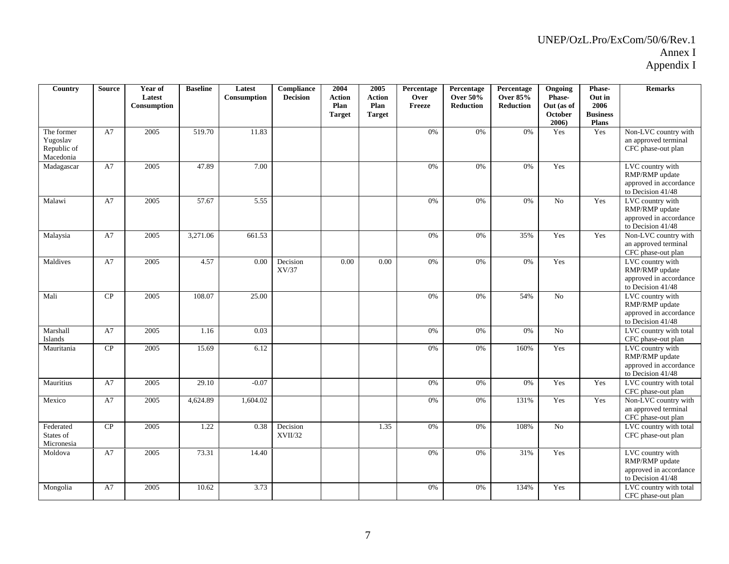| Country | Source | Year of Latest Consumption | Baseline | Latest Consumption | Compliance Decision | 2004 Action Plan Target | 2005 Action Plan Target | Percentage Over Freeze | Percentage Over 50% Reduction | Percentage Over 85% Reduction | Ongoing Phase-Out (as of October 2006) | Phase-Out in 2006 Business Plans | Remarks |
|---|---|---|---|---|---|---|---|---|---|---|---|---|---|
| The former Yugoslav Republic of Macedonia | A7 | 2005 | 519.70 | 11.83 | | | | 0% | 0% | 0% | Yes | Yes | Non-LVC country with an approved terminal CFC phase-out plan |
| Madagascar | A7 | 2005 | 47.89 | 7.00 | | | | 0% | 0% | 0% | Yes | | LVC country with RMP/RMP update approved in accordance to Decision 41/48 |
| Malawi | A7 | 2005 | 57.67 | 5.55 | | | | 0% | 0% | 0% | No | Yes | LVC country with RMP/RMP update approved in accordance to Decision 41/48 |
| Malaysia | A7 | 2005 | 3,271.06 | 661.53 | | | | 0% | 0% | 35% | Yes | Yes | Non-LVC country with an approved terminal CFC phase-out plan |
| Maldives | A7 | 2005 | 4.57 | 0.00 | Decision XV/37 | 0.00 | 0.00 | 0% | 0% | 0% | Yes | | LVC country with RMP/RMP update approved in accordance to Decision 41/48 |
| Mali | CP | 2005 | 108.07 | 25.00 | | | | 0% | 0% | 54% | No | | LVC country with RMP/RMP update approved in accordance to Decision 41/48 |
| Marshall Islands | A7 | 2005 | 1.16 | 0.03 | | | | 0% | 0% | 0% | No | | LVC country with total CFC phase-out plan |
| Mauritania | CP | 2005 | 15.69 | 6.12 | | | | 0% | 0% | 160% | Yes | | LVC country with RMP/RMP update approved in accordance to Decision 41/48 |
| Mauritius | A7 | 2005 | 29.10 | -0.07 | | | | 0% | 0% | 0% | Yes | Yes | LVC country with total CFC phase-out plan |
| Mexico | A7 | 2005 | 4,624.89 | 1,604.02 | | | | 0% | 0% | 131% | Yes | Yes | Non-LVC country with an approved terminal CFC phase-out plan |
| Federated States of Micronesia | CP | 2005 | 1.22 | 0.38 | Decision XVII/32 | | 1.35 | 0% | 0% | 108% | No | | LVC country with total CFC phase-out plan |
| Moldova | A7 | 2005 | 73.31 | 14.40 | | | | 0% | 0% | 31% | Yes | | LVC country with RMP/RMP update approved in accordance to Decision 41/48 |
| Mongolia | A7 | 2005 | 10.62 | 3.73 | | | | 0% | 0% | 134% | Yes | | LVC country with total CFC phase-out plan |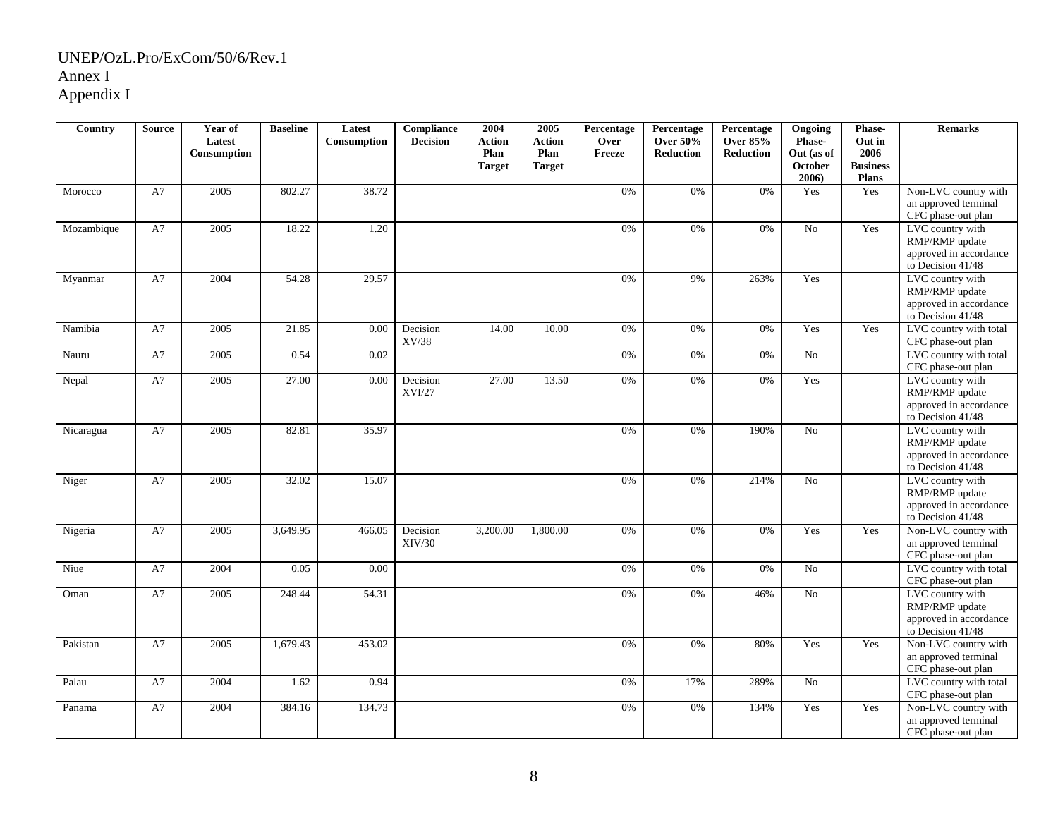UNEP/OzL.Pro/ExCom/50/6/Rev.1
Annex I
Appendix I

| Country | Source | Year of Latest Consumption | Baseline | Latest Consumption | Compliance Decision | 2004 Action Plan Target | 2005 Action Plan Target | Percentage Over Freeze | Percentage Over 50% Reduction | Percentage Over 85% Reduction | Ongoing Phase-Out (as of October 2006) | Phase-Out in 2006 Business Plans | Remarks |
|---|---|---|---|---|---|---|---|---|---|---|---|---|---|
| Morocco | A7 | 2005 | 802.27 | 38.72 | | | | 0% | 0% | 0% | Yes | Yes | Non-LVC country with an approved terminal CFC phase-out plan |
| Mozambique | A7 | 2005 | 18.22 | 1.20 | | | | 0% | 0% | 0% | No | Yes | LVC country with RMP/RMP update approved in accordance to Decision 41/48 |
| Myanmar | A7 | 2004 | 54.28 | 29.57 | | | | 0% | 9% | 263% | Yes | | LVC country with RMP/RMP update approved in accordance to Decision 41/48 |
| Namibia | A7 | 2005 | 21.85 | 0.00 | Decision XV/38 | 14.00 | 10.00 | 0% | 0% | 0% | Yes | Yes | LVC country with total CFC phase-out plan |
| Nauru | A7 | 2005 | 0.54 | 0.02 | | | | 0% | 0% | 0% | No | | LVC country with total CFC phase-out plan |
| Nepal | A7 | 2005 | 27.00 | 0.00 | Decision XVI/27 | 27.00 | 13.50 | 0% | 0% | 0% | Yes | | LVC country with RMP/RMP update approved in accordance to Decision 41/48 |
| Nicaragua | A7 | 2005 | 82.81 | 35.97 | | | | 0% | 0% | 190% | No | | LVC country with RMP/RMP update approved in accordance to Decision 41/48 |
| Niger | A7 | 2005 | 32.02 | 15.07 | | | | 0% | 0% | 214% | No | | LVC country with RMP/RMP update approved in accordance to Decision 41/48 |
| Nigeria | A7 | 2005 | 3,649.95 | 466.05 | Decision XIV/30 | 3,200.00 | 1,800.00 | 0% | 0% | 0% | Yes | Yes | Non-LVC country with an approved terminal CFC phase-out plan |
| Niue | A7 | 2004 | 0.05 | 0.00 | | | | 0% | 0% | 0% | No | | LVC country with total CFC phase-out plan |
| Oman | A7 | 2005 | 248.44 | 54.31 | | | | 0% | 0% | 46% | No | | LVC country with RMP/RMP update approved in accordance to Decision 41/48 |
| Pakistan | A7 | 2005 | 1,679.43 | 453.02 | | | | 0% | 0% | 80% | Yes | Yes | Non-LVC country with an approved terminal CFC phase-out plan |
| Palau | A7 | 2004 | 1.62 | 0.94 | | | | 0% | 17% | 289% | No | | LVC country with total CFC phase-out plan |
| Panama | A7 | 2004 | 384.16 | 134.73 | | | | 0% | 0% | 134% | Yes | Yes | Non-LVC country with an approved terminal CFC phase-out plan |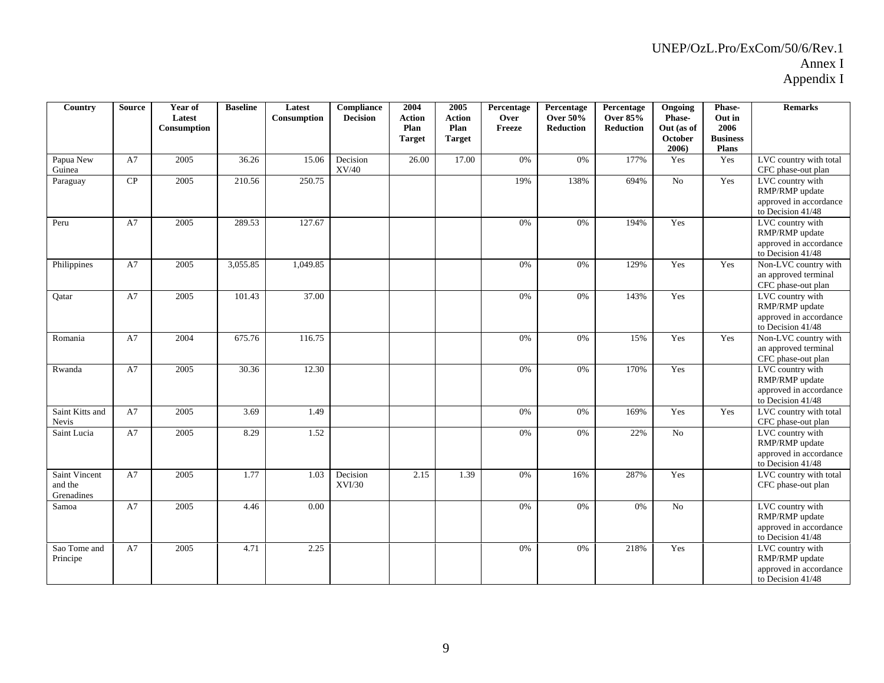| Country | Source | Year of Latest Consumption | Baseline | Latest Consumption | Compliance Decision | 2004 Action Plan Target | 2005 Action Plan Target | Percentage Over Freeze | Percentage Over 50% Reduction | Percentage Over 85% Reduction | Ongoing Phase-Out (as of October 2006) | Phase-Out in 2006 Business Plans | Remarks |
|---|---|---|---|---|---|---|---|---|---|---|---|---|---|
| Papua New Guinea | A7 | 2005 | 36.26 | 15.06 | Decision XV/40 | 26.00 | 17.00 | 0% | 0% | 177% | Yes | Yes | LVC country with total CFC phase-out plan |
| Paraguay | CP | 2005 | 210.56 | 250.75 | | | | 19% | 138% | 694% | No | Yes | LVC country with RMP/RMP update approved in accordance to Decision 41/48 |
| Peru | A7 | 2005 | 289.53 | 127.67 | | | | 0% | 0% | 194% | Yes | | LVC country with RMP/RMP update approved in accordance to Decision 41/48 |
| Philippines | A7 | 2005 | 3,055.85 | 1,049.85 | | | | 0% | 0% | 129% | Yes | Yes | Non-LVC country with an approved terminal CFC phase-out plan |
| Qatar | A7 | 2005 | 101.43 | 37.00 | | | | 0% | 0% | 143% | Yes | | LVC country with RMP/RMP update approved in accordance to Decision 41/48 |
| Romania | A7 | 2004 | 675.76 | 116.75 | | | | 0% | 0% | 15% | Yes | Yes | Non-LVC country with an approved terminal CFC phase-out plan |
| Rwanda | A7 | 2005 | 30.36 | 12.30 | | | | 0% | 0% | 170% | Yes | | LVC country with RMP/RMP update approved in accordance to Decision 41/48 |
| Saint Kitts and Nevis | A7 | 2005 | 3.69 | 1.49 | | | | 0% | 0% | 169% | Yes | Yes | LVC country with total CFC phase-out plan |
| Saint Lucia | A7 | 2005 | 8.29 | 1.52 | | | | 0% | 0% | 22% | No | | LVC country with RMP/RMP update approved in accordance to Decision 41/48 |
| Saint Vincent and the Grenadines | A7 | 2005 | 1.77 | 1.03 | Decision XVI/30 | 2.15 | 1.39 | 0% | 16% | 287% | Yes | | LVC country with total CFC phase-out plan |
| Samoa | A7 | 2005 | 4.46 | 0.00 | | | | 0% | 0% | 0% | No | | LVC country with RMP/RMP update approved in accordance to Decision 41/48 |
| Sao Tome and Principe | A7 | 2005 | 4.71 | 2.25 | | | | 0% | 0% | 218% | Yes | | LVC country with RMP/RMP update approved in accordance to Decision 41/48 |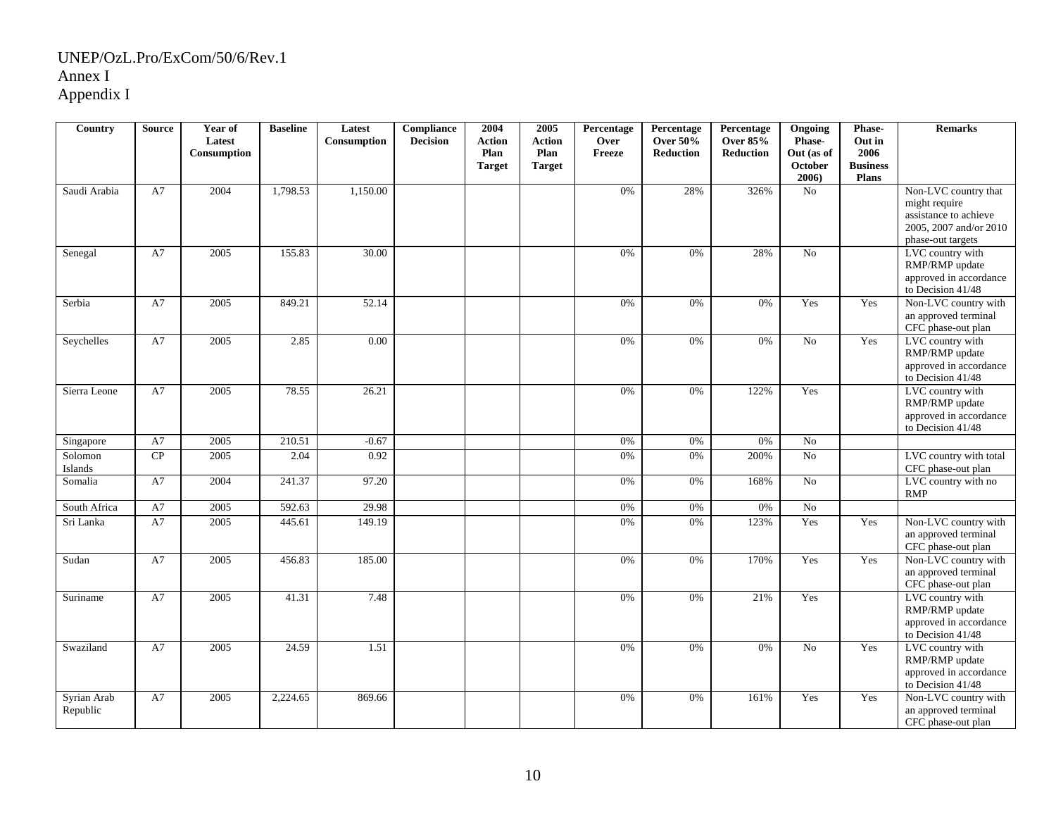UNEP/OzL.Pro/ExCom/50/6/Rev.1
Annex I
Appendix I

| Country | Source | Year of Latest Consumption | Baseline | Latest Consumption | Compliance Decision | 2004 Action Plan Target | 2005 Action Plan Target | Percentage Over Freeze | Percentage Over 50% Reduction | Percentage Over 85% Reduction | Ongoing Phase-Out (as of October 2006) | Phase-Out in 2006 Business Plans | Remarks |
|---|---|---|---|---|---|---|---|---|---|---|---|---|---|
| Saudi Arabia | A7 | 2004 | 1,798.53 | 1,150.00 | | | | 0% | 28% | 326% | No | | Non-LVC country that might require assistance to achieve 2005, 2007 and/or 2010 phase-out targets |
| Senegal | A7 | 2005 | 155.83 | 30.00 | | | | 0% | 0% | 28% | No | | LVC country with RMP/RMP update approved in accordance to Decision 41/48 |
| Serbia | A7 | 2005 | 849.21 | 52.14 | | | | 0% | 0% | 0% | Yes | Yes | Non-LVC country with an approved terminal CFC phase-out plan |
| Seychelles | A7 | 2005 | 2.85 | 0.00 | | | | 0% | 0% | 0% | No | Yes | LVC country with RMP/RMP update approved in accordance to Decision 41/48 |
| Sierra Leone | A7 | 2005 | 78.55 | 26.21 | | | | 0% | 0% | 122% | Yes | | LVC country with RMP/RMP update approved in accordance to Decision 41/48 |
| Singapore | A7 | 2005 | 210.51 | -0.67 | | | | 0% | 0% | 0% | No | | |
| Solomon Islands | CP | 2005 | 2.04 | 0.92 | | | | 0% | 0% | 200% | No | | LVC country with total CFC phase-out plan |
| Somalia | A7 | 2004 | 241.37 | 97.20 | | | | 0% | 0% | 168% | No | | LVC country with no RMP |
| South Africa | A7 | 2005 | 592.63 | 29.98 | | | | 0% | 0% | 0% | No | | |
| Sri Lanka | A7 | 2005 | 445.61 | 149.19 | | | | 0% | 0% | 123% | Yes | Yes | Non-LVC country with an approved terminal CFC phase-out plan |
| Sudan | A7 | 2005 | 456.83 | 185.00 | | | | 0% | 0% | 170% | Yes | Yes | Non-LVC country with an approved terminal CFC phase-out plan |
| Suriname | A7 | 2005 | 41.31 | 7.48 | | | | 0% | 0% | 21% | Yes | | LVC country with RMP/RMP update approved in accordance to Decision 41/48 |
| Swaziland | A7 | 2005 | 24.59 | 1.51 | | | | 0% | 0% | 0% | No | Yes | LVC country with RMP/RMP update approved in accordance to Decision 41/48 |
| Syrian Arab Republic | A7 | 2005 | 2,224.65 | 869.66 | | | | 0% | 0% | 161% | Yes | Yes | Non-LVC country with an approved terminal CFC phase-out plan |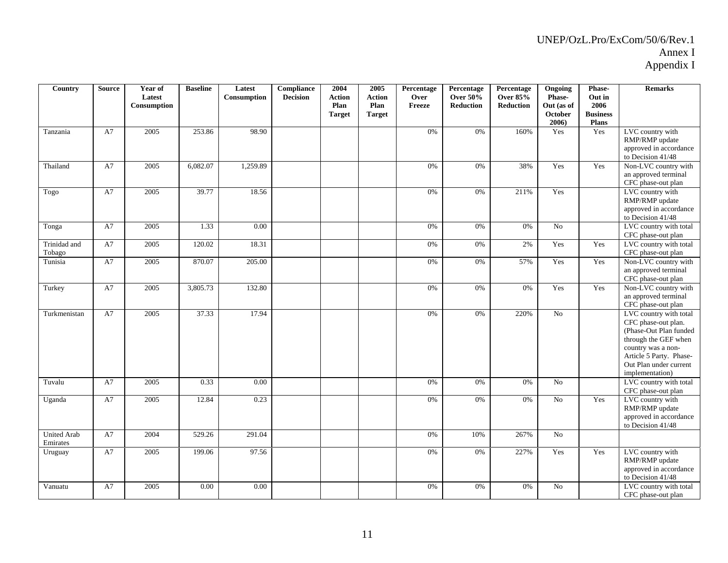| Country | Source | Year of Latest Consumption | Baseline | Latest Consumption | Compliance Decision | 2004 Action Plan Target | 2005 Action Plan Target | Percentage Over Freeze | Percentage Over 50% Reduction | Percentage Over 85% Reduction | Ongoing Phase-Out (as of October 2006) | Phase-Out in 2006 Business Plans | Remarks |
|---|---|---|---|---|---|---|---|---|---|---|---|---|---|
| Tanzania | A7 | 2005 | 253.86 | 98.90 | | | | 0% | 0% | 160% | Yes | Yes | LVC country with RMP/RMP update approved in accordance to Decision 41/48 |
| Thailand | A7 | 2005 | 6,082.07 | 1,259.89 | | | | 0% | 0% | 38% | Yes | Yes | Non-LVC country with an approved terminal CFC phase-out plan |
| Togo | A7 | 2005 | 39.77 | 18.56 | | | | 0% | 0% | 211% | Yes | | LVC country with RMP/RMP update approved in accordance to Decision 41/48 |
| Tonga | A7 | 2005 | 1.33 | 0.00 | | | | 0% | 0% | 0% | No | | LVC country with total CFC phase-out plan |
| Trinidad and Tobago | A7 | 2005 | 120.02 | 18.31 | | | | 0% | 0% | 2% | Yes | Yes | LVC country with total CFC phase-out plan |
| Tunisia | A7 | 2005 | 870.07 | 205.00 | | | | 0% | 0% | 57% | Yes | Yes | Non-LVC country with an approved terminal CFC phase-out plan |
| Turkey | A7 | 2005 | 3,805.73 | 132.80 | | | | 0% | 0% | 0% | Yes | Yes | Non-LVC country with an approved terminal CFC phase-out plan |
| Turkmenistan | A7 | 2005 | 37.33 | 17.94 | | | | 0% | 0% | 220% | No | | LVC country with total CFC phase-out plan. (Phase-Out Plan funded through the GEF when country was a non-Article 5 Party. Phase-Out Plan under current implementation) |
| Tuvalu | A7 | 2005 | 0.33 | 0.00 | | | | 0% | 0% | 0% | No | | LVC country with total CFC phase-out plan |
| Uganda | A7 | 2005 | 12.84 | 0.23 | | | | 0% | 0% | 0% | No | Yes | LVC country with RMP/RMP update approved in accordance to Decision 41/48 |
| United Arab Emirates | A7 | 2004 | 529.26 | 291.04 | | | | 0% | 10% | 267% | No | | |
| Uruguay | A7 | 2005 | 199.06 | 97.56 | | | | 0% | 0% | 227% | Yes | Yes | LVC country with RMP/RMP update approved in accordance to Decision 41/48 |
| Vanuatu | A7 | 2005 | 0.00 | 0.00 | | | | 0% | 0% | 0% | No | | LVC country with total CFC phase-out plan |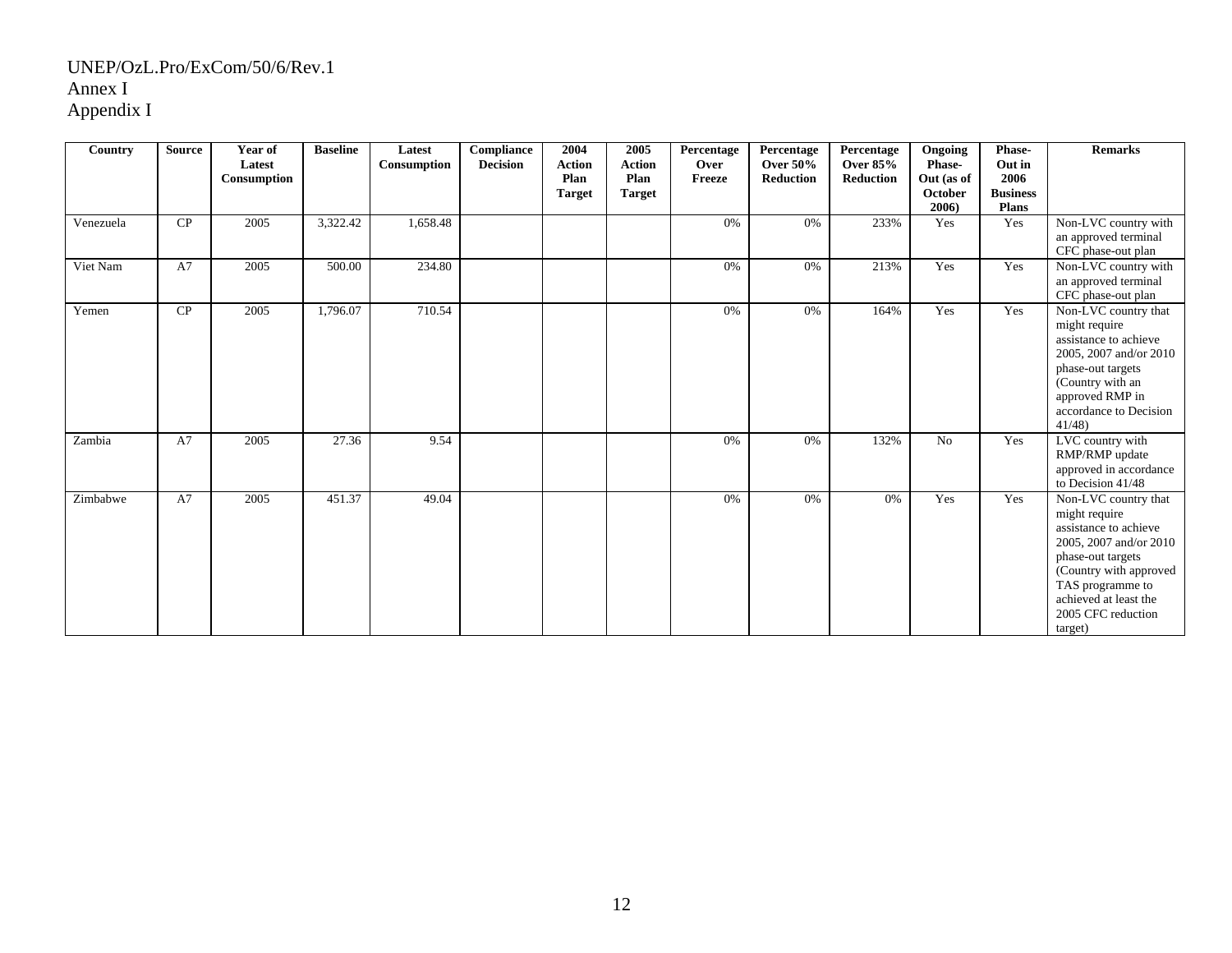UNEP/OzL.Pro/ExCom/50/6/Rev.1
Annex I
Appendix I

| Country | Source | Year of Latest Consumption | Baseline | Latest Consumption | Compliance Decision | 2004 Action Plan Target | 2005 Action Plan Target | Percentage Over Freeze | Percentage Over 50% Reduction | Percentage Over 85% Reduction | Ongoing Phase-Out (as of October 2006) | Phase-Out in 2006 Business Plans | Remarks |
|---|---|---|---|---|---|---|---|---|---|---|---|---|---|
| Venezuela | CP | 2005 | 3,322.42 | 1,658.48 | | | | 0% | 0% | 233% | Yes | Yes | Non-LVC country with an approved terminal CFC phase-out plan |
| Viet Nam | A7 | 2005 | 500.00 | 234.80 | | | | 0% | 0% | 213% | Yes | Yes | Non-LVC country with an approved terminal CFC phase-out plan |
| Yemen | CP | 2005 | 1,796.07 | 710.54 | | | | 0% | 0% | 164% | Yes | Yes | Non-LVC country that might require assistance to achieve 2005, 2007 and/or 2010 phase-out targets (Country with an approved RMP in accordance to Decision 41/48) |
| Zambia | A7 | 2005 | 27.36 | 9.54 | | | | 0% | 0% | 132% | No | Yes | LVC country with RMP/RMP update approved in accordance to Decision 41/48 |
| Zimbabwe | A7 | 2005 | 451.37 | 49.04 | | | | 0% | 0% | 0% | Yes | Yes | Non-LVC country that might require assistance to achieve 2005, 2007 and/or 2010 phase-out targets (Country with approved TAS programme to achieved at least the 2005 CFC reduction target) |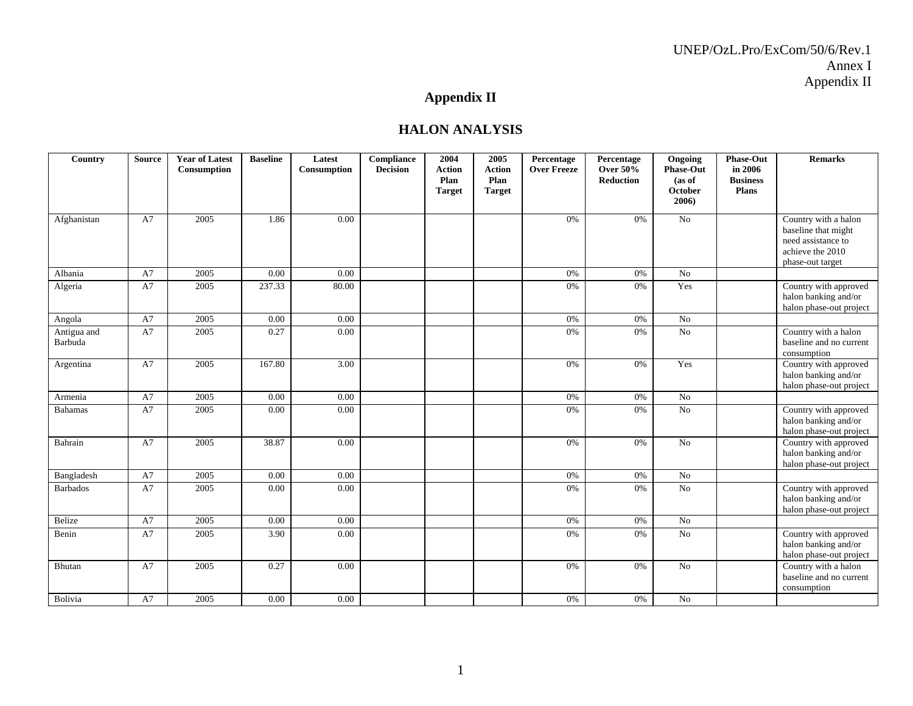## Appendix II

## HALON ANALYSIS

| Country | Source | Year of Latest Consumption | Baseline | Latest Consumption | Compliance Decision | 2004 Action Plan Target | 2005 Action Plan Target | Percentage Over Freeze | Percentage Over 50% Reduction | Ongoing Phase-Out (as of October 2006) | Phase-Out in 2006 Business Plans | Remarks |
|---|---|---|---|---|---|---|---|---|---|---|---|---|
| Afghanistan | A7 | 2005 | 1.86 | 0.00 | | | | 0% | 0% | No | | Country with a halon baseline that might need assistance to achieve the 2010 phase-out target |
| Albania | A7 | 2005 | 0.00 | 0.00 | | | | 0% | 0% | No | | |
| Algeria | A7 | 2005 | 237.33 | 80.00 | | | | 0% | 0% | Yes | | Country with approved halon banking and/or halon phase-out project |
| Angola | A7 | 2005 | 0.00 | 0.00 | | | | 0% | 0% | No | | |
| Antigua and Barbuda | A7 | 2005 | 0.27 | 0.00 | | | | 0% | 0% | No | | Country with a halon baseline and no current consumption |
| Argentina | A7 | 2005 | 167.80 | 3.00 | | | | 0% | 0% | Yes | | Country with approved halon banking and/or halon phase-out project |
| Armenia | A7 | 2005 | 0.00 | 0.00 | | | | 0% | 0% | No | | |
| Bahamas | A7 | 2005 | 0.00 | 0.00 | | | | 0% | 0% | No | | Country with approved halon banking and/or halon phase-out project |
| Bahrain | A7 | 2005 | 38.87 | 0.00 | | | | 0% | 0% | No | | Country with approved halon banking and/or halon phase-out project |
| Bangladesh | A7 | 2005 | 0.00 | 0.00 | | | | 0% | 0% | No | | |
| Barbados | A7 | 2005 | 0.00 | 0.00 | | | | 0% | 0% | No | | Country with approved halon banking and/or halon phase-out project |
| Belize | A7 | 2005 | 0.00 | 0.00 | | | | 0% | 0% | No | | |
| Benin | A7 | 2005 | 3.90 | 0.00 | | | | 0% | 0% | No | | Country with approved halon banking and/or halon phase-out project |
| Bhutan | A7 | 2005 | 0.27 | 0.00 | | | | 0% | 0% | No | | Country with a halon baseline and no current consumption |
| Bolivia | A7 | 2005 | 0.00 | 0.00 | | | | 0% | 0% | No | | |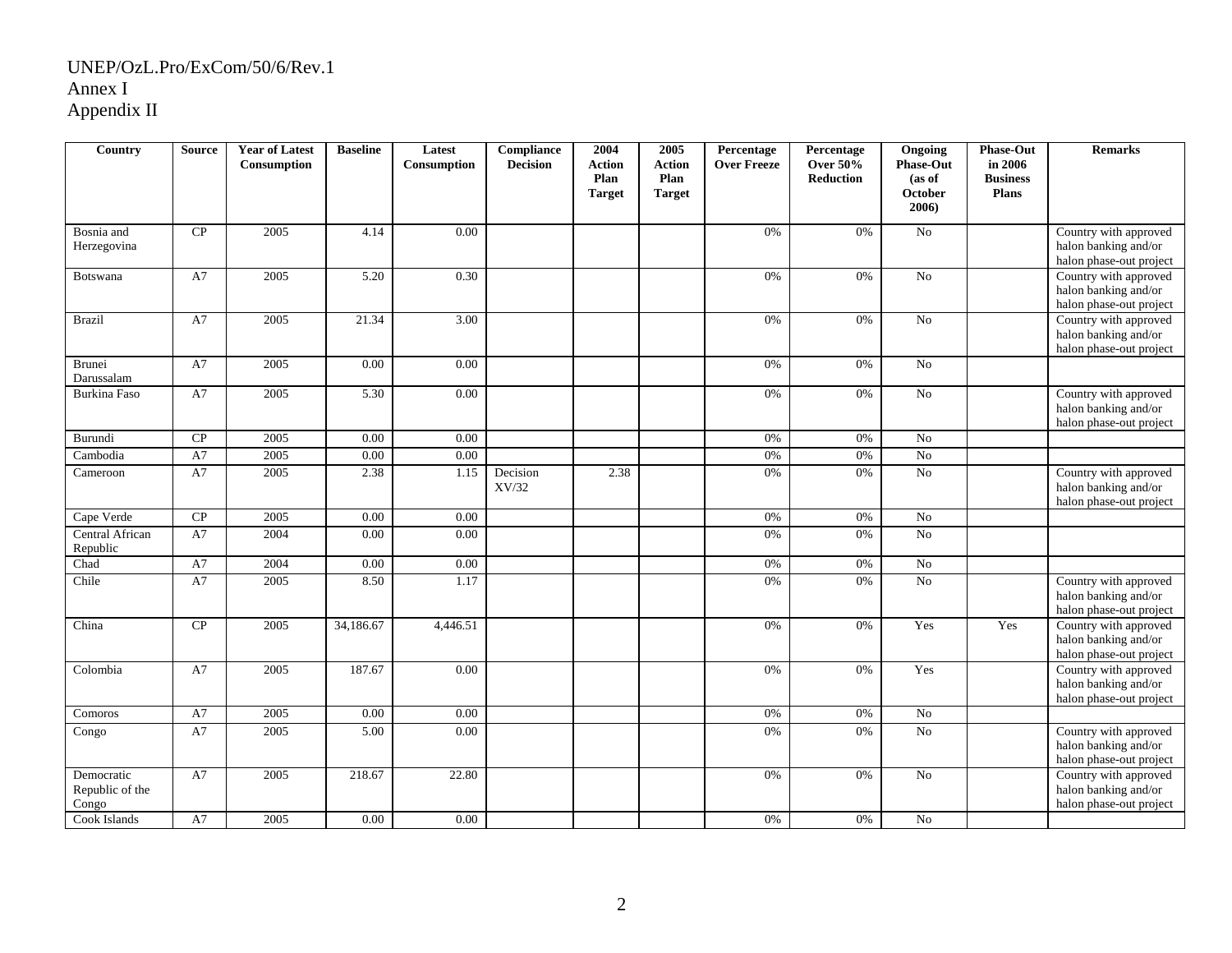UNEP/OzL.Pro/ExCom/50/6/Rev.1
Annex I
Appendix II

| Country | Source | Year of Latest Consumption | Baseline | Latest Consumption | Compliance Decision | 2004 Action Plan Target | 2005 Action Plan Target | Percentage Over Freeze | Percentage Over 50% Reduction | Ongoing Phase-Out (as of October 2006) | Phase-Out in 2006 Business Plans | Remarks |
|---|---|---|---|---|---|---|---|---|---|---|---|---|
| Bosnia and Herzegovina | CP | 2005 | 4.14 | 0.00 | | | | 0% | 0% | No | | Country with approved halon banking and/or halon phase-out project |
| Botswana | A7 | 2005 | 5.20 | 0.30 | | | | 0% | 0% | No | | Country with approved halon banking and/or halon phase-out project |
| Brazil | A7 | 2005 | 21.34 | 3.00 | | | | 0% | 0% | No | | Country with approved halon banking and/or halon phase-out project |
| Brunei Darussalam | A7 | 2005 | 0.00 | 0.00 | | | | 0% | 0% | No | | |
| Burkina Faso | A7 | 2005 | 5.30 | 0.00 | | | | 0% | 0% | No | | Country with approved halon banking and/or halon phase-out project |
| Burundi | CP | 2005 | 0.00 | 0.00 | | | | 0% | 0% | No | | |
| Cambodia | A7 | 2005 | 0.00 | 0.00 | | | | 0% | 0% | No | | |
| Cameroon | A7 | 2005 | 2.38 | 1.15 | Decision XV/32 | 2.38 | | 0% | 0% | No | | Country with approved halon banking and/or halon phase-out project |
| Cape Verde | CP | 2005 | 0.00 | 0.00 | | | | 0% | 0% | No | | |
| Central African Republic | A7 | 2004 | 0.00 | 0.00 | | | | 0% | 0% | No | | |
| Chad | A7 | 2004 | 0.00 | 0.00 | | | | 0% | 0% | No | | |
| Chile | A7 | 2005 | 8.50 | 1.17 | | | | 0% | 0% | No | | Country with approved halon banking and/or halon phase-out project |
| China | CP | 2005 | 34,186.67 | 4,446.51 | | | | 0% | 0% | Yes | Yes | Country with approved halon banking and/or halon phase-out project |
| Colombia | A7 | 2005 | 187.67 | 0.00 | | | | 0% | 0% | Yes | | Country with approved halon banking and/or halon phase-out project |
| Comoros | A7 | 2005 | 0.00 | 0.00 | | | | 0% | 0% | No | | |
| Congo | A7 | 2005 | 5.00 | 0.00 | | | | 0% | 0% | No | | Country with approved halon banking and/or halon phase-out project |
| Democratic Republic of the Congo | A7 | 2005 | 218.67 | 22.80 | | | | 0% | 0% | No | | Country with approved halon banking and/or halon phase-out project |
| Cook Islands | A7 | 2005 | 0.00 | 0.00 | | | | 0% | 0% | No | | |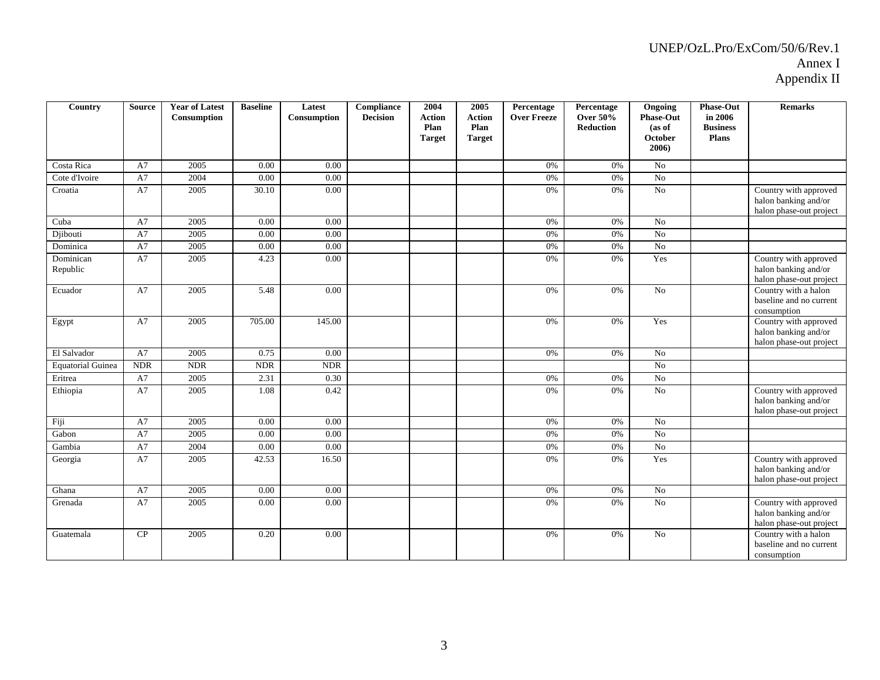| Country | Source | Year of Latest Consumption | Baseline | Latest Consumption | Compliance Decision | 2004 Action Plan Target | 2005 Action Plan Target | Percentage Over Freeze | Percentage Over 50% Reduction | Ongoing Phase-Out (as of October 2006) | Phase-Out in 2006 Business Plans | Remarks |
|---|---|---|---|---|---|---|---|---|---|---|---|---|
| Costa Rica | A7 | 2005 | 0.00 | 0.00 | | | | 0% | 0% | No | | |
| Cote d'Ivoire | A7 | 2004 | 0.00 | 0.00 | | | | 0% | 0% | No | | |
| Croatia | A7 | 2005 | 30.10 | 0.00 | | | | 0% | 0% | No | | Country with approved halon banking and/or halon phase-out project |
| Cuba | A7 | 2005 | 0.00 | 0.00 | | | | 0% | 0% | No | | |
| Djibouti | A7 | 2005 | 0.00 | 0.00 | | | | 0% | 0% | No | | |
| Dominica | A7 | 2005 | 0.00 | 0.00 | | | | 0% | 0% | No | | |
| Dominican Republic | A7 | 2005 | 4.23 | 0.00 | | | | 0% | 0% | Yes | | Country with approved halon banking and/or halon phase-out project |
| Ecuador | A7 | 2005 | 5.48 | 0.00 | | | | 0% | 0% | No | | Country with a halon baseline and no current consumption |
| Egypt | A7 | 2005 | 705.00 | 145.00 | | | | 0% | 0% | Yes | | Country with approved halon banking and/or halon phase-out project |
| El Salvador | A7 | 2005 | 0.75 | 0.00 | | | | 0% | 0% | No | | |
| Equatorial Guinea | NDR | NDR | NDR | NDR | | | | | | No | | |
| Eritrea | A7 | 2005 | 2.31 | 0.30 | | | | 0% | 0% | No | | |
| Ethiopia | A7 | 2005 | 1.08 | 0.42 | | | | 0% | 0% | No | | Country with approved halon banking and/or halon phase-out project |
| Fiji | A7 | 2005 | 0.00 | 0.00 | | | | 0% | 0% | No | | |
| Gabon | A7 | 2005 | 0.00 | 0.00 | | | | 0% | 0% | No | | |
| Gambia | A7 | 2004 | 0.00 | 0.00 | | | | 0% | 0% | No | | |
| Georgia | A7 | 2005 | 42.53 | 16.50 | | | | 0% | 0% | Yes | | Country with approved halon banking and/or halon phase-out project |
| Ghana | A7 | 2005 | 0.00 | 0.00 | | | | 0% | 0% | No | | |
| Grenada | A7 | 2005 | 0.00 | 0.00 | | | | 0% | 0% | No | | Country with approved halon banking and/or halon phase-out project |
| Guatemala | CP | 2005 | 0.20 | 0.00 | | | | 0% | 0% | No | | Country with a halon baseline and no current consumption |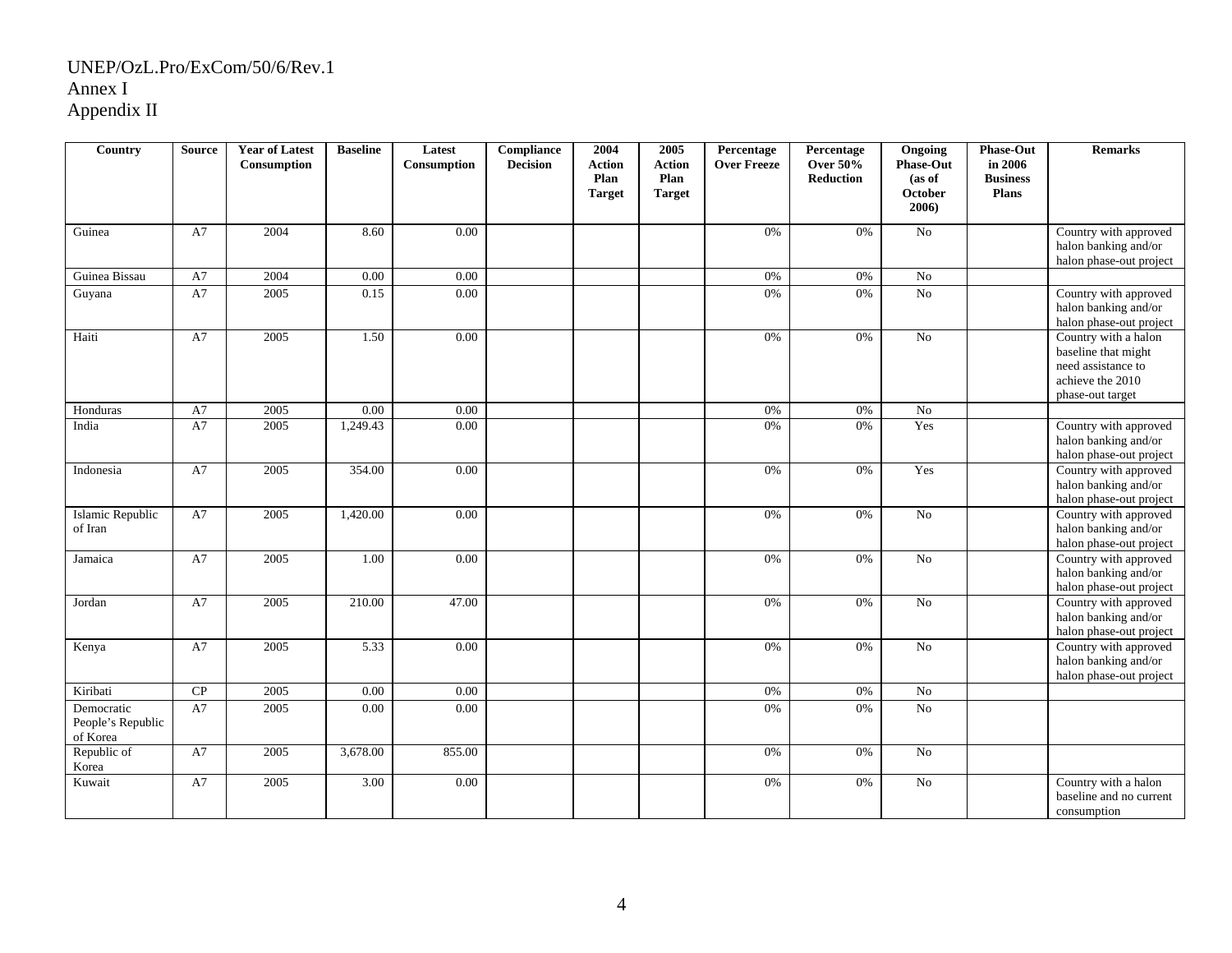UNEP/OzL.Pro/ExCom/50/6/Rev.1
Annex I
Appendix II

| Country | Source | Year of Latest Consumption | Baseline | Latest Consumption | Compliance Decision | 2004 Action Plan Target | 2005 Action Plan Target | Percentage Over Freeze | Percentage Over 50% Reduction | Ongoing Phase-Out (as of October 2006) | Phase-Out in 2006 Business Plans | Remarks |
|---|---|---|---|---|---|---|---|---|---|---|---|---|
| Guinea | A7 | 2004 | 8.60 | 0.00 | | | | 0% | 0% | No | | Country with approved halon banking and/or halon phase-out project |
| Guinea Bissau | A7 | 2004 | 0.00 | 0.00 | | | | 0% | 0% | No | | |
| Guyana | A7 | 2005 | 0.15 | 0.00 | | | | 0% | 0% | No | | Country with approved halon banking and/or halon phase-out project |
| Haiti | A7 | 2005 | 1.50 | 0.00 | | | | 0% | 0% | No | | Country with a halon baseline that might need assistance to achieve the 2010 phase-out target |
| Honduras | A7 | 2005 | 0.00 | 0.00 | | | | 0% | 0% | No | | |
| India | A7 | 2005 | 1,249.43 | 0.00 | | | | 0% | 0% | Yes | | Country with approved halon banking and/or halon phase-out project |
| Indonesia | A7 | 2005 | 354.00 | 0.00 | | | | 0% | 0% | Yes | | Country with approved halon banking and/or halon phase-out project |
| Islamic Republic of Iran | A7 | 2005 | 1,420.00 | 0.00 | | | | 0% | 0% | No | | Country with approved halon banking and/or halon phase-out project |
| Jamaica | A7 | 2005 | 1.00 | 0.00 | | | | 0% | 0% | No | | Country with approved halon banking and/or halon phase-out project |
| Jordan | A7 | 2005 | 210.00 | 47.00 | | | | 0% | 0% | No | | Country with approved halon banking and/or halon phase-out project |
| Kenya | A7 | 2005 | 5.33 | 0.00 | | | | 0% | 0% | No | | Country with approved halon banking and/or halon phase-out project |
| Kiribati | CP | 2005 | 0.00 | 0.00 | | | | 0% | 0% | No | | |
| Democratic People's Republic of Korea | A7 | 2005 | 0.00 | 0.00 | | | | 0% | 0% | No | | |
| Republic of Korea | A7 | 2005 | 3,678.00 | 855.00 | | | | 0% | 0% | No | | |
| Kuwait | A7 | 2005 | 3.00 | 0.00 | | | | 0% | 0% | No | | Country with a halon baseline and no current consumption |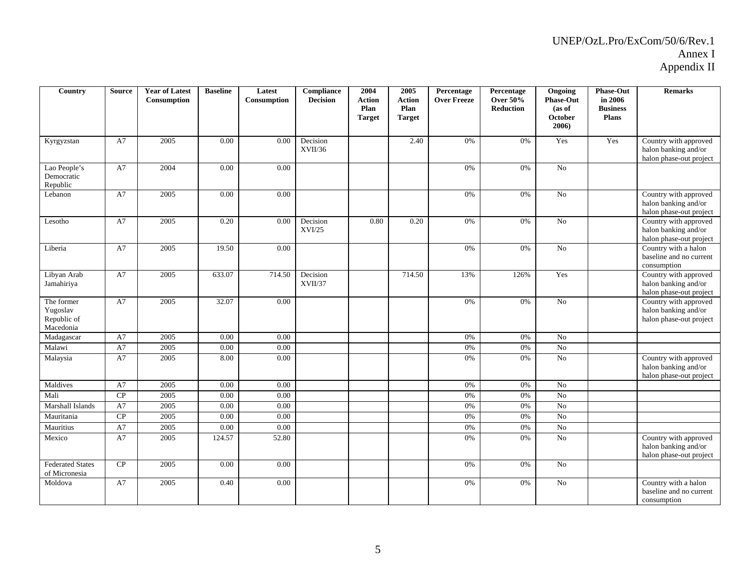| Country | Source | Year of Latest Consumption | Baseline | Latest Consumption | Compliance Decision | 2004 Action Plan Target | 2005 Action Plan Target | Percentage Over Freeze | Percentage Over 50% Reduction | Ongoing Phase-Out (as of October 2006) | Phase-Out in 2006 Business Plans | Remarks |
|---|---|---|---|---|---|---|---|---|---|---|---|---|
| Kyrgyzstan | A7 | 2005 | 0.00 | 0.00 | Decision XVII/36 | | 2.40 | 0% | 0% | Yes | Yes | Country with approved halon banking and/or halon phase-out project |
| Lao People's Democratic Republic | A7 | 2004 | 0.00 | 0.00 | | | | 0% | 0% | No | | |
| Lebanon | A7 | 2005 | 0.00 | 0.00 | | | | 0% | 0% | No | | Country with approved halon banking and/or halon phase-out project |
| Lesotho | A7 | 2005 | 0.20 | 0.00 | Decision XVI/25 | 0.80 | 0.20 | 0% | 0% | No | | Country with approved halon banking and/or halon phase-out project |
| Liberia | A7 | 2005 | 19.50 | 0.00 | | | | 0% | 0% | No | | Country with a halon baseline and no current consumption |
| Libyan Arab Jamahiriya | A7 | 2005 | 633.07 | 714.50 | Decision XVII/37 | | 714.50 | 13% | 126% | Yes | | Country with approved halon banking and/or halon phase-out project |
| The former Yugoslav Republic of Macedonia | A7 | 2005 | 32.07 | 0.00 | | | | 0% | 0% | No | | Country with approved halon banking and/or halon phase-out project |
| Madagascar | A7 | 2005 | 0.00 | 0.00 | | | | 0% | 0% | No | | |
| Malawi | A7 | 2005 | 0.00 | 0.00 | | | | 0% | 0% | No | | |
| Malaysia | A7 | 2005 | 8.00 | 0.00 | | | | 0% | 0% | No | | Country with approved halon banking and/or halon phase-out project |
| Maldives | A7 | 2005 | 0.00 | 0.00 | | | | 0% | 0% | No | | |
| Mali | CP | 2005 | 0.00 | 0.00 | | | | 0% | 0% | No | | |
| Marshall Islands | A7 | 2005 | 0.00 | 0.00 | | | | 0% | 0% | No | | |
| Mauritania | CP | 2005 | 0.00 | 0.00 | | | | 0% | 0% | No | | |
| Mauritius | A7 | 2005 | 0.00 | 0.00 | | | | 0% | 0% | No | | |
| Mexico | A7 | 2005 | 124.57 | 52.80 | | | | 0% | 0% | No | | Country with approved halon banking and/or halon phase-out project |
| Federated States of Micronesia | CP | 2005 | 0.00 | 0.00 | | | | 0% | 0% | No | | |
| Moldova | A7 | 2005 | 0.40 | 0.00 | | | | 0% | 0% | No | | Country with a halon baseline and no current consumption |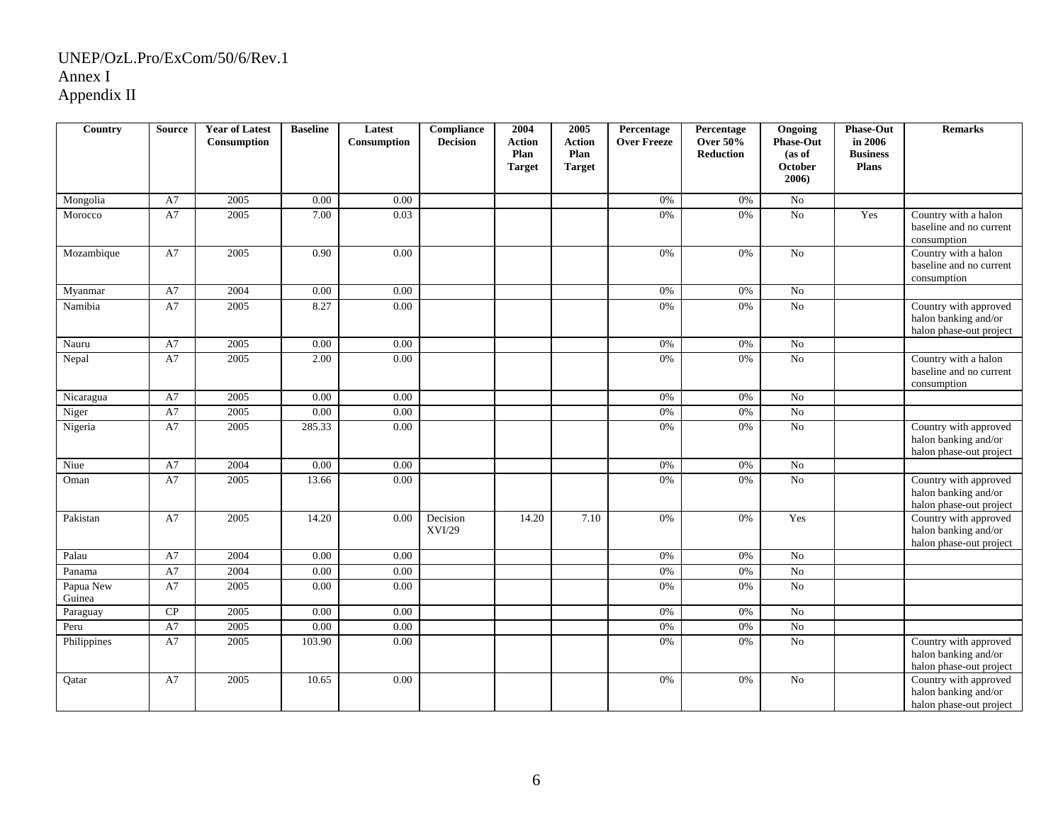UNEP/OzL.Pro/ExCom/50/6/Rev.1
Annex I
Appendix II

| Country | Source | Year of Latest Consumption | Baseline | Latest Consumption | Compliance Decision | 2004 Action Plan Target | 2005 Action Plan Target | Percentage Over Freeze | Percentage Over 50% Reduction | Ongoing Phase-Out (as of October 2006) | Phase-Out in 2006 Business Plans | Remarks |
|---|---|---|---|---|---|---|---|---|---|---|---|---|
| Mongolia | A7 | 2005 | 0.00 | 0.00 | | | | 0% | 0% | No | | |
| Morocco | A7 | 2005 | 7.00 | 0.03 | | | | 0% | 0% | No | Yes | Country with a halon baseline and no current consumption |
| Mozambique | A7 | 2005 | 0.90 | 0.00 | | | | 0% | 0% | No | | Country with a halon baseline and no current consumption |
| Myanmar | A7 | 2004 | 0.00 | 0.00 | | | | 0% | 0% | No | | |
| Namibia | A7 | 2005 | 8.27 | 0.00 | | | | 0% | 0% | No | | Country with approved halon banking and/or halon phase-out project |
| Nauru | A7 | 2005 | 0.00 | 0.00 | | | | 0% | 0% | No | | |
| Nepal | A7 | 2005 | 2.00 | 0.00 | | | | 0% | 0% | No | | Country with a halon baseline and no current consumption |
| Nicaragua | A7 | 2005 | 0.00 | 0.00 | | | | 0% | 0% | No | | |
| Niger | A7 | 2005 | 0.00 | 0.00 | | | | 0% | 0% | No | | |
| Nigeria | A7 | 2005 | 285.33 | 0.00 | | | | 0% | 0% | No | | Country with approved halon banking and/or halon phase-out project |
| Niue | A7 | 2004 | 0.00 | 0.00 | | | | 0% | 0% | No | | |
| Oman | A7 | 2005 | 13.66 | 0.00 | | | | 0% | 0% | No | | Country with approved halon banking and/or halon phase-out project |
| Pakistan | A7 | 2005 | 14.20 | 0.00 | Decision XVI/29 | 14.20 | 7.10 | 0% | 0% | Yes | | Country with approved halon banking and/or halon phase-out project |
| Palau | A7 | 2004 | 0.00 | 0.00 | | | | 0% | 0% | No | | |
| Panama | A7 | 2004 | 0.00 | 0.00 | | | | 0% | 0% | No | | |
| Papua New Guinea | A7 | 2005 | 0.00 | 0.00 | | | | 0% | 0% | No | | |
| Paraguay | CP | 2005 | 0.00 | 0.00 | | | | 0% | 0% | No | | |
| Peru | A7 | 2005 | 0.00 | 0.00 | | | | 0% | 0% | No | | |
| Philippines | A7 | 2005 | 103.90 | 0.00 | | | | 0% | 0% | No | | Country with approved halon banking and/or halon phase-out project |
| Qatar | A7 | 2005 | 10.65 | 0.00 | | | | 0% | 0% | No | | Country with approved halon banking and/or halon phase-out project |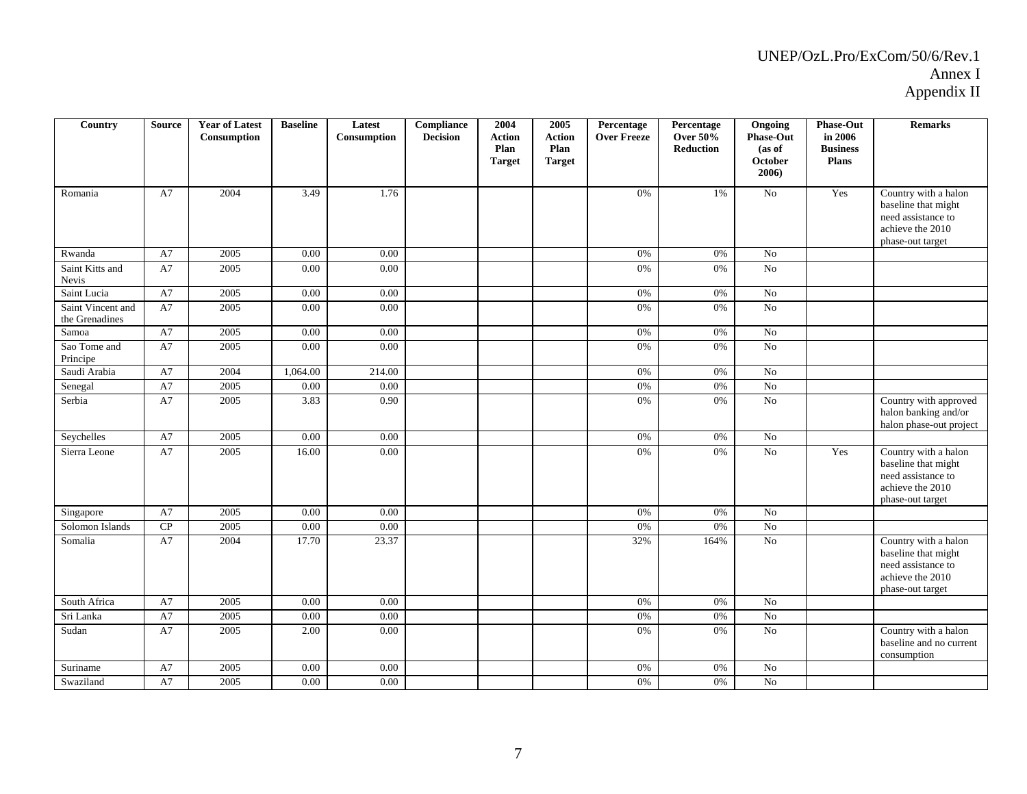| Country | Source | Year of Latest Consumption | Baseline | Latest Consumption | Compliance Decision | 2004 Action Plan Target | 2005 Action Plan Target | Percentage Over Freeze | Percentage Over 50% Reduction | Ongoing Phase-Out (as of October 2006) | Phase-Out in 2006 Business Plans | Remarks |
|---|---|---|---|---|---|---|---|---|---|---|---|---|
| Romania | A7 | 2004 | 3.49 | 1.76 | | | | 0% | 1% | No | Yes | Country with a halon baseline that might need assistance to achieve the 2010 phase-out target |
| Rwanda | A7 | 2005 | 0.00 | 0.00 | | | | 0% | 0% | No | | |
| Saint Kitts and Nevis | A7 | 2005 | 0.00 | 0.00 | | | | 0% | 0% | No | | |
| Saint Lucia | A7 | 2005 | 0.00 | 0.00 | | | | 0% | 0% | No | | |
| Saint Vincent and the Grenadines | A7 | 2005 | 0.00 | 0.00 | | | | 0% | 0% | No | | |
| Samoa | A7 | 2005 | 0.00 | 0.00 | | | | 0% | 0% | No | | |
| Sao Tome and Principe | A7 | 2005 | 0.00 | 0.00 | | | | 0% | 0% | No | | |
| Saudi Arabia | A7 | 2004 | 1,064.00 | 214.00 | | | | 0% | 0% | No | | |
| Senegal | A7 | 2005 | 0.00 | 0.00 | | | | 0% | 0% | No | | |
| Serbia | A7 | 2005 | 3.83 | 0.90 | | | | 0% | 0% | No | | Country with approved halon banking and/or halon phase-out project |
| Seychelles | A7 | 2005 | 0.00 | 0.00 | | | | 0% | 0% | No | | |
| Sierra Leone | A7 | 2005 | 16.00 | 0.00 | | | | 0% | 0% | No | Yes | Country with a halon baseline that might need assistance to achieve the 2010 phase-out target |
| Singapore | A7 | 2005 | 0.00 | 0.00 | | | | 0% | 0% | No | | |
| Solomon Islands | CP | 2005 | 0.00 | 0.00 | | | | 0% | 0% | No | | |
| Somalia | A7 | 2004 | 17.70 | 23.37 | | | | 32% | 164% | No | | Country with a halon baseline that might need assistance to achieve the 2010 phase-out target |
| South Africa | A7 | 2005 | 0.00 | 0.00 | | | | 0% | 0% | No | | |
| Sri Lanka | A7 | 2005 | 0.00 | 0.00 | | | | 0% | 0% | No | | |
| Sudan | A7 | 2005 | 2.00 | 0.00 | | | | 0% | 0% | No | | Country with a halon baseline and no current consumption |
| Suriname | A7 | 2005 | 0.00 | 0.00 | | | | 0% | 0% | No | | |
| Swaziland | A7 | 2005 | 0.00 | 0.00 | | | | 0% | 0% | No | | |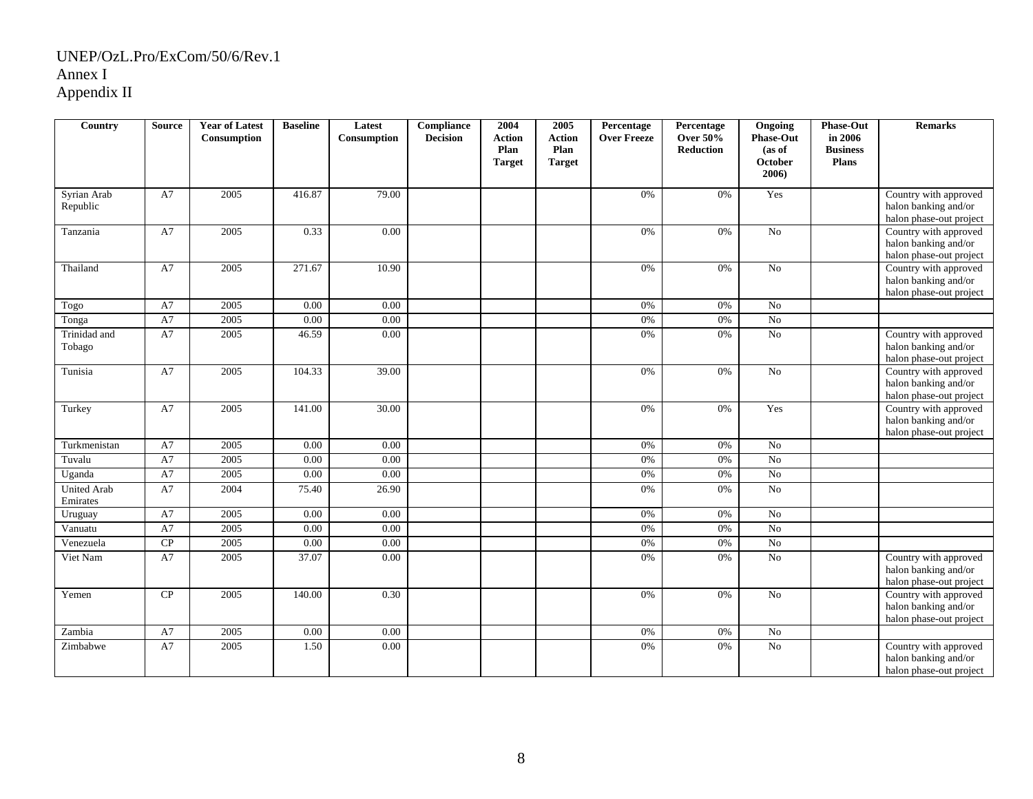UNEP/OzL.Pro/ExCom/50/6/Rev.1
Annex I
Appendix II

| Country | Source | Year of Latest Consumption | Baseline | Latest Consumption | Compliance Decision | 2004 Action Plan Target | 2005 Action Plan Target | Percentage Over Freeze | Percentage Over 50% Reduction | Ongoing Phase-Out (as of October 2006) | Phase-Out in 2006 Business Plans | Remarks |
|---|---|---|---|---|---|---|---|---|---|---|---|---|
| Syrian Arab Republic | A7 | 2005 | 416.87 | 79.00 | | | | 0% | 0% | Yes | | Country with approved halon banking and/or halon phase-out project |
| Tanzania | A7 | 2005 | 0.33 | 0.00 | | | | 0% | 0% | No | | Country with approved halon banking and/or halon phase-out project |
| Thailand | A7 | 2005 | 271.67 | 10.90 | | | | 0% | 0% | No | | Country with approved halon banking and/or halon phase-out project |
| Togo | A7 | 2005 | 0.00 | 0.00 | | | | 0% | 0% | No | | |
| Tonga | A7 | 2005 | 0.00 | 0.00 | | | | 0% | 0% | No | | |
| Trinidad and Tobago | A7 | 2005 | 46.59 | 0.00 | | | | 0% | 0% | No | | Country with approved halon banking and/or halon phase-out project |
| Tunisia | A7 | 2005 | 104.33 | 39.00 | | | | 0% | 0% | No | | Country with approved halon banking and/or halon phase-out project |
| Turkey | A7 | 2005 | 141.00 | 30.00 | | | | 0% | 0% | Yes | | Country with approved halon banking and/or halon phase-out project |
| Turkmenistan | A7 | 2005 | 0.00 | 0.00 | | | | 0% | 0% | No | | |
| Tuvalu | A7 | 2005 | 0.00 | 0.00 | | | | 0% | 0% | No | | |
| Uganda | A7 | 2005 | 0.00 | 0.00 | | | | 0% | 0% | No | | |
| United Arab Emirates | A7 | 2004 | 75.40 | 26.90 | | | | 0% | 0% | No | | |
| Uruguay | A7 | 2005 | 0.00 | 0.00 | | | | 0% | 0% | No | | |
| Vanuatu | A7 | 2005 | 0.00 | 0.00 | | | | 0% | 0% | No | | |
| Venezuela | CP | 2005 | 0.00 | 0.00 | | | | 0% | 0% | No | | |
| Viet Nam | A7 | 2005 | 37.07 | 0.00 | | | | 0% | 0% | No | | Country with approved halon banking and/or halon phase-out project |
| Yemen | CP | 2005 | 140.00 | 0.30 | | | | 0% | 0% | No | | Country with approved halon banking and/or halon phase-out project |
| Zambia | A7 | 2005 | 0.00 | 0.00 | | | | 0% | 0% | No | | |
| Zimbabwe | A7 | 2005 | 1.50 | 0.00 | | | | 0% | 0% | No | | Country with approved halon banking and/or halon phase-out project |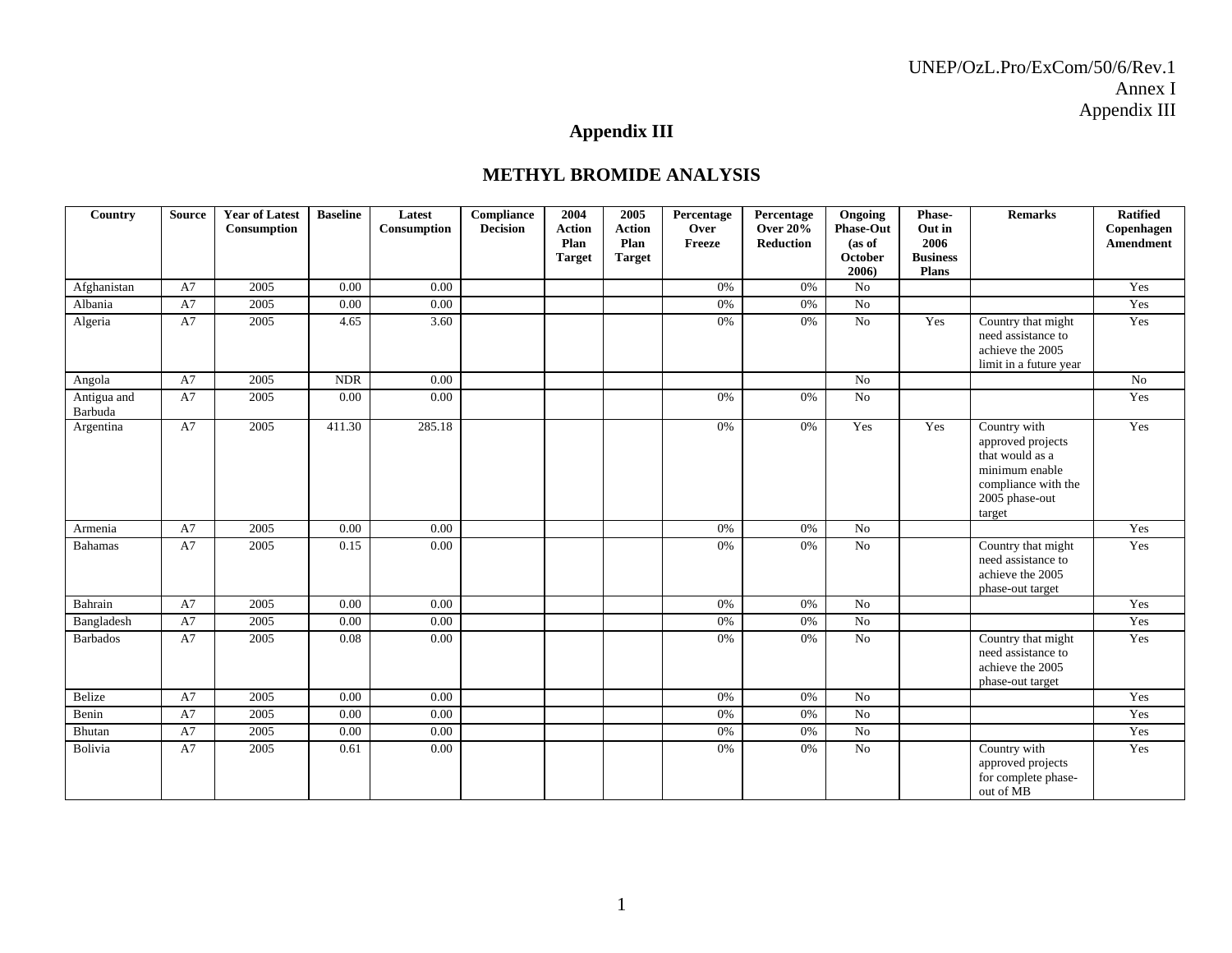## Appendix III

## METHYL BROMIDE ANALYSIS

| Country | Source | Year of Latest Consumption | Baseline | Latest Consumption | Compliance Decision | 2004 Action Plan Target | 2005 Action Plan Target | Percentage Over Freeze | Percentage Over 20% Reduction | Ongoing Phase-Out (as of October 2006) | Phase-Out in 2006 Business Plans | Remarks | Ratified Copenhagen Amendment |
|---|---|---|---|---|---|---|---|---|---|---|---|---|---|
| Afghanistan | A7 | 2005 | 0.00 | 0.00 | | | | 0% | 0% | No | | | Yes |
| Albania | A7 | 2005 | 0.00 | 0.00 | | | | 0% | 0% | No | | | Yes |
| Algeria | A7 | 2005 | 4.65 | 3.60 | | | | 0% | 0% | No | Yes | Country that might need assistance to achieve the 2005 limit in a future year | Yes |
| Angola | A7 | 2005 | NDR | 0.00 | | | | | | No | | | No |
| Antigua and Barbuda | A7 | 2005 | 0.00 | 0.00 | | | | 0% | 0% | No | | | Yes |
| Argentina | A7 | 2005 | 411.30 | 285.18 | | | | 0% | 0% | Yes | Yes | Country with approved projects that would as a minimum enable compliance with the 2005 phase-out target | Yes |
| Armenia | A7 | 2005 | 0.00 | 0.00 | | | | 0% | 0% | No | | | Yes |
| Bahamas | A7 | 2005 | 0.15 | 0.00 | | | | 0% | 0% | No | | Country that might need assistance to achieve the 2005 phase-out target | Yes |
| Bahrain | A7 | 2005 | 0.00 | 0.00 | | | | 0% | 0% | No | | | Yes |
| Bangladesh | A7 | 2005 | 0.00 | 0.00 | | | | 0% | 0% | No | | | Yes |
| Barbados | A7 | 2005 | 0.08 | 0.00 | | | | 0% | 0% | No | | Country that might need assistance to achieve the 2005 phase-out target | Yes |
| Belize | A7 | 2005 | 0.00 | 0.00 | | | | 0% | 0% | No | | | Yes |
| Benin | A7 | 2005 | 0.00 | 0.00 | | | | 0% | 0% | No | | | Yes |
| Bhutan | A7 | 2005 | 0.00 | 0.00 | | | | 0% | 0% | No | | | Yes |
| Bolivia | A7 | 2005 | 0.61 | 0.00 | | | | 0% | 0% | No | | Country with approved projects for complete phase-out of MB | Yes |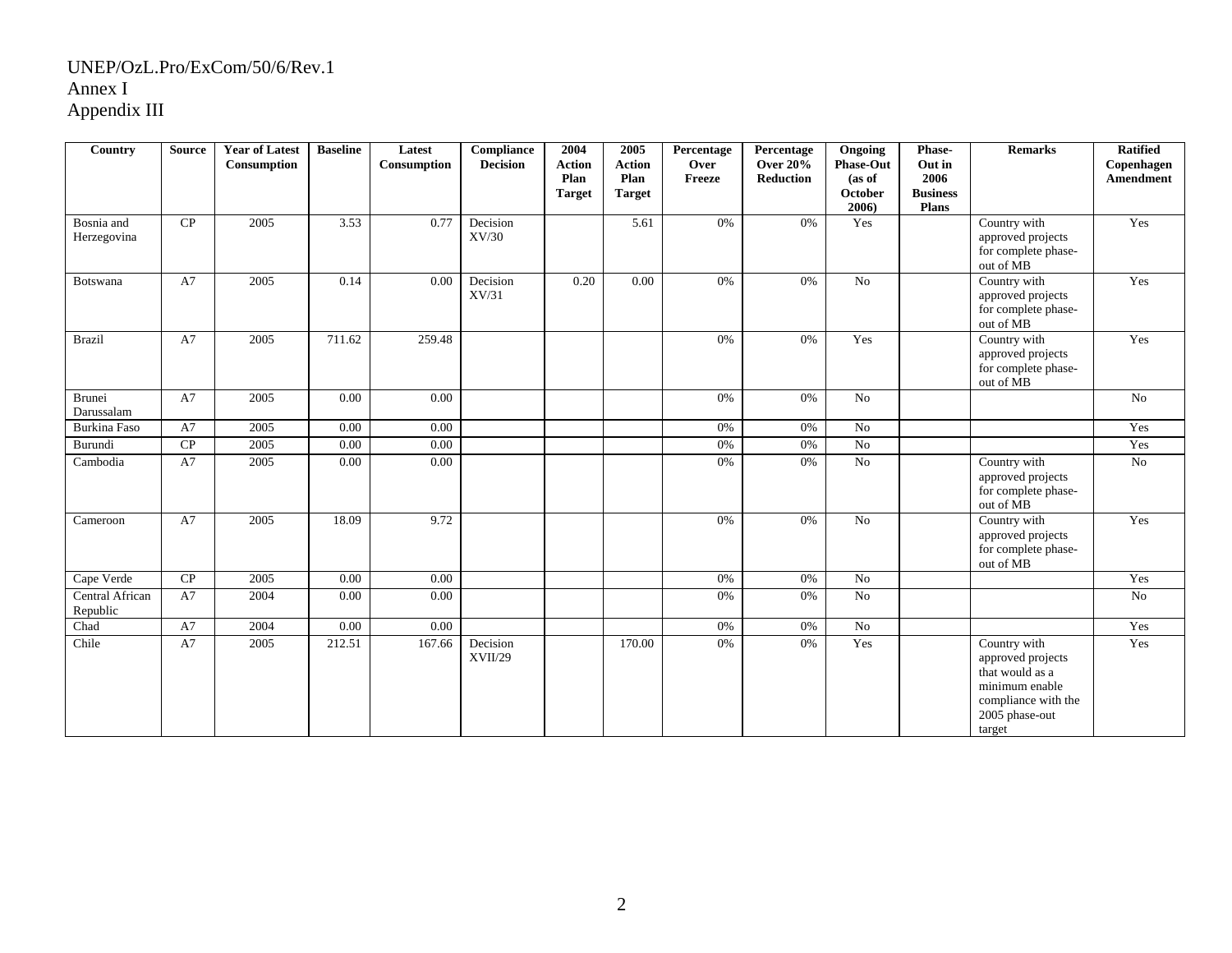UNEP/OzL.Pro/ExCom/50/6/Rev.1
Annex I
Appendix III

| Country | Source | Year of Latest Consumption | Baseline | Latest Consumption | Compliance Decision | 2004 Action Plan Target | 2005 Action Plan Target | Percentage Over Freeze | Percentage Over 20% Reduction | Ongoing Phase-Out (as of October 2006) | Phase-Out in 2006 Business Plans | Remarks | Ratified Copenhagen Amendment |
|---|---|---|---|---|---|---|---|---|---|---|---|---|---|
| Bosnia and Herzegovina | CP | 2005 | 3.53 | 0.77 | Decision XV/30 | | 5.61 | 0% | 0% | Yes | | Country with approved projects for complete phase-out of MB | Yes |
| Botswana | A7 | 2005 | 0.14 | 0.00 | Decision XV/31 | 0.20 | 0.00 | 0% | 0% | No | | Country with approved projects for complete phase-out of MB | Yes |
| Brazil | A7 | 2005 | 711.62 | 259.48 | | | | 0% | 0% | Yes | | Country with approved projects for complete phase-out of MB | Yes |
| Brunei Darussalam | A7 | 2005 | 0.00 | 0.00 | | | | 0% | 0% | No | | | No |
| Burkina Faso | A7 | 2005 | 0.00 | 0.00 | | | | 0% | 0% | No | | | Yes |
| Burundi | CP | 2005 | 0.00 | 0.00 | | | | 0% | 0% | No | | | Yes |
| Cambodia | A7 | 2005 | 0.00 | 0.00 | | | | 0% | 0% | No | | Country with approved projects for complete phase-out of MB | No |
| Cameroon | A7 | 2005 | 18.09 | 9.72 | | | | 0% | 0% | No | | Country with approved projects for complete phase-out of MB | Yes |
| Cape Verde | CP | 2005 | 0.00 | 0.00 | | | | 0% | 0% | No | | | Yes |
| Central African Republic | A7 | 2004 | 0.00 | 0.00 | | | | 0% | 0% | No | | | No |
| Chad | A7 | 2004 | 0.00 | 0.00 | | | | 0% | 0% | No | | | Yes |
| Chile | A7 | 2005 | 212.51 | 167.66 | Decision XVII/29 | | 170.00 | 0% | 0% | Yes | | Country with approved projects that would as a minimum enable compliance with the 2005 phase-out target | Yes |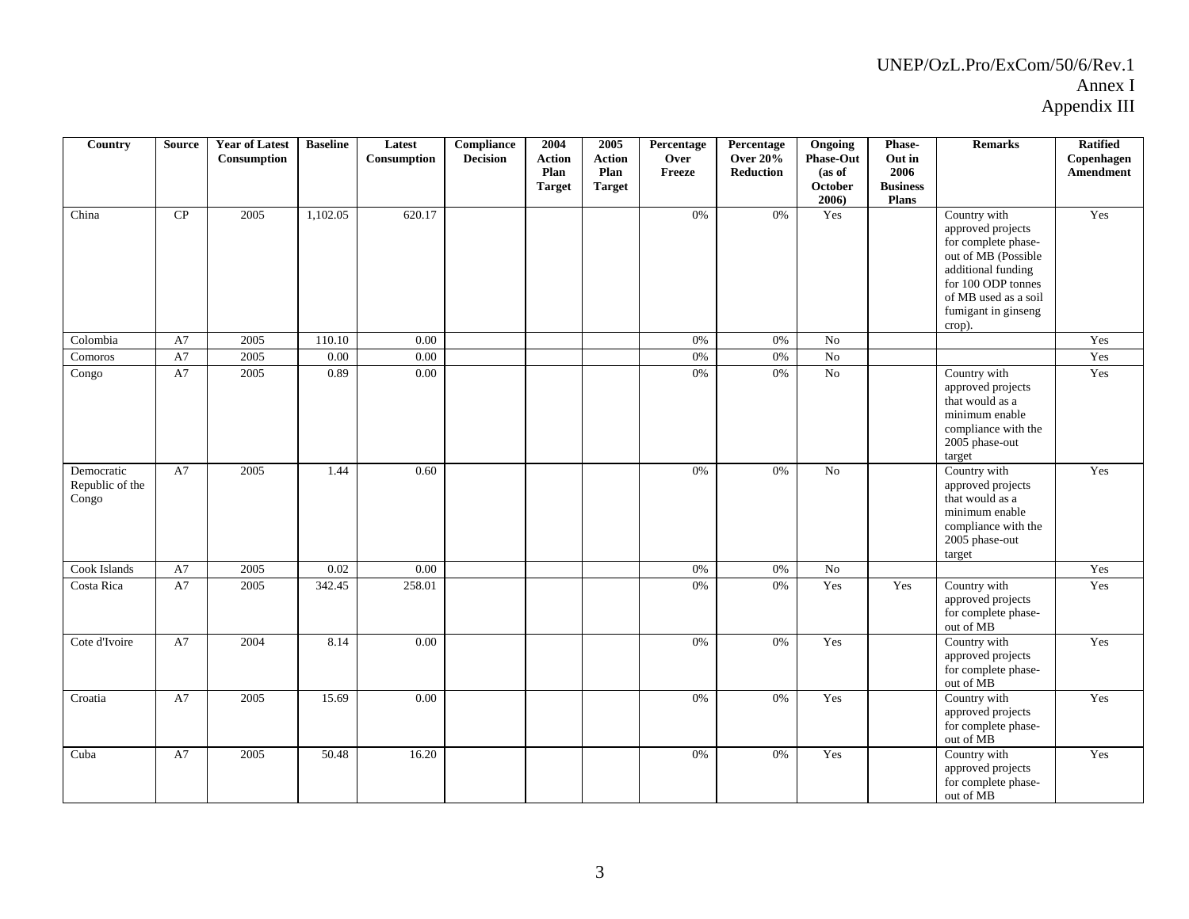| Country | Source | Year of Latest Consumption | Baseline | Latest Consumption | Compliance Decision | 2004 Action Plan Target | 2005 Action Plan Target | Percentage Over Freeze | Percentage Over 20% Reduction | Ongoing Phase-Out (as of October 2006) | Phase-Out in 2006 Business Plans | Remarks | Ratified Copenhagen Amendment |
|---|---|---|---|---|---|---|---|---|---|---|---|---|---|
| China | CP | 2005 | 1,102.05 | 620.17 | | | | 0% | 0% | Yes | | Country with approved projects for complete phase-out of MB (Possible additional funding for 100 ODP tonnes of MB used as a soil fumigant in ginseng crop). | Yes |
| Colombia | A7 | 2005 | 110.10 | 0.00 | | | | 0% | 0% | No | | | Yes |
| Comoros | A7 | 2005 | 0.00 | 0.00 | | | | 0% | 0% | No | | | Yes |
| Congo | A7 | 2005 | 0.89 | 0.00 | | | | 0% | 0% | No | | Country with approved projects that would as a minimum enable compliance with the 2005 phase-out target | Yes |
| Democratic Republic of the Congo | A7 | 2005 | 1.44 | 0.60 | | | | 0% | 0% | No | | Country with approved projects that would as a minimum enable compliance with the 2005 phase-out target | Yes |
| Cook Islands | A7 | 2005 | 0.02 | 0.00 | | | | 0% | 0% | No | | | Yes |
| Costa Rica | A7 | 2005 | 342.45 | 258.01 | | | | 0% | 0% | Yes | Yes | Country with approved projects for complete phase-out of MB | Yes |
| Cote d'Ivoire | A7 | 2004 | 8.14 | 0.00 | | | | 0% | 0% | Yes | | Country with approved projects for complete phase-out of MB | Yes |
| Croatia | A7 | 2005 | 15.69 | 0.00 | | | | 0% | 0% | Yes | | Country with approved projects for complete phase-out of MB | Yes |
| Cuba | A7 | 2005 | 50.48 | 16.20 | | | | 0% | 0% | Yes | | Country with approved projects for complete phase-out of MB | Yes |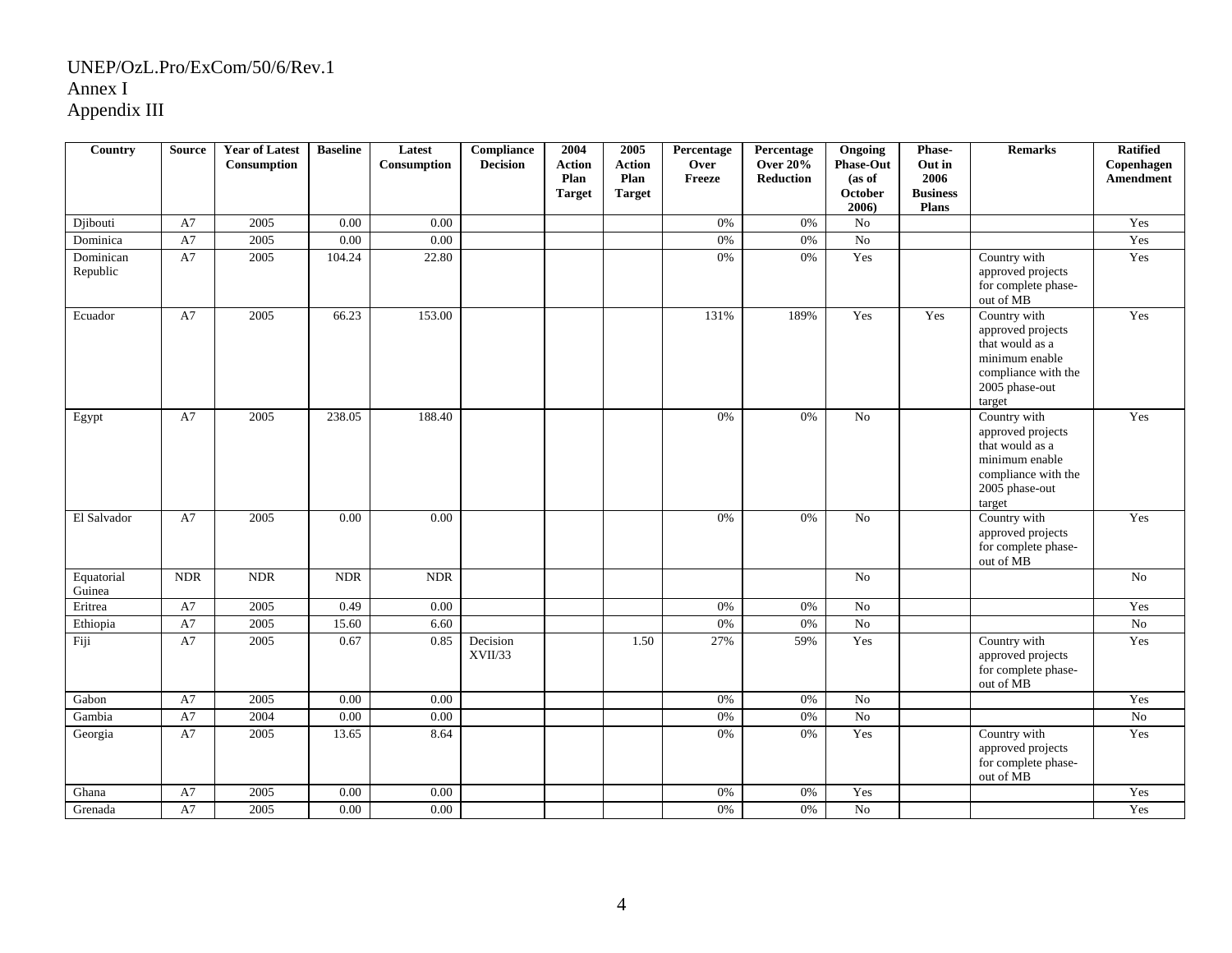UNEP/OzL.Pro/ExCom/50/6/Rev.1
Annex I
Appendix III

| Country | Source | Year of Latest Consumption | Baseline | Latest Consumption | Compliance Decision | 2004 Action Plan Target | 2005 Action Plan Target | Percentage Over Freeze | Percentage Over 20% Reduction | Ongoing Phase-Out (as of October 2006) | Phase-Out in 2006 Business Plans | Remarks | Ratified Copenhagen Amendment |
|---|---|---|---|---|---|---|---|---|---|---|---|---|---|
| Djibouti | A7 | 2005 | 0.00 | 0.00 | | | | 0% | 0% | No | | | Yes |
| Dominica | A7 | 2005 | 0.00 | 0.00 | | | | 0% | 0% | No | | | Yes |
| Dominican Republic | A7 | 2005 | 104.24 | 22.80 | | | | 0% | 0% | Yes | | Country with approved projects for complete phase-out of MB | Yes |
| Ecuador | A7 | 2005 | 66.23 | 153.00 | | | | 131% | 189% | Yes | Yes | Country with approved projects that would as a minimum enable compliance with the 2005 phase-out target | Yes |
| Egypt | A7 | 2005 | 238.05 | 188.40 | | | | 0% | 0% | No | | Country with approved projects that would as a minimum enable compliance with the 2005 phase-out target | Yes |
| El Salvador | A7 | 2005 | 0.00 | 0.00 | | | | 0% | 0% | No | | Country with approved projects for complete phase-out of MB | Yes |
| Equatorial Guinea | NDR | NDR | NDR | NDR | | | | | | No | | | No |
| Eritrea | A7 | 2005 | 0.49 | 0.00 | | | | 0% | 0% | No | | | Yes |
| Ethiopia | A7 | 2005 | 15.60 | 6.60 | | | | 0% | 0% | No | | | No |
| Fiji | A7 | 2005 | 0.67 | 0.85 | Decision XVII/33 | | 1.50 | 27% | 59% | Yes | | Country with approved projects for complete phase-out of MB | Yes |
| Gabon | A7 | 2005 | 0.00 | 0.00 | | | | 0% | 0% | No | | | Yes |
| Gambia | A7 | 2004 | 0.00 | 0.00 | | | | 0% | 0% | No | | | No |
| Georgia | A7 | 2005 | 13.65 | 8.64 | | | | 0% | 0% | Yes | | Country with approved projects for complete phase-out of MB | Yes |
| Ghana | A7 | 2005 | 0.00 | 0.00 | | | | 0% | 0% | Yes | | | Yes |
| Grenada | A7 | 2005 | 0.00 | 0.00 | | | | 0% | 0% | No | | | Yes |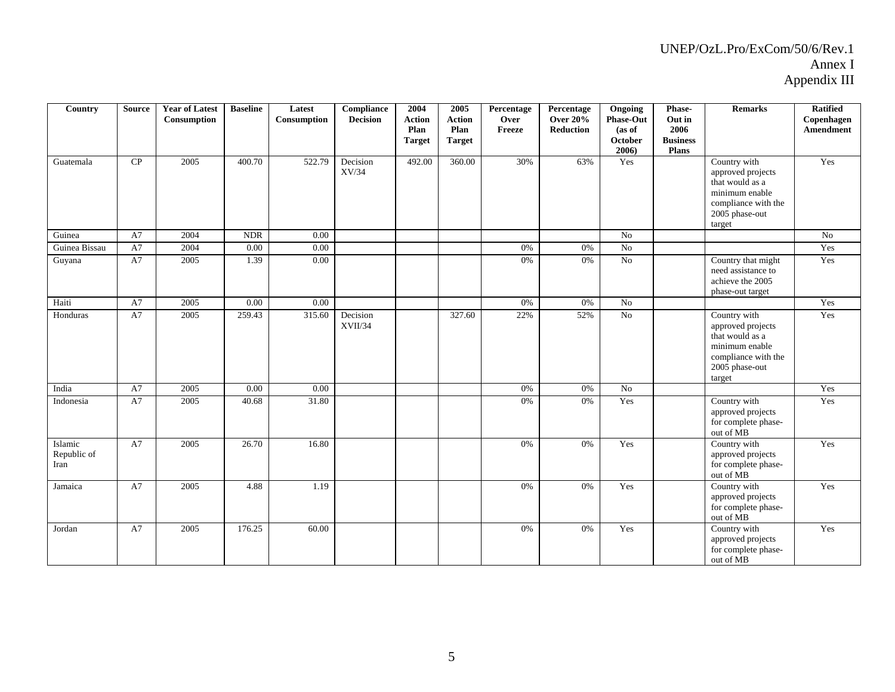| Country | Source | Year of Latest Consumption | Baseline | Latest Consumption | Compliance Decision | 2004 Action Plan Target | 2005 Action Plan Target | Percentage Over Freeze | Percentage Over 20% Reduction | Ongoing Phase-Out (as of October 2006) | Phase-Out in 2006 Business Plans | Remarks | Ratified Copenhagen Amendment |
|---|---|---|---|---|---|---|---|---|---|---|---|---|---|
| Guatemala | CP | 2005 | 400.70 | 522.79 | Decision XV/34 | 492.00 | 360.00 | 30% | 63% | Yes | | Country with approved projects that would as a minimum enable compliance with the 2005 phase-out target | Yes |
| Guinea | A7 | 2004 | NDR | 0.00 | | | | | | No | | | No |
| Guinea Bissau | A7 | 2004 | 0.00 | 0.00 | | | | 0% | 0% | No | | | Yes |
| Guyana | A7 | 2005 | 1.39 | 0.00 | | | | 0% | 0% | No | | Country that might need assistance to achieve the 2005 phase-out target | Yes |
| Haiti | A7 | 2005 | 0.00 | 0.00 | | | | 0% | 0% | No | | | Yes |
| Honduras | A7 | 2005 | 259.43 | 315.60 | Decision XVII/34 | | 327.60 | 22% | 52% | No | | Country with approved projects that would as a minimum enable compliance with the 2005 phase-out target | Yes |
| India | A7 | 2005 | 0.00 | 0.00 | | | | 0% | 0% | No | | | Yes |
| Indonesia | A7 | 2005 | 40.68 | 31.80 | | | | 0% | 0% | Yes | | Country with approved projects for complete phase-out of MB | Yes |
| Islamic Republic of Iran | A7 | 2005 | 26.70 | 16.80 | | | | 0% | 0% | Yes | | Country with approved projects for complete phase-out of MB | Yes |
| Jamaica | A7 | 2005 | 4.88 | 1.19 | | | | 0% | 0% | Yes | | Country with approved projects for complete phase-out of MB | Yes |
| Jordan | A7 | 2005 | 176.25 | 60.00 | | | | 0% | 0% | Yes | | Country with approved projects for complete phase-out of MB | Yes |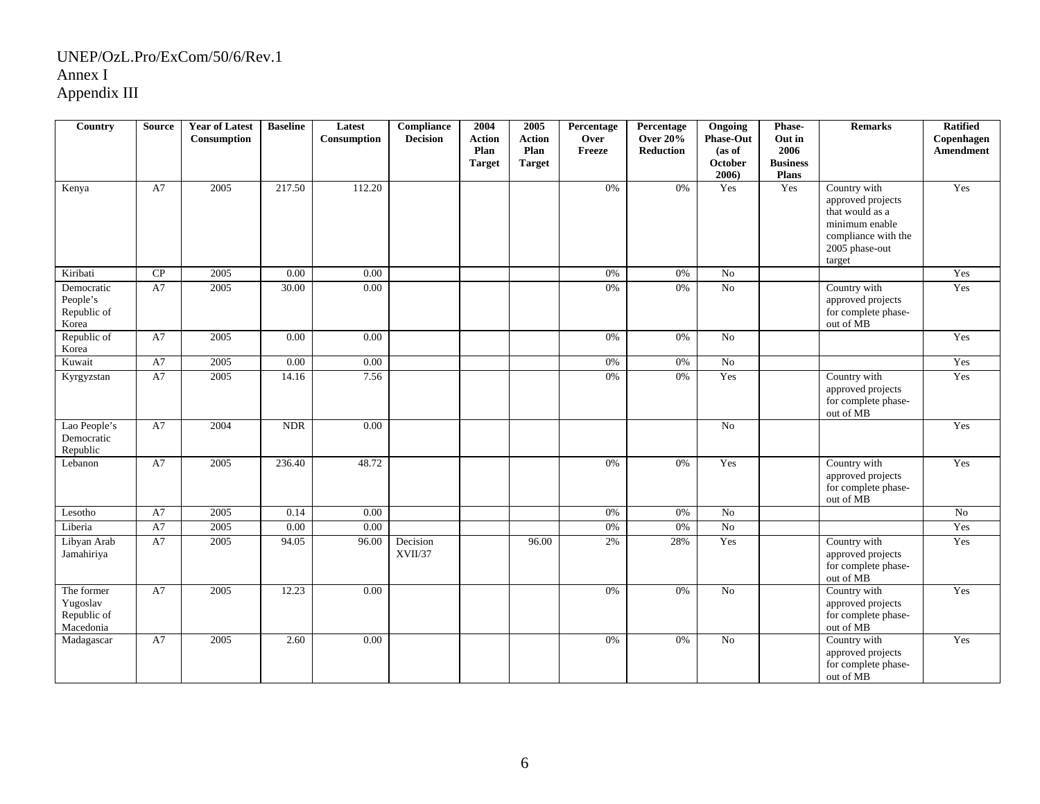UNEP/OzL.Pro/ExCom/50/6/Rev.1
Annex I
Appendix III

| Country | Source | Year of Latest Consumption | Baseline | Latest Consumption | Compliance Decision | 2004 Action Plan Target | 2005 Action Plan Target | Percentage Over Freeze | Percentage Over 20% Reduction | Ongoing Phase-Out (as of October 2006) | Phase-Out in 2006 Business Plans | Remarks | Ratified Copenhagen Amendment |
|---|---|---|---|---|---|---|---|---|---|---|---|---|---|
| Kenya | A7 | 2005 | 217.50 | 112.20 | | | | 0% | 0% | Yes | Yes | Country with approved projects that would as a minimum enable compliance with the 2005 phase-out target | Yes |
| Kiribati | CP | 2005 | 0.00 | 0.00 | | | | 0% | 0% | No | | | Yes |
| Democratic People's Republic of Korea | A7 | 2005 | 30.00 | 0.00 | | | | 0% | 0% | No | | Country with approved projects for complete phase-out of MB | Yes |
| Republic of Korea | A7 | 2005 | 0.00 | 0.00 | | | | 0% | 0% | No | | | Yes |
| Kuwait | A7 | 2005 | 0.00 | 0.00 | | | | 0% | 0% | No | | | Yes |
| Kyrgyzstan | A7 | 2005 | 14.16 | 7.56 | | | | 0% | 0% | Yes | | Country with approved projects for complete phase-out of MB | Yes |
| Lao People's Democratic Republic | A7 | 2004 | NDR | 0.00 | | | | | | No | | | Yes |
| Lebanon | A7 | 2005 | 236.40 | 48.72 | | | | 0% | 0% | Yes | | Country with approved projects for complete phase-out of MB | Yes |
| Lesotho | A7 | 2005 | 0.14 | 0.00 | | | | 0% | 0% | No | | | No |
| Liberia | A7 | 2005 | 0.00 | 0.00 | | | | 0% | 0% | No | | | Yes |
| Libyan Arab Jamahiriya | A7 | 2005 | 94.05 | 96.00 | Decision XVII/37 | | 96.00 | 2% | 28% | Yes | | Country with approved projects for complete phase-out of MB | Yes |
| The former Yugoslav Republic of Macedonia | A7 | 2005 | 12.23 | 0.00 | | | | 0% | 0% | No | | Country with approved projects for complete phase-out of MB | Yes |
| Madagascar | A7 | 2005 | 2.60 | 0.00 | | | | 0% | 0% | No | | Country with approved projects for complete phase-out of MB | Yes |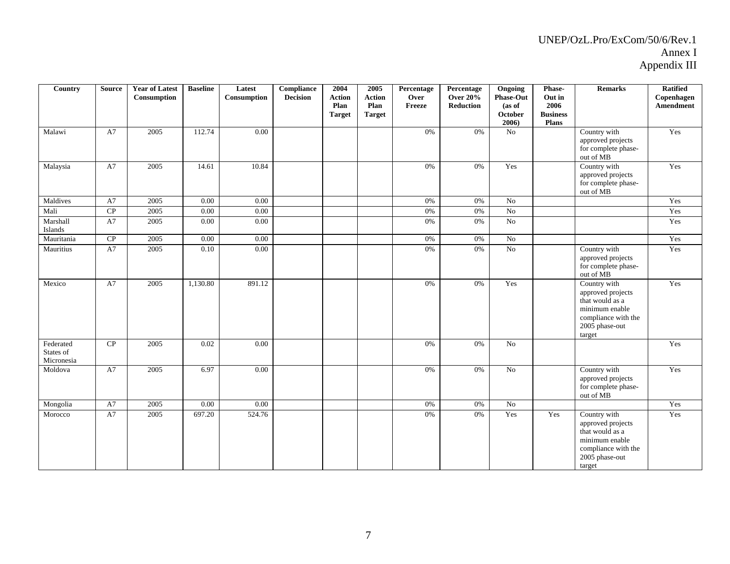| Country | Source | Year of Latest Consumption | Baseline | Latest Consumption | Compliance Decision | 2004 Action Plan Target | 2005 Action Plan Target | Percentage Over Freeze | Percentage Over 20% Reduction | Ongoing Phase-Out (as of October 2006) | Phase-Out in 2006 Business Plans | Remarks | Ratified Copenhagen Amendment |
|---|---|---|---|---|---|---|---|---|---|---|---|---|---|
| Malawi | A7 | 2005 | 112.74 | 0.00 | | | | 0% | 0% | No | | Country with approved projects for complete phase-out of MB | Yes |
| Malaysia | A7 | 2005 | 14.61 | 10.84 | | | | 0% | 0% | Yes | | Country with approved projects for complete phase-out of MB | Yes |
| Maldives | A7 | 2005 | 0.00 | 0.00 | | | | 0% | 0% | No | | | Yes |
| Mali | CP | 2005 | 0.00 | 0.00 | | | | 0% | 0% | No | | | Yes |
| Marshall Islands | A7 | 2005 | 0.00 | 0.00 | | | | 0% | 0% | No | | | Yes |
| Mauritania | CP | 2005 | 0.00 | 0.00 | | | | 0% | 0% | No | | | Yes |
| Mauritius | A7 | 2005 | 0.10 | 0.00 | | | | 0% | 0% | No | | Country with approved projects for complete phase-out of MB | Yes |
| Mexico | A7 | 2005 | 1,130.80 | 891.12 | | | | 0% | 0% | Yes | | Country with approved projects that would as a minimum enable compliance with the 2005 phase-out target | Yes |
| Federated States of Micronesia | CP | 2005 | 0.02 | 0.00 | | | | 0% | 0% | No | | | Yes |
| Moldova | A7 | 2005 | 6.97 | 0.00 | | | | 0% | 0% | No | | Country with approved projects for complete phase-out of MB | Yes |
| Mongolia | A7 | 2005 | 0.00 | 0.00 | | | | 0% | 0% | No | | | Yes |
| Morocco | A7 | 2005 | 697.20 | 524.76 | | | | 0% | 0% | Yes | Yes | Country with approved projects that would as a minimum enable compliance with the 2005 phase-out target | Yes |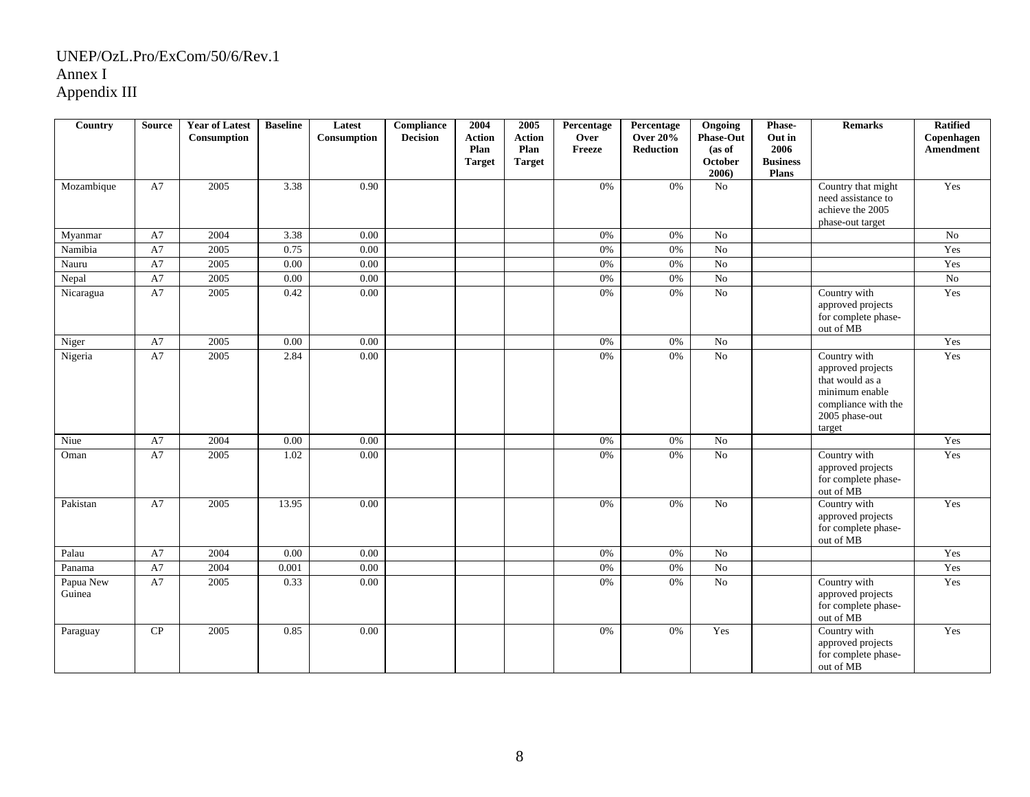UNEP/OzL.Pro/ExCom/50/6/Rev.1
Annex I
Appendix III

| Country | Source | Year of Latest Consumption | Baseline | Latest Consumption | Compliance Decision | 2004 Action Plan Target | 2005 Action Plan Target | Percentage Over Freeze | Percentage Over 20% Reduction | Ongoing Phase-Out (as of October 2006) | Phase-Out in 2006 Business Plans | Remarks | Ratified Copenhagen Amendment |
|---|---|---|---|---|---|---|---|---|---|---|---|---|---|
| Mozambique | A7 | 2005 | 3.38 | 0.90 | | | | 0% | 0% | No | | Country that might need assistance to achieve the 2005 phase-out target | Yes |
| Myanmar | A7 | 2004 | 3.38 | 0.00 | | | | 0% | 0% | No | | | No |
| Namibia | A7 | 2005 | 0.75 | 0.00 | | | | 0% | 0% | No | | | Yes |
| Nauru | A7 | 2005 | 0.00 | 0.00 | | | | 0% | 0% | No | | | Yes |
| Nepal | A7 | 2005 | 0.00 | 0.00 | | | | 0% | 0% | No | | | No |
| Nicaragua | A7 | 2005 | 0.42 | 0.00 | | | | 0% | 0% | No | | Country with approved projects for complete phase-out of MB | Yes |
| Niger | A7 | 2005 | 0.00 | 0.00 | | | | 0% | 0% | No | | | Yes |
| Nigeria | A7 | 2005 | 2.84 | 0.00 | | | | 0% | 0% | No | | Country with approved projects that would as a minimum enable compliance with the 2005 phase-out target | Yes |
| Niue | A7 | 2004 | 0.00 | 0.00 | | | | 0% | 0% | No | | | Yes |
| Oman | A7 | 2005 | 1.02 | 0.00 | | | | 0% | 0% | No | | Country with approved projects for complete phase-out of MB | Yes |
| Pakistan | A7 | 2005 | 13.95 | 0.00 | | | | 0% | 0% | No | | Country with approved projects for complete phase-out of MB | Yes |
| Palau | A7 | 2004 | 0.00 | 0.00 | | | | 0% | 0% | No | | | Yes |
| Panama | A7 | 2004 | 0.001 | 0.00 | | | | 0% | 0% | No | | | Yes |
| Papua New Guinea | A7 | 2005 | 0.33 | 0.00 | | | | 0% | 0% | No | | Country with approved projects for complete phase-out of MB | Yes |
| Paraguay | CP | 2005 | 0.85 | 0.00 | | | | 0% | 0% | Yes | | Country with approved projects for complete phase-out of MB | Yes |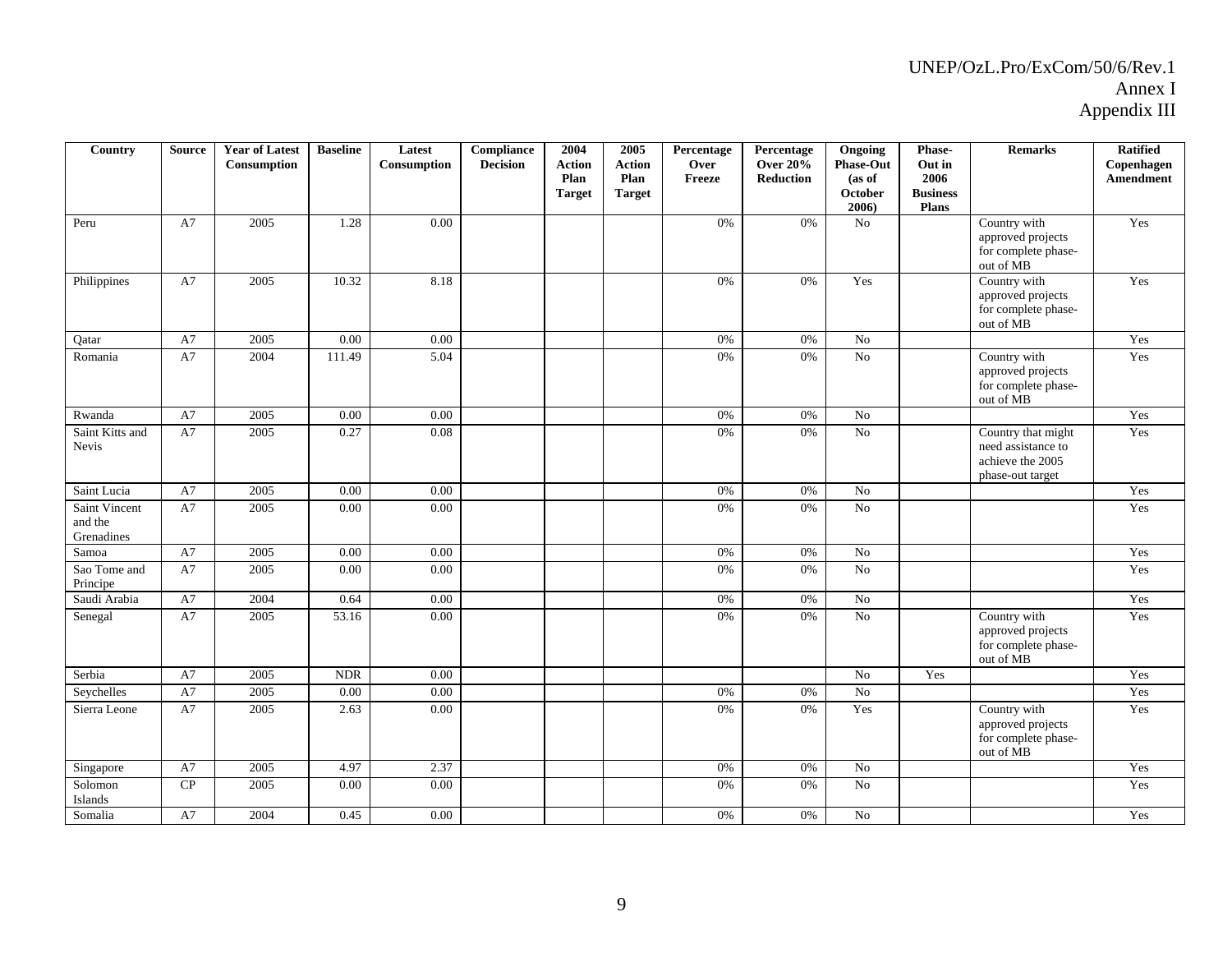| Country | Source | Year of Latest Consumption | Baseline | Latest Consumption | Compliance Decision | 2004 Action Plan Target | 2005 Action Plan Target | Percentage Over Freeze | Percentage Over 20% Reduction | Ongoing Phase-Out (as of October 2006) | Phase-Out in 2006 Business Plans | Remarks | Ratified Copenhagen Amendment |
|---|---|---|---|---|---|---|---|---|---|---|---|---|---|
| Peru | A7 | 2005 | 1.28 | 0.00 | | | | 0% | 0% | No | | Country with approved projects for complete phase-out of MB | Yes |
| Philippines | A7 | 2005 | 10.32 | 8.18 | | | | 0% | 0% | Yes | | Country with approved projects for complete phase-out of MB | Yes |
| Qatar | A7 | 2005 | 0.00 | 0.00 | | | | 0% | 0% | No | | | Yes |
| Romania | A7 | 2004 | 111.49 | 5.04 | | | | 0% | 0% | No | | Country with approved projects for complete phase-out of MB | Yes |
| Rwanda | A7 | 2005 | 0.00 | 0.00 | | | | 0% | 0% | No | | | Yes |
| Saint Kitts and Nevis | A7 | 2005 | 0.27 | 0.08 | | | | 0% | 0% | No | | Country that might need assistance to achieve the 2005 phase-out target | Yes |
| Saint Lucia | A7 | 2005 | 0.00 | 0.00 | | | | 0% | 0% | No | | | Yes |
| Saint Vincent and the Grenadines | A7 | 2005 | 0.00 | 0.00 | | | | 0% | 0% | No | | | Yes |
| Samoa | A7 | 2005 | 0.00 | 0.00 | | | | 0% | 0% | No | | | Yes |
| Sao Tome and Principe | A7 | 2005 | 0.00 | 0.00 | | | | 0% | 0% | No | | | Yes |
| Saudi Arabia | A7 | 2004 | 0.64 | 0.00 | | | | 0% | 0% | No | | | Yes |
| Senegal | A7 | 2005 | 53.16 | 0.00 | | | | 0% | 0% | No | | Country with approved projects for complete phase-out of MB | Yes |
| Serbia | A7 | 2005 | NDR | 0.00 | | | | | | No | Yes | | Yes |
| Seychelles | A7 | 2005 | 0.00 | 0.00 | | | | 0% | 0% | No | | | Yes |
| Sierra Leone | A7 | 2005 | 2.63 | 0.00 | | | | 0% | 0% | Yes | | Country with approved projects for complete phase-out of MB | Yes |
| Singapore | A7 | 2005 | 4.97 | 2.37 | | | | 0% | 0% | No | | | Yes |
| Solomon Islands | CP | 2005 | 0.00 | 0.00 | | | | 0% | 0% | No | | | Yes |
| Somalia | A7 | 2004 | 0.45 | 0.00 | | | | 0% | 0% | No | | | Yes |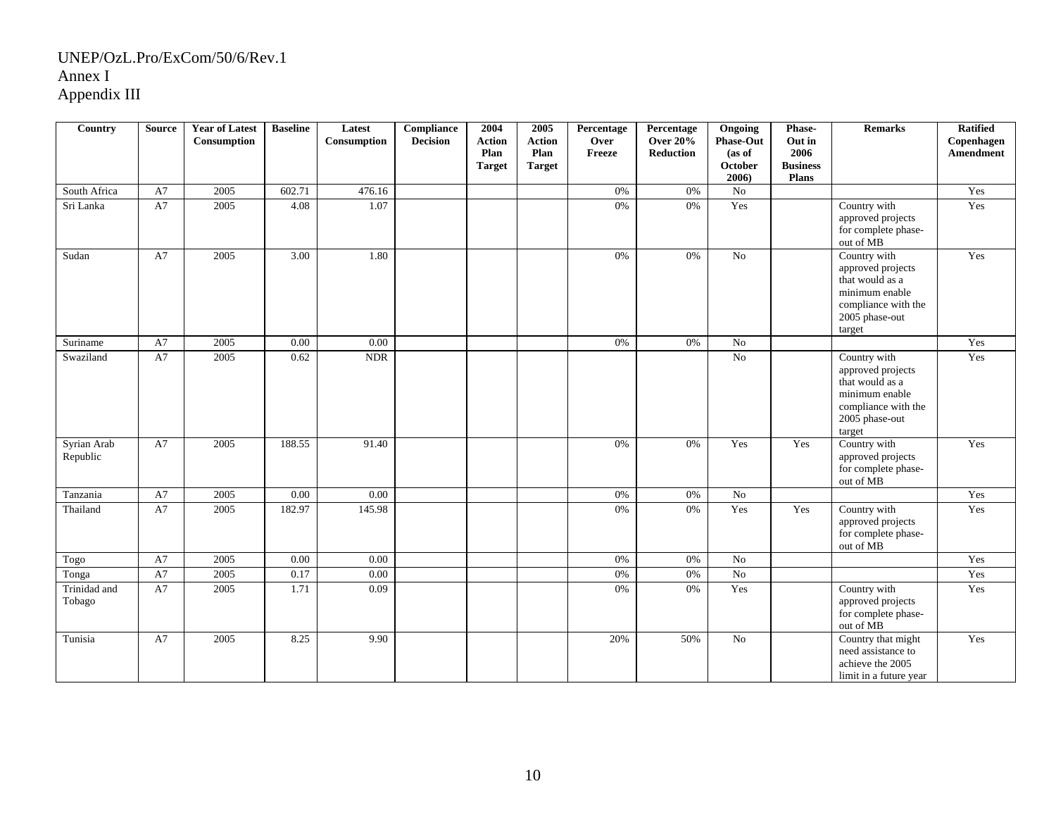UNEP/OzL.Pro/ExCom/50/6/Rev.1
Annex I
Appendix III

| Country | Source | Year of Latest Consumption | Baseline | Latest Consumption | Compliance Decision | 2004 Action Plan Target | 2005 Action Plan Target | Percentage Over Freeze | Percentage Over 20% Reduction | Ongoing Phase-Out (as of October 2006) | Phase-Out in 2006 Business Plans | Remarks | Ratified Copenhagen Amendment |
|---|---|---|---|---|---|---|---|---|---|---|---|---|---|
| South Africa | A7 | 2005 | 602.71 | 476.16 | | | | 0% | 0% | No | | | Yes |
| Sri Lanka | A7 | 2005 | 4.08 | 1.07 | | | | 0% | 0% | Yes | | Country with approved projects for complete phase-out of MB | Yes |
| Sudan | A7 | 2005 | 3.00 | 1.80 | | | | 0% | 0% | No | | Country with approved projects that would as a minimum enable compliance with the 2005 phase-out target | Yes |
| Suriname | A7 | 2005 | 0.00 | 0.00 | | | | 0% | 0% | No | | | Yes |
| Swaziland | A7 | 2005 | 0.62 | NDR | | | | | | No | | Country with approved projects that would as a minimum enable compliance with the 2005 phase-out target | Yes |
| Syrian Arab Republic | A7 | 2005 | 188.55 | 91.40 | | | | 0% | 0% | Yes | Yes | Country with approved projects for complete phase-out of MB | Yes |
| Tanzania | A7 | 2005 | 0.00 | 0.00 | | | | 0% | 0% | No | | | Yes |
| Thailand | A7 | 2005 | 182.97 | 145.98 | | | | 0% | 0% | Yes | Yes | Country with approved projects for complete phase-out of MB | Yes |
| Togo | A7 | 2005 | 0.00 | 0.00 | | | | 0% | 0% | No | | | Yes |
| Tonga | A7 | 2005 | 0.17 | 0.00 | | | | 0% | 0% | No | | | Yes |
| Trinidad and Tobago | A7 | 2005 | 1.71 | 0.09 | | | | 0% | 0% | Yes | | Country with approved projects for complete phase-out of MB | Yes |
| Tunisia | A7 | 2005 | 8.25 | 9.90 | | | | 20% | 50% | No | | Country that might need assistance to achieve the 2005 limit in a future year | Yes |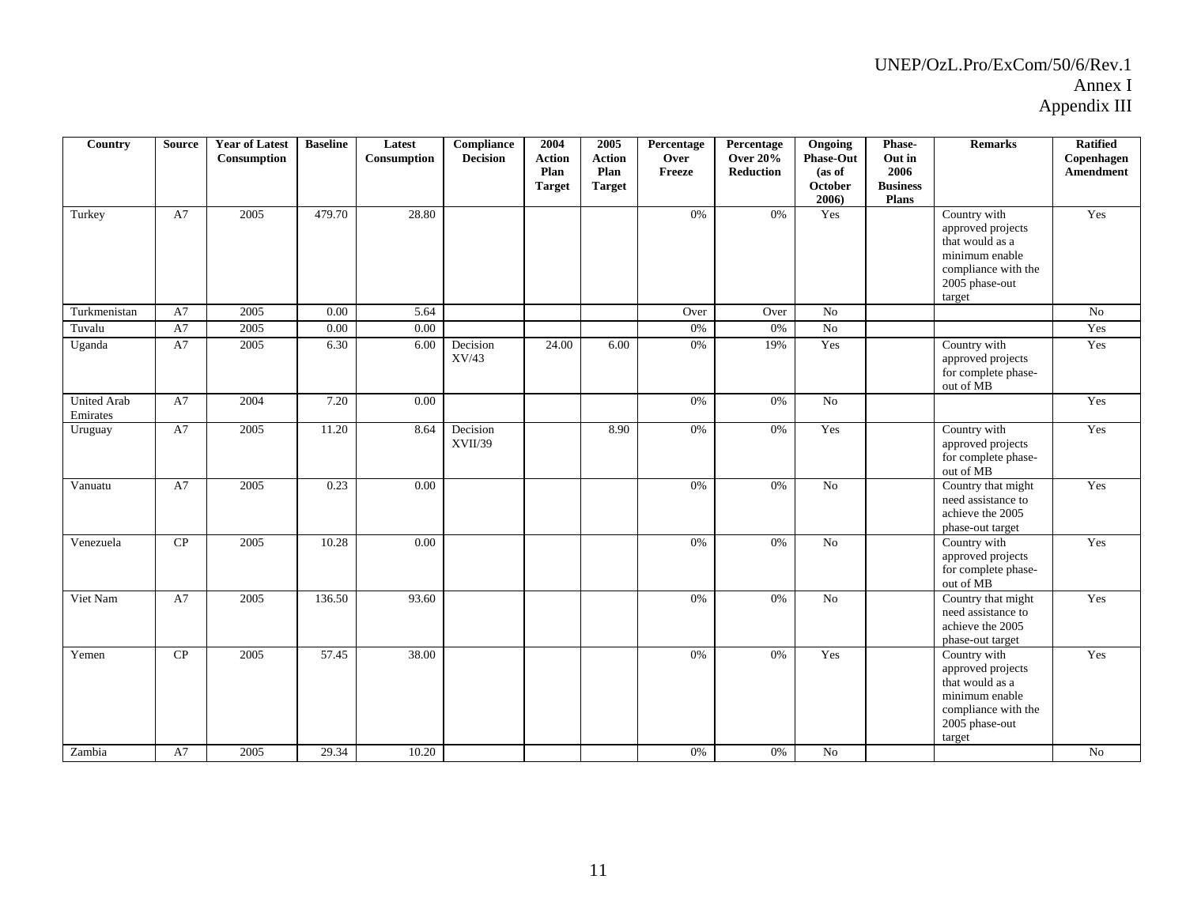| Country | Source | Year of Latest Consumption | Baseline | Latest Consumption | Compliance Decision | 2004 Action Plan Target | 2005 Action Plan Target | Percentage Over Freeze | Percentage Over 20% Reduction | Ongoing Phase-Out (as of October 2006) | Phase-Out in 2006 Business Plans | Remarks | Ratified Copenhagen Amendment |
|---|---|---|---|---|---|---|---|---|---|---|---|---|---|
| Turkey | A7 | 2005 | 479.70 | 28.80 | | | | 0% | 0% | Yes | | Country with approved projects that would as a minimum enable compliance with the 2005 phase-out target | Yes |
| Turkmenistan | A7 | 2005 | 0.00 | 5.64 | | | | Over | Over | No | | | No |
| Tuvalu | A7 | 2005 | 0.00 | 0.00 | | | | 0% | 0% | No | | | Yes |
| Uganda | A7 | 2005 | 6.30 | 6.00 | Decision XV/43 | 24.00 | 6.00 | 0% | 19% | Yes | | Country with approved projects for complete phase-out of MB | Yes |
| United Arab Emirates | A7 | 2004 | 7.20 | 0.00 | | | | 0% | 0% | No | | | Yes |
| Uruguay | A7 | 2005 | 11.20 | 8.64 | Decision XVII/39 | | 8.90 | 0% | 0% | Yes | | Country with approved projects for complete phase-out of MB | Yes |
| Vanuatu | A7 | 2005 | 0.23 | 0.00 | | | | 0% | 0% | No | | Country that might need assistance to achieve the 2005 phase-out target | Yes |
| Venezuela | CP | 2005 | 10.28 | 0.00 | | | | 0% | 0% | No | | Country with approved projects for complete phase-out of MB | Yes |
| Viet Nam | A7 | 2005 | 136.50 | 93.60 | | | | 0% | 0% | No | | Country that might need assistance to achieve the 2005 phase-out target | Yes |
| Yemen | CP | 2005 | 57.45 | 38.00 | | | | 0% | 0% | Yes | | Country with approved projects that would as a minimum enable compliance with the 2005 phase-out target | Yes |
| Zambia | A7 | 2005 | 29.34 | 10.20 | | | | 0% | 0% | No | | | No |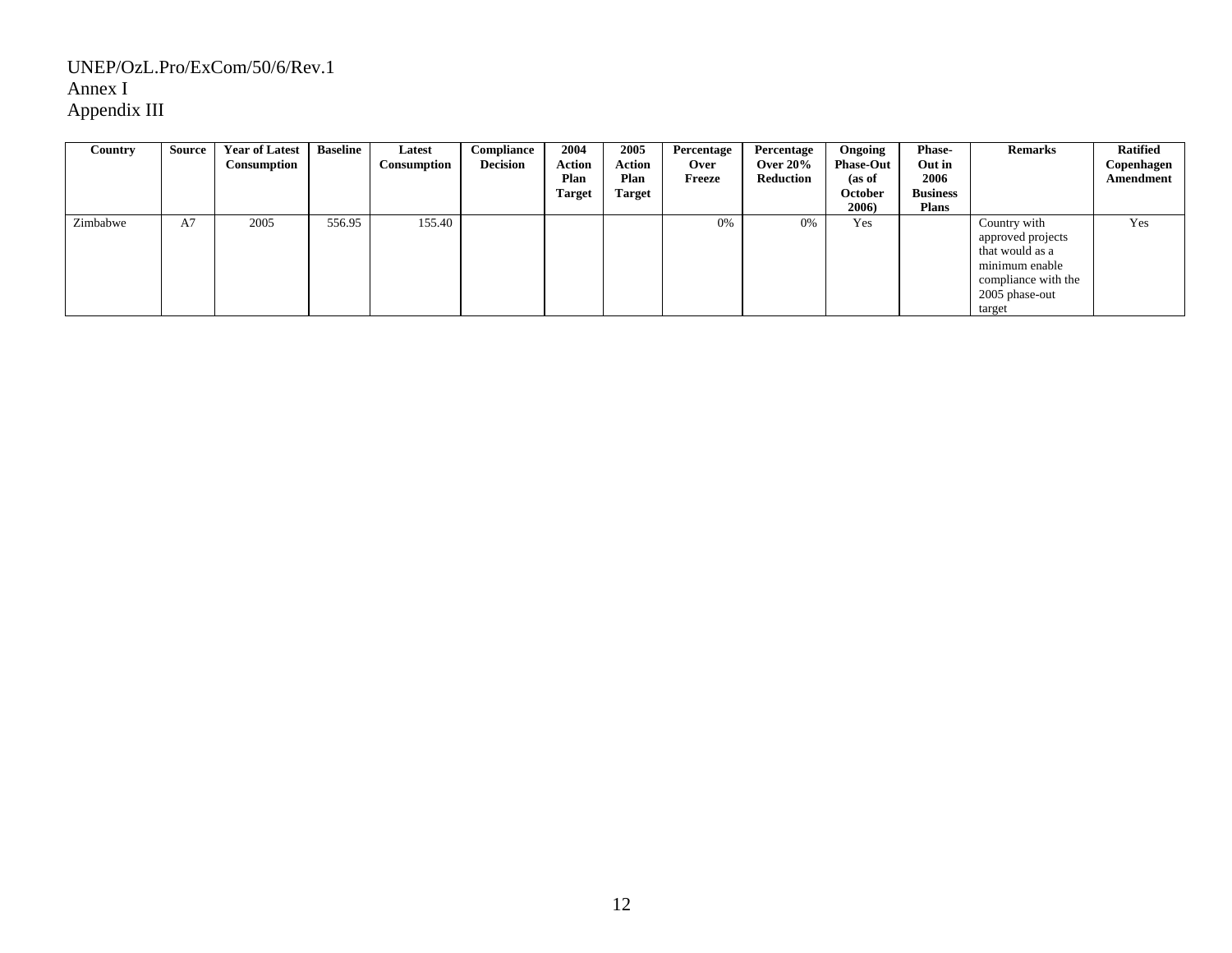| Country | Source | Year of Latest Consumption | Baseline | Latest Consumption | Compliance Decision | 2004 Action Plan Target | 2005 Action Plan Target | Percentage Over Freeze | Percentage Over 20% Reduction | Ongoing Phase-Out (as of October 2006) | Phase-Out in 2006 Business Plans | Remarks | Ratified Copenhagen Amendment |
|---|---|---|---|---|---|---|---|---|---|---|---|---|---|
| Zimbabwe | A7 | 2005 | 556.95 | 155.40 | | | | 0% | 0% | Yes | | Country with approved projects that would as a minimum enable compliance with the 2005 phase-out target | Yes |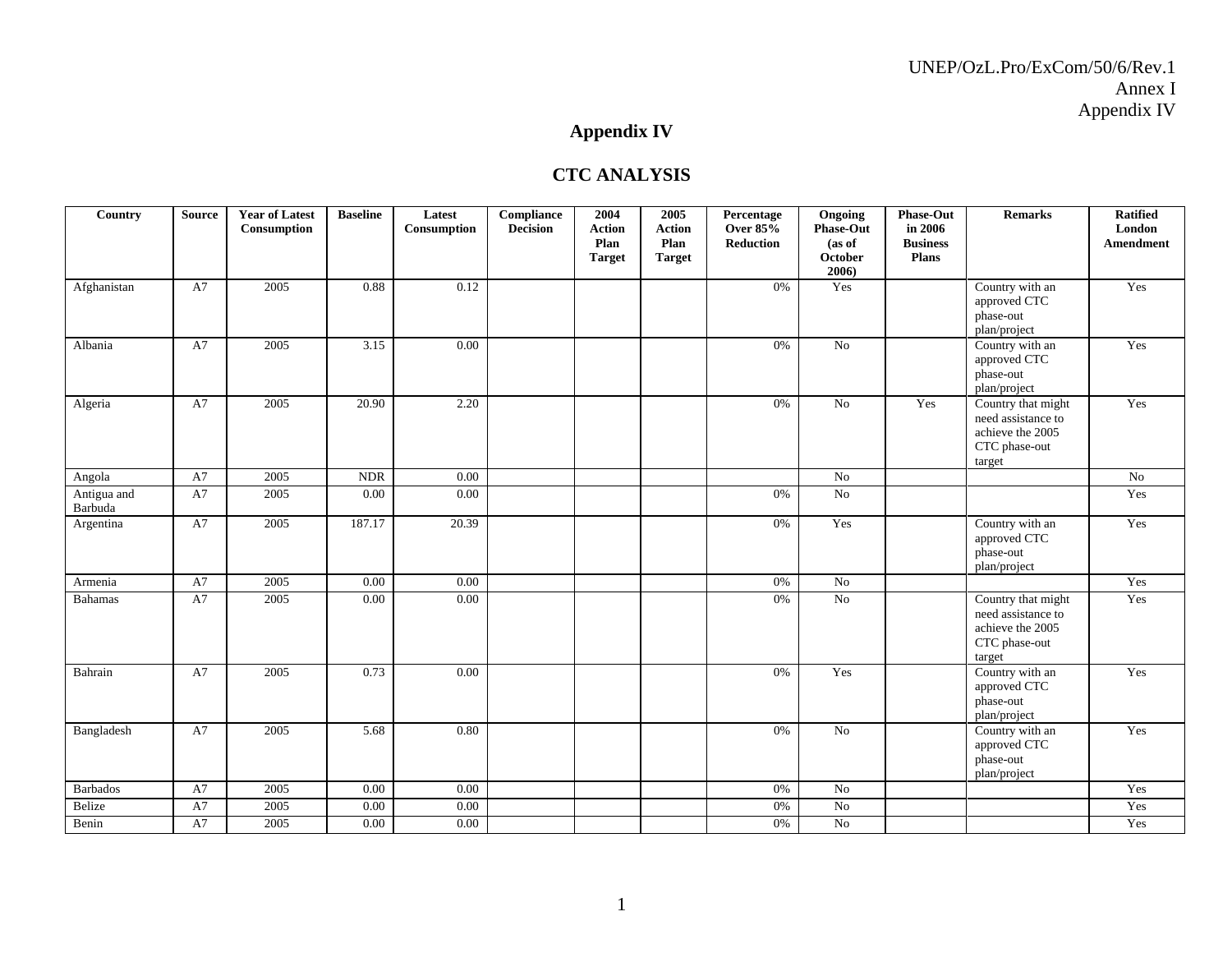# Appendix IV

## CTC ANALYSIS

| Country | Source | Year of Latest Consumption | Baseline | Latest Consumption | Compliance Decision | 2004 Action Plan Target | 2005 Action Plan Target | Percentage Over 85% Reduction | Ongoing Phase-Out (as of October 2006) | Phase-Out in 2006 Business Plans | Remarks | Ratified London Amendment |
|---|---|---|---|---|---|---|---|---|---|---|---|---|
| Afghanistan | A7 | 2005 | 0.88 | 0.12 | | | | 0% | Yes | | Country with an approved CTC phase-out plan/project | Yes |
| Albania | A7 | 2005 | 3.15 | 0.00 | | | | 0% | No | | Country with an approved CTC phase-out plan/project | Yes |
| Algeria | A7 | 2005 | 20.90 | 2.20 | | | | 0% | No | Yes | Country that might need assistance to achieve the 2005 CTC phase-out target | Yes |
| Angola | A7 | 2005 | NDR | 0.00 | | | | | No | | | No |
| Antigua and Barbuda | A7 | 2005 | 0.00 | 0.00 | | | | 0% | No | | | Yes |
| Argentina | A7 | 2005 | 187.17 | 20.39 | | | | 0% | Yes | | Country with an approved CTC phase-out plan/project | Yes |
| Armenia | A7 | 2005 | 0.00 | 0.00 | | | | 0% | No | | | Yes |
| Bahamas | A7 | 2005 | 0.00 | 0.00 | | | | 0% | No | | Country that might need assistance to achieve the 2005 CTC phase-out target | Yes |
| Bahrain | A7 | 2005 | 0.73 | 0.00 | | | | 0% | Yes | | Country with an approved CTC phase-out plan/project | Yes |
| Bangladesh | A7 | 2005 | 5.68 | 0.80 | | | | 0% | No | | Country with an approved CTC phase-out plan/project | Yes |
| Barbados | A7 | 2005 | 0.00 | 0.00 | | | | 0% | No | | | Yes |
| Belize | A7 | 2005 | 0.00 | 0.00 | | | | 0% | No | | | Yes |
| Benin | A7 | 2005 | 0.00 | 0.00 | | | | 0% | No | | | Yes |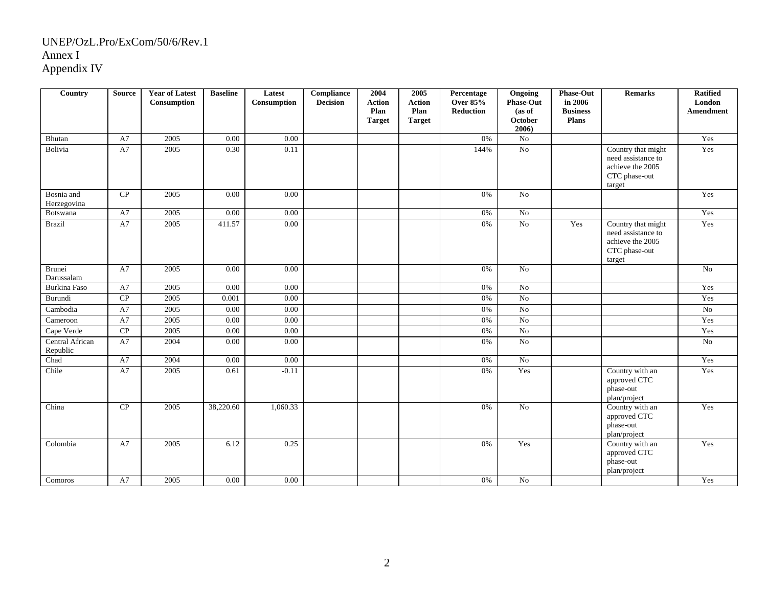UNEP/OzL.Pro/ExCom/50/6/Rev.1
Annex I
Appendix IV

| Country | Source | Year of Latest Consumption | Baseline | Latest Consumption | Compliance Decision | 2004 Action Plan Target | 2005 Action Plan Target | Percentage Over 85% Reduction | Ongoing Phase-Out (as of October 2006) | Phase-Out in 2006 Business Plans | Remarks | Ratified London Amendment |
|---|---|---|---|---|---|---|---|---|---|---|---|---|
| Bhutan | A7 | 2005 | 0.00 | 0.00 | | | | 0% | No | | | Yes |
| Bolivia | A7 | 2005 | 0.30 | 0.11 | | | | 144% | No | | Country that might need assistance to achieve the 2005 CTC phase-out target | Yes |
| Bosnia and Herzegovina | CP | 2005 | 0.00 | 0.00 | | | | 0% | No | | | Yes |
| Botswana | A7 | 2005 | 0.00 | 0.00 | | | | 0% | No | | | Yes |
| Brazil | A7 | 2005 | 411.57 | 0.00 | | | | 0% | No | Yes | Country that might need assistance to achieve the 2005 CTC phase-out target | Yes |
| Brunei Darussalam | A7 | 2005 | 0.00 | 0.00 | | | | 0% | No | | | No |
| Burkina Faso | A7 | 2005 | 0.00 | 0.00 | | | | 0% | No | | | Yes |
| Burundi | CP | 2005 | 0.001 | 0.00 | | | | 0% | No | | | Yes |
| Cambodia | A7 | 2005 | 0.00 | 0.00 | | | | 0% | No | | | No |
| Cameroon | A7 | 2005 | 0.00 | 0.00 | | | | 0% | No | | | Yes |
| Cape Verde | CP | 2005 | 0.00 | 0.00 | | | | 0% | No | | | Yes |
| Central African Republic | A7 | 2004 | 0.00 | 0.00 | | | | 0% | No | | | No |
| Chad | A7 | 2004 | 0.00 | 0.00 | | | | 0% | No | | | Yes |
| Chile | A7 | 2005 | 0.61 | -0.11 | | | | 0% | Yes | | Country with an approved CTC phase-out plan/project | Yes |
| China | CP | 2005 | 38,220.60 | 1,060.33 | | | | 0% | No | | Country with an approved CTC phase-out plan/project | Yes |
| Colombia | A7 | 2005 | 6.12 | 0.25 | | | | 0% | Yes | | Country with an approved CTC phase-out plan/project | Yes |
| Comoros | A7 | 2005 | 0.00 | 0.00 | | | | 0% | No | | | Yes |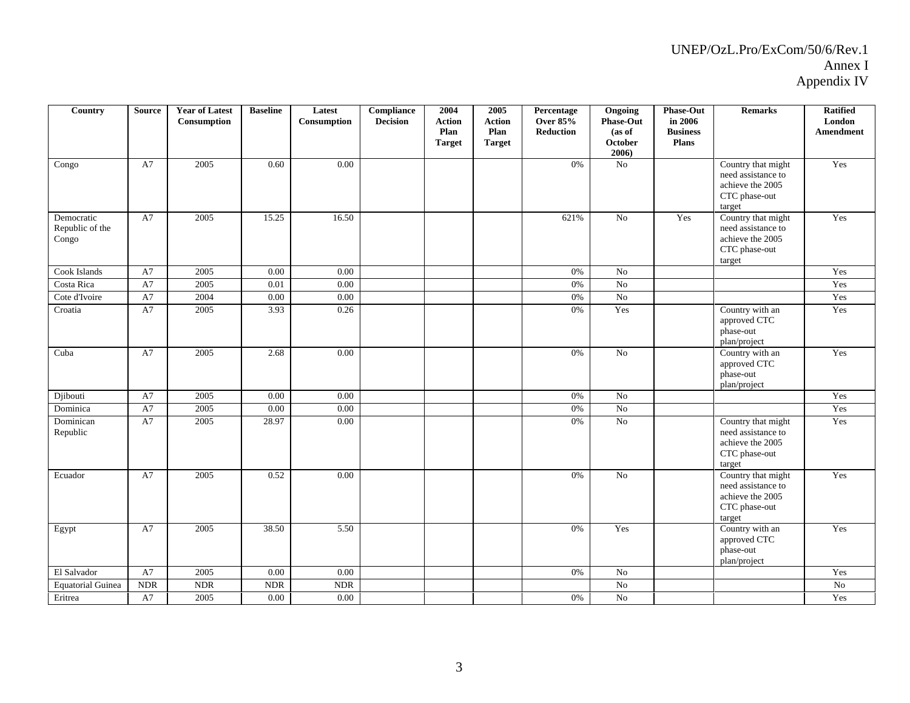| Country | Source | Year of Latest Consumption | Baseline | Latest Consumption | Compliance Decision | 2004 Action Plan Target | 2005 Action Plan Target | Percentage Over 85% Reduction | Ongoing Phase-Out (as of October 2006) | Phase-Out in 2006 Business Plans | Remarks | Ratified London Amendment |
|---|---|---|---|---|---|---|---|---|---|---|---|---|
| Congo | A7 | 2005 | 0.60 | 0.00 | | | | 0% | No | | Country that might need assistance to achieve the 2005 CTC phase-out target | Yes |
| Democratic Republic of the Congo | A7 | 2005 | 15.25 | 16.50 | | | | 621% | No | Yes | Country that might need assistance to achieve the 2005 CTC phase-out target | Yes |
| Cook Islands | A7 | 2005 | 0.00 | 0.00 | | | | 0% | No | | | Yes |
| Costa Rica | A7 | 2005 | 0.01 | 0.00 | | | | 0% | No | | | Yes |
| Cote d'Ivoire | A7 | 2004 | 0.00 | 0.00 | | | | 0% | No | | | Yes |
| Croatia | A7 | 2005 | 3.93 | 0.26 | | | | 0% | Yes | | Country with an approved CTC phase-out plan/project | Yes |
| Cuba | A7 | 2005 | 2.68 | 0.00 | | | | 0% | No | | Country with an approved CTC phase-out plan/project | Yes |
| Djibouti | A7 | 2005 | 0.00 | 0.00 | | | | 0% | No | | | Yes |
| Dominica | A7 | 2005 | 0.00 | 0.00 | | | | 0% | No | | | Yes |
| Dominican Republic | A7 | 2005 | 28.97 | 0.00 | | | | 0% | No | | Country that might need assistance to achieve the 2005 CTC phase-out target | Yes |
| Ecuador | A7 | 2005 | 0.52 | 0.00 | | | | 0% | No | | Country that might need assistance to achieve the 2005 CTC phase-out target | Yes |
| Egypt | A7 | 2005 | 38.50 | 5.50 | | | | 0% | Yes | | Country with an approved CTC phase-out plan/project | Yes |
| El Salvador | A7 | 2005 | 0.00 | 0.00 | | | | 0% | No | | | Yes |
| Equatorial Guinea | NDR | NDR | NDR | NDR | | | | | No | | | No |
| Eritrea | A7 | 2005 | 0.00 | 0.00 | | | | 0% | No | | | Yes |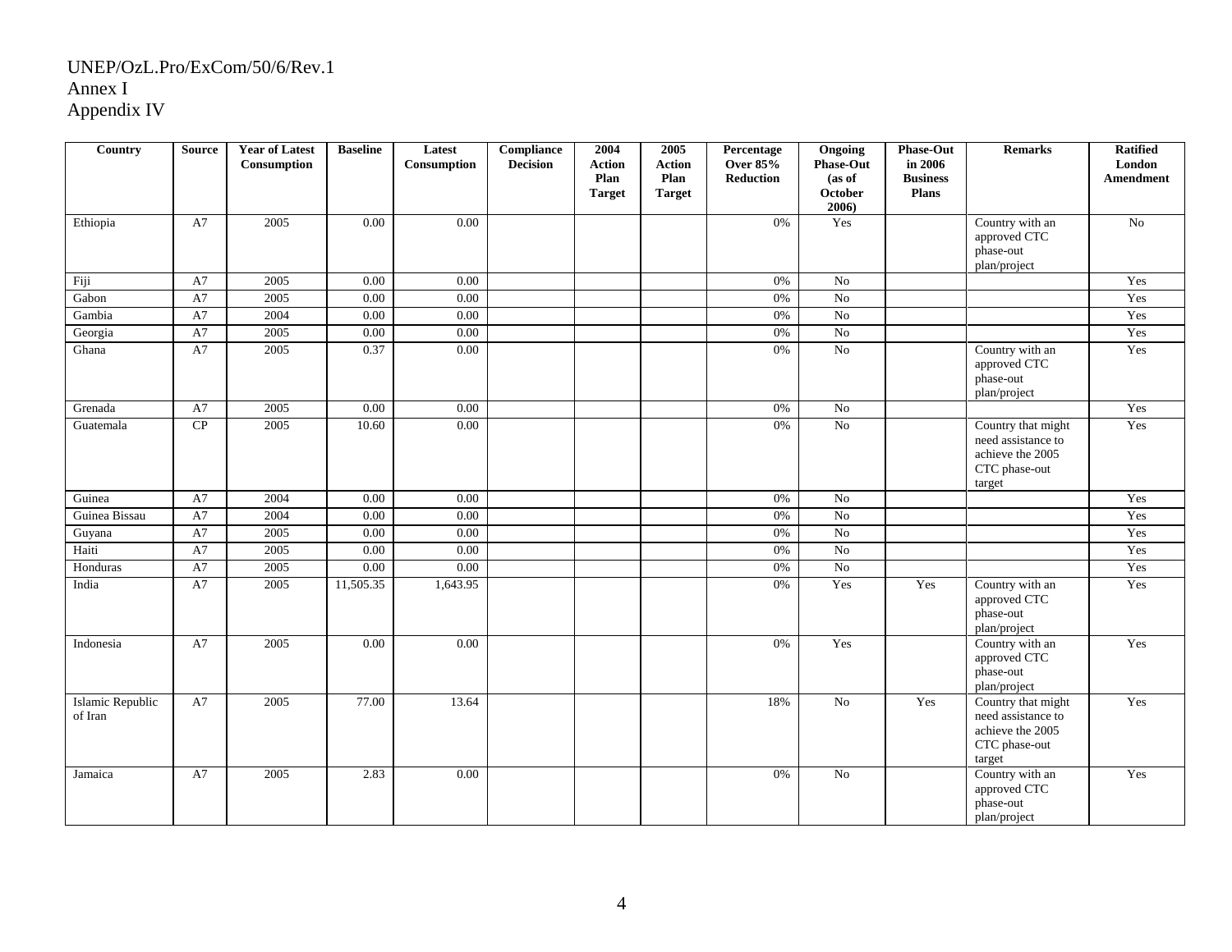UNEP/OzL.Pro/ExCom/50/6/Rev.1
Annex I
Appendix IV

| Country | Source | Year of Latest Consumption | Baseline | Latest Consumption | Compliance Decision | 2004 Action Plan Target | 2005 Action Plan Target | Percentage Over 85% Reduction | Ongoing Phase-Out (as of October 2006) | Phase-Out in 2006 Business Plans | Remarks | Ratified London Amendment |
|---|---|---|---|---|---|---|---|---|---|---|---|---|
| Ethiopia | A7 | 2005 | 0.00 | 0.00 | | | | 0% | Yes | | Country with an approved CTC phase-out plan/project | No |
| Fiji | A7 | 2005 | 0.00 | 0.00 | | | | 0% | No | | | Yes |
| Gabon | A7 | 2005 | 0.00 | 0.00 | | | | 0% | No | | | Yes |
| Gambia | A7 | 2004 | 0.00 | 0.00 | | | | 0% | No | | | Yes |
| Georgia | A7 | 2005 | 0.00 | 0.00 | | | | 0% | No | | | Yes |
| Ghana | A7 | 2005 | 0.37 | 0.00 | | | | 0% | No | | Country with an approved CTC phase-out plan/project | Yes |
| Grenada | A7 | 2005 | 0.00 | 0.00 | | | | 0% | No | | | Yes |
| Guatemala | CP | 2005 | 10.60 | 0.00 | | | | 0% | No | | Country that might need assistance to achieve the 2005 CTC phase-out target | Yes |
| Guinea | A7 | 2004 | 0.00 | 0.00 | | | | 0% | No | | | Yes |
| Guinea Bissau | A7 | 2004 | 0.00 | 0.00 | | | | 0% | No | | | Yes |
| Guyana | A7 | 2005 | 0.00 | 0.00 | | | | 0% | No | | | Yes |
| Haiti | A7 | 2005 | 0.00 | 0.00 | | | | 0% | No | | | Yes |
| Honduras | A7 | 2005 | 0.00 | 0.00 | | | | 0% | No | | | Yes |
| India | A7 | 2005 | 11,505.35 | 1,643.95 | | | | 0% | Yes | Yes | Country with an approved CTC phase-out plan/project | Yes |
| Indonesia | A7 | 2005 | 0.00 | 0.00 | | | | 0% | Yes | | Country with an approved CTC phase-out plan/project | Yes |
| Islamic Republic of Iran | A7 | 2005 | 77.00 | 13.64 | | | | 18% | No | Yes | Country that might need assistance to achieve the 2005 CTC phase-out target | Yes |
| Jamaica | A7 | 2005 | 2.83 | 0.00 | | | | 0% | No | | Country with an approved CTC phase-out plan/project | Yes |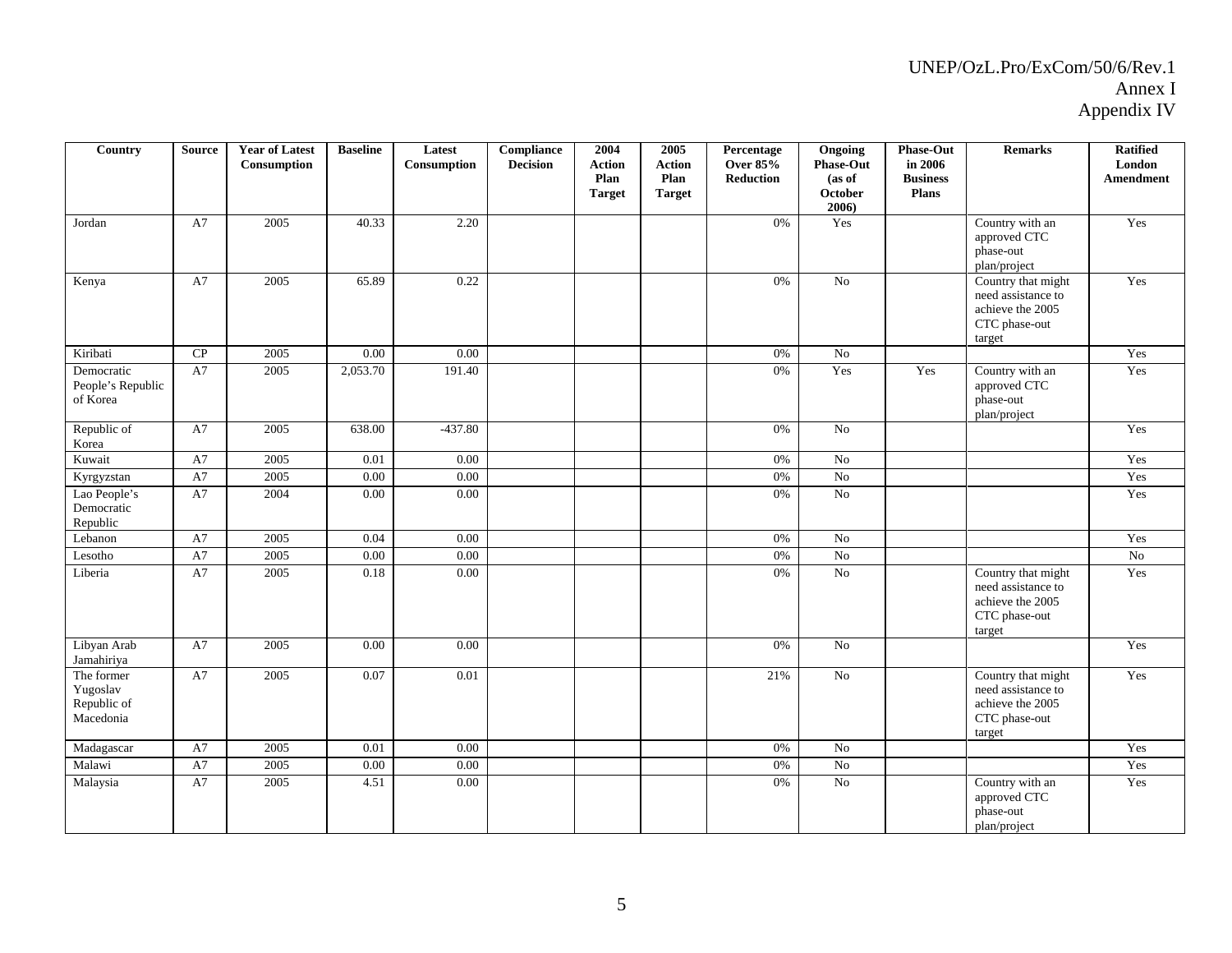| Country | Source | Year of Latest Consumption | Baseline | Latest Consumption | Compliance Decision | 2004 Action Plan Target | 2005 Action Plan Target | Percentage Over 85% Reduction | Ongoing Phase-Out (as of October 2006) | Phase-Out in 2006 Business Plans | Remarks | Ratified London Amendment |
|---|---|---|---|---|---|---|---|---|---|---|---|---|
| Jordan | A7 | 2005 | 40.33 | 2.20 | | | | 0% | Yes | | Country with an approved CTC phase-out plan/project | Yes |
| Kenya | A7 | 2005 | 65.89 | 0.22 | | | | 0% | No | | Country that might need assistance to achieve the 2005 CTC phase-out target | Yes |
| Kiribati | CP | 2005 | 0.00 | 0.00 | | | | 0% | No | | | Yes |
| Democratic People's Republic of Korea | A7 | 2005 | 2,053.70 | 191.40 | | | | 0% | Yes | Yes | Country with an approved CTC phase-out plan/project | Yes |
| Republic of Korea | A7 | 2005 | 638.00 | -437.80 | | | | 0% | No | | | Yes |
| Kuwait | A7 | 2005 | 0.01 | 0.00 | | | | 0% | No | | | Yes |
| Kyrgyzstan | A7 | 2005 | 0.00 | 0.00 | | | | 0% | No | | | Yes |
| Lao People's Democratic Republic | A7 | 2004 | 0.00 | 0.00 | | | | 0% | No | | | Yes |
| Lebanon | A7 | 2005 | 0.04 | 0.00 | | | | 0% | No | | | Yes |
| Lesotho | A7 | 2005 | 0.00 | 0.00 | | | | 0% | No | | | No |
| Liberia | A7 | 2005 | 0.18 | 0.00 | | | | 0% | No | | Country that might need assistance to achieve the 2005 CTC phase-out target | Yes |
| Libyan Arab Jamahiriya | A7 | 2005 | 0.00 | 0.00 | | | | 0% | No | | | Yes |
| The former Yugoslav Republic of Macedonia | A7 | 2005 | 0.07 | 0.01 | | | | 21% | No | | Country that might need assistance to achieve the 2005 CTC phase-out target | Yes |
| Madagascar | A7 | 2005 | 0.01 | 0.00 | | | | 0% | No | | | Yes |
| Malawi | A7 | 2005 | 0.00 | 0.00 | | | | 0% | No | | | Yes |
| Malaysia | A7 | 2005 | 4.51 | 0.00 | | | | 0% | No | | Country with an approved CTC phase-out plan/project | Yes |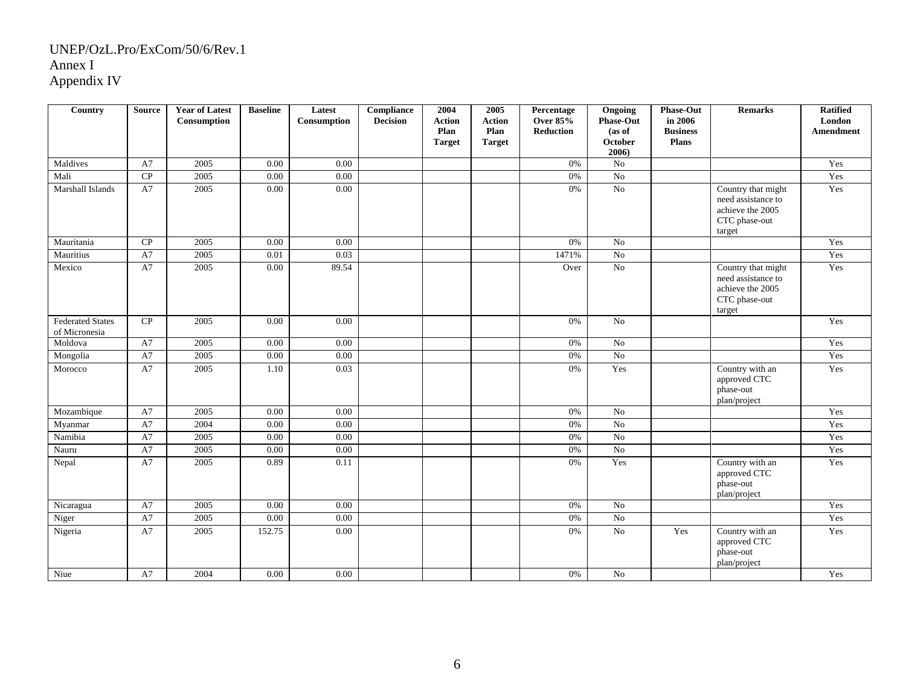UNEP/OzL.Pro/ExCom/50/6/Rev.1
Annex I
Appendix IV

| Country | Source | Year of Latest Consumption | Baseline | Latest Consumption | Compliance Decision | 2004 Action Plan Target | 2005 Action Plan Target | Percentage Over 85% Reduction | Ongoing Phase-Out (as of October 2006) | Phase-Out in 2006 Business Plans | Remarks | Ratified London Amendment |
|---|---|---|---|---|---|---|---|---|---|---|---|---|
| Maldives | A7 | 2005 | 0.00 | 0.00 | | | | 0% | No | | | Yes |
| Mali | CP | 2005 | 0.00 | 0.00 | | | | 0% | No | | | Yes |
| Marshall Islands | A7 | 2005 | 0.00 | 0.00 | | | | 0% | No | | Country that might need assistance to achieve the 2005 CTC phase-out target | Yes |
| Mauritania | CP | 2005 | 0.00 | 0.00 | | | | 0% | No | | | Yes |
| Mauritius | A7 | 2005 | 0.01 | 0.03 | | | | 1471% | No | | | Yes |
| Mexico | A7 | 2005 | 0.00 | 89.54 | | | | Over | No | | Country that might need assistance to achieve the 2005 CTC phase-out target | Yes |
| Federated States of Micronesia | CP | 2005 | 0.00 | 0.00 | | | | 0% | No | | | Yes |
| Moldova | A7 | 2005 | 0.00 | 0.00 | | | | 0% | No | | | Yes |
| Mongolia | A7 | 2005 | 0.00 | 0.00 | | | | 0% | No | | | Yes |
| Morocco | A7 | 2005 | 1.10 | 0.03 | | | | 0% | Yes | | Country with an approved CTC phase-out plan/project | Yes |
| Mozambique | A7 | 2005 | 0.00 | 0.00 | | | | 0% | No | | | Yes |
| Myanmar | A7 | 2004 | 0.00 | 0.00 | | | | 0% | No | | | Yes |
| Namibia | A7 | 2005 | 0.00 | 0.00 | | | | 0% | No | | | Yes |
| Nauru | A7 | 2005 | 0.00 | 0.00 | | | | 0% | No | | | Yes |
| Nepal | A7 | 2005 | 0.89 | 0.11 | | | | 0% | Yes | | Country with an approved CTC phase-out plan/project | Yes |
| Nicaragua | A7 | 2005 | 0.00 | 0.00 | | | | 0% | No | | | Yes |
| Niger | A7 | 2005 | 0.00 | 0.00 | | | | 0% | No | | | Yes |
| Nigeria | A7 | 2005 | 152.75 | 0.00 | | | | 0% | No | Yes | Country with an approved CTC phase-out plan/project | Yes |
| Niue | A7 | 2004 | 0.00 | 0.00 | | | | 0% | No | | | Yes |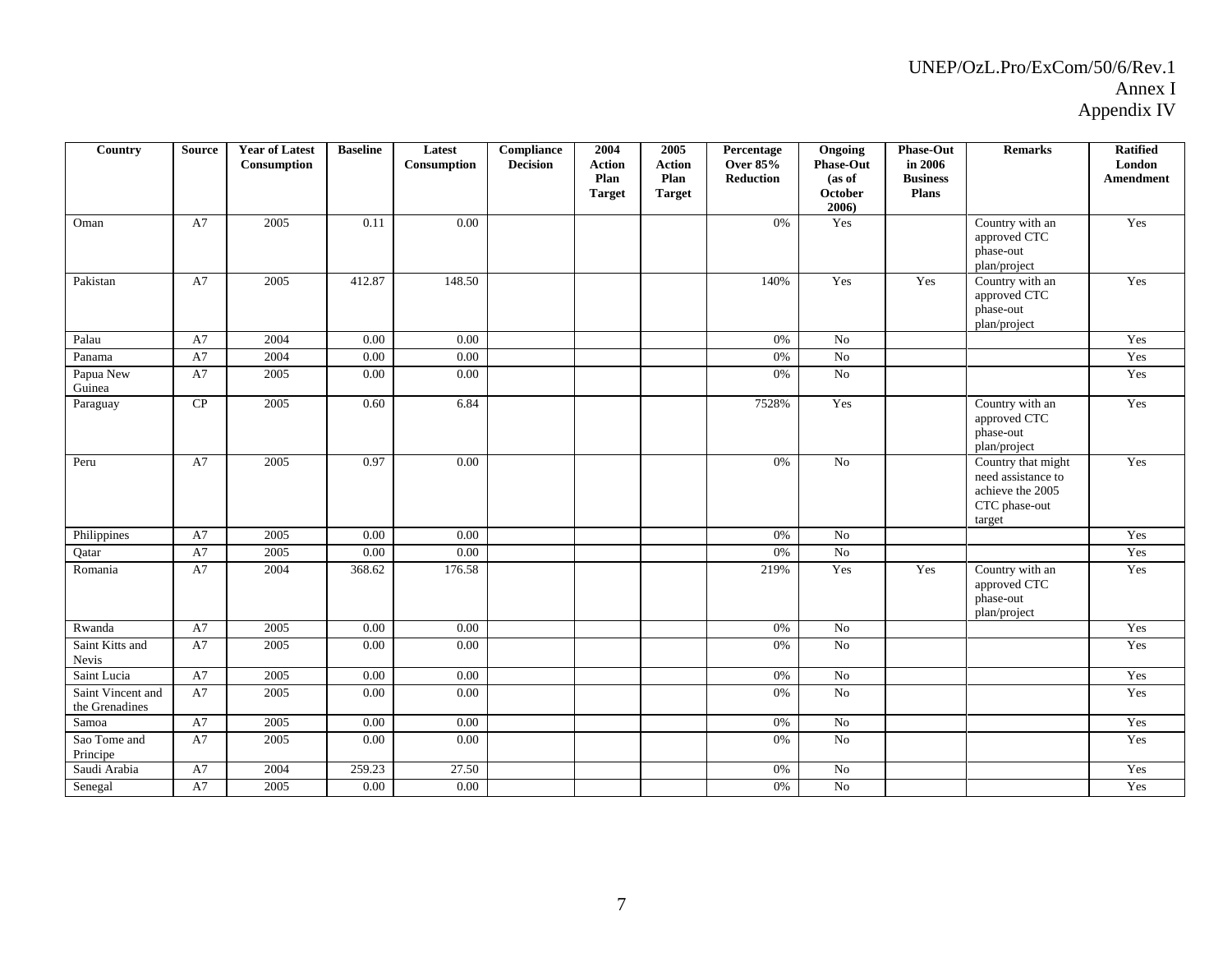| Country | Source | Year of Latest Consumption | Baseline | Latest Consumption | Compliance Decision | 2004 Action Plan Target | 2005 Action Plan Target | Percentage Over 85% Reduction | Ongoing Phase-Out (as of October 2006) | Phase-Out in 2006 Business Plans | Remarks | Ratified London Amendment |
|---|---|---|---|---|---|---|---|---|---|---|---|---|
| Oman | A7 | 2005 | 0.11 | 0.00 | | | | 0% | Yes | | Country with an approved CTC phase-out plan/project | Yes |
| Pakistan | A7 | 2005 | 412.87 | 148.50 | | | | 140% | Yes | Yes | Country with an approved CTC phase-out plan/project | Yes |
| Palau | A7 | 2004 | 0.00 | 0.00 | | | | 0% | No | | | Yes |
| Panama | A7 | 2004 | 0.00 | 0.00 | | | | 0% | No | | | Yes |
| Papua New Guinea | A7 | 2005 | 0.00 | 0.00 | | | | 0% | No | | | Yes |
| Paraguay | CP | 2005 | 0.60 | 6.84 | | | | 7528% | Yes | | Country with an approved CTC phase-out plan/project | Yes |
| Peru | A7 | 2005 | 0.97 | 0.00 | | | | 0% | No | | Country that might need assistance to achieve the 2005 CTC phase-out target | Yes |
| Philippines | A7 | 2005 | 0.00 | 0.00 | | | | 0% | No | | | Yes |
| Qatar | A7 | 2005 | 0.00 | 0.00 | | | | 0% | No | | | Yes |
| Romania | A7 | 2004 | 368.62 | 176.58 | | | | 219% | Yes | Yes | Country with an approved CTC phase-out plan/project | Yes |
| Rwanda | A7 | 2005 | 0.00 | 0.00 | | | | 0% | No | | | Yes |
| Saint Kitts and Nevis | A7 | 2005 | 0.00 | 0.00 | | | | 0% | No | | | Yes |
| Saint Lucia | A7 | 2005 | 0.00 | 0.00 | | | | 0% | No | | | Yes |
| Saint Vincent and the Grenadines | A7 | 2005 | 0.00 | 0.00 | | | | 0% | No | | | Yes |
| Samoa | A7 | 2005 | 0.00 | 0.00 | | | | 0% | No | | | Yes |
| Sao Tome and Principe | A7 | 2005 | 0.00 | 0.00 | | | | 0% | No | | | Yes |
| Saudi Arabia | A7 | 2004 | 259.23 | 27.50 | | | | 0% | No | | | Yes |
| Senegal | A7 | 2005 | 0.00 | 0.00 | | | | 0% | No | | | Yes |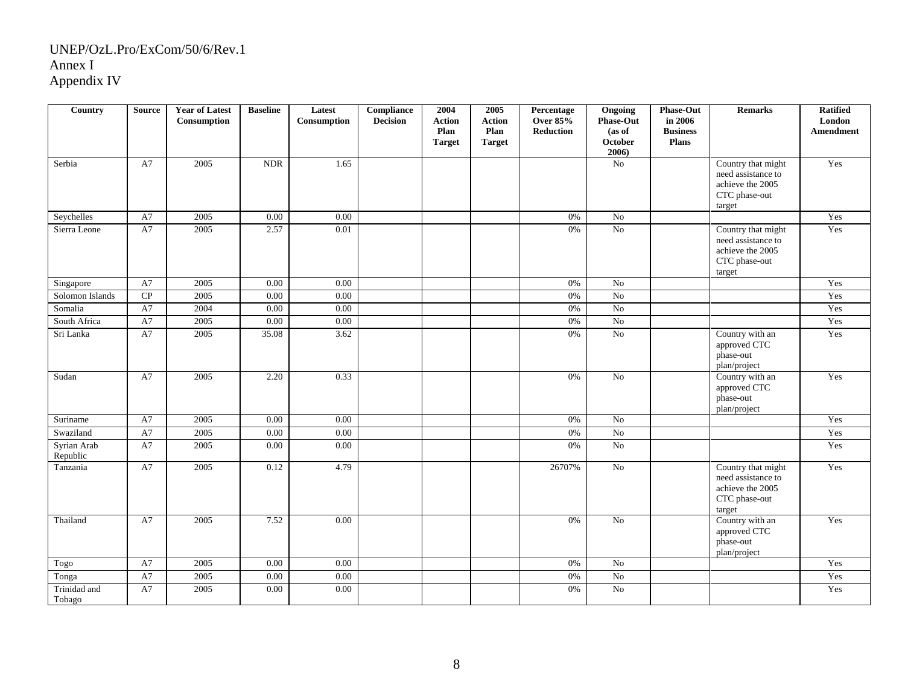UNEP/OzL.Pro/ExCom/50/6/Rev.1
Annex I
Appendix IV

| Country | Source | Year of Latest Consumption | Baseline | Latest Consumption | Compliance Decision | 2004 Action Plan Target | 2005 Action Plan Target | Percentage Over 85% Reduction | Ongoing Phase-Out (as of October 2006) | Phase-Out in 2006 Business Plans | Remarks | Ratified London Amendment |
|---|---|---|---|---|---|---|---|---|---|---|---|---|
| Serbia | A7 | 2005 | NDR | 1.65 | | | | | No | | Country that might need assistance to achieve the 2005 CTC phase-out target | Yes |
| Seychelles | A7 | 2005 | 0.00 | 0.00 | | | | 0% | No | | | Yes |
| Sierra Leone | A7 | 2005 | 2.57 | 0.01 | | | | 0% | No | | Country that might need assistance to achieve the 2005 CTC phase-out target | Yes |
| Singapore | A7 | 2005 | 0.00 | 0.00 | | | | 0% | No | | | Yes |
| Solomon Islands | CP | 2005 | 0.00 | 0.00 | | | | 0% | No | | | Yes |
| Somalia | A7 | 2004 | 0.00 | 0.00 | | | | 0% | No | | | Yes |
| South Africa | A7 | 2005 | 0.00 | 0.00 | | | | 0% | No | | | Yes |
| Sri Lanka | A7 | 2005 | 35.08 | 3.62 | | | | 0% | No | | Country with an approved CTC phase-out plan/project | Yes |
| Sudan | A7 | 2005 | 2.20 | 0.33 | | | | 0% | No | | Country with an approved CTC phase-out plan/project | Yes |
| Suriname | A7 | 2005 | 0.00 | 0.00 | | | | 0% | No | | | Yes |
| Swaziland | A7 | 2005 | 0.00 | 0.00 | | | | 0% | No | | | Yes |
| Syrian Arab Republic | A7 | 2005 | 0.00 | 0.00 | | | | 0% | No | | | Yes |
| Tanzania | A7 | 2005 | 0.12 | 4.79 | | | | 26707% | No | | Country that might need assistance to achieve the 2005 CTC phase-out target | Yes |
| Thailand | A7 | 2005 | 7.52 | 0.00 | | | | 0% | No | | Country with an approved CTC phase-out plan/project | Yes |
| Togo | A7 | 2005 | 0.00 | 0.00 | | | | 0% | No | | | Yes |
| Tonga | A7 | 2005 | 0.00 | 0.00 | | | | 0% | No | | | Yes |
| Trinidad and Tobago | A7 | 2005 | 0.00 | 0.00 | | | | 0% | No | | | Yes |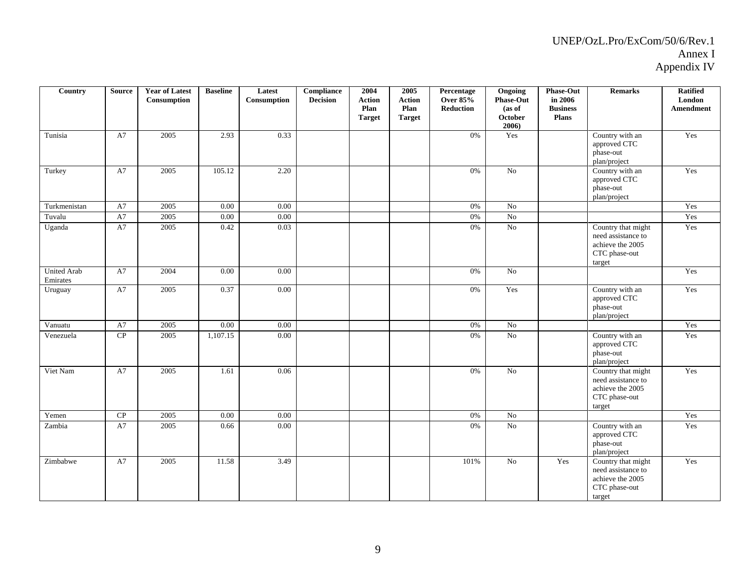| Country | Source | Year of Latest Consumption | Baseline | Latest Consumption | Compliance Decision | 2004 Action Plan Target | 2005 Action Plan Target | Percentage Over 85% Reduction | Ongoing Phase-Out (as of October 2006) | Phase-Out in 2006 Business Plans | Remarks | Ratified London Amendment |
|---|---|---|---|---|---|---|---|---|---|---|---|---|
| Tunisia | A7 | 2005 | 2.93 | 0.33 | | | | 0% | Yes | | Country with an approved CTC phase-out plan/project | Yes |
| Turkey | A7 | 2005 | 105.12 | 2.20 | | | | 0% | No | | Country with an approved CTC phase-out plan/project | Yes |
| Turkmenistan | A7 | 2005 | 0.00 | 0.00 | | | | 0% | No | | | Yes |
| Tuvalu | A7 | 2005 | 0.00 | 0.00 | | | | 0% | No | | | Yes |
| Uganda | A7 | 2005 | 0.42 | 0.03 | | | | 0% | No | | Country that might need assistance to achieve the 2005 CTC phase-out target | Yes |
| United Arab Emirates | A7 | 2004 | 0.00 | 0.00 | | | | 0% | No | | | Yes |
| Uruguay | A7 | 2005 | 0.37 | 0.00 | | | | 0% | Yes | | Country with an approved CTC phase-out plan/project | Yes |
| Vanuatu | A7 | 2005 | 0.00 | 0.00 | | | | 0% | No | | | Yes |
| Venezuela | CP | 2005 | 1,107.15 | 0.00 | | | | 0% | No | | Country with an approved CTC phase-out plan/project | Yes |
| Viet Nam | A7 | 2005 | 1.61 | 0.06 | | | | 0% | No | | Country that might need assistance to achieve the 2005 CTC phase-out target | Yes |
| Yemen | CP | 2005 | 0.00 | 0.00 | | | | 0% | No | | | Yes |
| Zambia | A7 | 2005 | 0.66 | 0.00 | | | | 0% | No | | Country with an approved CTC phase-out plan/project | Yes |
| Zimbabwe | A7 | 2005 | 11.58 | 3.49 | | | | 101% | No | Yes | Country that might need assistance to achieve the 2005 CTC phase-out target | Yes |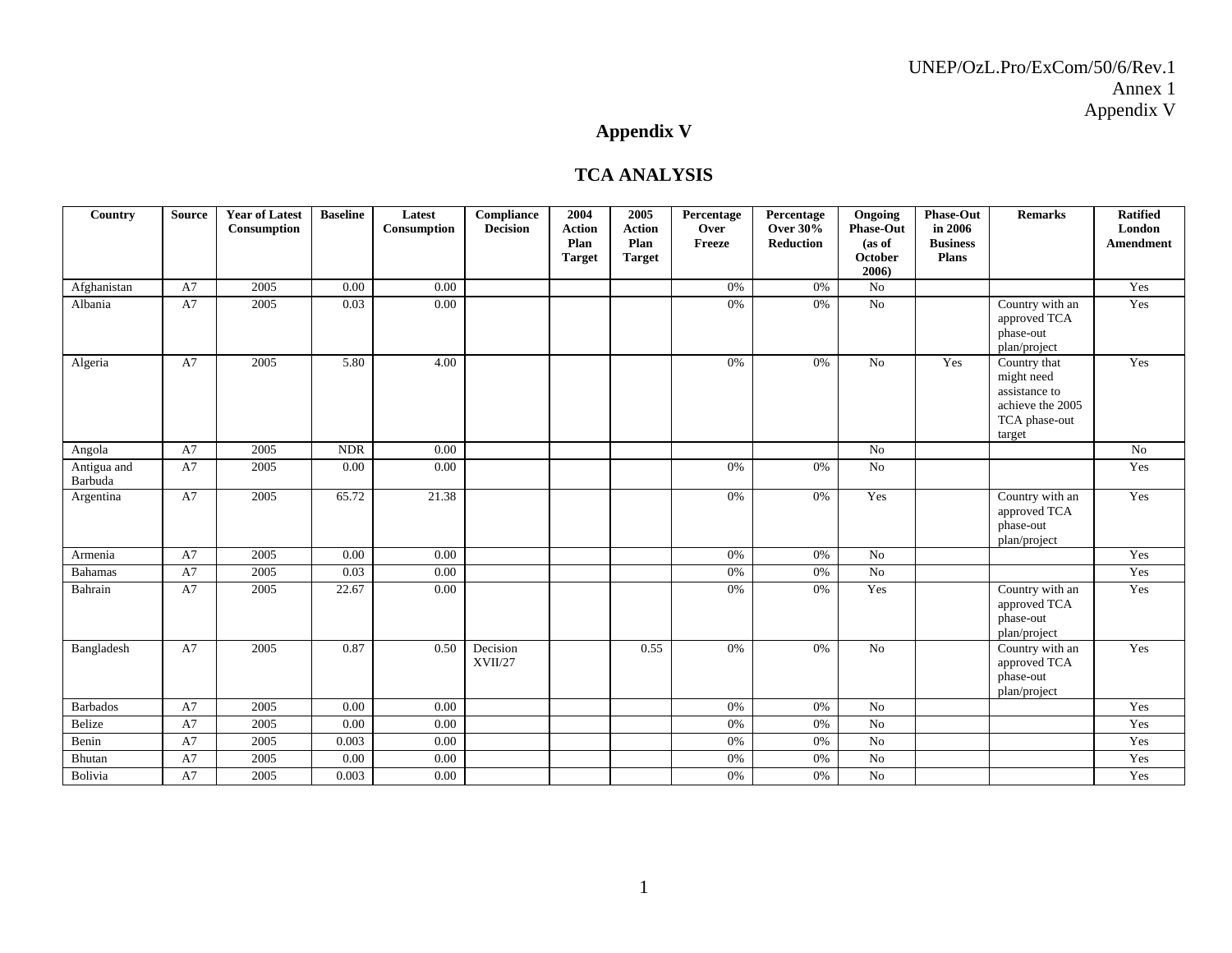# Appendix V

## TCA ANALYSIS

| Country | Source | Year of Latest Consumption | Baseline | Latest Consumption | Compliance Decision | 2004 Action Plan Target | 2005 Action Plan Target | Percentage Over Freeze | Percentage Over 30% Reduction | Ongoing Phase-Out (as of October 2006) | Phase-Out in 2006 Business Plans | Remarks | Ratified London Amendment |
|---|---|---|---|---|---|---|---|---|---|---|---|---|---|
| Afghanistan | A7 | 2005 | 0.00 | 0.00 | | | | 0% | 0% | No | | | Yes |
| Albania | A7 | 2005 | 0.03 | 0.00 | | | | 0% | 0% | No | | Country with an approved TCA phase-out plan/project | Yes |
| Algeria | A7 | 2005 | 5.80 | 4.00 | | | | 0% | 0% | No | Yes | Country that might need assistance to achieve the 2005 TCA phase-out target | Yes |
| Angola | A7 | 2005 | NDR | 0.00 | | | | | | No | | | No |
| Antigua and Barbuda | A7 | 2005 | 0.00 | 0.00 | | | | 0% | 0% | No | | | Yes |
| Argentina | A7 | 2005 | 65.72 | 21.38 | | | | 0% | 0% | Yes | | Country with an approved TCA phase-out plan/project | Yes |
| Armenia | A7 | 2005 | 0.00 | 0.00 | | | | 0% | 0% | No | | | Yes |
| Bahamas | A7 | 2005 | 0.03 | 0.00 | | | | 0% | 0% | No | | | Yes |
| Bahrain | A7 | 2005 | 22.67 | 0.00 | | | | 0% | 0% | Yes | | Country with an approved TCA phase-out plan/project | Yes |
| Bangladesh | A7 | 2005 | 0.87 | 0.50 | Decision XVII/27 | | 0.55 | 0% | 0% | No | | Country with an approved TCA phase-out plan/project | Yes |
| Barbados | A7 | 2005 | 0.00 | 0.00 | | | | 0% | 0% | No | | | Yes |
| Belize | A7 | 2005 | 0.00 | 0.00 | | | | 0% | 0% | No | | | Yes |
| Benin | A7 | 2005 | 0.003 | 0.00 | | | | 0% | 0% | No | | | Yes |
| Bhutan | A7 | 2005 | 0.00 | 0.00 | | | | 0% | 0% | No | | | Yes |
| Bolivia | A7 | 2005 | 0.003 | 0.00 | | | | 0% | 0% | No | | | Yes |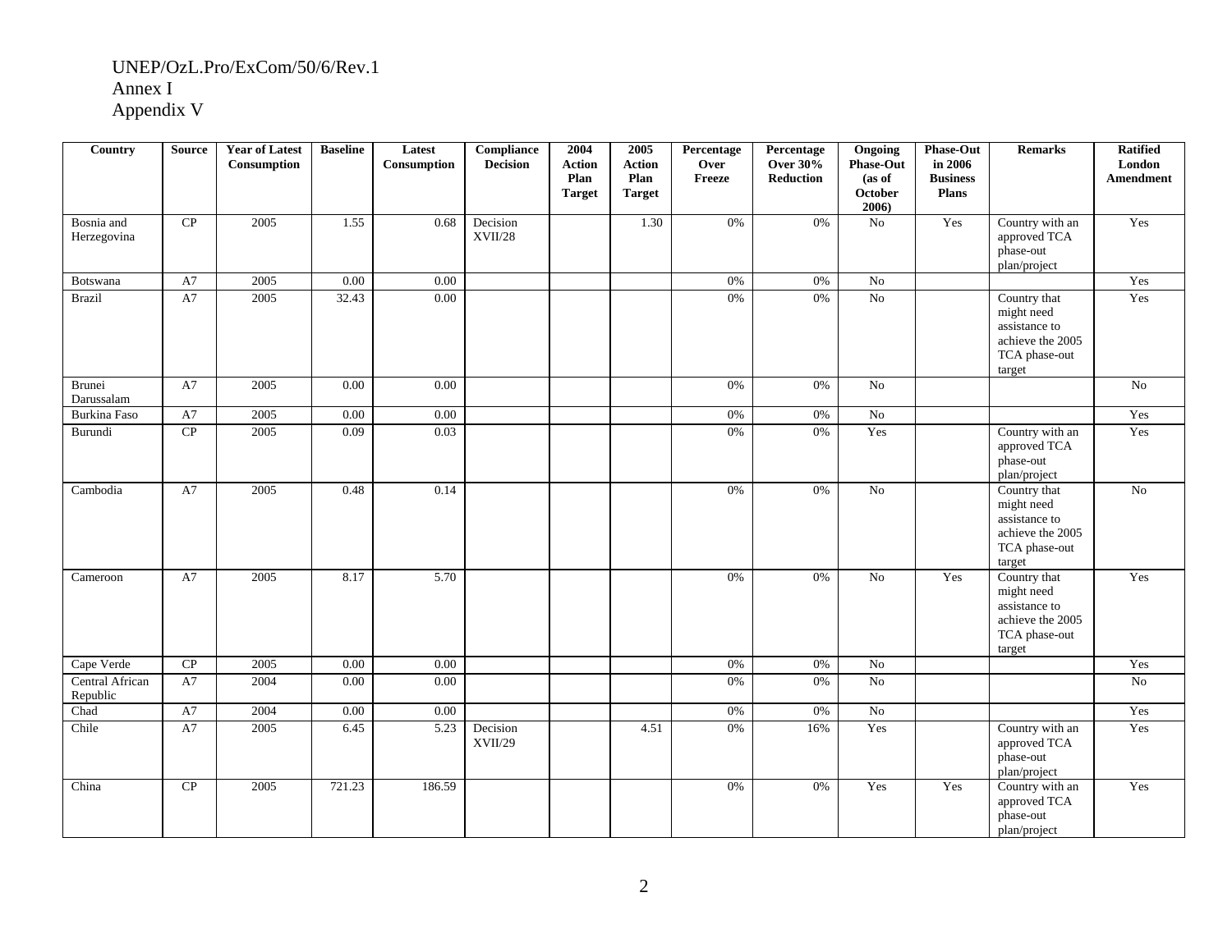UNEP/OzL.Pro/ExCom/50/6/Rev.1
Annex I
Appendix V

| Country | Source | Year of Latest Consumption | Baseline | Latest Consumption | Compliance Decision | 2004 Action Plan Target | 2005 Action Plan Target | Percentage Over Freeze | Percentage Over 30% Reduction | Ongoing Phase-Out (as of October 2006) | Phase-Out in 2006 Business Plans | Remarks | Ratified London Amendment |
|---|---|---|---|---|---|---|---|---|---|---|---|---|---|
| Bosnia and Herzegovina | CP | 2005 | 1.55 | 0.68 | Decision XVII/28 | | 1.30 | 0% | 0% | No | Yes | Country with an approved TCA phase-out plan/project | Yes |
| Botswana | A7 | 2005 | 0.00 | 0.00 | | | | 0% | 0% | No | | | Yes |
| Brazil | A7 | 2005 | 32.43 | 0.00 | | | | 0% | 0% | No | | Country that might need assistance to achieve the 2005 TCA phase-out target | Yes |
| Brunei Darussalam | A7 | 2005 | 0.00 | 0.00 | | | | 0% | 0% | No | | | No |
| Burkina Faso | A7 | 2005 | 0.00 | 0.00 | | | | 0% | 0% | No | | | Yes |
| Burundi | CP | 2005 | 0.09 | 0.03 | | | | 0% | 0% | Yes | | Country with an approved TCA phase-out plan/project | Yes |
| Cambodia | A7 | 2005 | 0.48 | 0.14 | | | | 0% | 0% | No | | Country that might need assistance to achieve the 2005 TCA phase-out target | No |
| Cameroon | A7 | 2005 | 8.17 | 5.70 | | | | 0% | 0% | No | Yes | Country that might need assistance to achieve the 2005 TCA phase-out target | Yes |
| Cape Verde | CP | 2005 | 0.00 | 0.00 | | | | 0% | 0% | No | | | Yes |
| Central African Republic | A7 | 2004 | 0.00 | 0.00 | | | | 0% | 0% | No | | | No |
| Chad | A7 | 2004 | 0.00 | 0.00 | | | | 0% | 0% | No | | | Yes |
| Chile | A7 | 2005 | 6.45 | 5.23 | Decision XVII/29 | | 4.51 | 0% | 16% | Yes | | Country with an approved TCA phase-out plan/project | Yes |
| China | CP | 2005 | 721.23 | 186.59 | | | | 0% | 0% | Yes | Yes | Country with an approved TCA phase-out plan/project | Yes |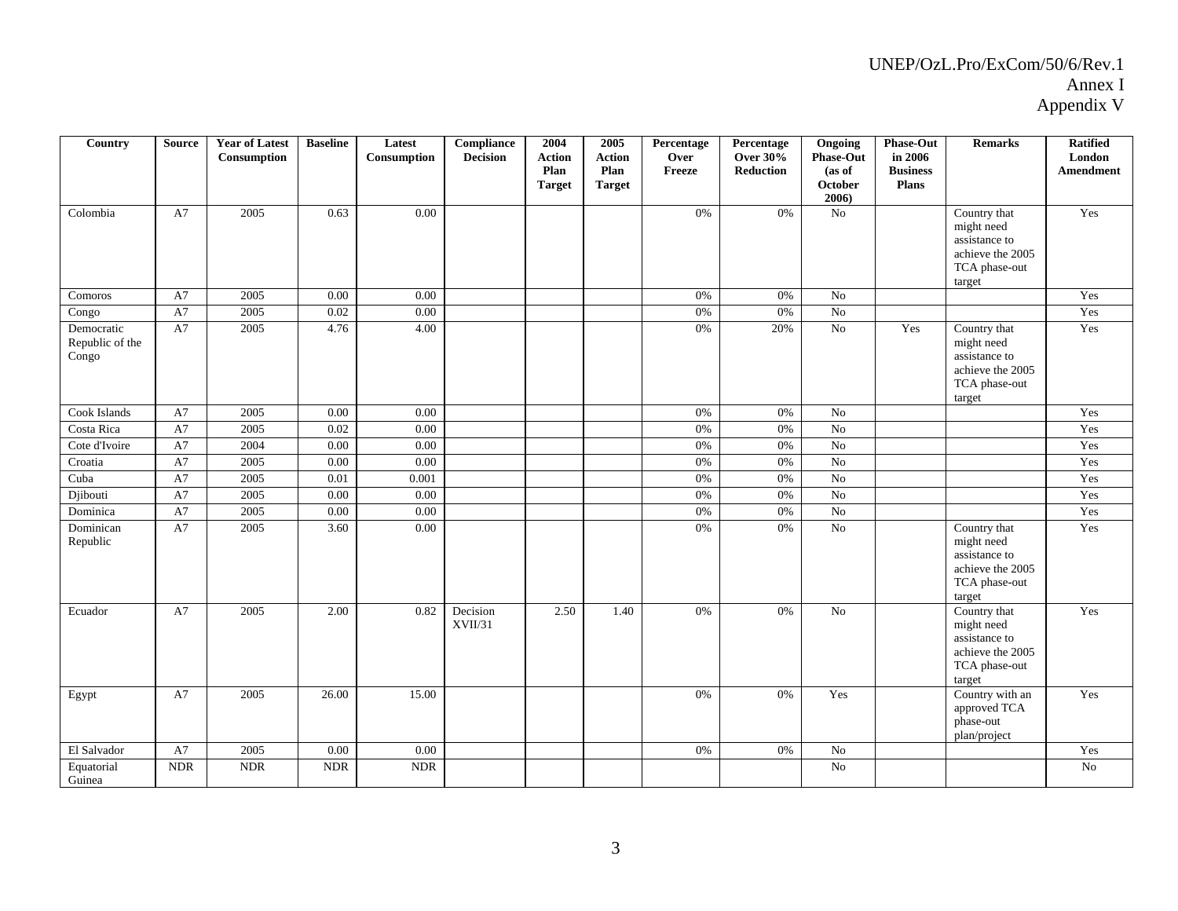| Country | Source | Year of Latest Consumption | Baseline | Latest Consumption | Compliance Decision | 2004 Action Plan Target | 2005 Action Plan Target | Percentage Over Freeze | Percentage Over 30% Reduction | Ongoing Phase-Out (as of October 2006) | Phase-Out in 2006 Business Plans | Remarks | Ratified London Amendment |
|---|---|---|---|---|---|---|---|---|---|---|---|---|---|
| Colombia | A7 | 2005 | 0.63 | 0.00 | | | | 0% | 0% | No | | Country that might need assistance to achieve the 2005 TCA phase-out target | Yes |
| Comoros | A7 | 2005 | 0.00 | 0.00 | | | | 0% | 0% | No | | | Yes |
| Congo | A7 | 2005 | 0.02 | 0.00 | | | | 0% | 0% | No | | | Yes |
| Democratic Republic of the Congo | A7 | 2005 | 4.76 | 4.00 | | | | 0% | 20% | No | Yes | Country that might need assistance to achieve the 2005 TCA phase-out target | Yes |
| Cook Islands | A7 | 2005 | 0.00 | 0.00 | | | | 0% | 0% | No | | | Yes |
| Costa Rica | A7 | 2005 | 0.02 | 0.00 | | | | 0% | 0% | No | | | Yes |
| Cote d'Ivoire | A7 | 2004 | 0.00 | 0.00 | | | | 0% | 0% | No | | | Yes |
| Croatia | A7 | 2005 | 0.00 | 0.00 | | | | 0% | 0% | No | | | Yes |
| Cuba | A7 | 2005 | 0.01 | 0.001 | | | | 0% | 0% | No | | | Yes |
| Djibouti | A7 | 2005 | 0.00 | 0.00 | | | | 0% | 0% | No | | | Yes |
| Dominica | A7 | 2005 | 0.00 | 0.00 | | | | 0% | 0% | No | | | Yes |
| Dominican Republic | A7 | 2005 | 3.60 | 0.00 | | | | 0% | 0% | No | | Country that might need assistance to achieve the 2005 TCA phase-out target | Yes |
| Ecuador | A7 | 2005 | 2.00 | 0.82 | Decision XVII/31 | 2.50 | 1.40 | 0% | 0% | No | | Country that might need assistance to achieve the 2005 TCA phase-out target | Yes |
| Egypt | A7 | 2005 | 26.00 | 15.00 | | | | 0% | 0% | Yes | | Country with an approved TCA phase-out plan/project | Yes |
| El Salvador | A7 | 2005 | 0.00 | 0.00 | | | | 0% | 0% | No | | | Yes |
| Equatorial Guinea | NDR | NDR | NDR | NDR | | | | | | No | | | No |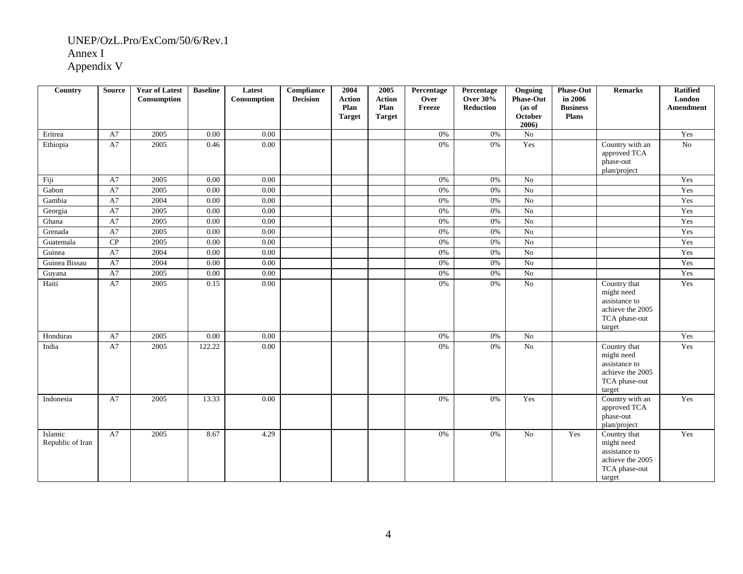UNEP/OzL.Pro/ExCom/50/6/Rev.1
Annex I
Appendix V

| Country | Source | Year of Latest Consumption | Baseline | Latest Consumption | Compliance Decision | 2004 Action Plan Target | 2005 Action Plan Target | Percentage Over Freeze | Percentage Over 30% Reduction | Ongoing Phase-Out (as of October 2006) | Phase-Out in 2006 Business Plans | Remarks | Ratified London Amendment |
|---|---|---|---|---|---|---|---|---|---|---|---|---|---|
| Eritrea | A7 | 2005 | 0.00 | 0.00 | | | | 0% | 0% | No | | | Yes |
| Ethiopia | A7 | 2005 | 0.46 | 0.00 | | | | 0% | 0% | Yes | | Country with an approved TCA phase-out plan/project | No |
| Fiji | A7 | 2005 | 0.00 | 0.00 | | | | 0% | 0% | No | | | Yes |
| Gabon | A7 | 2005 | 0.00 | 0.00 | | | | 0% | 0% | No | | | Yes |
| Gambia | A7 | 2004 | 0.00 | 0.00 | | | | 0% | 0% | No | | | Yes |
| Georgia | A7 | 2005 | 0.00 | 0.00 | | | | 0% | 0% | No | | | Yes |
| Ghana | A7 | 2005 | 0.00 | 0.00 | | | | 0% | 0% | No | | | Yes |
| Grenada | A7 | 2005 | 0.00 | 0.00 | | | | 0% | 0% | No | | | Yes |
| Guatemala | CP | 2005 | 0.00 | 0.00 | | | | 0% | 0% | No | | | Yes |
| Guinea | A7 | 2004 | 0.00 | 0.00 | | | | 0% | 0% | No | | | Yes |
| Guinea Bissau | A7 | 2004 | 0.00 | 0.00 | | | | 0% | 0% | No | | | Yes |
| Guyana | A7 | 2005 | 0.00 | 0.00 | | | | 0% | 0% | No | | | Yes |
| Haiti | A7 | 2005 | 0.15 | 0.00 | | | | 0% | 0% | No | | Country that might need assistance to achieve the 2005 TCA phase-out target | Yes |
| Honduras | A7 | 2005 | 0.00 | 0.00 | | | | 0% | 0% | No | | | Yes |
| India | A7 | 2005 | 122.22 | 0.00 | | | | 0% | 0% | No | | Country that might need assistance to achieve the 2005 TCA phase-out target | Yes |
| Indonesia | A7 | 2005 | 13.33 | 0.00 | | | | 0% | 0% | Yes | | Country with an approved TCA phase-out plan/project | Yes |
| Islamic Republic of Iran | A7 | 2005 | 8.67 | 4.29 | | | | 0% | 0% | No | Yes | Country that might need assistance to achieve the 2005 TCA phase-out target | Yes |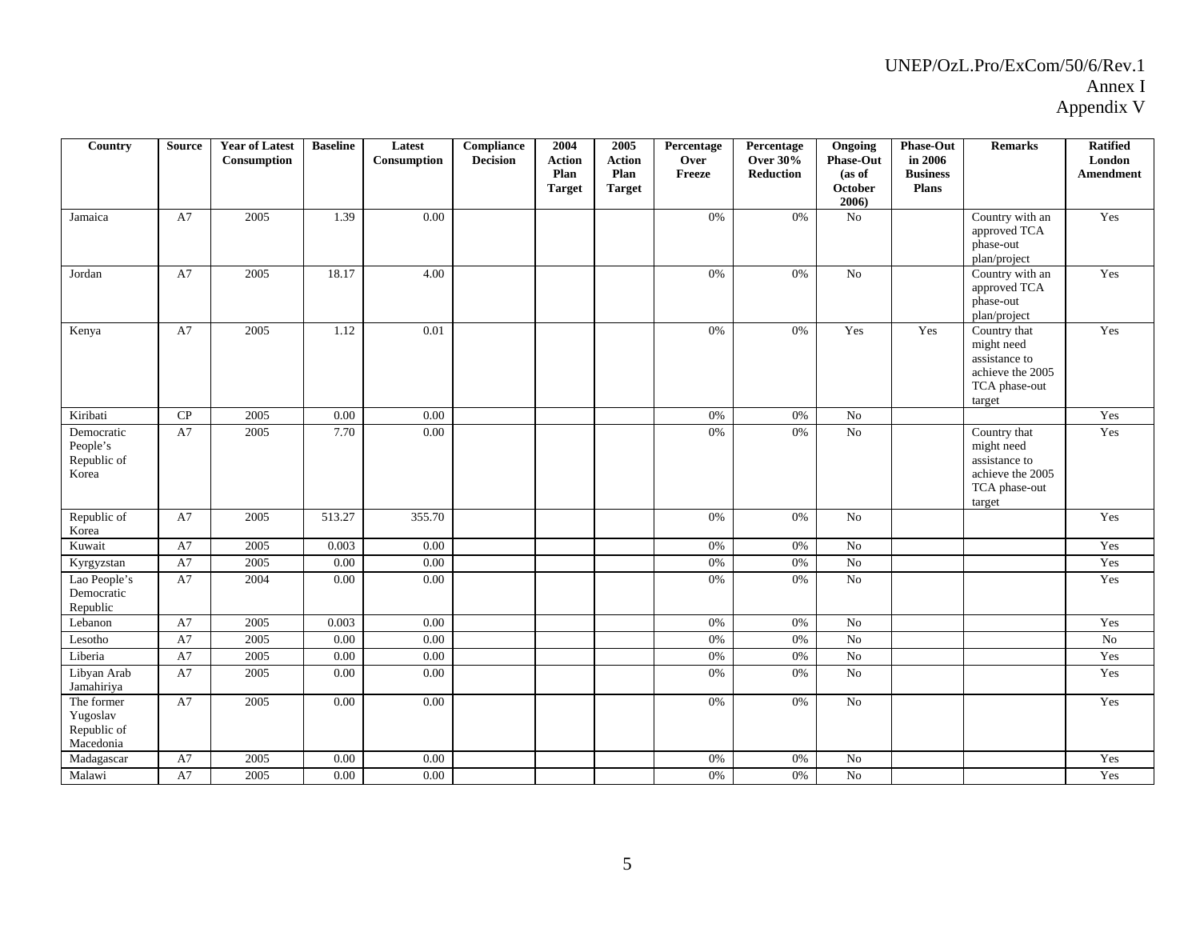UNEP/OzL.Pro/ExCom/50/6/Rev.1
Annex I
Appendix V

| Country | Source | Year of Latest Consumption | Baseline | Latest Consumption | Compliance Decision | 2004 Action Plan Target | 2005 Action Plan Target | Percentage Over Freeze | Percentage Over 30% Reduction | Ongoing Phase-Out (as of October 2006) | Phase-Out in 2006 Business Plans | Remarks | Ratified London Amendment |
|---|---|---|---|---|---|---|---|---|---|---|---|---|---|
| Jamaica | A7 | 2005 | 1.39 | 0.00 | | | | 0% | 0% | No | | Country with an approved TCA phase-out plan/project | Yes |
| Jordan | A7 | 2005 | 18.17 | 4.00 | | | | 0% | 0% | No | | Country with an approved TCA phase-out plan/project | Yes |
| Kenya | A7 | 2005 | 1.12 | 0.01 | | | | 0% | 0% | Yes | Yes | Country that might need assistance to achieve the 2005 TCA phase-out target | Yes |
| Kiribati | CP | 2005 | 0.00 | 0.00 | | | | 0% | 0% | No | | | Yes |
| Democratic People's Republic of Korea | A7 | 2005 | 7.70 | 0.00 | | | | 0% | 0% | No | | Country that might need assistance to achieve the 2005 TCA phase-out target | Yes |
| Republic of Korea | A7 | 2005 | 513.27 | 355.70 | | | | 0% | 0% | No | | | Yes |
| Kuwait | A7 | 2005 | 0.003 | 0.00 | | | | 0% | 0% | No | | | Yes |
| Kyrgyzstan | A7 | 2005 | 0.00 | 0.00 | | | | 0% | 0% | No | | | Yes |
| Lao People's Democratic Republic | A7 | 2004 | 0.00 | 0.00 | | | | 0% | 0% | No | | | Yes |
| Lebanon | A7 | 2005 | 0.003 | 0.00 | | | | 0% | 0% | No | | | Yes |
| Lesotho | A7 | 2005 | 0.00 | 0.00 | | | | 0% | 0% | No | | | No |
| Liberia | A7 | 2005 | 0.00 | 0.00 | | | | 0% | 0% | No | | | Yes |
| Libyan Arab Jamahiriya | A7 | 2005 | 0.00 | 0.00 | | | | 0% | 0% | No | | | Yes |
| The former Yugoslav Republic of Macedonia | A7 | 2005 | 0.00 | 0.00 | | | | 0% | 0% | No | | | Yes |
| Madagascar | A7 | 2005 | 0.00 | 0.00 | | | | 0% | 0% | No | | | Yes |
| Malawi | A7 | 2005 | 0.00 | 0.00 | | | | 0% | 0% | No | | | Yes |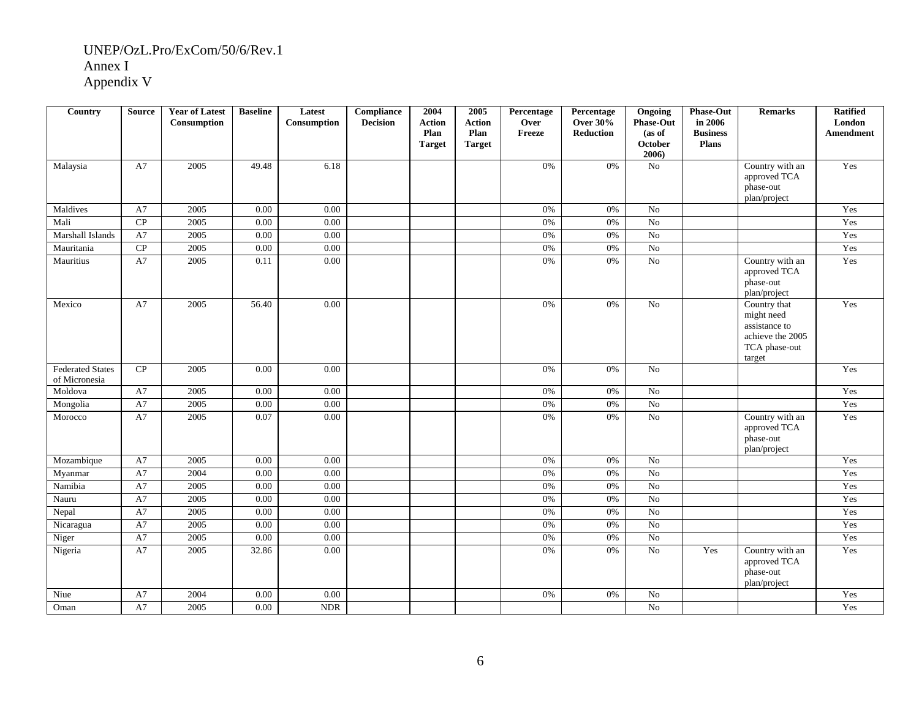UNEP/OzL.Pro/ExCom/50/6/Rev.1
Annex I
Appendix V

| Country | Source | Year of Latest Consumption | Baseline | Latest Consumption | Compliance Decision | 2004 Action Plan Target | 2005 Action Plan Target | Percentage Over Freeze | Percentage Over 30% Reduction | Ongoing Phase-Out (as of October 2006) | Phase-Out in 2006 Business Plans | Remarks | Ratified London Amendment |
|---|---|---|---|---|---|---|---|---|---|---|---|---|---|
| Malaysia | A7 | 2005 | 49.48 | 6.18 | | | | 0% | 0% | No | | Country with an approved TCA phase-out plan/project | Yes |
| Maldives | A7 | 2005 | 0.00 | 0.00 | | | | 0% | 0% | No | | | Yes |
| Mali | CP | 2005 | 0.00 | 0.00 | | | | 0% | 0% | No | | | Yes |
| Marshall Islands | A7 | 2005 | 0.00 | 0.00 | | | | 0% | 0% | No | | | Yes |
| Mauritania | CP | 2005 | 0.00 | 0.00 | | | | 0% | 0% | No | | | Yes |
| Mauritius | A7 | 2005 | 0.11 | 0.00 | | | | 0% | 0% | No | | Country with an approved TCA phase-out plan/project | Yes |
| Mexico | A7 | 2005 | 56.40 | 0.00 | | | | 0% | 0% | No | | Country that might need assistance to achieve the 2005 TCA phase-out target | Yes |
| Federated States of Micronesia | CP | 2005 | 0.00 | 0.00 | | | | 0% | 0% | No | | | Yes |
| Moldova | A7 | 2005 | 0.00 | 0.00 | | | | 0% | 0% | No | | | Yes |
| Mongolia | A7 | 2005 | 0.00 | 0.00 | | | | 0% | 0% | No | | | Yes |
| Morocco | A7 | 2005 | 0.07 | 0.00 | | | | 0% | 0% | No | | Country with an approved TCA phase-out plan/project | Yes |
| Mozambique | A7 | 2005 | 0.00 | 0.00 | | | | 0% | 0% | No | | | Yes |
| Myanmar | A7 | 2004 | 0.00 | 0.00 | | | | 0% | 0% | No | | | Yes |
| Namibia | A7 | 2005 | 0.00 | 0.00 | | | | 0% | 0% | No | | | Yes |
| Nauru | A7 | 2005 | 0.00 | 0.00 | | | | 0% | 0% | No | | | Yes |
| Nepal | A7 | 2005 | 0.00 | 0.00 | | | | 0% | 0% | No | | | Yes |
| Nicaragua | A7 | 2005 | 0.00 | 0.00 | | | | 0% | 0% | No | | | Yes |
| Niger | A7 | 2005 | 0.00 | 0.00 | | | | 0% | 0% | No | | | Yes |
| Nigeria | A7 | 2005 | 32.86 | 0.00 | | | | 0% | 0% | No | Yes | Country with an approved TCA phase-out plan/project | Yes |
| Niue | A7 | 2004 | 0.00 | 0.00 | | | | 0% | 0% | No | | | Yes |
| Oman | A7 | 2005 | 0.00 | NDR | | | | | | No | | | Yes |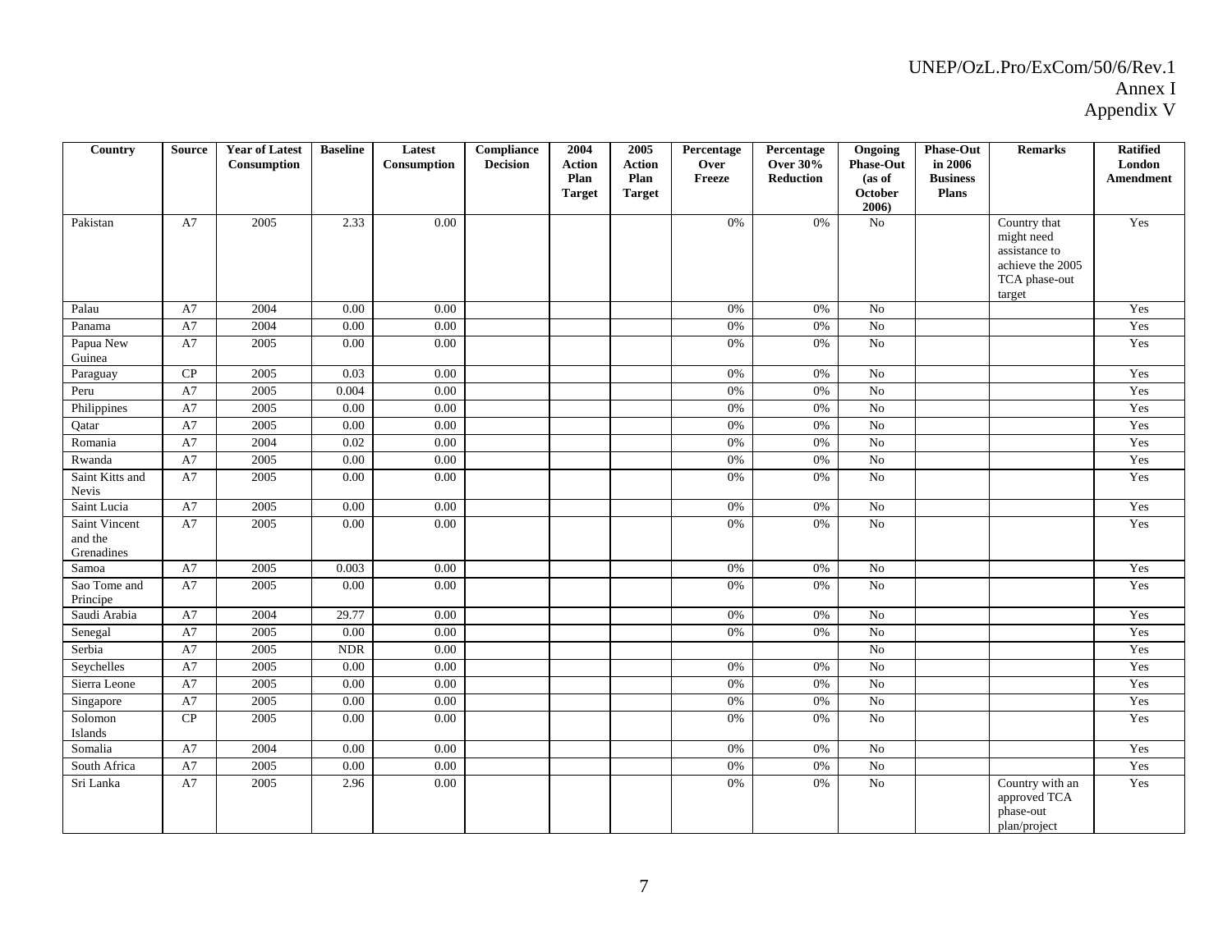| Country | Source | Year of Latest Consumption | Baseline | Latest Consumption | Compliance Decision | 2004 Action Plan Target | 2005 Action Plan Target | Percentage Over Freeze | Percentage Over 30% Reduction | Ongoing Phase-Out (as of October 2006) | Phase-Out in 2006 Business Plans | Remarks | Ratified London Amendment |
|---|---|---|---|---|---|---|---|---|---|---|---|---|---|
| Pakistan | A7 | 2005 | 2.33 | 0.00 | | | | 0% | 0% | No | | Country that might need assistance to achieve the 2005 TCA phase-out target | Yes |
| Palau | A7 | 2004 | 0.00 | 0.00 | | | | 0% | 0% | No | | | Yes |
| Panama | A7 | 2004 | 0.00 | 0.00 | | | | 0% | 0% | No | | | Yes |
| Papua New Guinea | A7 | 2005 | 0.00 | 0.00 | | | | 0% | 0% | No | | | Yes |
| Paraguay | CP | 2005 | 0.03 | 0.00 | | | | 0% | 0% | No | | | Yes |
| Peru | A7 | 2005 | 0.004 | 0.00 | | | | 0% | 0% | No | | | Yes |
| Philippines | A7 | 2005 | 0.00 | 0.00 | | | | 0% | 0% | No | | | Yes |
| Qatar | A7 | 2005 | 0.00 | 0.00 | | | | 0% | 0% | No | | | Yes |
| Romania | A7 | 2004 | 0.02 | 0.00 | | | | 0% | 0% | No | | | Yes |
| Rwanda | A7 | 2005 | 0.00 | 0.00 | | | | 0% | 0% | No | | | Yes |
| Saint Kitts and Nevis | A7 | 2005 | 0.00 | 0.00 | | | | 0% | 0% | No | | | Yes |
| Saint Lucia | A7 | 2005 | 0.00 | 0.00 | | | | 0% | 0% | No | | | Yes |
| Saint Vincent and the Grenadines | A7 | 2005 | 0.00 | 0.00 | | | | 0% | 0% | No | | | Yes |
| Samoa | A7 | 2005 | 0.003 | 0.00 | | | | 0% | 0% | No | | | Yes |
| Sao Tome and Principe | A7 | 2005 | 0.00 | 0.00 | | | | 0% | 0% | No | | | Yes |
| Saudi Arabia | A7 | 2004 | 29.77 | 0.00 | | | | 0% | 0% | No | | | Yes |
| Senegal | A7 | 2005 | 0.00 | 0.00 | | | | 0% | 0% | No | | | Yes |
| Serbia | A7 | 2005 | NDR | 0.00 | | | | | | No | | | Yes |
| Seychelles | A7 | 2005 | 0.00 | 0.00 | | | | 0% | 0% | No | | | Yes |
| Sierra Leone | A7 | 2005 | 0.00 | 0.00 | | | | 0% | 0% | No | | | Yes |
| Singapore | A7 | 2005 | 0.00 | 0.00 | | | | 0% | 0% | No | | | Yes |
| Solomon Islands | CP | 2005 | 0.00 | 0.00 | | | | 0% | 0% | No | | | Yes |
| Somalia | A7 | 2004 | 0.00 | 0.00 | | | | 0% | 0% | No | | | Yes |
| South Africa | A7 | 2005 | 0.00 | 0.00 | | | | 0% | 0% | No | | | Yes |
| Sri Lanka | A7 | 2005 | 2.96 | 0.00 | | | | 0% | 0% | No | | Country with an approved TCA phase-out plan/project | Yes |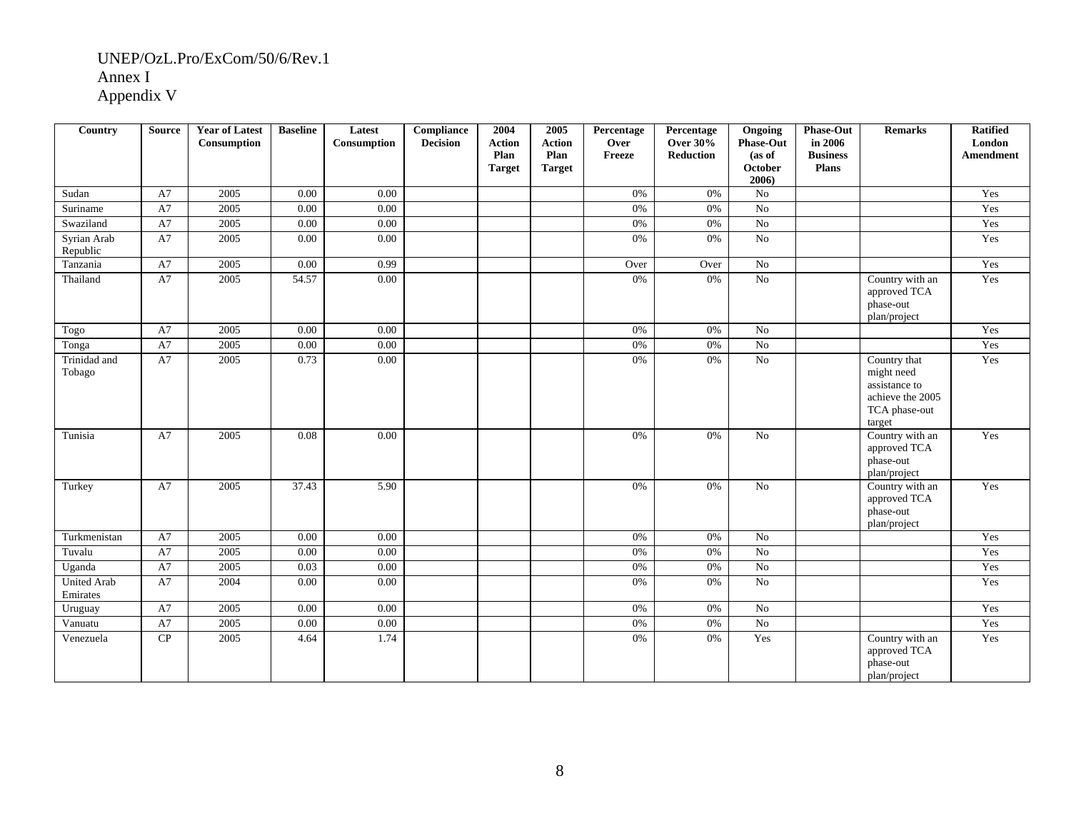UNEP/OzL.Pro/ExCom/50/6/Rev.1
Annex I
Appendix V

| Country | Source | Year of Latest Consumption | Baseline | Latest Consumption | Compliance Decision | 2004 Action Plan Target | 2005 Action Plan Target | Percentage Over Freeze | Percentage Over 30% Reduction | Ongoing Phase-Out (as of October 2006) | Phase-Out in 2006 Business Plans | Remarks | Ratified London Amendment |
|---|---|---|---|---|---|---|---|---|---|---|---|---|---|
| Sudan | A7 | 2005 | 0.00 | 0.00 | | | | 0% | 0% | No | | | Yes |
| Suriname | A7 | 2005 | 0.00 | 0.00 | | | | 0% | 0% | No | | | Yes |
| Swaziland | A7 | 2005 | 0.00 | 0.00 | | | | 0% | 0% | No | | | Yes |
| Syrian Arab Republic | A7 | 2005 | 0.00 | 0.00 | | | | 0% | 0% | No | | | Yes |
| Tanzania | A7 | 2005 | 0.00 | 0.99 | | | | Over | Over | No | | | Yes |
| Thailand | A7 | 2005 | 54.57 | 0.00 | | | | 0% | 0% | No | | Country with an approved TCA phase-out plan/project | Yes |
| Togo | A7 | 2005 | 0.00 | 0.00 | | | | 0% | 0% | No | | | Yes |
| Tonga | A7 | 2005 | 0.00 | 0.00 | | | | 0% | 0% | No | | | Yes |
| Trinidad and Tobago | A7 | 2005 | 0.73 | 0.00 | | | | 0% | 0% | No | | Country that might need assistance to achieve the 2005 TCA phase-out target | Yes |
| Tunisia | A7 | 2005 | 0.08 | 0.00 | | | | 0% | 0% | No | | Country with an approved TCA phase-out plan/project | Yes |
| Turkey | A7 | 2005 | 37.43 | 5.90 | | | | 0% | 0% | No | | Country with an approved TCA phase-out plan/project | Yes |
| Turkmenistan | A7 | 2005 | 0.00 | 0.00 | | | | 0% | 0% | No | | | Yes |
| Tuvalu | A7 | 2005 | 0.00 | 0.00 | | | | 0% | 0% | No | | | Yes |
| Uganda | A7 | 2005 | 0.03 | 0.00 | | | | 0% | 0% | No | | | Yes |
| United Arab Emirates | A7 | 2004 | 0.00 | 0.00 | | | | 0% | 0% | No | | | Yes |
| Uruguay | A7 | 2005 | 0.00 | 0.00 | | | | 0% | 0% | No | | | Yes |
| Vanuatu | A7 | 2005 | 0.00 | 0.00 | | | | 0% | 0% | No | | | Yes |
| Venezuela | CP | 2005 | 4.64 | 1.74 | | | | 0% | 0% | Yes | | Country with an approved TCA phase-out plan/project | Yes |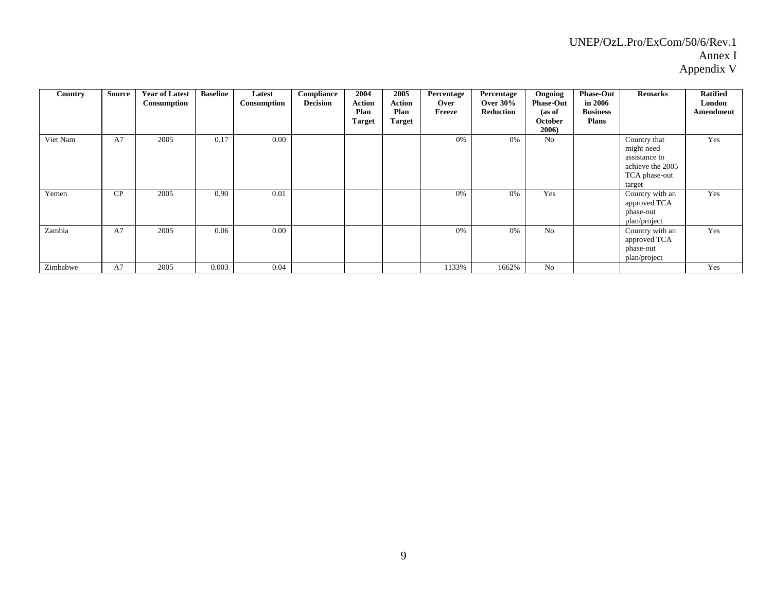| Country | Source | Year of Latest Consumption | Baseline | Latest Consumption | Compliance Decision | 2004 Action Plan Target | 2005 Action Plan Target | Percentage Over Freeze | Percentage Over 30% Reduction | Ongoing Phase-Out (as of October 2006) | Phase-Out in 2006 Business Plans | Remarks | Ratified London Amendment |
|---|---|---|---|---|---|---|---|---|---|---|---|---|---|
| Viet Nam | A7 | 2005 | 0.17 | 0.00 | | | | 0% | 0% | No | | Country that might need assistance to achieve the 2005 TCA phase-out target | Yes |
| Yemen | CP | 2005 | 0.90 | 0.01 | | | | 0% | 0% | Yes | | Country with an approved TCA phase-out plan/project | Yes |
| Zambia | A7 | 2005 | 0.06 | 0.00 | | | | 0% | 0% | No | | Country with an approved TCA phase-out plan/project | Yes |
| Zimbabwe | A7 | 2005 | 0.003 | 0.04 | | | | 1133% | 1662% | No | | | Yes |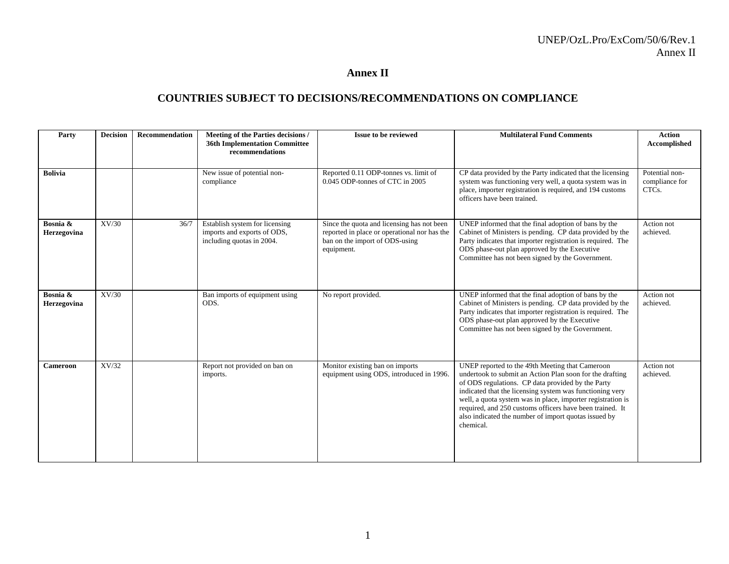# Annex II

## COUNTRIES SUBJECT TO DECISIONS/RECOMMENDATIONS ON COMPLIANCE

| Party | Decision | Recommendation | Meeting of the Parties decisions / 36th Implementation Committee recommendations | Issue to be reviewed | Multilateral Fund Comments | Action Accomplished |
|---|---|---|---|---|---|---|
| **Bolivia** | | | New issue of potential non-compliance | Reported 0.11 ODP-tonnes vs. limit of 0.045 ODP-tonnes of CTC in 2005 | CP data provided by the Party indicated that the licensing system was functioning very well, a quota system was in place, importer registration is required, and 194 customs officers have been trained. | Potential non-compliance for CTCs. |
| **Bosnia & Herzegovina** | XV/30 | 36/7 | Establish system for licensing imports and exports of ODS, including quotas in 2004. | Since the quota and licensing has not been reported in place or operational nor has the ban on the import of ODS-using equipment. | UNEP informed that the final adoption of bans by the Cabinet of Ministers is pending. CP data provided by the Party indicates that importer registration is required. The ODS phase-out plan approved by the Executive Committee has not been signed by the Government. | Action not achieved. |
| **Bosnia & Herzegovina** | XV/30 | | Ban imports of equipment using ODS. | No report provided. | UNEP informed that the final adoption of bans by the Cabinet of Ministers is pending. CP data provided by the Party indicates that importer registration is required. The ODS phase-out plan approved by the Executive Committee has not been signed by the Government. | Action not achieved. |
| **Cameroon** | XV/32 | | Report not provided on ban on imports. | Monitor existing ban on imports equipment using ODS, introduced in 1996. | UNEP reported to the 49th Meeting that Cameroon undertook to submit an Action Plan soon for the drafting of ODS regulations. CP data provided by the Party indicated that the licensing system was functioning very well, a quota system was in place, importer registration is required, and 250 customs officers have been trained. It also indicated the number of import quotas issued by chemical. | Action not achieved. |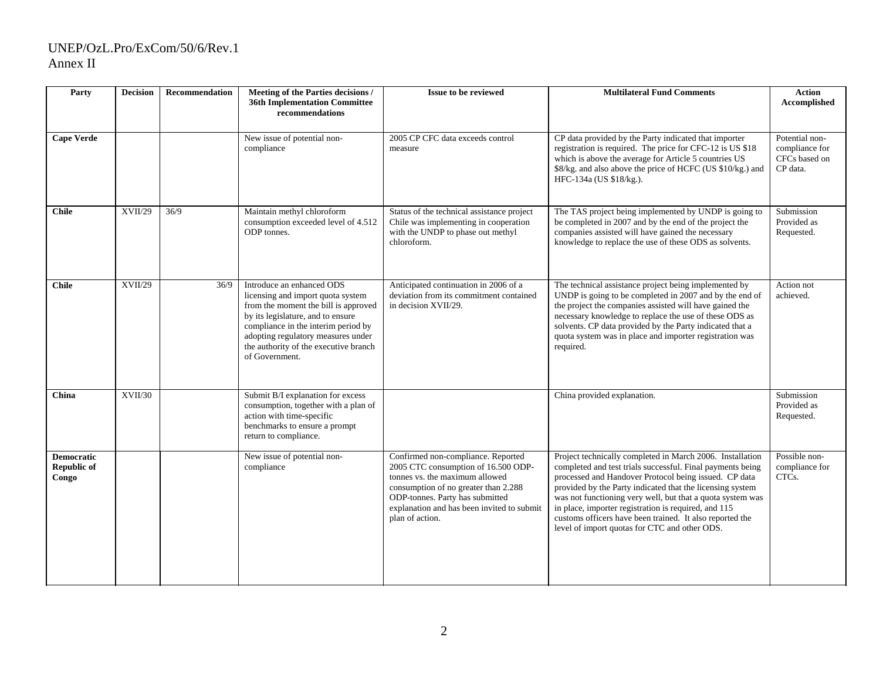| Party | Decision | Recommendation | Meeting of the Parties decisions / 36th Implementation Committee recommendations | Issue to be reviewed | Multilateral Fund Comments | Action Accomplished |
|---|---|---|---|---|---|---|
| **Cape Verde** | | | New issue of potential non-compliance | 2005 CP CFC data exceeds control measure | CP data provided by the Party indicated that importer registration is required. The price for CFC-12 is US $18 which is above the average for Article 5 countries US $8/kg. and also above the price of HCFC (US $10/kg.) and HFC-134a (US $18/kg.). | Potential non-compliance for CFCs based on CP data. |
| **Chile** | XVII/29 | 36/9 | Maintain methyl chloroform consumption exceeded level of 4.512 ODP tonnes. | Status of the technical assistance project Chile was implementing in cooperation with the UNDP to phase out methyl chloroform. | The TAS project being implemented by UNDP is going to be completed in 2007 and by the end of the project the companies assisted will have gained the necessary knowledge to replace the use of these ODS as solvents. | Submission Provided as Requested. |
| **Chile** | XVII/29 | 36/9 | Introduce an enhanced ODS licensing and import quota system from the moment the bill is approved by its legislature, and to ensure compliance in the interim period by adopting regulatory measures under the authority of the executive branch of Government. | Anticipated continuation in 2006 of a deviation from its commitment contained in decision XVII/29. | The technical assistance project being implemented by UNDP is going to be completed in 2007 and by the end of the project the companies assisted will have gained the necessary knowledge to replace the use of these ODS as solvents. CP data provided by the Party indicated that a quota system was in place and importer registration was required. | Action not achieved. |
| **China** | XVII/30 | | Submit B/I explanation for excess consumption, together with a plan of action with time-specific benchmarks to ensure a prompt return to compliance. | | China provided explanation. | Submission Provided as Requested. |
| **Democratic Republic of Congo** | | | New issue of potential non-compliance | Confirmed non-compliance. Reported 2005 CTC consumption of 16.500 ODP-tonnes vs. the maximum allowed consumption of no greater than 2.288 ODP-tonnes. Party has submitted explanation and has been invited to submit plan of action. | Project technically completed in March 2006. Installation completed and test trials successful. Final payments being processed and Handover Protocol being issued. CP data provided by the Party indicated that the licensing system was not functioning very well, but that a quota system was in place, importer registration is required, and 115 customs officers have been trained. It also reported the level of import quotas for CTC and other ODS. | Possible non-compliance for CTCs. |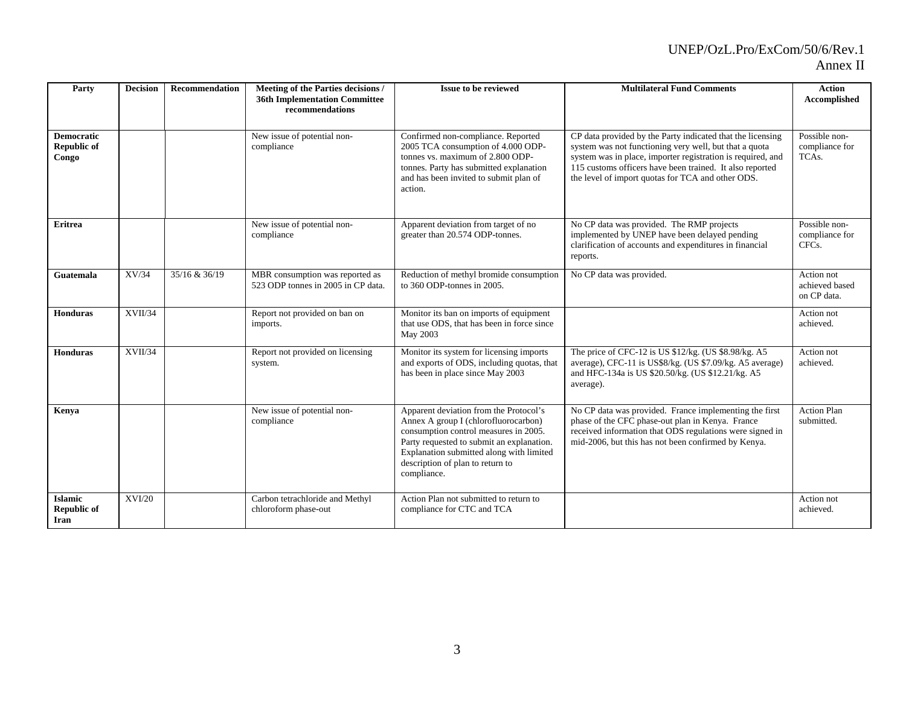| Party | Decision | Recommendation | Meeting of the Parties decisions / 36th Implementation Committee recommendations | Issue to be reviewed | Multilateral Fund Comments | Action Accomplished |
|---|---|---|---|---|---|---|
| **Democratic Republic of Congo** | | | New issue of potential non-compliance | Confirmed non-compliance. Reported 2005 TCA consumption of 4.000 ODP-tonnes vs. maximum of 2.800 ODP-tonnes. Party has submitted explanation and has been invited to submit plan of action. | CP data provided by the Party indicated that the licensing system was not functioning very well, but that a quota system was in place, importer registration is required, and 115 customs officers have been trained. It also reported the level of import quotas for TCA and other ODS. | Possible non-compliance for TCAs. |
| **Eritrea** | | | New issue of potential non-compliance | Apparent deviation from target of no greater than 20.574 ODP-tonnes. | No CP data was provided. The RMP projects implemented by UNEP have been delayed pending clarification of accounts and expenditures in financial reports. | Possible non-compliance for CFCs. |
| **Guatemala** | XV/34 | 35/16 & 36/19 | MBR consumption was reported as 523 ODP tonnes in 2005 in CP data. | Reduction of methyl bromide consumption to 360 ODP-tonnes in 2005. | No CP data was provided. | Action not achieved based on CP data. |
| **Honduras** | XVII/34 | | Report not provided on ban on imports. | Monitor its ban on imports of equipment that use ODS, that has been in force since May 2003 | | Action not achieved. |
| **Honduras** | XVII/34 | | Report not provided on licensing system. | Monitor its system for licensing imports and exports of ODS, including quotas, that has been in place since May 2003 | The price of CFC-12 is US $12/kg. (US $8.98/kg. A5 average), CFC-11 is US$8/kg. (US $7.09/kg. A5 average) and HFC-134a is US $20.50/kg. (US $12.21/kg. A5 average). | Action not achieved. |
| **Kenya** | | | New issue of potential non-compliance | Apparent deviation from the Protocol's Annex A group I (chlorofluorocarbon) consumption control measures in 2005. Party requested to submit an explanation. Explanation submitted along with limited description of plan to return to compliance. | No CP data was provided. France implementing the first phase of the CFC phase-out plan in Kenya. France received information that ODS regulations were signed in mid-2006, but this has not been confirmed by Kenya. | Action Plan submitted. |
| **Islamic Republic of Iran** | XVI/20 | | Carbon tetrachloride and Methyl chloroform phase-out | Action Plan not submitted to return to compliance for CTC and TCA | | Action not achieved. |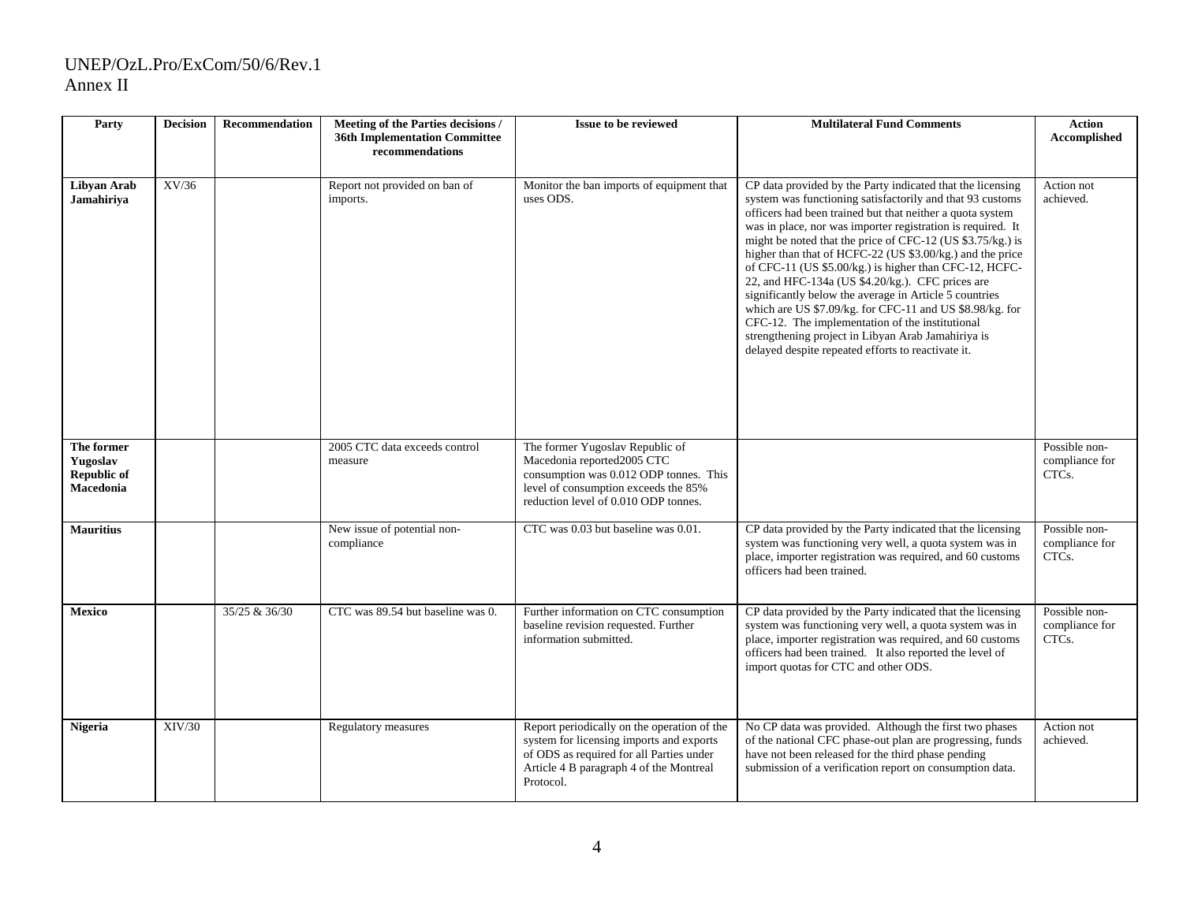| Party | Decision | Recommendation | Meeting of the Parties decisions / 36th Implementation Committee recommendations | Issue to be reviewed | Multilateral Fund Comments | Action Accomplished |
|---|---|---|---|---|---|---|
| **Libyan Arab Jamahiriya** | XV/36 | | Report not provided on ban of imports. | Monitor the ban imports of equipment that uses ODS. | CP data provided by the Party indicated that the licensing system was functioning satisfactorily and that 93 customs officers had been trained but that neither a quota system was in place, nor was importer registration is required. It might be noted that the price of CFC-12 (US $3.75/kg.) is higher than that of HCFC-22 (US $3.00/kg.) and the price of CFC-11 (US $5.00/kg.) is higher than CFC-12, HCFC-22, and HFC-134a (US $4.20/kg.). CFC prices are significantly below the average in Article 5 countries which are US $7.09/kg. for CFC-11 and US $8.98/kg. for CFC-12. The implementation of the institutional strengthening project in Libyan Arab Jamahiriya is delayed despite repeated efforts to reactivate it. | Action not achieved. |
| **The former Yugoslav Republic of Macedonia** | | | 2005 CTC data exceeds control measure | The former Yugoslav Republic of Macedonia reported2005 CTC consumption was 0.012 ODP tonnes. This level of consumption exceeds the 85% reduction level of 0.010 ODP tonnes. | | Possible non-compliance for CTCs. |
| **Mauritius** | | | New issue of potential non-compliance | CTC was 0.03 but baseline was 0.01. | CP data provided by the Party indicated that the licensing system was functioning very well, a quota system was in place, importer registration was required, and 60 customs officers had been trained. | Possible non-compliance for CTCs. |
| **Mexico** | | 35/25 & 36/30 | CTC was 89.54 but baseline was 0. | Further information on CTC consumption baseline revision requested. Further information submitted. | CP data provided by the Party indicated that the licensing system was functioning very well, a quota system was in place, importer registration was required, and 60 customs officers had been trained. It also reported the level of import quotas for CTC and other ODS. | Possible non-compliance for CTCs. |
| **Nigeria** | XIV/30 | | Regulatory measures | Report periodically on the operation of the system for licensing imports and exports of ODS as required for all Parties under Article 4 B paragraph 4 of the Montreal Protocol. | No CP data was provided. Although the first two phases of the national CFC phase-out plan are progressing, funds have not been released for the third phase pending submission of a verification report on consumption data. | Action not achieved. |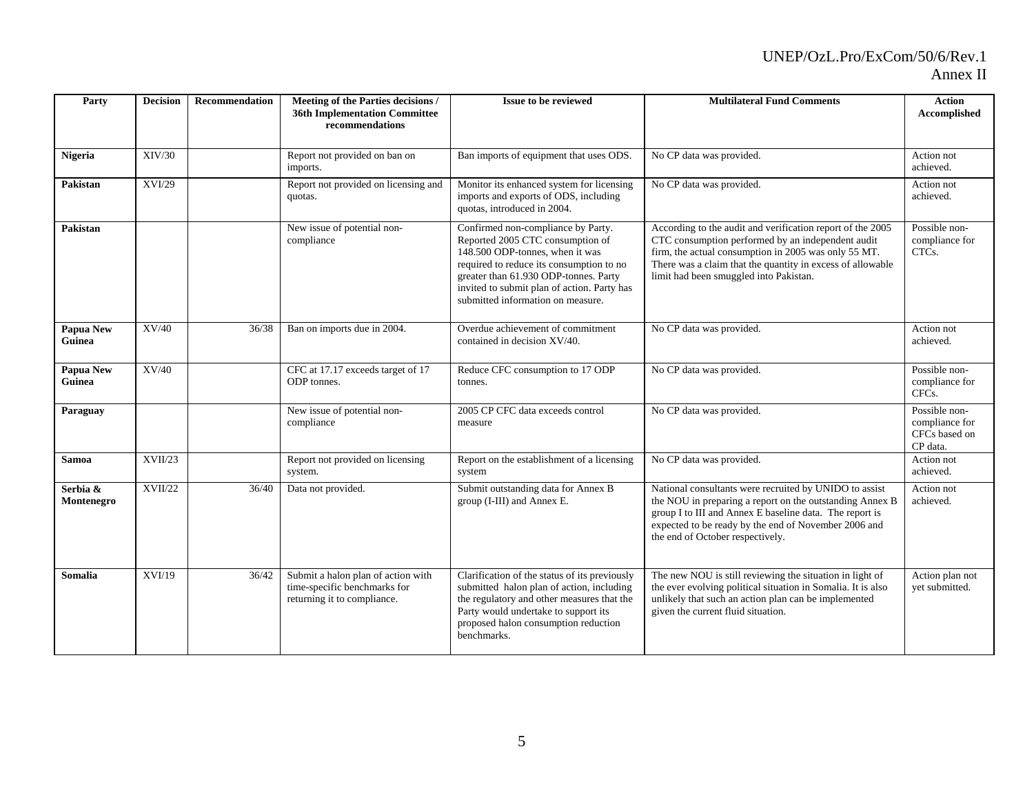| Party | Decision | Recommendation | Meeting of the Parties decisions / 36th Implementation Committee recommendations | Issue to be reviewed | Multilateral Fund Comments | Action Accomplished |
| --- | --- | --- | --- | --- | --- | --- |
| **Nigeria** | XIV/30 | | Report not provided on ban on imports. | Ban imports of equipment that uses ODS. | No CP data was provided. | Action not achieved. |
| **Pakistan** | XVI/29 | | Report not provided on licensing and quotas. | Monitor its enhanced system for licensing imports and exports of ODS, including quotas, introduced in 2004. | No CP data was provided. | Action not achieved. |
| **Pakistan** | | | New issue of potential non-compliance | Confirmed non-compliance by Party. Reported 2005 CTC consumption of 148.500 ODP-tonnes, when it was required to reduce its consumption to no greater than 61.930 ODP-tonnes. Party invited to submit plan of action. Party has submitted information on measure. | According to the audit and verification report of the 2005 CTC consumption performed by an independent audit firm, the actual consumption in 2005 was only 55 MT. There was a claim that the quantity in excess of allowable limit had been smuggled into Pakistan. | Possible non-compliance for CTCs. |
| **Papua New Guinea** | XV/40 | 36/38 | Ban on imports due in 2004. | Overdue achievement of commitment contained in decision XV/40. | No CP data was provided. | Action not achieved. |
| **Papua New Guinea** | XV/40 | | CFC at 17.17 exceeds target of 17 ODP tonnes. | Reduce CFC consumption to 17 ODP tonnes. | No CP data was provided. | Possible non-compliance for CFCs. |
| **Paraguay** | | | New issue of potential non-compliance | 2005 CP CFC data exceeds control measure | No CP data was provided. | Possible non-compliance for CFCs based on CP data. |
| **Samoa** | XVII/23 | | Report not provided on licensing system. | Report on the establishment of a licensing system | No CP data was provided. | Action not achieved. |
| **Serbia & Montenegro** | XVII/22 | 36/40 | Data not provided. | Submit outstanding data for Annex B group (I-III) and Annex E. | National consultants were recruited by UNIDO to assist the NOU in preparing a report on the outstanding Annex B group I to III and Annex E baseline data. The report is expected to be ready by the end of November 2006 and the end of October respectively. | Action not achieved. |
| **Somalia** | XVI/19 | 36/42 | Submit a halon plan of action with time-specific benchmarks for returning it to compliance. | Clarification of the status of its previously submitted halon plan of action, including the regulatory and other measures that the Party would undertake to support its proposed halon consumption reduction benchmarks. | The new NOU is still reviewing the situation in light of the ever evolving political situation in Somalia. It is also unlikely that such an action plan can be implemented given the current fluid situation. | Action plan not yet submitted. |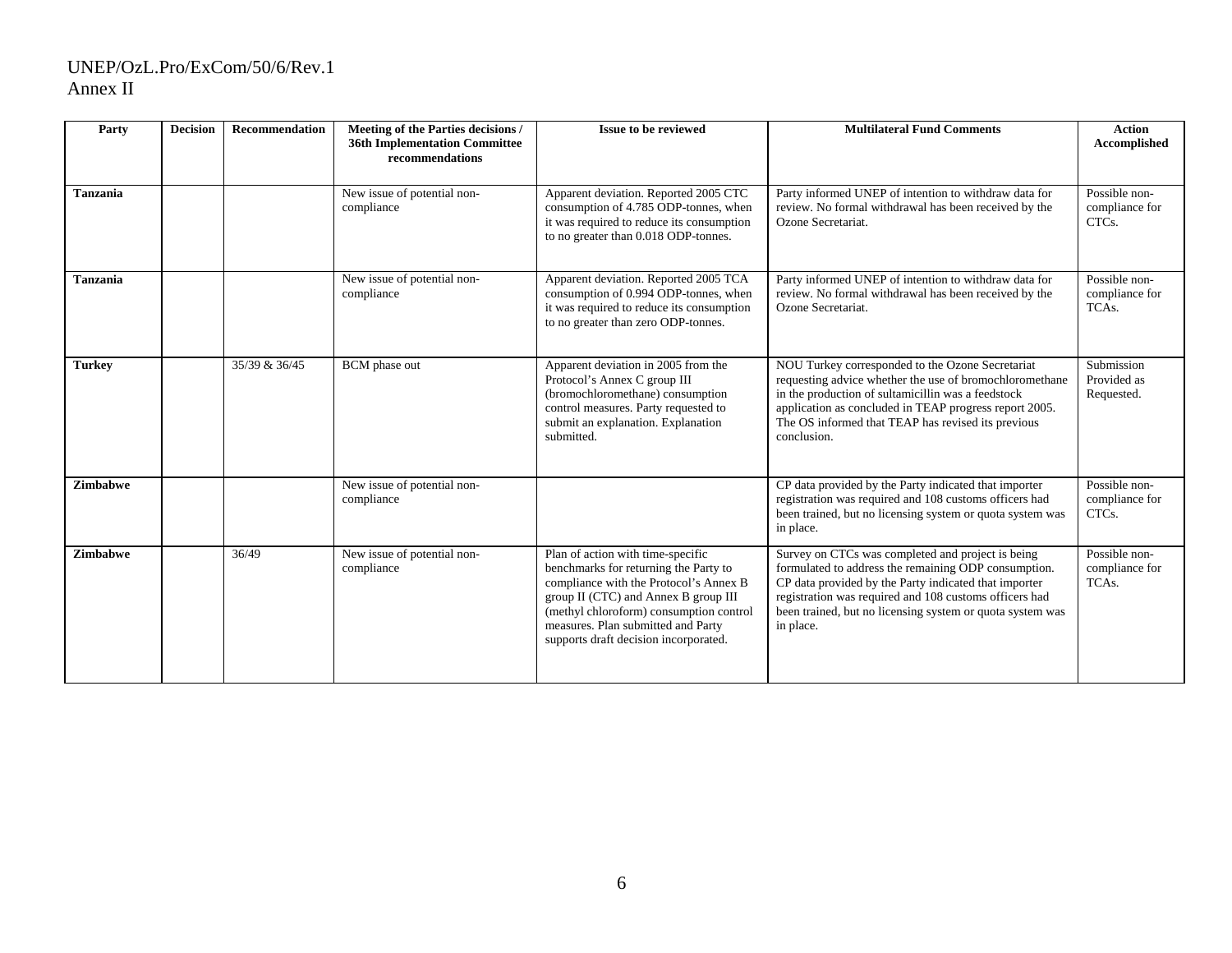| Party | Decision | Recommendation | Meeting of the Parties decisions / 36th Implementation Committee recommendations | Issue to be reviewed | Multilateral Fund Comments | Action Accomplished |
|---|---|---|---|---|---|---|
| **Tanzania** | | | New issue of potential non-compliance | Apparent deviation. Reported 2005 CTC consumption of 4.785 ODP-tonnes, when it was required to reduce its consumption to no greater than 0.018 ODP-tonnes. | Party informed UNEP of intention to withdraw data for review. No formal withdrawal has been received by the Ozone Secretariat. | Possible non-compliance for CTCs. |
| **Tanzania** | | | New issue of potential non-compliance | Apparent deviation. Reported 2005 TCA consumption of 0.994 ODP-tonnes, when it was required to reduce its consumption to no greater than zero ODP-tonnes. | Party informed UNEP of intention to withdraw data for review. No formal withdrawal has been received by the Ozone Secretariat. | Possible non-compliance for TCAs. |
| **Turkey** | | 35/39 & 36/45 | BCM phase out | Apparent deviation in 2005 from the Protocol's Annex C group III (bromochloromethane) consumption control measures. Party requested to submit an explanation. Explanation submitted. | NOU Turkey corresponded to the Ozone Secretariat requesting advice whether the use of bromochloromethane in the production of sultamicillin was a feedstock application as concluded in TEAP progress report 2005. The OS informed that TEAP has revised its previous conclusion. | Submission Provided as Requested. |
| **Zimbabwe** | | | New issue of potential non-compliance | | CP data provided by the Party indicated that importer registration was required and 108 customs officers had been trained, but no licensing system or quota system was in place. | Possible non-compliance for CTCs. |
| **Zimbabwe** | | 36/49 | New issue of potential non-compliance | Plan of action with time-specific benchmarks for returning the Party to compliance with the Protocol's Annex B group II (CTC) and Annex B group III (methyl chloroform) consumption control measures. Plan submitted and Party supports draft decision incorporated. | Survey on CTCs was completed and project is being formulated to address the remaining ODP consumption. CP data provided by the Party indicated that importer registration was required and 108 customs officers had been trained, but no licensing system or quota system was in place. | Possible non-compliance for TCAs. |